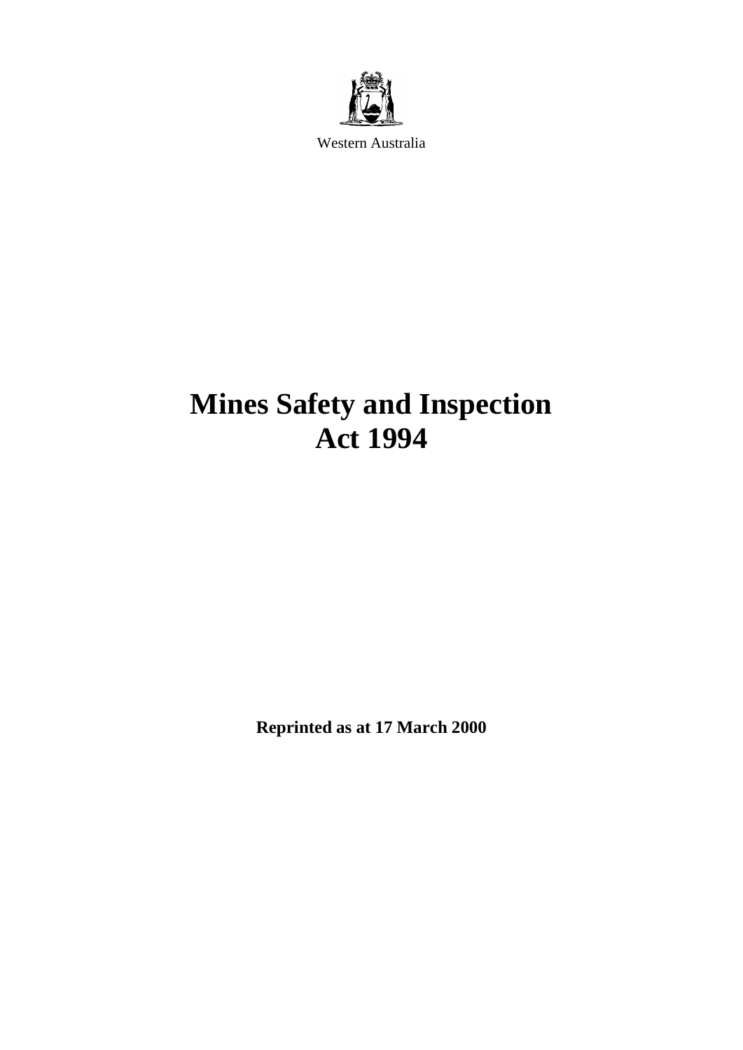Western Australia

# Mines Safety and Inspection Act 1994

**Reprinted as at 17 March 2000**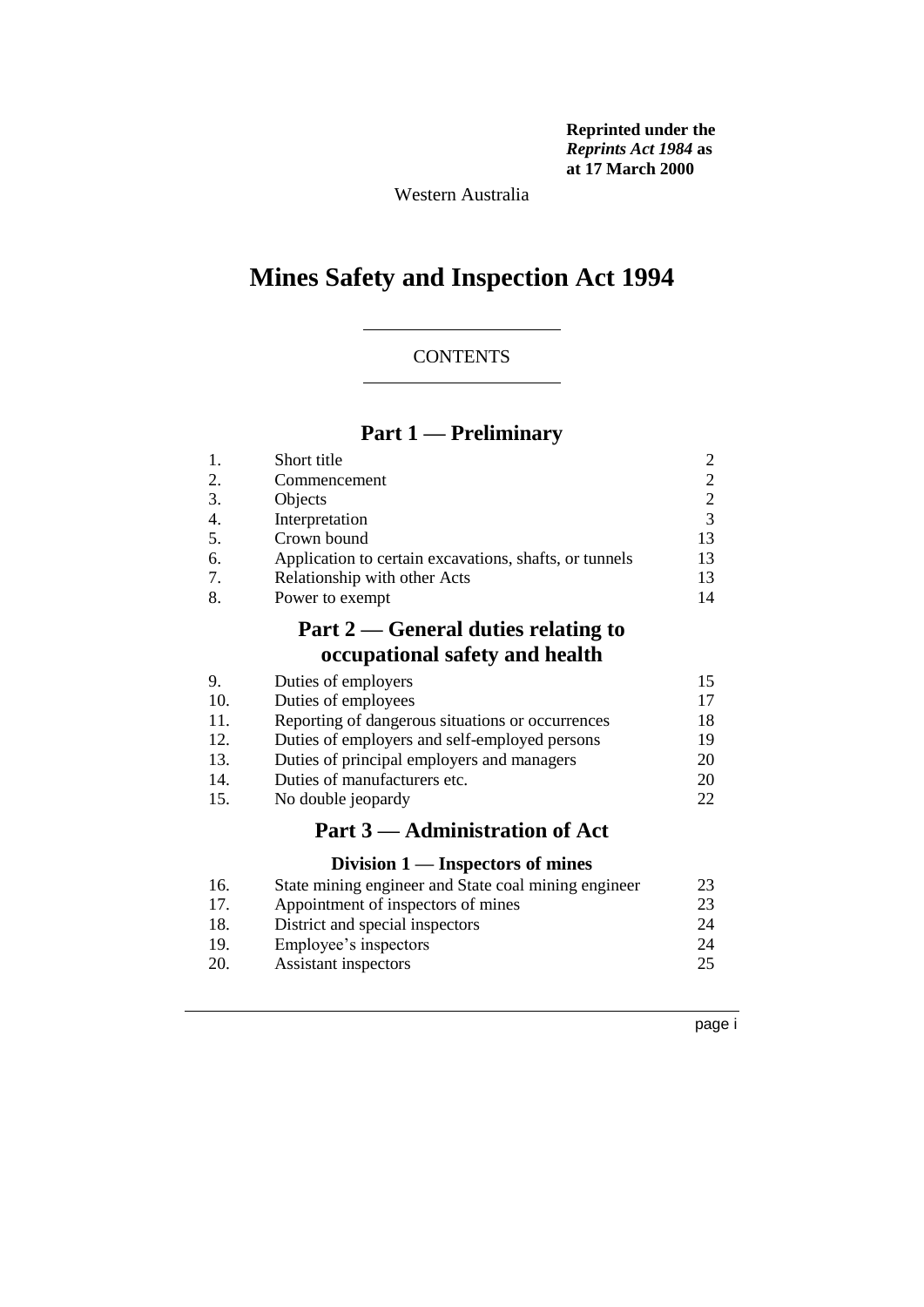**Reprinted under the *Reprints Act 1984* as at 17 March 2000**

Western Australia

# Mines Safety and Inspection Act 1994

CONTENTS

## Part 1 — Preliminary

| | | |
|---|---|---|
| 1. | Short title | 2 |
| 2. | Commencement | 2 |
| 3. | Objects | 2 |
| 4. | Interpretation | 3 |
| 5. | Crown bound | 13 |
| 6. | Application to certain excavations, shafts, or tunnels | 13 |
| 7. | Relationship with other Acts | 13 |
| 8. | Power to exempt | 14 |

## Part 2 — General duties relating to occupational safety and health

| | | |
|---|---|---|
| 9. | Duties of employers | 15 |
| 10. | Duties of employees | 17 |
| 11. | Reporting of dangerous situations or occurrences | 18 |
| 12. | Duties of employers and self-employed persons | 19 |
| 13. | Duties of principal employers and managers | 20 |
| 14. | Duties of manufacturers etc. | 20 |
| 15. | No double jeopardy | 22 |

## Part 3 — Administration of Act

### Division 1 — Inspectors of mines

| | | |
|---|---|---|
| 16. | State mining engineer and State coal mining engineer | 23 |
| 17. | Appointment of inspectors of mines | 23 |
| 18. | District and special inspectors | 24 |
| 19. | Employee's inspectors | 24 |
| 20. | Assistant inspectors | 25 |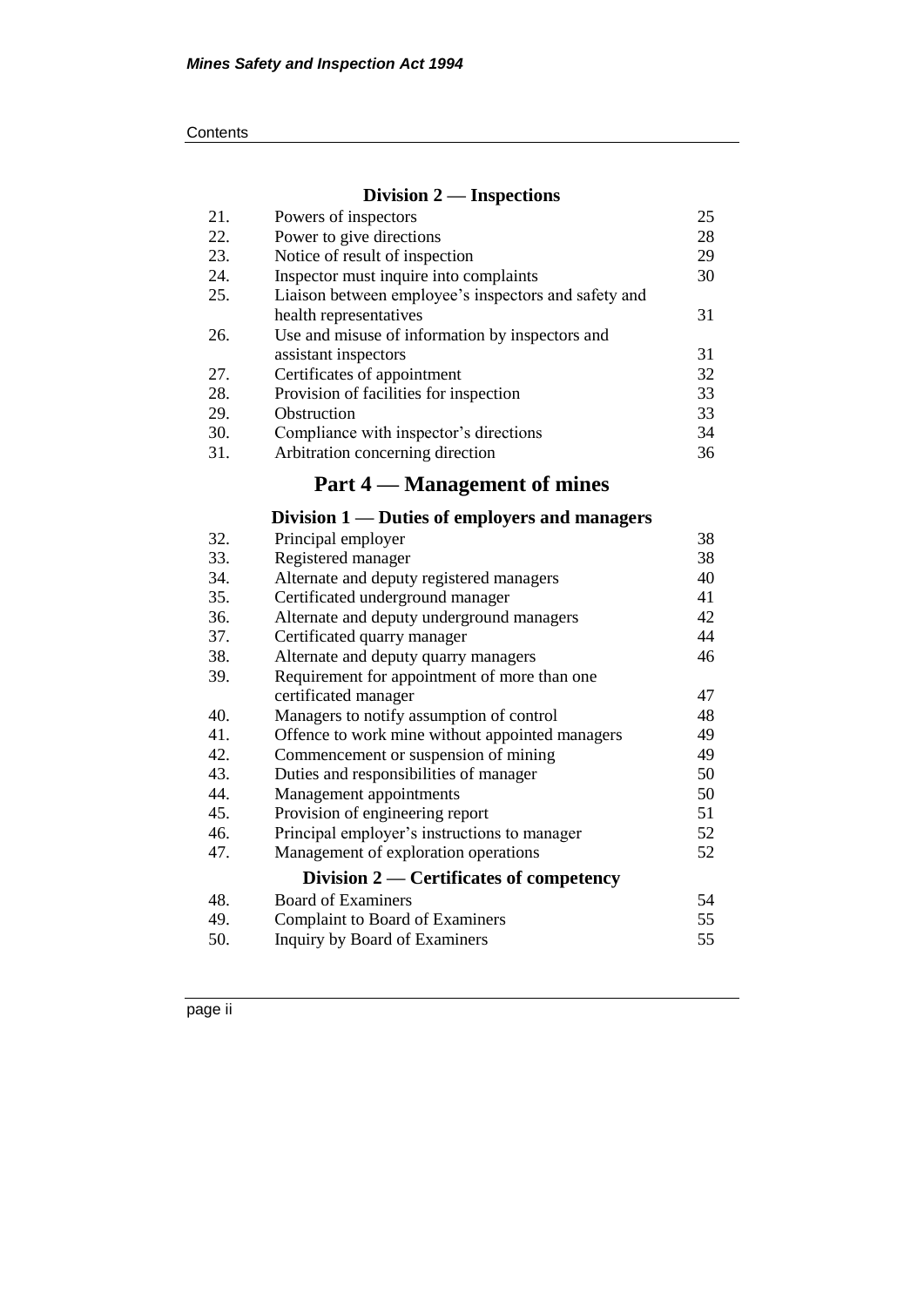### Division 2 — Inspections

| | | |
|---|---|---|
| 21. | Powers of inspectors | 25 |
| 22. | Power to give directions | 28 |
| 23. | Notice of result of inspection | 29 |
| 24. | Inspector must inquire into complaints | 30 |
| 25. | Liaison between employee's inspectors and safety and health representatives | 31 |
| 26. | Use and misuse of information by inspectors and assistant inspectors | 31 |
| 27. | Certificates of appointment | 32 |
| 28. | Provision of facilities for inspection | 33 |
| 29. | Obstruction | 33 |
| 30. | Compliance with inspector's directions | 34 |
| 31. | Arbitration concerning direction | 36 |

## Part 4 — Management of mines

### Division 1 — Duties of employers and managers

| | | |
|---|---|---|
| 32. | Principal employer | 38 |
| 33. | Registered manager | 38 |
| 34. | Alternate and deputy registered managers | 40 |
| 35. | Certificated underground manager | 41 |
| 36. | Alternate and deputy underground managers | 42 |
| 37. | Certificated quarry manager | 44 |
| 38. | Alternate and deputy quarry managers | 46 |
| 39. | Requirement for appointment of more than one certificated manager | 47 |
| 40. | Managers to notify assumption of control | 48 |
| 41. | Offence to work mine without appointed managers | 49 |
| 42. | Commencement or suspension of mining | 49 |
| 43. | Duties and responsibilities of manager | 50 |
| 44. | Management appointments | 50 |
| 45. | Provision of engineering report | 51 |
| 46. | Principal employer's instructions to manager | 52 |
| 47. | Management of exploration operations | 52 |

### Division 2 — Certificates of competency

| | | |
|---|---|---|
| 48. | Board of Examiners | 54 |
| 49. | Complaint to Board of Examiners | 55 |
| 50. | Inquiry by Board of Examiners | 55 |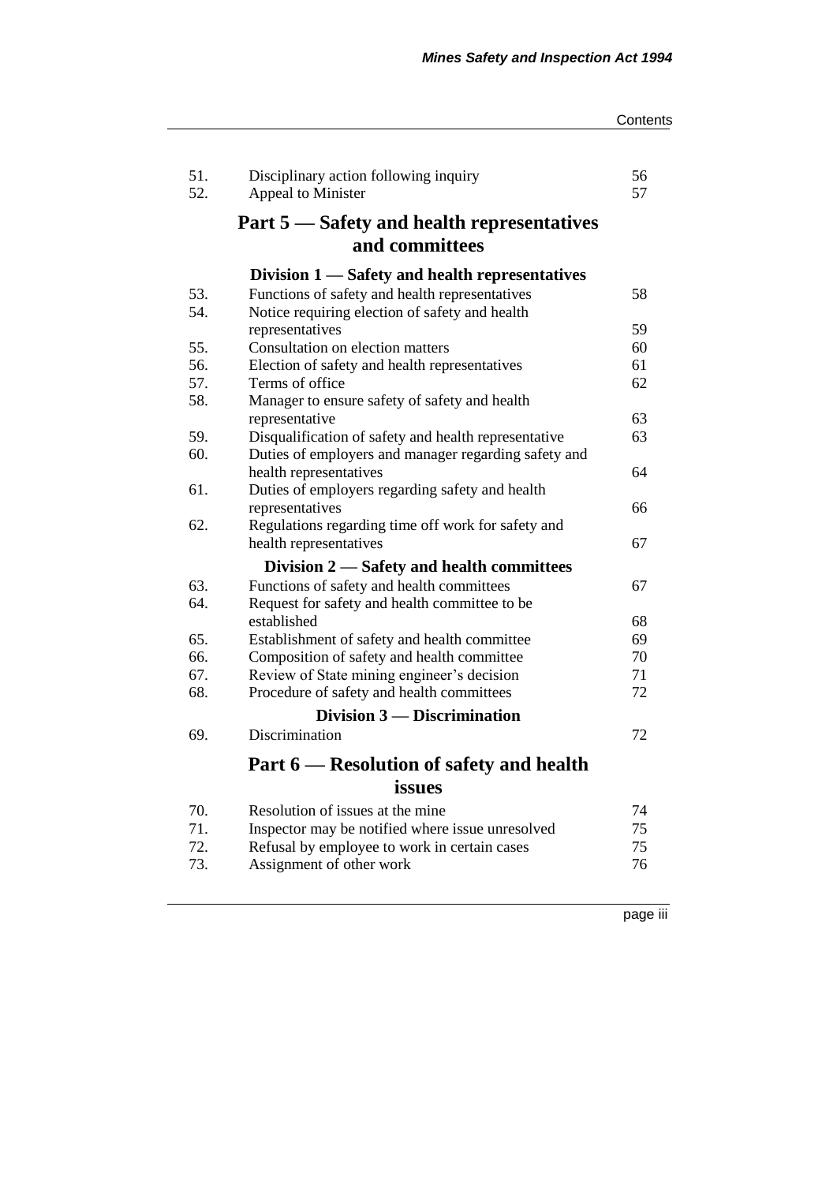| | | |
|---|---|---|
| 51. | Disciplinary action following inquiry | 56 |
| 52. | Appeal to Minister | 57 |

## Part 5 — Safety and health representatives and committees

### Division 1 — Safety and health representatives

| | | |
|---|---|---|
| 53. | Functions of safety and health representatives | 58 |
| 54. | Notice requiring election of safety and health representatives | 59 |
| 55. | Consultation on election matters | 60 |
| 56. | Election of safety and health representatives | 61 |
| 57. | Terms of office | 62 |
| 58. | Manager to ensure safety of safety and health representative | 63 |
| 59. | Disqualification of safety and health representative | 63 |
| 60. | Duties of employers and manager regarding safety and health representatives | 64 |
| 61. | Duties of employers regarding safety and health representatives | 66 |
| 62. | Regulations regarding time off work for safety and health representatives | 67 |

### Division 2 — Safety and health committees

| | | |
|---|---|---|
| 63. | Functions of safety and health committees | 67 |
| 64. | Request for safety and health committee to be established | 68 |
| 65. | Establishment of safety and health committee | 69 |
| 66. | Composition of safety and health committee | 70 |
| 67. | Review of State mining engineer's decision | 71 |
| 68. | Procedure of safety and health committees | 72 |

### Division 3 — Discrimination

| | | |
|---|---|---|
| 69. | Discrimination | 72 |

## Part 6 — Resolution of safety and health issues

| | | |
|---|---|---|
| 70. | Resolution of issues at the mine | 74 |
| 71. | Inspector may be notified where issue unresolved | 75 |
| 72. | Refusal by employee to work in certain cases | 75 |
| 73. | Assignment of other work | 76 |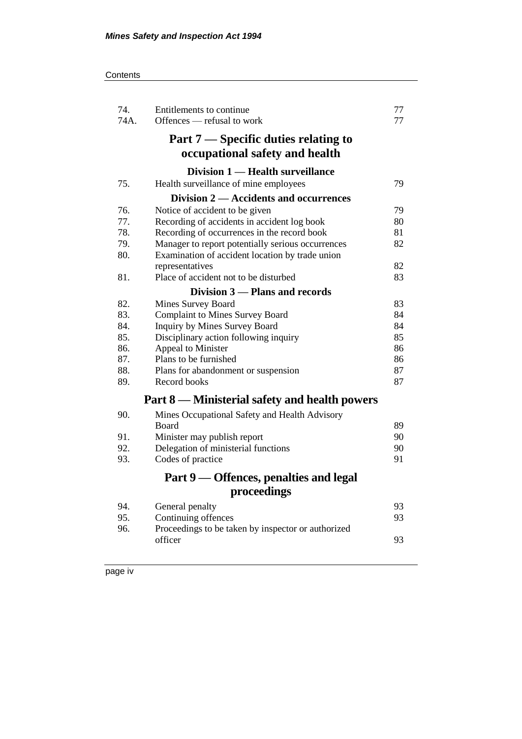| | | |
|---|---|---|
| 74. | Entitlements to continue | 77 |
| 74A. | Offences — refusal to work | 77 |

## Part 7 — Specific duties relating to occupational safety and health

### Division 1 — Health surveillance

| | | |
|---|---|---|
| 75. | Health surveillance of mine employees | 79 |

### Division 2 — Accidents and occurrences

| | | |
|---|---|---|
| 76. | Notice of accident to be given | 79 |
| 77. | Recording of accidents in accident log book | 80 |
| 78. | Recording of occurrences in the record book | 81 |
| 79. | Manager to report potentially serious occurrences | 82 |
| 80. | Examination of accident location by trade union representatives | 82 |
| 81. | Place of accident not to be disturbed | 83 |

### Division 3 — Plans and records

| | | |
|---|---|---|
| 82. | Mines Survey Board | 83 |
| 83. | Complaint to Mines Survey Board | 84 |
| 84. | Inquiry by Mines Survey Board | 84 |
| 85. | Disciplinary action following inquiry | 85 |
| 86. | Appeal to Minister | 86 |
| 87. | Plans to be furnished | 86 |
| 88. | Plans for abandonment or suspension | 87 |
| 89. | Record books | 87 |

## Part 8 — Ministerial safety and health powers

| | | |
|---|---|---|
| 90. | Mines Occupational Safety and Health Advisory Board | 89 |
| 91. | Minister may publish report | 90 |
| 92. | Delegation of ministerial functions | 90 |
| 93. | Codes of practice | 91 |

## Part 9 — Offences, penalties and legal proceedings

| | | |
|---|---|---|
| 94. | General penalty | 93 |
| 95. | Continuing offences | 93 |
| 96. | Proceedings to be taken by inspector or authorized officer | 93 |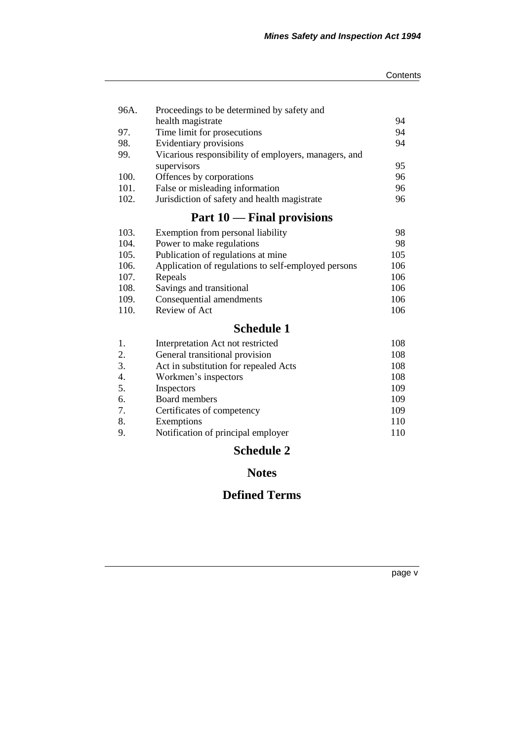| | | |
|---|---|---|
| 96A. | Proceedings to be determined by safety and health magistrate | 94 |
| 97. | Time limit for prosecutions | 94 |
| 98. | Evidentiary provisions | 94 |
| 99. | Vicarious responsibility of employers, managers, and supervisors | 95 |
| 100. | Offences by corporations | 96 |
| 101. | False or misleading information | 96 |
| 102. | Jurisdiction of safety and health magistrate | 96 |

## Part 10 — Final provisions

| | | |
|---|---|---|
| 103. | Exemption from personal liability | 98 |
| 104. | Power to make regulations | 98 |
| 105. | Publication of regulations at mine | 105 |
| 106. | Application of regulations to self-employed persons | 106 |
| 107. | Repeals | 106 |
| 108. | Savings and transitional | 106 |
| 109. | Consequential amendments | 106 |
| 110. | Review of Act | 106 |

## Schedule 1

| | | |
|---|---|---|
| 1. | Interpretation Act not restricted | 108 |
| 2. | General transitional provision | 108 |
| 3. | Act in substitution for repealed Acts | 108 |
| 4. | Workmen's inspectors | 108 |
| 5. | Inspectors | 109 |
| 6. | Board members | 109 |
| 7. | Certificates of competency | 109 |
| 8. | Exemptions | 110 |
| 9. | Notification of principal employer | 110 |

## Schedule 2

## Notes

## Defined Terms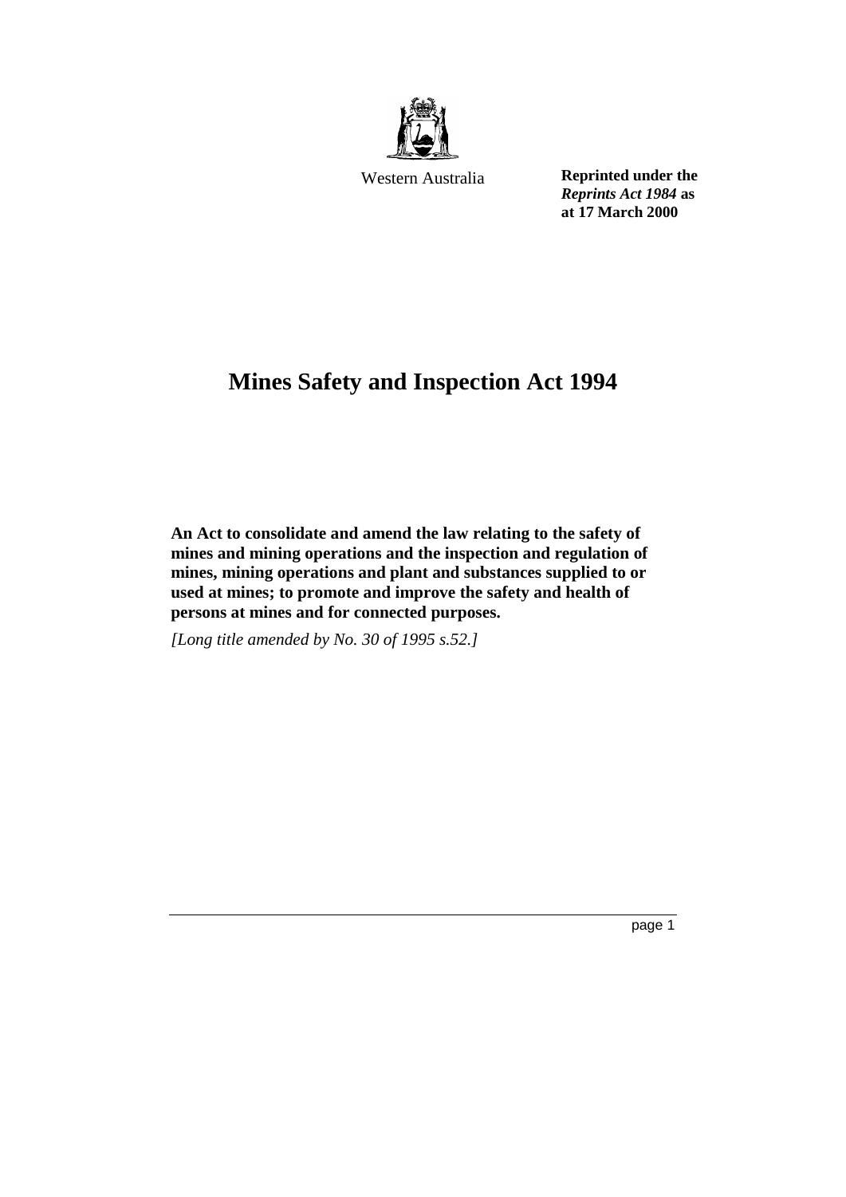Western Australia

**Reprinted under the *Reprints Act 1984* as at 17 March 2000**

# Mines Safety and Inspection Act 1994

**An Act to consolidate and amend the law relating to the safety of mines and mining operations and the inspection and regulation of mines, mining operations and plant and substances supplied to or used at mines; to promote and improve the safety and health of persons at mines and for connected purposes.**

*[Long title amended by No. 30 of 1995 s.52.]*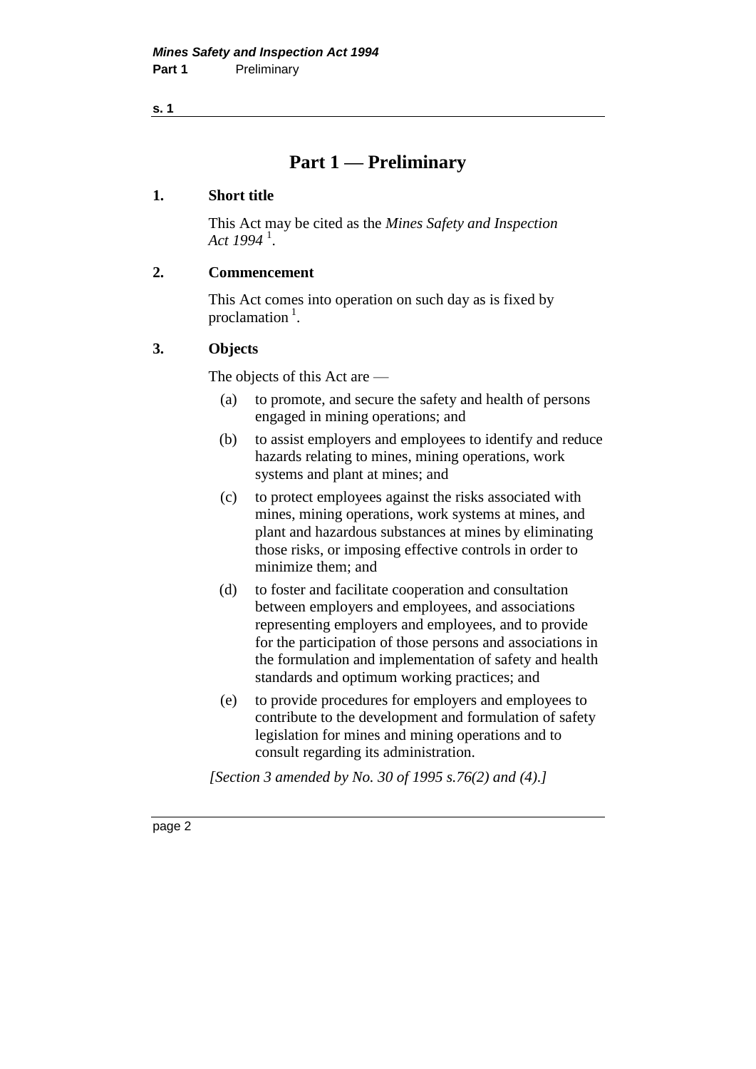# Part 1 — Preliminary

## 1. Short title

This Act may be cited as the *Mines Safety and Inspection Act 1994* [1].

## 2. Commencement

This Act comes into operation on such day as is fixed by proclamation [1].

## 3. Objects

The objects of this Act are —

(a) to promote, and secure the safety and health of persons engaged in mining operations; and

(b) to assist employers and employees to identify and reduce hazards relating to mines, mining operations, work systems and plant at mines; and

(c) to protect employees against the risks associated with mines, mining operations, work systems at mines, and plant and hazardous substances at mines by eliminating those risks, or imposing effective controls in order to minimize them; and

(d) to foster and facilitate cooperation and consultation between employers and employees, and associations representing employers and employees, and to provide for the participation of those persons and associations in the formulation and implementation of safety and health standards and optimum working practices; and

(e) to provide procedures for employers and employees to contribute to the development and formulation of safety legislation for mines and mining operations and to consult regarding its administration.

*[Section 3 amended by No. 30 of 1995 s.76(2) and (4).]*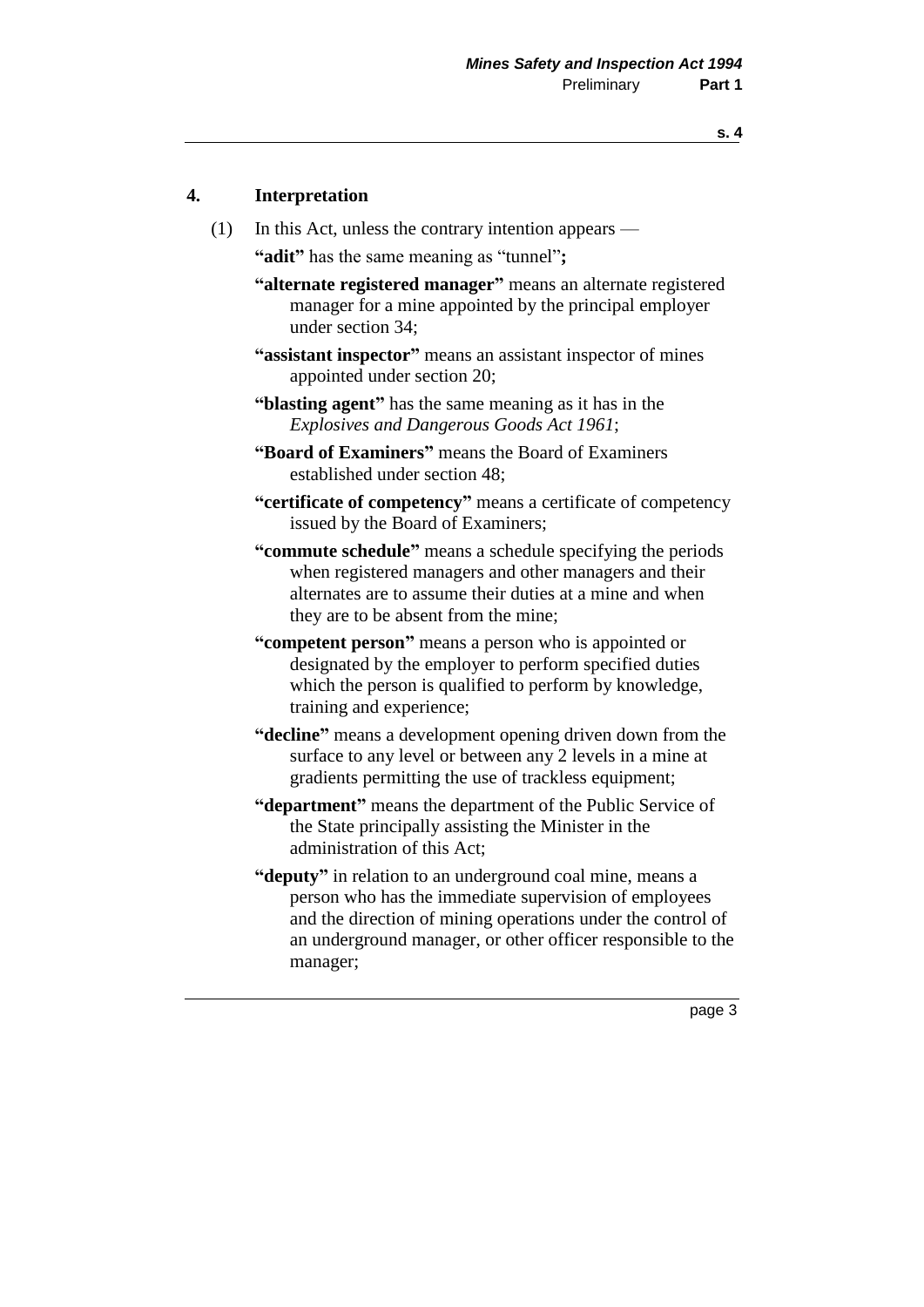## 4. Interpretation

(1) In this Act, unless the contrary intention appears —

**"adit"** has the same meaning as "tunnel"**;**

**"alternate registered manager"** means an alternate registered manager for a mine appointed by the principal employer under section 34;

**"assistant inspector"** means an assistant inspector of mines appointed under section 20;

**"blasting agent"** has the same meaning as it has in the *Explosives and Dangerous Goods Act 1961*;

**"Board of Examiners"** means the Board of Examiners established under section 48;

**"certificate of competency"** means a certificate of competency issued by the Board of Examiners;

**"commute schedule"** means a schedule specifying the periods when registered managers and other managers and their alternates are to assume their duties at a mine and when they are to be absent from the mine;

**"competent person"** means a person who is appointed or designated by the employer to perform specified duties which the person is qualified to perform by knowledge, training and experience;

**"decline"** means a development opening driven down from the surface to any level or between any 2 levels in a mine at gradients permitting the use of trackless equipment;

**"department"** means the department of the Public Service of the State principally assisting the Minister in the administration of this Act;

**"deputy"** in relation to an underground coal mine, means a person who has the immediate supervision of employees and the direction of mining operations under the control of an underground manager, or other officer responsible to the manager;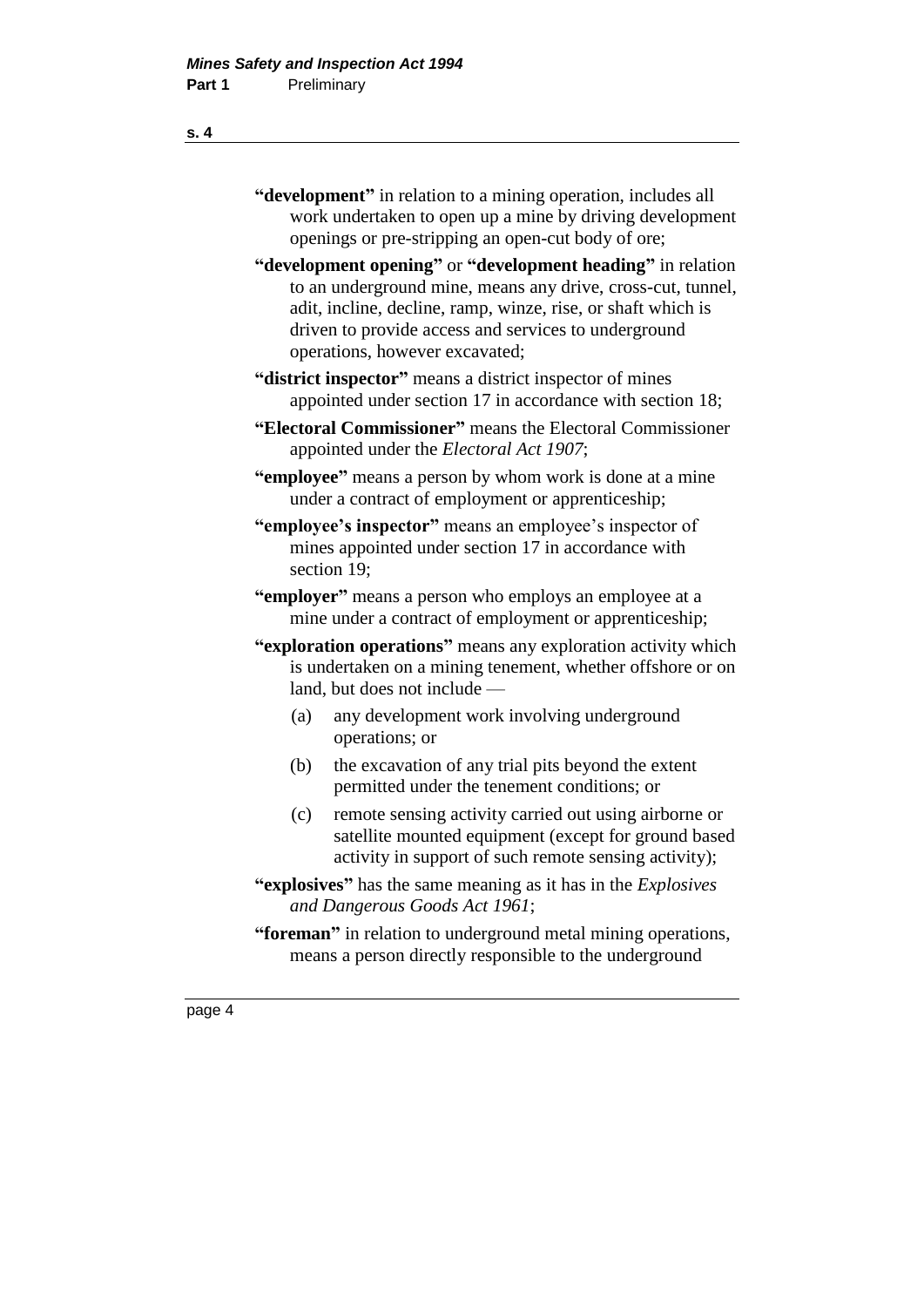**"development"** in relation to a mining operation, includes all work undertaken to open up a mine by driving development openings or pre-stripping an open-cut body of ore;

**"development opening"** or **"development heading"** in relation to an underground mine, means any drive, cross-cut, tunnel, adit, incline, decline, ramp, winze, rise, or shaft which is driven to provide access and services to underground operations, however excavated;

**"district inspector"** means a district inspector of mines appointed under section 17 in accordance with section 18;

**"Electoral Commissioner"** means the Electoral Commissioner appointed under the *Electoral Act 1907*;

**"employee"** means a person by whom work is done at a mine under a contract of employment or apprenticeship;

**"employee's inspector"** means an employee's inspector of mines appointed under section 17 in accordance with section 19;

**"employer"** means a person who employs an employee at a mine under a contract of employment or apprenticeship;

**"exploration operations"** means any exploration activity which is undertaken on a mining tenement, whether offshore or on land, but does not include —

(a) any development work involving underground operations; or

(b) the excavation of any trial pits beyond the extent permitted under the tenement conditions; or

(c) remote sensing activity carried out using airborne or satellite mounted equipment (except for ground based activity in support of such remote sensing activity);

**"explosives"** has the same meaning as it has in the *Explosives and Dangerous Goods Act 1961*;

**"foreman"** in relation to underground metal mining operations, means a person directly responsible to the underground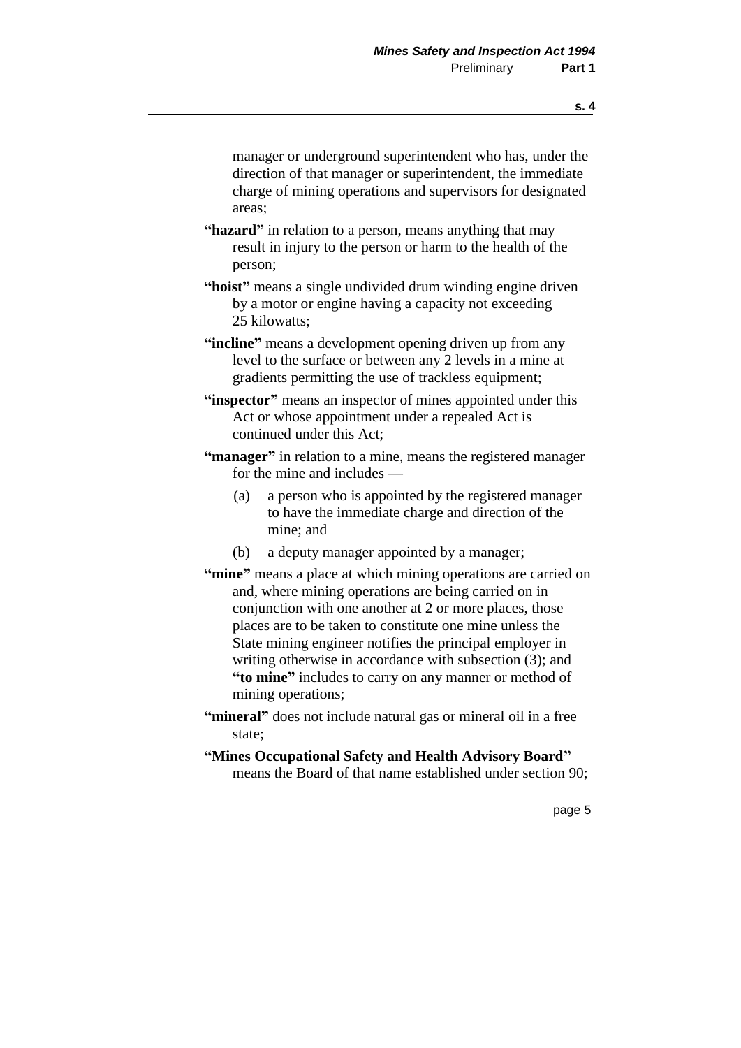manager or underground superintendent who has, under the direction of that manager or superintendent, the immediate charge of mining operations and supervisors for designated areas;

**"hazard"** in relation to a person, means anything that may result in injury to the person or harm to the health of the person;

**"hoist"** means a single undivided drum winding engine driven by a motor or engine having a capacity not exceeding 25 kilowatts;

**"incline"** means a development opening driven up from any level to the surface or between any 2 levels in a mine at gradients permitting the use of trackless equipment;

**"inspector"** means an inspector of mines appointed under this Act or whose appointment under a repealed Act is continued under this Act;

**"manager"** in relation to a mine, means the registered manager for the mine and includes —

(a) a person who is appointed by the registered manager to have the immediate charge and direction of the mine; and

(b) a deputy manager appointed by a manager;

**"mine"** means a place at which mining operations are carried on and, where mining operations are being carried on in conjunction with one another at 2 or more places, those places are to be taken to constitute one mine unless the State mining engineer notifies the principal employer in writing otherwise in accordance with subsection (3); and **"to mine"** includes to carry on any manner or method of mining operations;

**"mineral"** does not include natural gas or mineral oil in a free state;

**"Mines Occupational Safety and Health Advisory Board"** means the Board of that name established under section 90;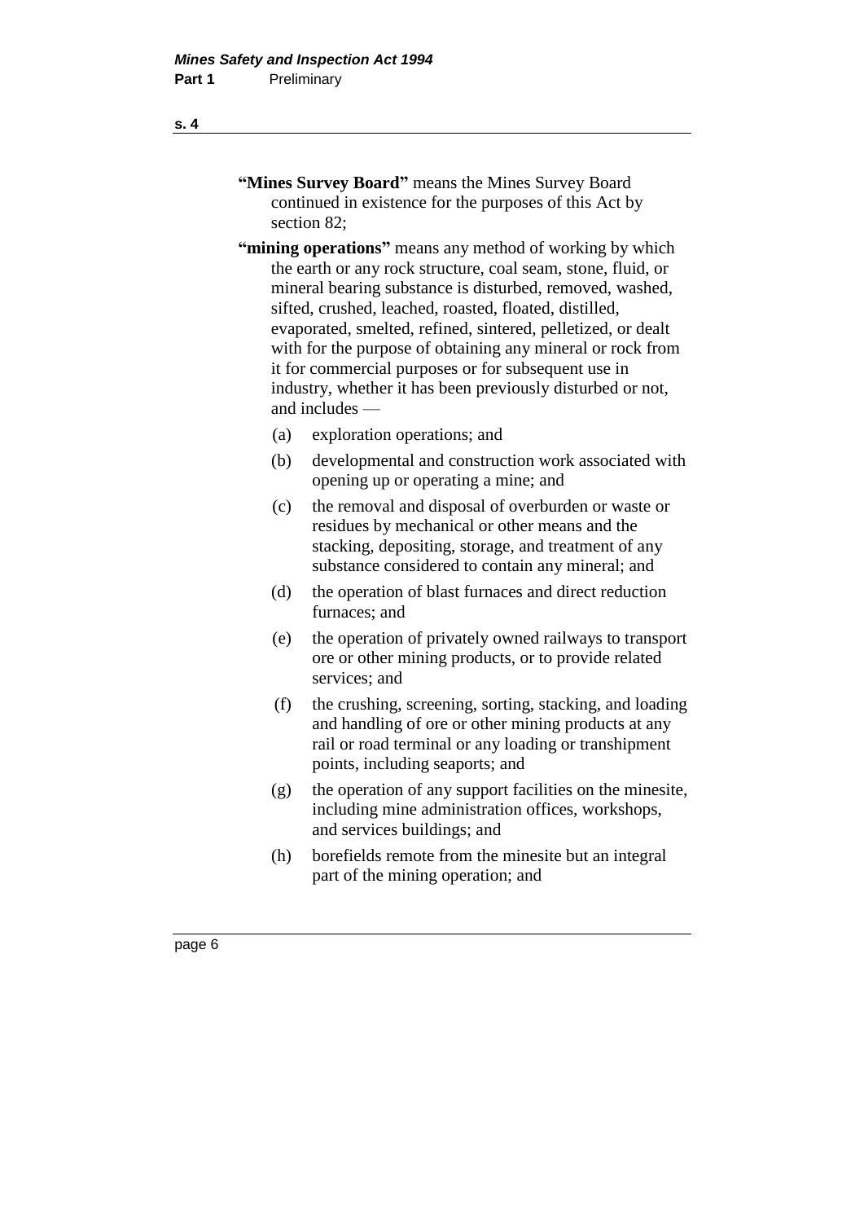**"Mines Survey Board"** means the Mines Survey Board continued in existence for the purposes of this Act by section 82;

**"mining operations"** means any method of working by which the earth or any rock structure, coal seam, stone, fluid, or mineral bearing substance is disturbed, removed, washed, sifted, crushed, leached, roasted, floated, distilled, evaporated, smelted, refined, sintered, pelletized, or dealt with for the purpose of obtaining any mineral or rock from it for commercial purposes or for subsequent use in industry, whether it has been previously disturbed or not, and includes —

(a) exploration operations; and

(b) developmental and construction work associated with opening up or operating a mine; and

(c) the removal and disposal of overburden or waste or residues by mechanical or other means and the stacking, depositing, storage, and treatment of any substance considered to contain any mineral; and

(d) the operation of blast furnaces and direct reduction furnaces; and

(e) the operation of privately owned railways to transport ore or other mining products, or to provide related services; and

(f) the crushing, screening, sorting, stacking, and loading and handling of ore or other mining products at any rail or road terminal or any loading or transhipment points, including seaports; and

(g) the operation of any support facilities on the minesite, including mine administration offices, workshops, and services buildings; and

(h) borefields remote from the minesite but an integral part of the mining operation; and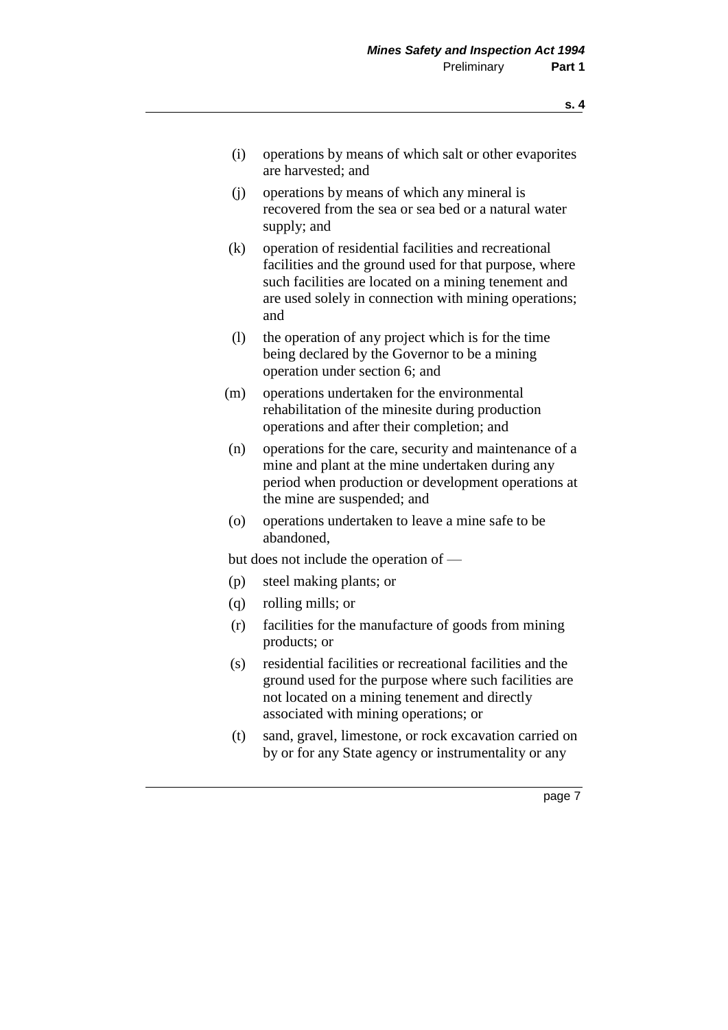(i) operations by means of which salt or other evaporites are harvested; and

(j) operations by means of which any mineral is recovered from the sea or sea bed or a natural water supply; and

(k) operation of residential facilities and recreational facilities and the ground used for that purpose, where such facilities are located on a mining tenement and are used solely in connection with mining operations; and

(l) the operation of any project which is for the time being declared by the Governor to be a mining operation under section 6; and

(m) operations undertaken for the environmental rehabilitation of the minesite during production operations and after their completion; and

(n) operations for the care, security and maintenance of a mine and plant at the mine undertaken during any period when production or development operations at the mine are suspended; and

(o) operations undertaken to leave a mine safe to be abandoned,

but does not include the operation of —

(p) steel making plants; or

(q) rolling mills; or

(r) facilities for the manufacture of goods from mining products; or

(s) residential facilities or recreational facilities and the ground used for the purpose where such facilities are not located on a mining tenement and directly associated with mining operations; or

(t) sand, gravel, limestone, or rock excavation carried on by or for any State agency or instrumentality or any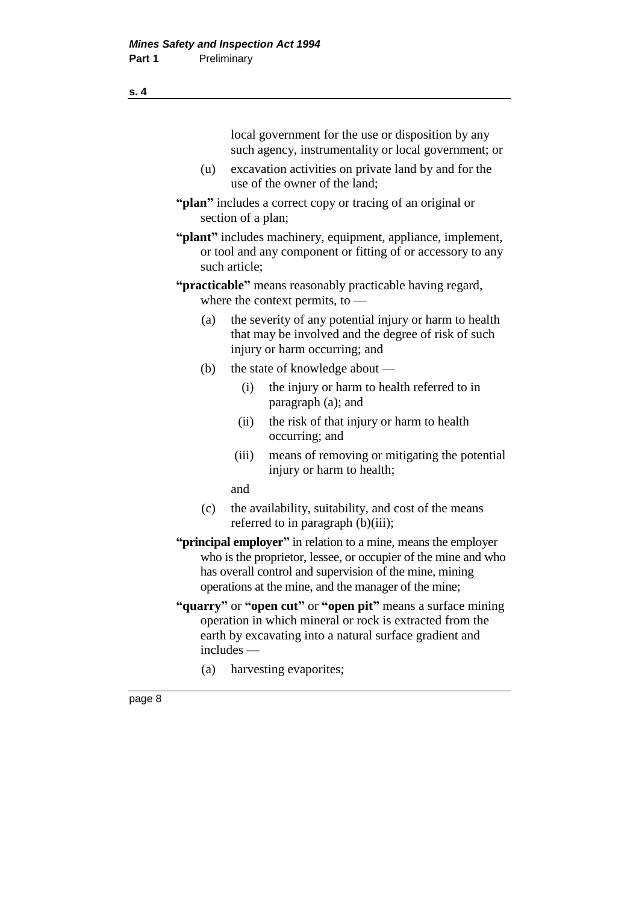local government for the use or disposition by any such agency, instrumentality or local government; or

(u) excavation activities on private land by and for the use of the owner of the land;

**"plan"** includes a correct copy or tracing of an original or section of a plan;

**"plant"** includes machinery, equipment, appliance, implement, or tool and any component or fitting of or accessory to any such article;

**"practicable"** means reasonably practicable having regard, where the context permits, to —

(a) the severity of any potential injury or harm to health that may be involved and the degree of risk of such injury or harm occurring; and

(b) the state of knowledge about —

(i) the injury or harm to health referred to in paragraph (a); and

(ii) the risk of that injury or harm to health occurring; and

(iii) means of removing or mitigating the potential injury or harm to health;

and

(c) the availability, suitability, and cost of the means referred to in paragraph (b)(iii);

**"principal employer"** in relation to a mine, means the employer who is the proprietor, lessee, or occupier of the mine and who has overall control and supervision of the mine, mining operations at the mine, and the manager of the mine;

**"quarry"** or **"open cut"** or **"open pit"** means a surface mining operation in which mineral or rock is extracted from the earth by excavating into a natural surface gradient and includes —

(a) harvesting evaporites;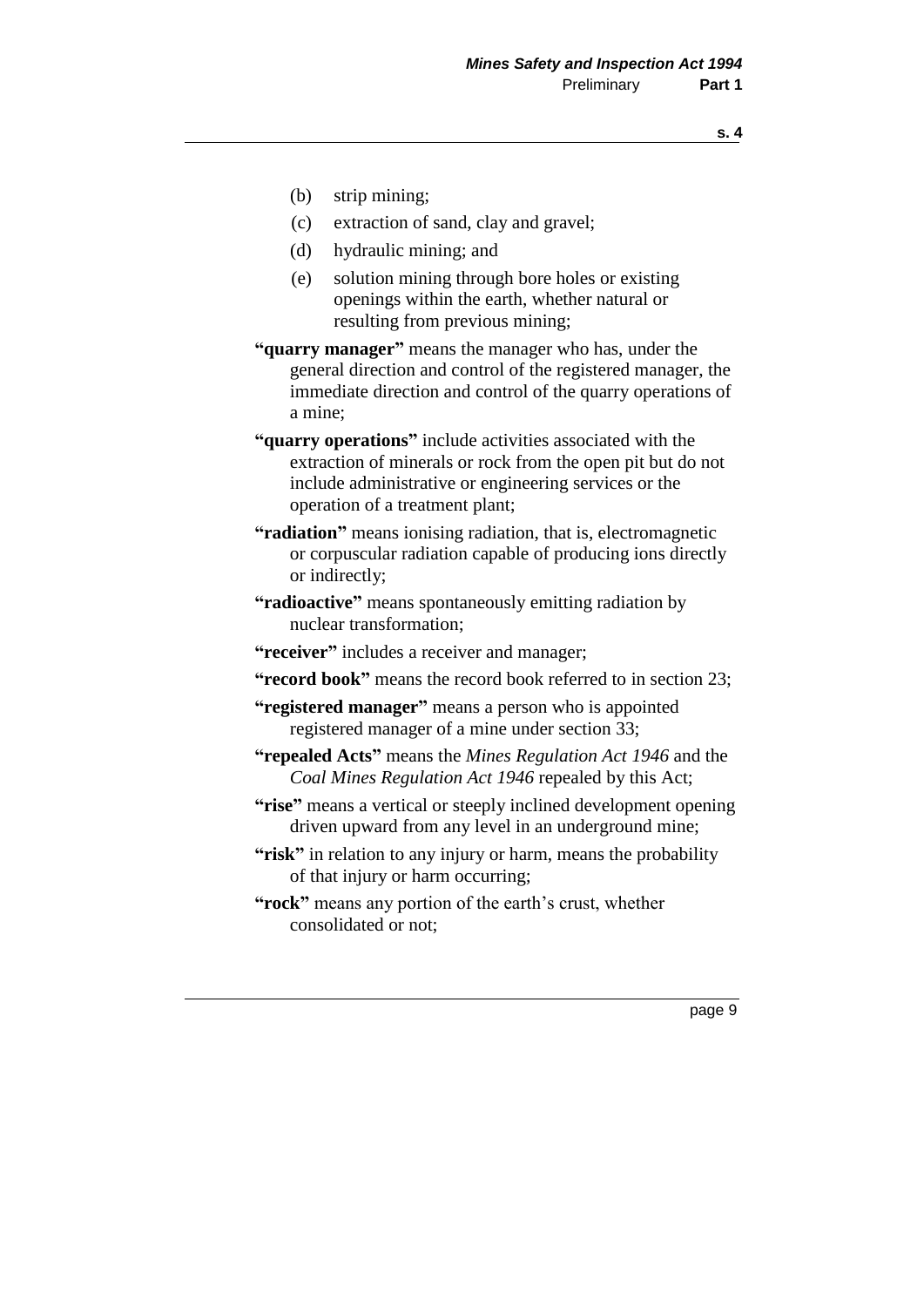(b) strip mining;

(c) extraction of sand, clay and gravel;

(d) hydraulic mining; and

(e) solution mining through bore holes or existing openings within the earth, whether natural or resulting from previous mining;

**"quarry manager"** means the manager who has, under the general direction and control of the registered manager, the immediate direction and control of the quarry operations of a mine;

**"quarry operations"** include activities associated with the extraction of minerals or rock from the open pit but do not include administrative or engineering services or the operation of a treatment plant;

**"radiation"** means ionising radiation, that is, electromagnetic or corpuscular radiation capable of producing ions directly or indirectly;

**"radioactive"** means spontaneously emitting radiation by nuclear transformation;

**"receiver"** includes a receiver and manager;

**"record book"** means the record book referred to in section 23;

**"registered manager"** means a person who is appointed registered manager of a mine under section 33;

**"repealed Acts"** means the *Mines Regulation Act 1946* and the *Coal Mines Regulation Act 1946* repealed by this Act;

**"rise"** means a vertical or steeply inclined development opening driven upward from any level in an underground mine;

**"risk"** in relation to any injury or harm, means the probability of that injury or harm occurring;

**"rock"** means any portion of the earth's crust, whether consolidated or not;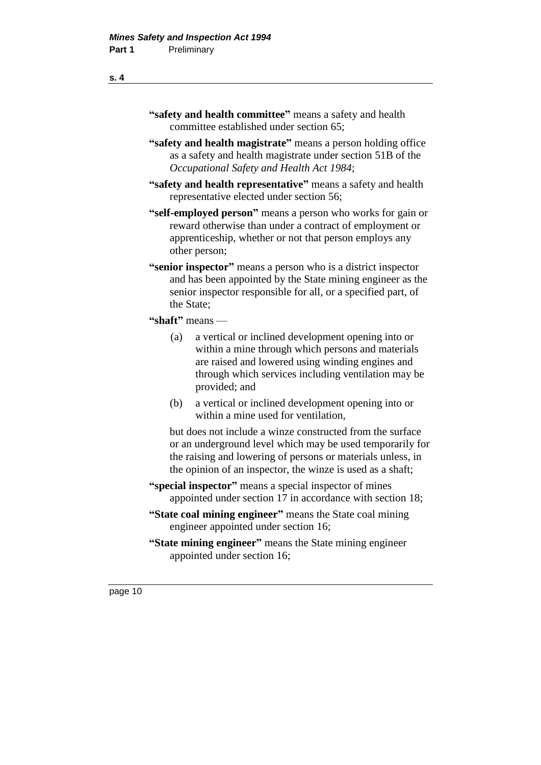**"safety and health committee"** means a safety and health committee established under section 65;

**"safety and health magistrate"** means a person holding office as a safety and health magistrate under section 51B of the *Occupational Safety and Health Act 1984*;

**"safety and health representative"** means a safety and health representative elected under section 56;

**"self-employed person"** means a person who works for gain or reward otherwise than under a contract of employment or apprenticeship, whether or not that person employs any other person;

**"senior inspector"** means a person who is a district inspector and has been appointed by the State mining engineer as the senior inspector responsible for all, or a specified part, of the State;

**"shaft"** means —

(a) a vertical or inclined development opening into or within a mine through which persons and materials are raised and lowered using winding engines and through which services including ventilation may be provided; and

(b) a vertical or inclined development opening into or within a mine used for ventilation,

but does not include a winze constructed from the surface or an underground level which may be used temporarily for the raising and lowering of persons or materials unless, in the opinion of an inspector, the winze is used as a shaft;

**"special inspector"** means a special inspector of mines appointed under section 17 in accordance with section 18;

**"State coal mining engineer"** means the State coal mining engineer appointed under section 16;

**"State mining engineer"** means the State mining engineer appointed under section 16;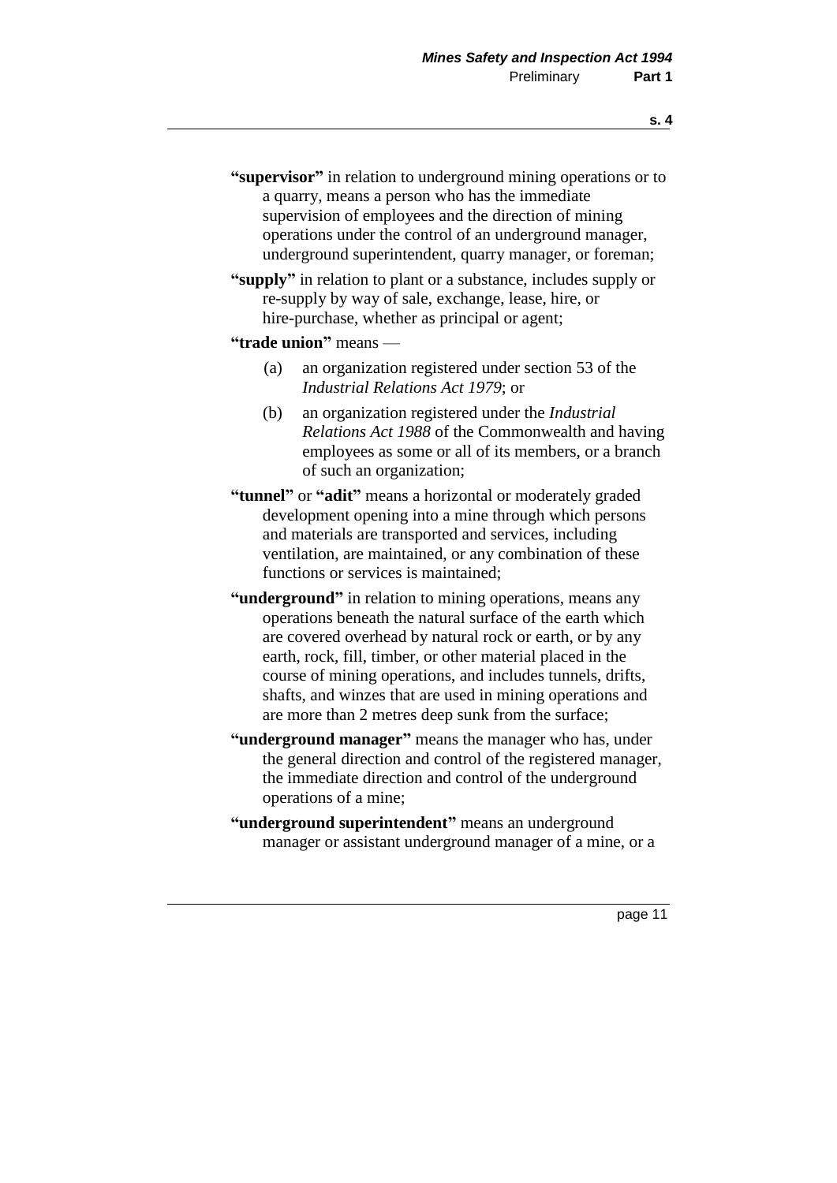**"supervisor"** in relation to underground mining operations or to a quarry, means a person who has the immediate supervision of employees and the direction of mining operations under the control of an underground manager, underground superintendent, quarry manager, or foreman;

**"supply"** in relation to plant or a substance, includes supply or re-supply by way of sale, exchange, lease, hire, or hire-purchase, whether as principal or agent;

**"trade union"** means —

(a) an organization registered under section 53 of the *Industrial Relations Act 1979*; or

(b) an organization registered under the *Industrial Relations Act 1988* of the Commonwealth and having employees as some or all of its members, or a branch of such an organization;

**"tunnel"** or **"adit"** means a horizontal or moderately graded development opening into a mine through which persons and materials are transported and services, including ventilation, are maintained, or any combination of these functions or services is maintained;

**"underground"** in relation to mining operations, means any operations beneath the natural surface of the earth which are covered overhead by natural rock or earth, or by any earth, rock, fill, timber, or other material placed in the course of mining operations, and includes tunnels, drifts, shafts, and winzes that are used in mining operations and are more than 2 metres deep sunk from the surface;

**"underground manager"** means the manager who has, under the general direction and control of the registered manager, the immediate direction and control of the underground operations of a mine;

**"underground superintendent"** means an underground manager or assistant underground manager of a mine, or a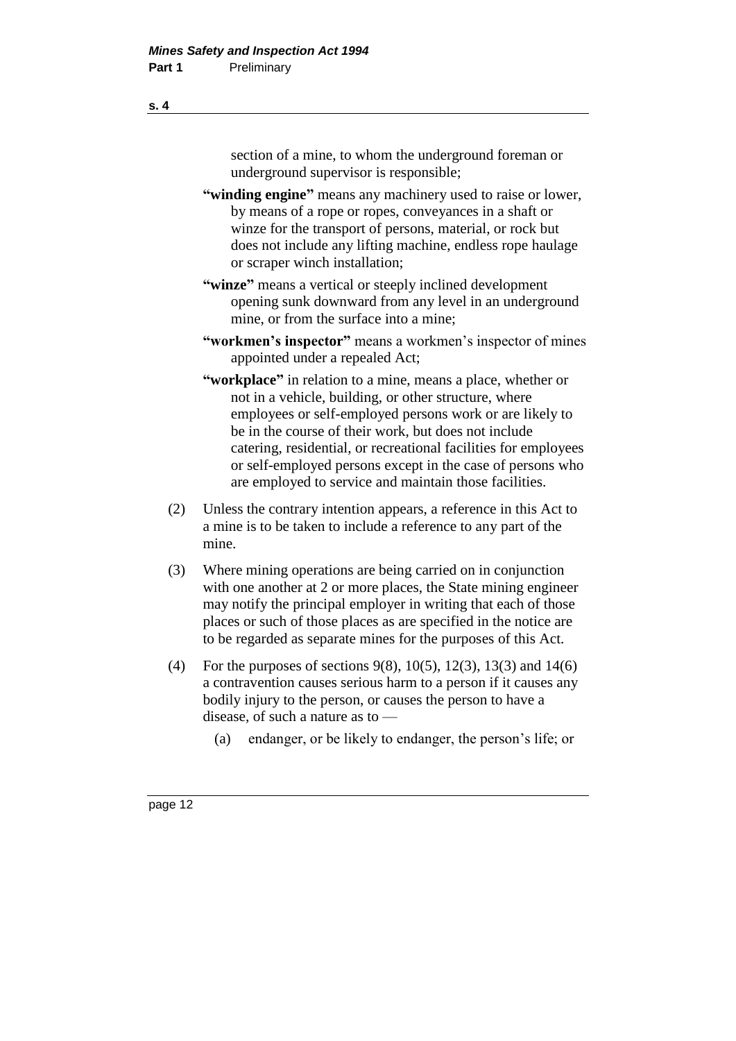section of a mine, to whom the underground foreman or underground supervisor is responsible;

**"winding engine"** means any machinery used to raise or lower, by means of a rope or ropes, conveyances in a shaft or winze for the transport of persons, material, or rock but does not include any lifting machine, endless rope haulage or scraper winch installation;

**"winze"** means a vertical or steeply inclined development opening sunk downward from any level in an underground mine, or from the surface into a mine;

**"workmen's inspector"** means a workmen's inspector of mines appointed under a repealed Act;

**"workplace"** in relation to a mine, means a place, whether or not in a vehicle, building, or other structure, where employees or self-employed persons work or are likely to be in the course of their work, but does not include catering, residential, or recreational facilities for employees or self-employed persons except in the case of persons who are employed to service and maintain those facilities.

(2) Unless the contrary intention appears, a reference in this Act to a mine is to be taken to include a reference to any part of the mine.

(3) Where mining operations are being carried on in conjunction with one another at 2 or more places, the State mining engineer may notify the principal employer in writing that each of those places or such of those places as are specified in the notice are to be regarded as separate mines for the purposes of this Act.

(4) For the purposes of sections 9(8), 10(5), 12(3), 13(3) and 14(6) a contravention causes serious harm to a person if it causes any bodily injury to the person, or causes the person to have a disease, of such a nature as to —

(a) endanger, or be likely to endanger, the person's life; or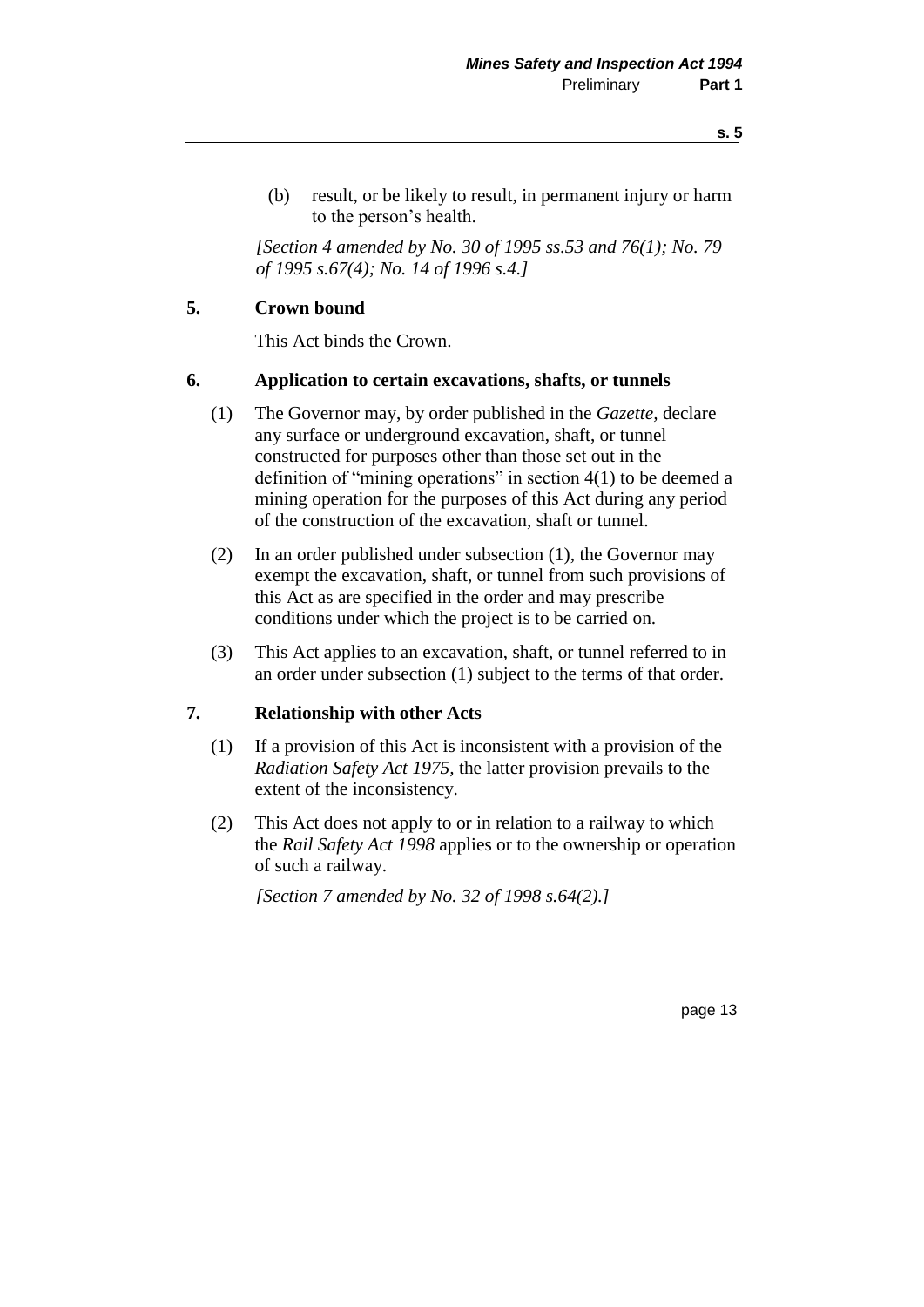(b) result, or be likely to result, in permanent injury or harm to the person's health.

*[Section 4 amended by No. 30 of 1995 ss.53 and 76(1); No. 79 of 1995 s.67(4); No. 14 of 1996 s.4.]*

### 5. Crown bound

This Act binds the Crown.

### 6. Application to certain excavations, shafts, or tunnels

(1) The Governor may, by order published in the *Gazette,* declare any surface or underground excavation, shaft, or tunnel constructed for purposes other than those set out in the definition of "mining operations" in section 4(1) to be deemed a mining operation for the purposes of this Act during any period of the construction of the excavation, shaft or tunnel.

(2) In an order published under subsection (1), the Governor may exempt the excavation, shaft, or tunnel from such provisions of this Act as are specified in the order and may prescribe conditions under which the project is to be carried on.

(3) This Act applies to an excavation, shaft, or tunnel referred to in an order under subsection (1) subject to the terms of that order.

### 7. Relationship with other Acts

(1) If a provision of this Act is inconsistent with a provision of the *Radiation Safety Act 1975,* the latter provision prevails to the extent of the inconsistency.

(2) This Act does not apply to or in relation to a railway to which the *Rail Safety Act 1998* applies or to the ownership or operation of such a railway.

*[Section 7 amended by No. 32 of 1998 s.64(2).]*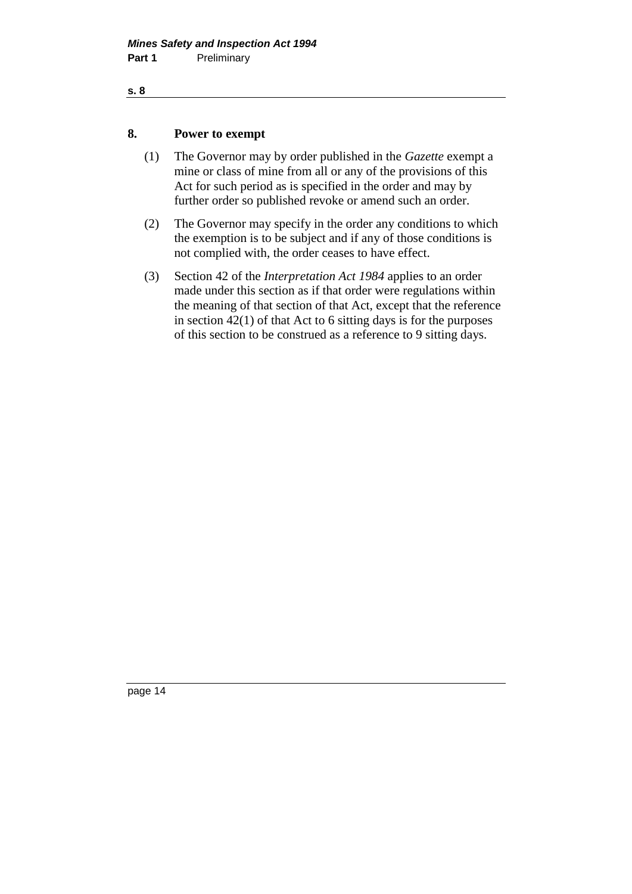## 8. Power to exempt

(1) The Governor may by order published in the *Gazette* exempt a mine or class of mine from all or any of the provisions of this Act for such period as is specified in the order and may by further order so published revoke or amend such an order.

(2) The Governor may specify in the order any conditions to which the exemption is to be subject and if any of those conditions is not complied with, the order ceases to have effect.

(3) Section 42 of the *Interpretation Act 1984* applies to an order made under this section as if that order were regulations within the meaning of that section of that Act, except that the reference in section 42(1) of that Act to 6 sitting days is for the purposes of this section to be construed as a reference to 9 sitting days.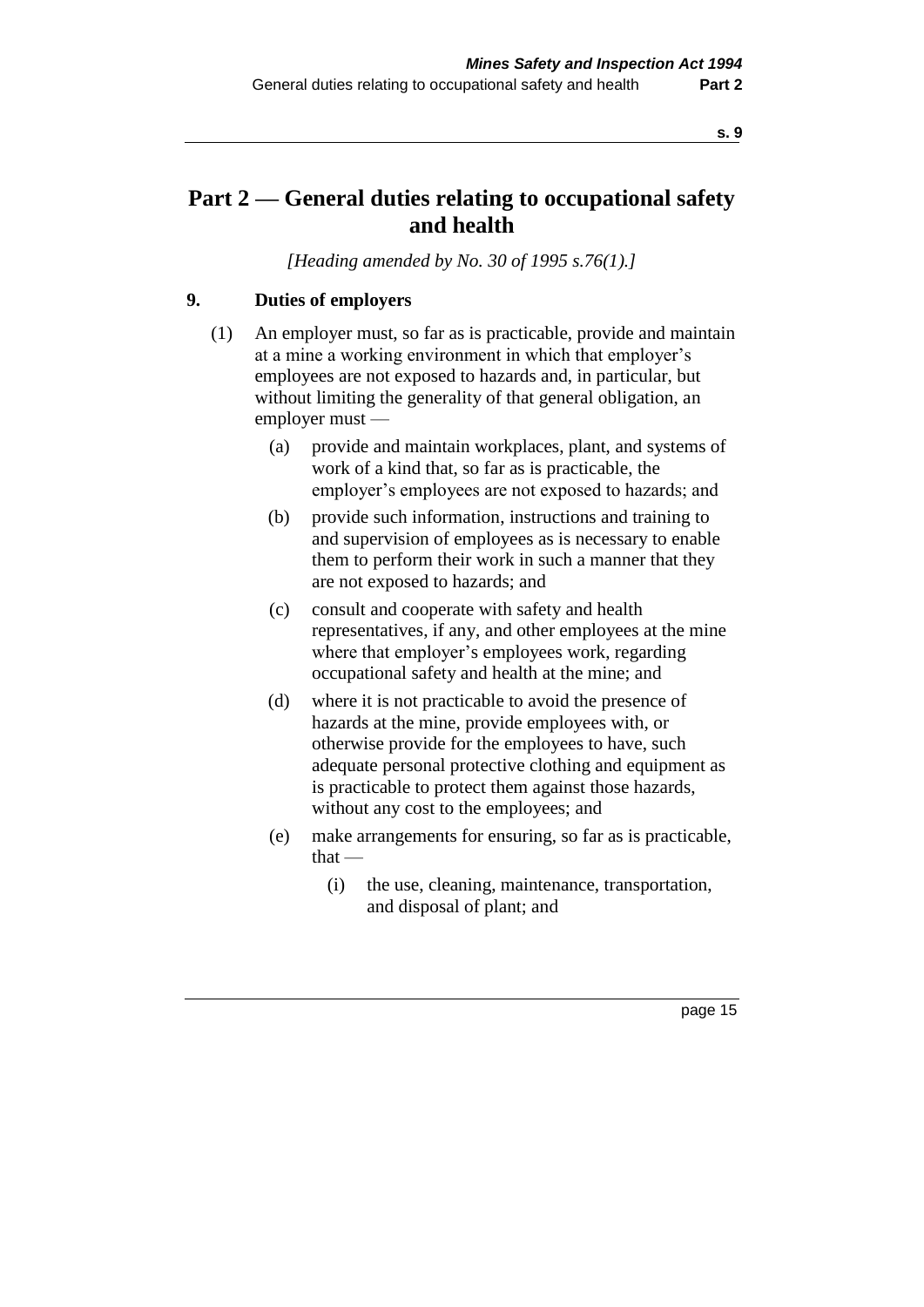# Part 2 — General duties relating to occupational safety and health

*[Heading amended by No. 30 of 1995 s.76(1).]*

## 9. Duties of employers

(1) An employer must, so far as is practicable, provide and maintain at a mine a working environment in which that employer's employees are not exposed to hazards and, in particular, but without limiting the generality of that general obligation, an employer must —

(a) provide and maintain workplaces, plant, and systems of work of a kind that, so far as is practicable, the employer's employees are not exposed to hazards; and

(b) provide such information, instructions and training to and supervision of employees as is necessary to enable them to perform their work in such a manner that they are not exposed to hazards; and

(c) consult and cooperate with safety and health representatives, if any, and other employees at the mine where that employer's employees work, regarding occupational safety and health at the mine; and

(d) where it is not practicable to avoid the presence of hazards at the mine, provide employees with, or otherwise provide for the employees to have, such adequate personal protective clothing and equipment as is practicable to protect them against those hazards, without any cost to the employees; and

(e) make arrangements for ensuring, so far as is practicable, that —

(i) the use, cleaning, maintenance, transportation, and disposal of plant; and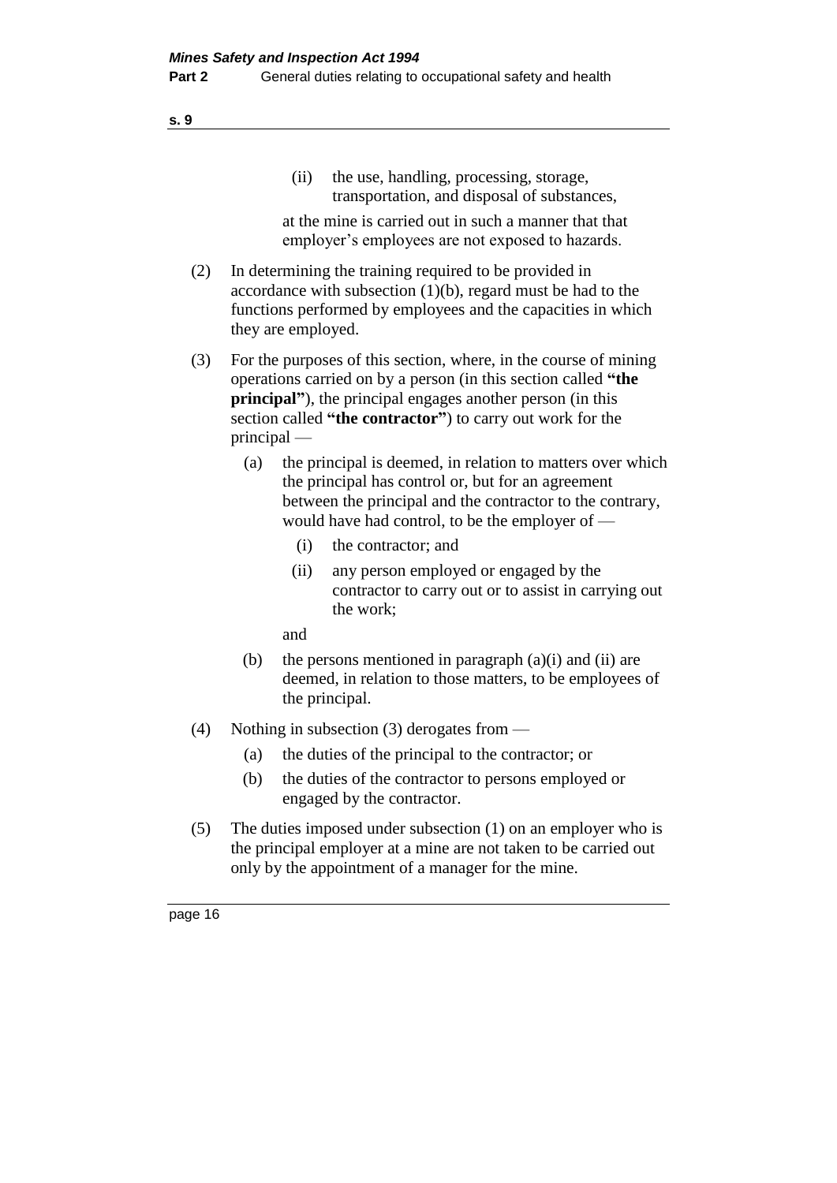(ii) the use, handling, processing, storage, transportation, and disposal of substances,

at the mine is carried out in such a manner that that employer's employees are not exposed to hazards.

(2) In determining the training required to be provided in accordance with subsection (1)(b), regard must be had to the functions performed by employees and the capacities in which they are employed.

(3) For the purposes of this section, where, in the course of mining operations carried on by a person (in this section called **"the principal"**), the principal engages another person (in this section called **"the contractor"**) to carry out work for the principal —

(a) the principal is deemed, in relation to matters over which the principal has control or, but for an agreement between the principal and the contractor to the contrary, would have had control, to be the employer of —

(i) the contractor; and

(ii) any person employed or engaged by the contractor to carry out or to assist in carrying out the work;

and

(b) the persons mentioned in paragraph (a)(i) and (ii) are deemed, in relation to those matters, to be employees of the principal.

(4) Nothing in subsection (3) derogates from —

(a) the duties of the principal to the contractor; or

(b) the duties of the contractor to persons employed or engaged by the contractor.

(5) The duties imposed under subsection (1) on an employer who is the principal employer at a mine are not taken to be carried out only by the appointment of a manager for the mine.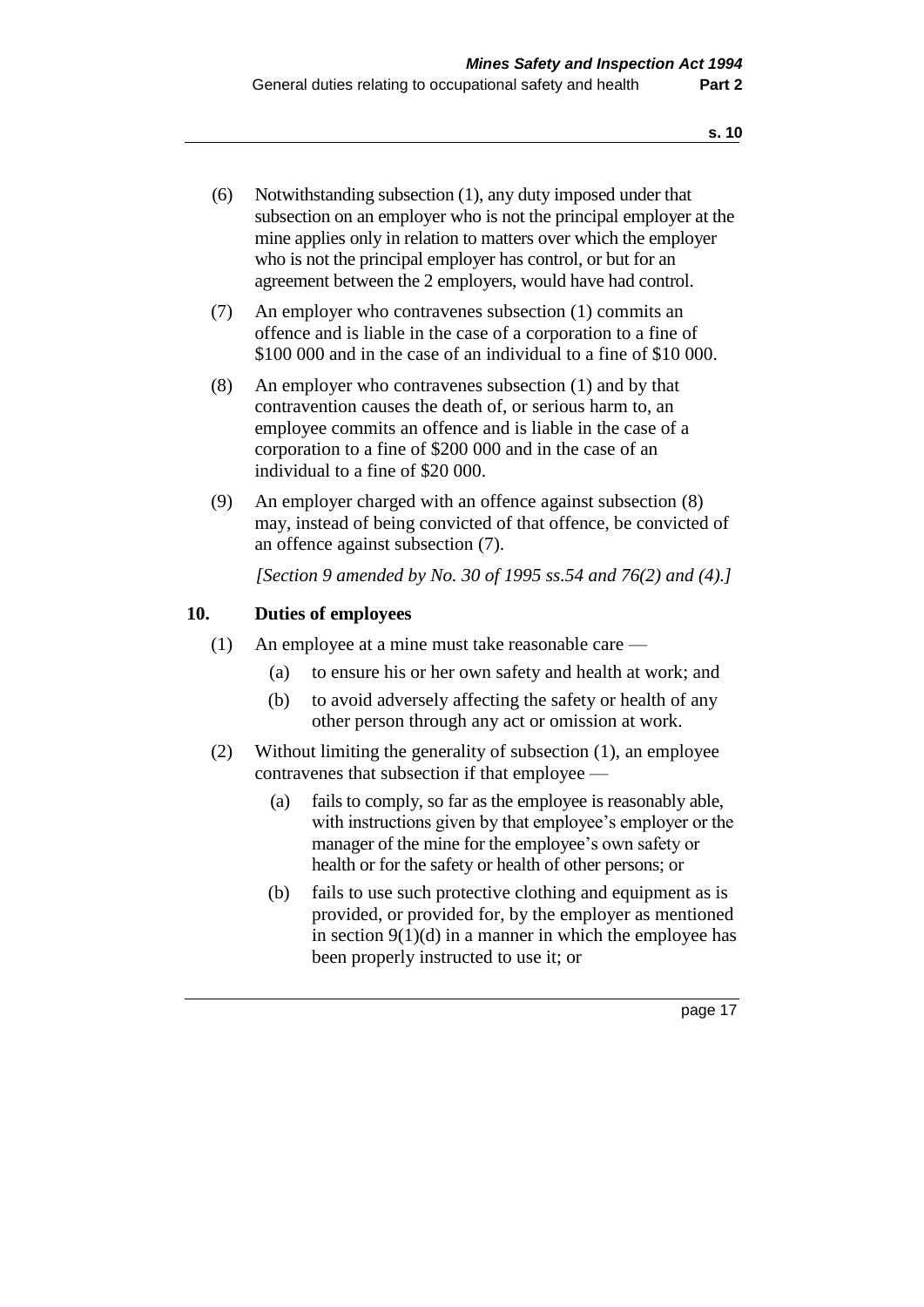(6) Notwithstanding subsection (1), any duty imposed under that subsection on an employer who is not the principal employer at the mine applies only in relation to matters over which the employer who is not the principal employer has control, or but for an agreement between the 2 employers, would have had control.

(7) An employer who contravenes subsection (1) commits an offence and is liable in the case of a corporation to a fine of $100 000 and in the case of an individual to a fine of $10 000.

(8) An employer who contravenes subsection (1) and by that contravention causes the death of, or serious harm to, an employee commits an offence and is liable in the case of a corporation to a fine of $200 000 and in the case of an individual to a fine of $20 000.

(9) An employer charged with an offence against subsection (8) may, instead of being convicted of that offence, be convicted of an offence against subsection (7).

*[Section 9 amended by No. 30 of 1995 ss.54 and 76(2) and (4).]*

## 10. Duties of employees

(1) An employee at a mine must take reasonable care —

- (a) to ensure his or her own safety and health at work; and
- (b) to avoid adversely affecting the safety or health of any other person through any act or omission at work.

(2) Without limiting the generality of subsection (1), an employee contravenes that subsection if that employee —

- (a) fails to comply, so far as the employee is reasonably able, with instructions given by that employee's employer or the manager of the mine for the employee's own safety or health or for the safety or health of other persons; or
- (b) fails to use such protective clothing and equipment as is provided, or provided for, by the employer as mentioned in section 9(1)(d) in a manner in which the employee has been properly instructed to use it; or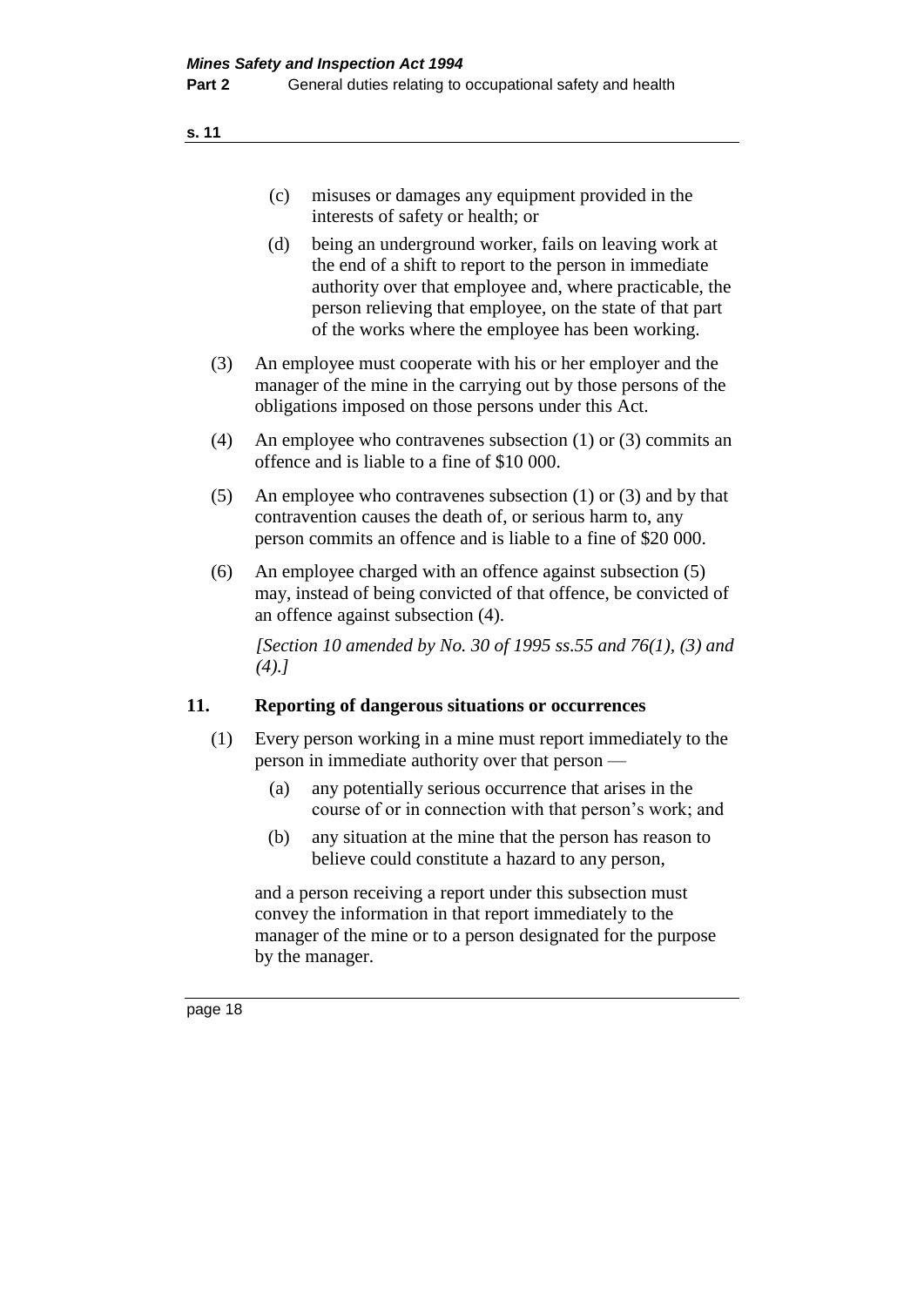(c) misuses or damages any equipment provided in the interests of safety or health; or

(d) being an underground worker, fails on leaving work at the end of a shift to report to the person in immediate authority over that employee and, where practicable, the person relieving that employee, on the state of that part of the works where the employee has been working.

(3) An employee must cooperate with his or her employer and the manager of the mine in the carrying out by those persons of the obligations imposed on those persons under this Act.

(4) An employee who contravenes subsection (1) or (3) commits an offence and is liable to a fine of $10 000.

(5) An employee who contravenes subsection (1) or (3) and by that contravention causes the death of, or serious harm to, any person commits an offence and is liable to a fine of $20 000.

(6) An employee charged with an offence against subsection (5) may, instead of being convicted of that offence, be convicted of an offence against subsection (4).

*[Section 10 amended by No. 30 of 1995 ss.55 and 76(1), (3) and (4).]*

### 11. Reporting of dangerous situations or occurrences

(1) Every person working in a mine must report immediately to the person in immediate authority over that person —

(a) any potentially serious occurrence that arises in the course of or in connection with that person's work; and

(b) any situation at the mine that the person has reason to believe could constitute a hazard to any person,

and a person receiving a report under this subsection must convey the information in that report immediately to the manager of the mine or to a person designated for the purpose by the manager.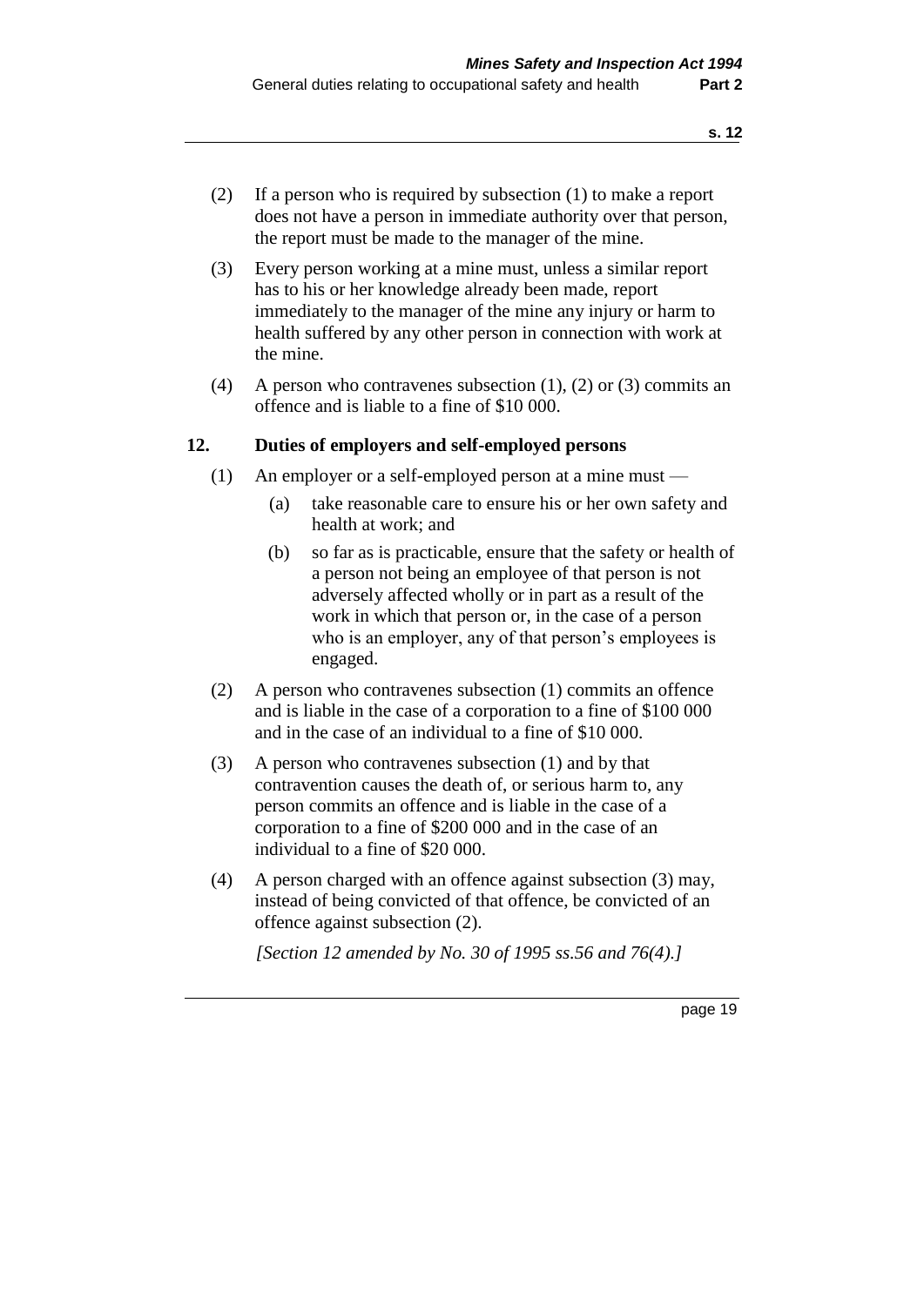(2) If a person who is required by subsection (1) to make a report does not have a person in immediate authority over that person, the report must be made to the manager of the mine.

(3) Every person working at a mine must, unless a similar report has to his or her knowledge already been made, report immediately to the manager of the mine any injury or harm to health suffered by any other person in connection with work at the mine.

(4) A person who contravenes subsection (1), (2) or (3) commits an offence and is liable to a fine of $10 000.

### 12. Duties of employers and self-employed persons

(1) An employer or a self-employed person at a mine must —

- (a) take reasonable care to ensure his or her own safety and health at work; and
- (b) so far as is practicable, ensure that the safety or health of a person not being an employee of that person is not adversely affected wholly or in part as a result of the work in which that person or, in the case of a person who is an employer, any of that person's employees is engaged.

(2) A person who contravenes subsection (1) commits an offence and is liable in the case of a corporation to a fine of $100 000 and in the case of an individual to a fine of $10 000.

(3) A person who contravenes subsection (1) and by that contravention causes the death of, or serious harm to, any person commits an offence and is liable in the case of a corporation to a fine of $200 000 and in the case of an individual to a fine of $20 000.

(4) A person charged with an offence against subsection (3) may, instead of being convicted of that offence, be convicted of an offence against subsection (2).

*[Section 12 amended by No. 30 of 1995 ss.56 and 76(4).]*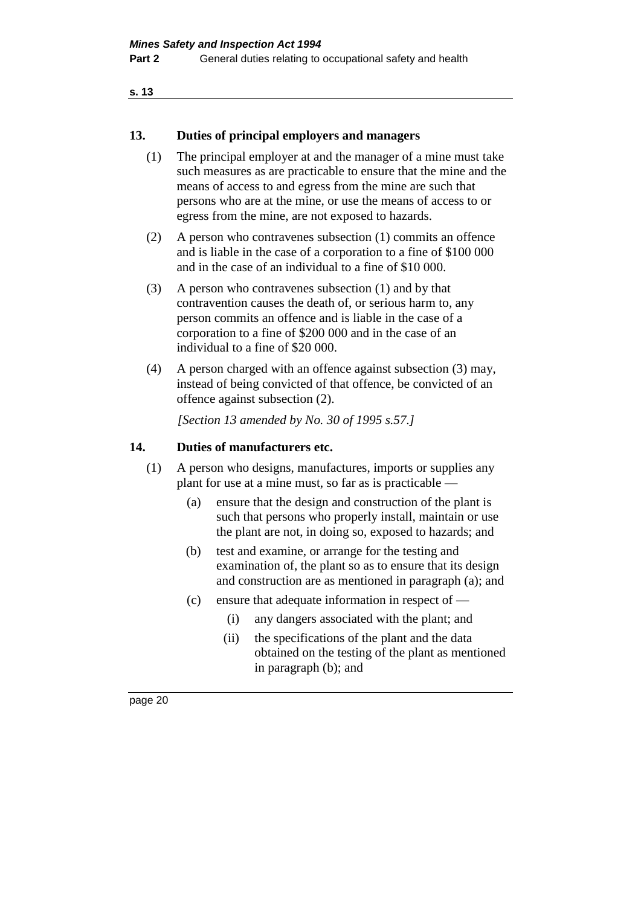## 13. Duties of principal employers and managers

(1) The principal employer at and the manager of a mine must take such measures as are practicable to ensure that the mine and the means of access to and egress from the mine are such that persons who are at the mine, or use the means of access to or egress from the mine, are not exposed to hazards.

(2) A person who contravenes subsection (1) commits an offence and is liable in the case of a corporation to a fine of $100 000 and in the case of an individual to a fine of $10 000.

(3) A person who contravenes subsection (1) and by that contravention causes the death of, or serious harm to, any person commits an offence and is liable in the case of a corporation to a fine of $200 000 and in the case of an individual to a fine of $20 000.

(4) A person charged with an offence against subsection (3) may, instead of being convicted of that offence, be convicted of an offence against subsection (2).

*[Section 13 amended by No. 30 of 1995 s.57.]*

## 14. Duties of manufacturers etc.

(1) A person who designs, manufactures, imports or supplies any plant for use at a mine must, so far as is practicable —

(a) ensure that the design and construction of the plant is such that persons who properly install, maintain or use the plant are not, in doing so, exposed to hazards; and

(b) test and examine, or arrange for the testing and examination of, the plant so as to ensure that its design and construction are as mentioned in paragraph (a); and

(c) ensure that adequate information in respect of —

(i) any dangers associated with the plant; and

(ii) the specifications of the plant and the data obtained on the testing of the plant as mentioned in paragraph (b); and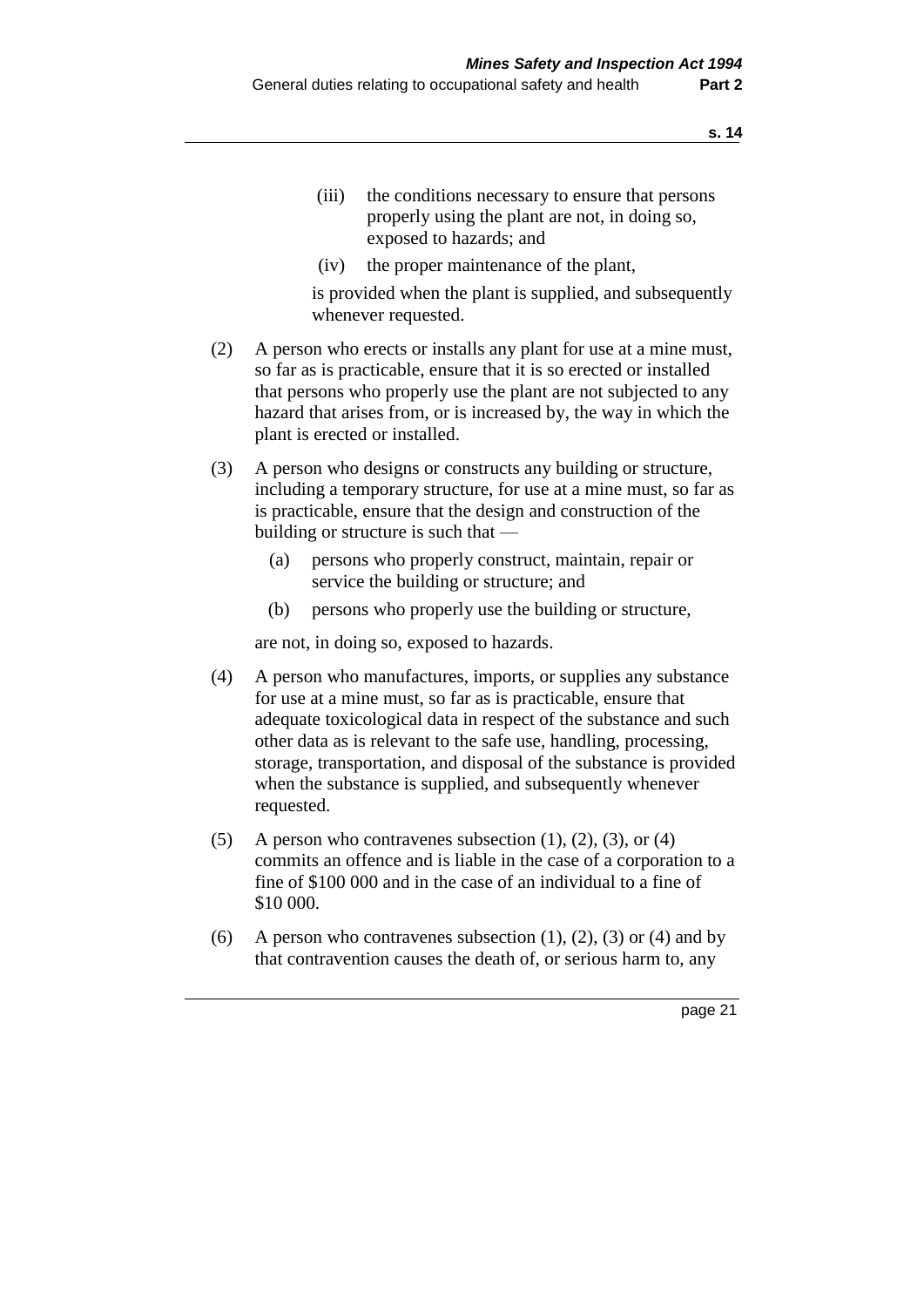(iii) the conditions necessary to ensure that persons properly using the plant are not, in doing so, exposed to hazards; and

(iv) the proper maintenance of the plant,

is provided when the plant is supplied, and subsequently whenever requested.

(2) A person who erects or installs any plant for use at a mine must, so far as is practicable, ensure that it is so erected or installed that persons who properly use the plant are not subjected to any hazard that arises from, or is increased by, the way in which the plant is erected or installed.

(3) A person who designs or constructs any building or structure, including a temporary structure, for use at a mine must, so far as is practicable, ensure that the design and construction of the building or structure is such that —

(a) persons who properly construct, maintain, repair or service the building or structure; and

(b) persons who properly use the building or structure,

are not, in doing so, exposed to hazards.

(4) A person who manufactures, imports, or supplies any substance for use at a mine must, so far as is practicable, ensure that adequate toxicological data in respect of the substance and such other data as is relevant to the safe use, handling, processing, storage, transportation, and disposal of the substance is provided when the substance is supplied, and subsequently whenever requested.

(5) A person who contravenes subsection (1), (2), (3), or (4) commits an offence and is liable in the case of a corporation to a fine of $100 000 and in the case of an individual to a fine of $10 000.

(6) A person who contravenes subsection (1), (2), (3) or (4) and by that contravention causes the death of, or serious harm to, any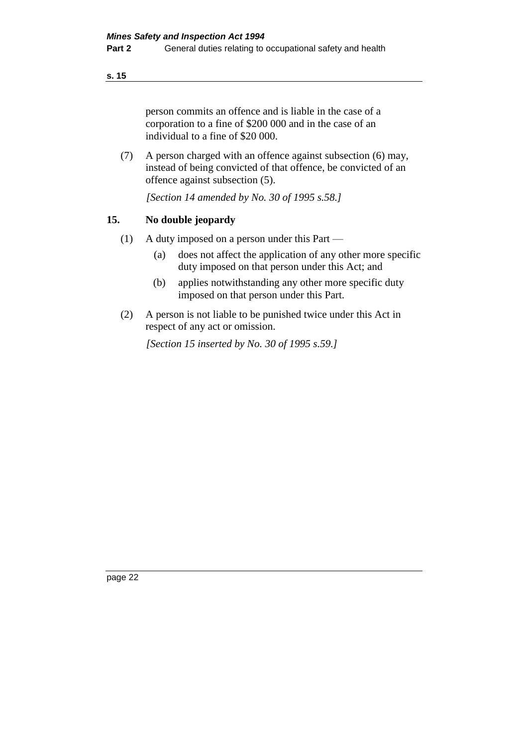person commits an offence and is liable in the case of a corporation to a fine of $200 000 and in the case of an individual to a fine of $20 000.

(7) A person charged with an offence against subsection (6) may, instead of being convicted of that offence, be convicted of an offence against subsection (5).

*[Section 14 amended by No. 30 of 1995 s.58.]*

## 15. No double jeopardy

(1) A duty imposed on a person under this Part —

- (a) does not affect the application of any other more specific duty imposed on that person under this Act; and
- (b) applies notwithstanding any other more specific duty imposed on that person under this Part.

(2) A person is not liable to be punished twice under this Act in respect of any act or omission.

*[Section 15 inserted by No. 30 of 1995 s.59.]*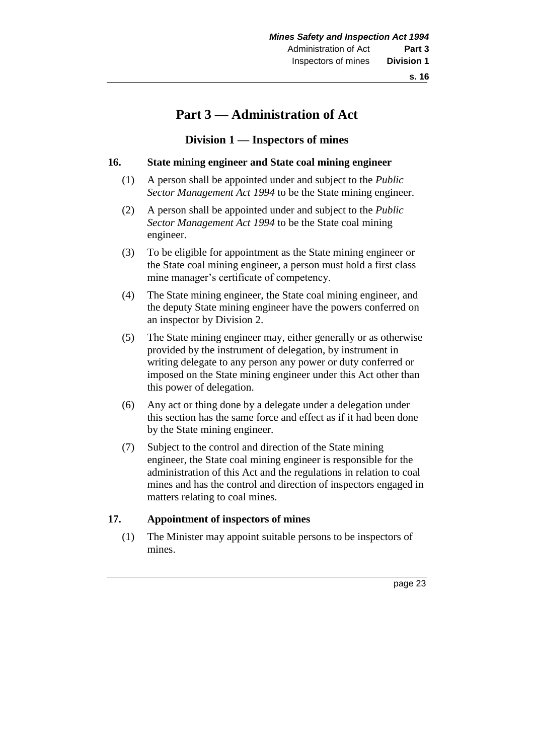# Part 3 — Administration of Act

## Division 1 — Inspectors of mines

### 16. State mining engineer and State coal mining engineer

(1) A person shall be appointed under and subject to the *Public Sector Management Act 1994* to be the State mining engineer.

(2) A person shall be appointed under and subject to the *Public Sector Management Act 1994* to be the State coal mining engineer.

(3) To be eligible for appointment as the State mining engineer or the State coal mining engineer, a person must hold a first class mine manager's certificate of competency.

(4) The State mining engineer, the State coal mining engineer, and the deputy State mining engineer have the powers conferred on an inspector by Division 2.

(5) The State mining engineer may, either generally or as otherwise provided by the instrument of delegation, by instrument in writing delegate to any person any power or duty conferred or imposed on the State mining engineer under this Act other than this power of delegation.

(6) Any act or thing done by a delegate under a delegation under this section has the same force and effect as if it had been done by the State mining engineer.

(7) Subject to the control and direction of the State mining engineer, the State coal mining engineer is responsible for the administration of this Act and the regulations in relation to coal mines and has the control and direction of inspectors engaged in matters relating to coal mines.

### 17. Appointment of inspectors of mines

(1) The Minister may appoint suitable persons to be inspectors of mines.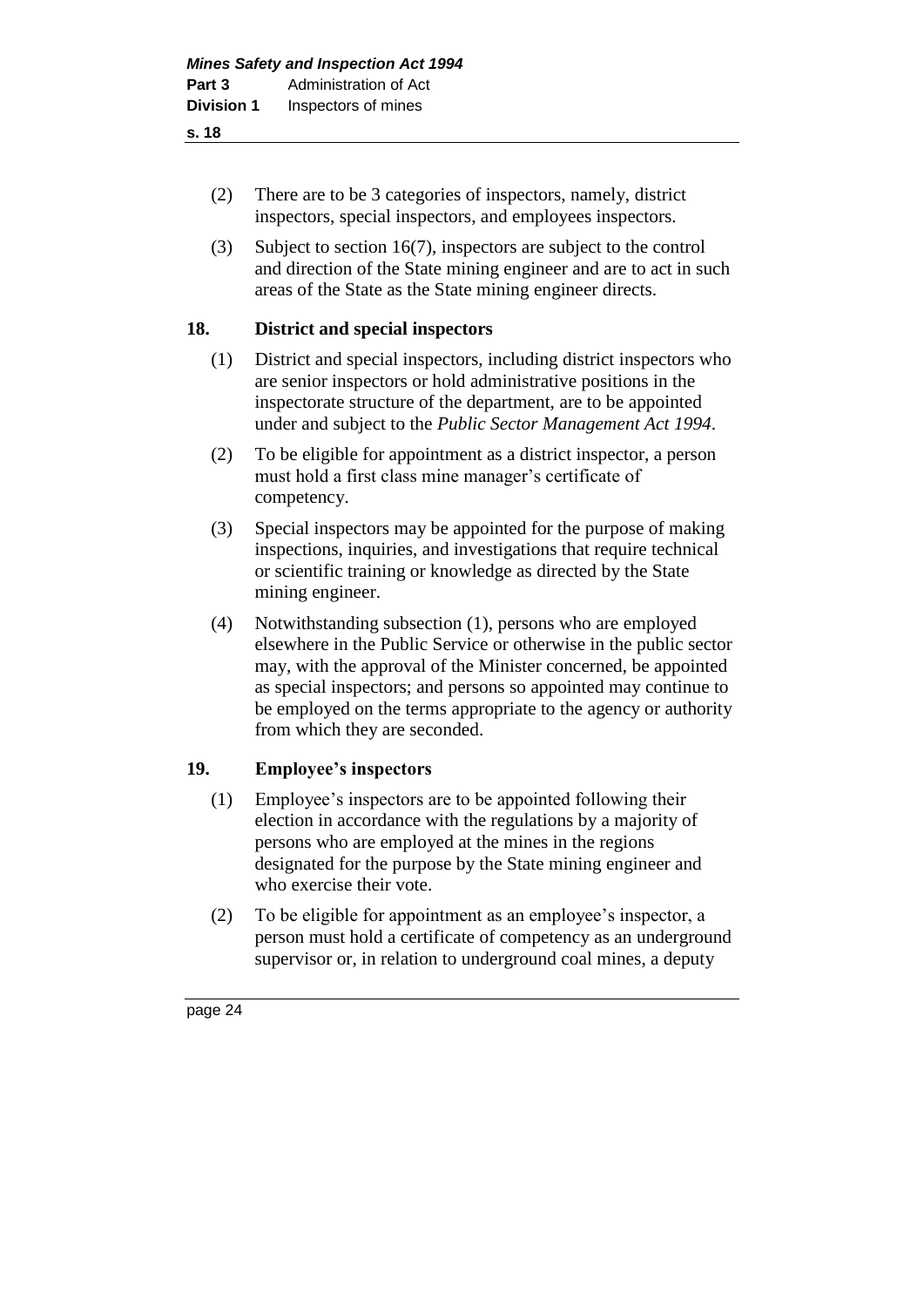(2) There are to be 3 categories of inspectors, namely, district inspectors, special inspectors, and employees inspectors.

(3) Subject to section 16(7), inspectors are subject to the control and direction of the State mining engineer and are to act in such areas of the State as the State mining engineer directs.

## 18. District and special inspectors

(1) District and special inspectors, including district inspectors who are senior inspectors or hold administrative positions in the inspectorate structure of the department, are to be appointed under and subject to the *Public Sector Management Act 1994*.

(2) To be eligible for appointment as a district inspector, a person must hold a first class mine manager's certificate of competency.

(3) Special inspectors may be appointed for the purpose of making inspections, inquiries, and investigations that require technical or scientific training or knowledge as directed by the State mining engineer.

(4) Notwithstanding subsection (1), persons who are employed elsewhere in the Public Service or otherwise in the public sector may, with the approval of the Minister concerned, be appointed as special inspectors; and persons so appointed may continue to be employed on the terms appropriate to the agency or authority from which they are seconded.

## 19. Employee's inspectors

(1) Employee's inspectors are to be appointed following their election in accordance with the regulations by a majority of persons who are employed at the mines in the regions designated for the purpose by the State mining engineer and who exercise their vote.

(2) To be eligible for appointment as an employee's inspector, a person must hold a certificate of competency as an underground supervisor or, in relation to underground coal mines, a deputy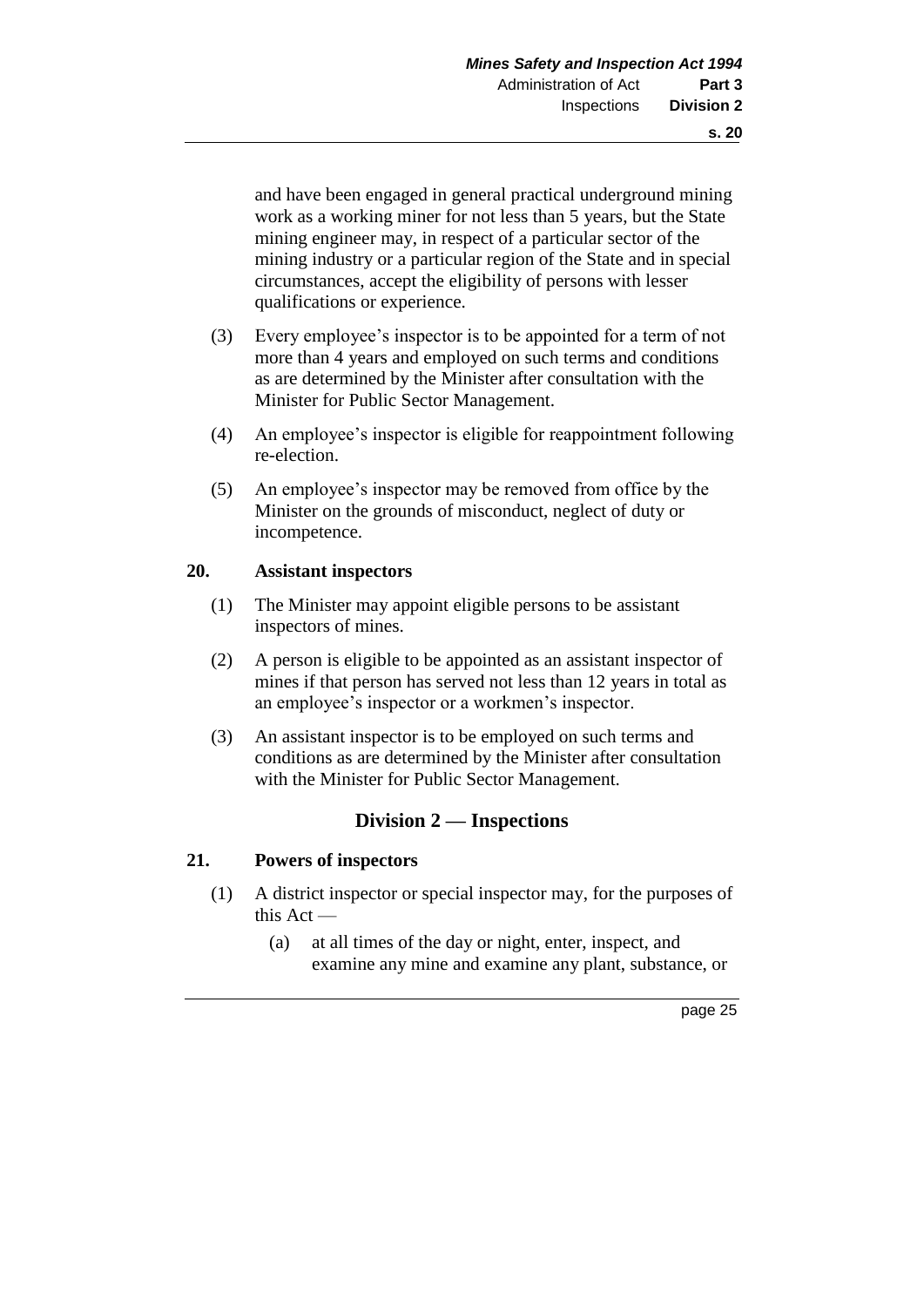and have been engaged in general practical underground mining work as a working miner for not less than 5 years, but the State mining engineer may, in respect of a particular sector of the mining industry or a particular region of the State and in special circumstances, accept the eligibility of persons with lesser qualifications or experience.

(3) Every employee's inspector is to be appointed for a term of not more than 4 years and employed on such terms and conditions as are determined by the Minister after consultation with the Minister for Public Sector Management.

(4) An employee's inspector is eligible for reappointment following re-election.

(5) An employee's inspector may be removed from office by the Minister on the grounds of misconduct, neglect of duty or incompetence.

### 20. Assistant inspectors

(1) The Minister may appoint eligible persons to be assistant inspectors of mines.

(2) A person is eligible to be appointed as an assistant inspector of mines if that person has served not less than 12 years in total as an employee's inspector or a workmen's inspector.

(3) An assistant inspector is to be employed on such terms and conditions as are determined by the Minister after consultation with the Minister for Public Sector Management.

## Division 2 — Inspections

### 21. Powers of inspectors

(1) A district inspector or special inspector may, for the purposes of this Act —

(a) at all times of the day or night, enter, inspect, and examine any mine and examine any plant, substance, or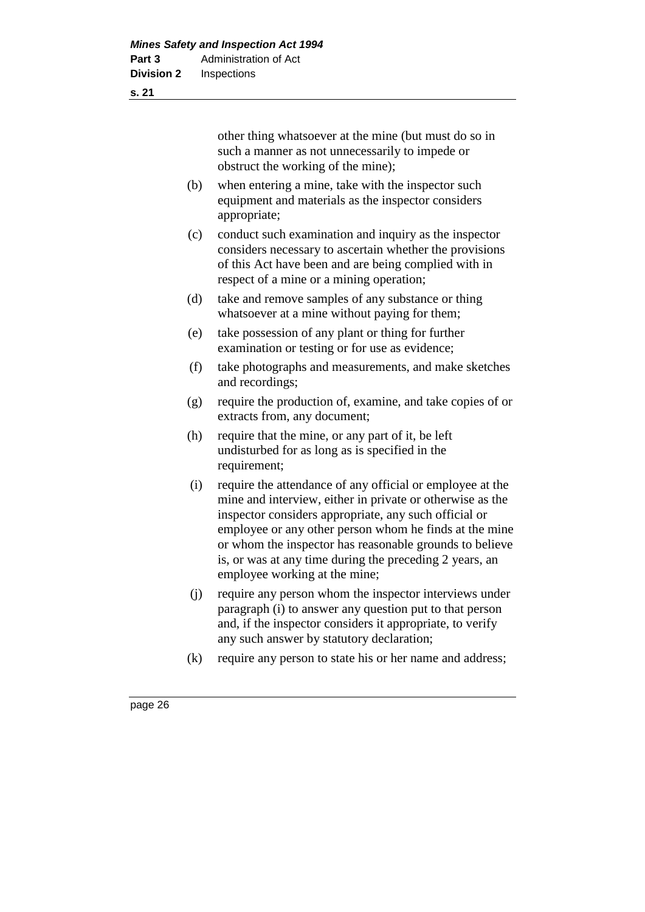other thing whatsoever at the mine (but must do so in such a manner as not unnecessarily to impede or obstruct the working of the mine);

(b) when entering a mine, take with the inspector such equipment and materials as the inspector considers appropriate;

(c) conduct such examination and inquiry as the inspector considers necessary to ascertain whether the provisions of this Act have been and are being complied with in respect of a mine or a mining operation;

(d) take and remove samples of any substance or thing whatsoever at a mine without paying for them;

(e) take possession of any plant or thing for further examination or testing or for use as evidence;

(f) take photographs and measurements, and make sketches and recordings;

(g) require the production of, examine, and take copies of or extracts from, any document;

(h) require that the mine, or any part of it, be left undisturbed for as long as is specified in the requirement;

(i) require the attendance of any official or employee at the mine and interview, either in private or otherwise as the inspector considers appropriate, any such official or employee or any other person whom he finds at the mine or whom the inspector has reasonable grounds to believe is, or was at any time during the preceding 2 years, an employee working at the mine;

(j) require any person whom the inspector interviews under paragraph (i) to answer any question put to that person and, if the inspector considers it appropriate, to verify any such answer by statutory declaration;

(k) require any person to state his or her name and address;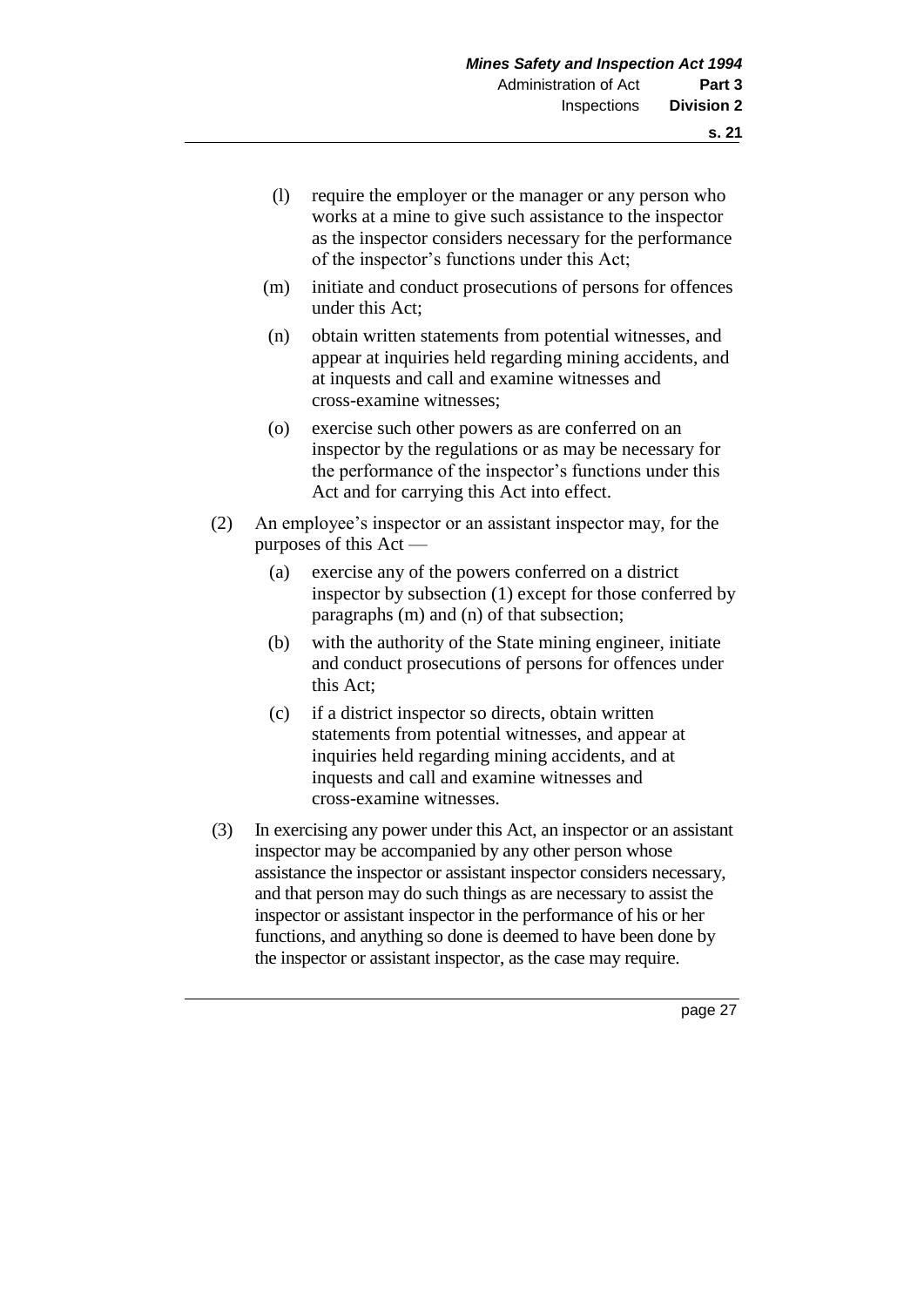(l) require the employer or the manager or any person who works at a mine to give such assistance to the inspector as the inspector considers necessary for the performance of the inspector's functions under this Act;

(m) initiate and conduct prosecutions of persons for offences under this Act;

(n) obtain written statements from potential witnesses, and appear at inquiries held regarding mining accidents, and at inquests and call and examine witnesses and cross-examine witnesses;

(o) exercise such other powers as are conferred on an inspector by the regulations or as may be necessary for the performance of the inspector's functions under this Act and for carrying this Act into effect.

(2) An employee's inspector or an assistant inspector may, for the purposes of this Act —

(a) exercise any of the powers conferred on a district inspector by subsection (1) except for those conferred by paragraphs (m) and (n) of that subsection;

(b) with the authority of the State mining engineer, initiate and conduct prosecutions of persons for offences under this Act;

(c) if a district inspector so directs, obtain written statements from potential witnesses, and appear at inquiries held regarding mining accidents, and at inquests and call and examine witnesses and cross-examine witnesses.

(3) In exercising any power under this Act, an inspector or an assistant inspector may be accompanied by any other person whose assistance the inspector or assistant inspector considers necessary, and that person may do such things as are necessary to assist the inspector or assistant inspector in the performance of his or her functions, and anything so done is deemed to have been done by the inspector or assistant inspector, as the case may require.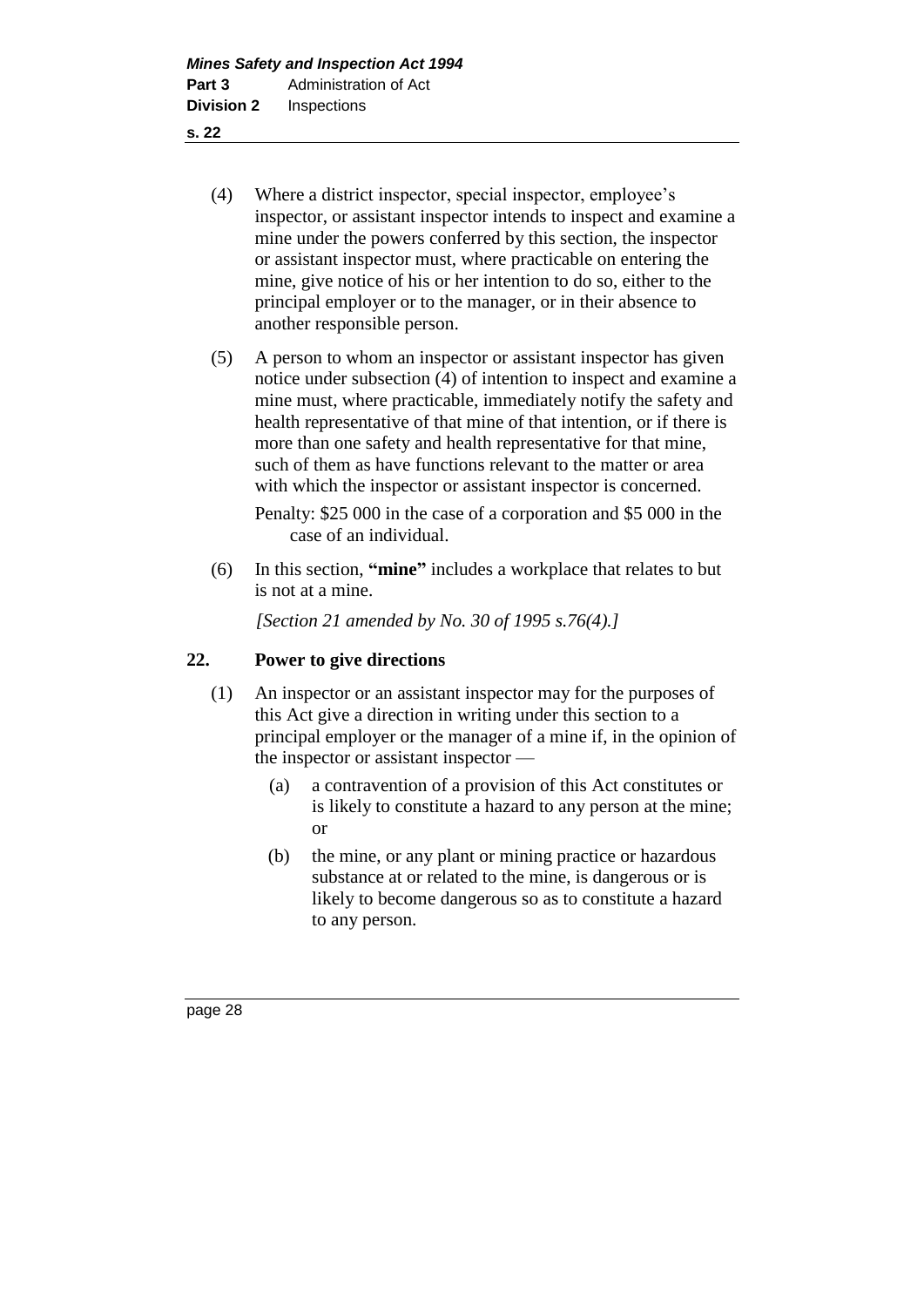(4) Where a district inspector, special inspector, employee's inspector, or assistant inspector intends to inspect and examine a mine under the powers conferred by this section, the inspector or assistant inspector must, where practicable on entering the mine, give notice of his or her intention to do so, either to the principal employer or to the manager, or in their absence to another responsible person.

(5) A person to whom an inspector or assistant inspector has given notice under subsection (4) of intention to inspect and examine a mine must, where practicable, immediately notify the safety and health representative of that mine of that intention, or if there is more than one safety and health representative for that mine, such of them as have functions relevant to the matter or area with which the inspector or assistant inspector is concerned.

Penalty: $25 000 in the case of a corporation and $5 000 in the case of an individual.

(6) In this section, **"mine"** includes a workplace that relates to but is not at a mine.

*[Section 21 amended by No. 30 of 1995 s.76(4).]*

## 22. Power to give directions

(1) An inspector or an assistant inspector may for the purposes of this Act give a direction in writing under this section to a principal employer or the manager of a mine if, in the opinion of the inspector or assistant inspector —

- (a) a contravention of a provision of this Act constitutes or is likely to constitute a hazard to any person at the mine; or
- (b) the mine, or any plant or mining practice or hazardous substance at or related to the mine, is dangerous or is likely to become dangerous so as to constitute a hazard to any person.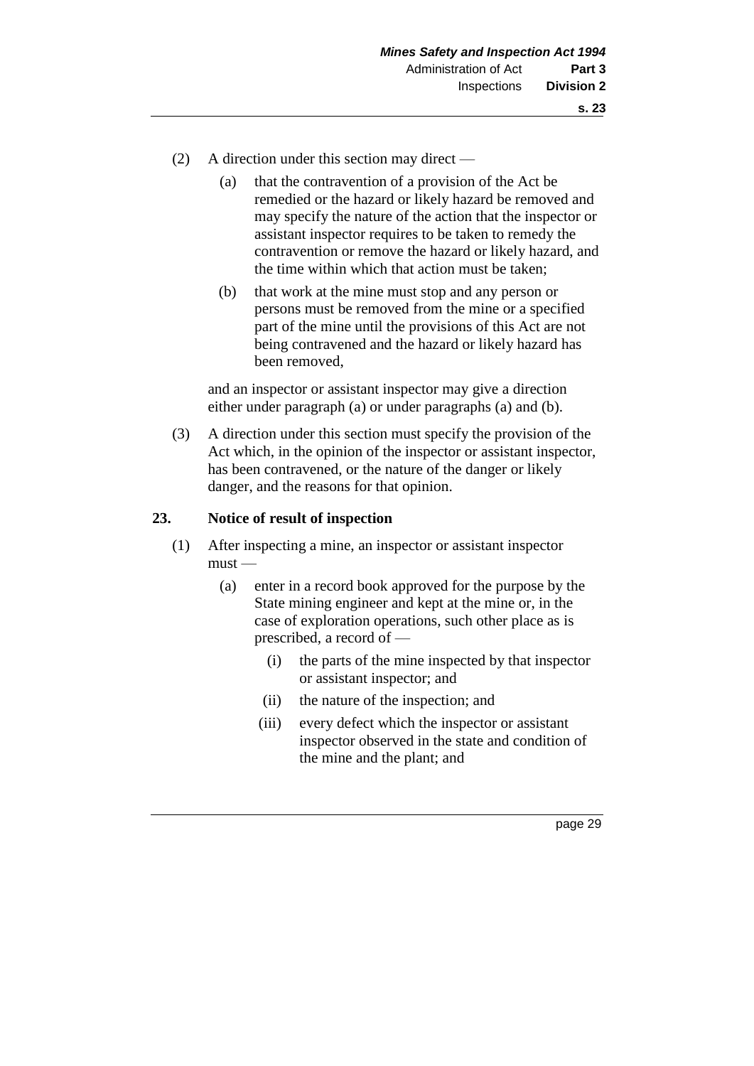(2) A direction under this section may direct —

(a) that the contravention of a provision of the Act be remedied or the hazard or likely hazard be removed and may specify the nature of the action that the inspector or assistant inspector requires to be taken to remedy the contravention or remove the hazard or likely hazard, and the time within which that action must be taken;

(b) that work at the mine must stop and any person or persons must be removed from the mine or a specified part of the mine until the provisions of this Act are not being contravened and the hazard or likely hazard has been removed,

and an inspector or assistant inspector may give a direction either under paragraph (a) or under paragraphs (a) and (b).

(3) A direction under this section must specify the provision of the Act which, in the opinion of the inspector or assistant inspector, has been contravened, or the nature of the danger or likely danger, and the reasons for that opinion.

## 23. Notice of result of inspection

(1) After inspecting a mine, an inspector or assistant inspector must —

(a) enter in a record book approved for the purpose by the State mining engineer and kept at the mine or, in the case of exploration operations, such other place as is prescribed, a record of —

(i) the parts of the mine inspected by that inspector or assistant inspector; and

(ii) the nature of the inspection; and

(iii) every defect which the inspector or assistant inspector observed in the state and condition of the mine and the plant; and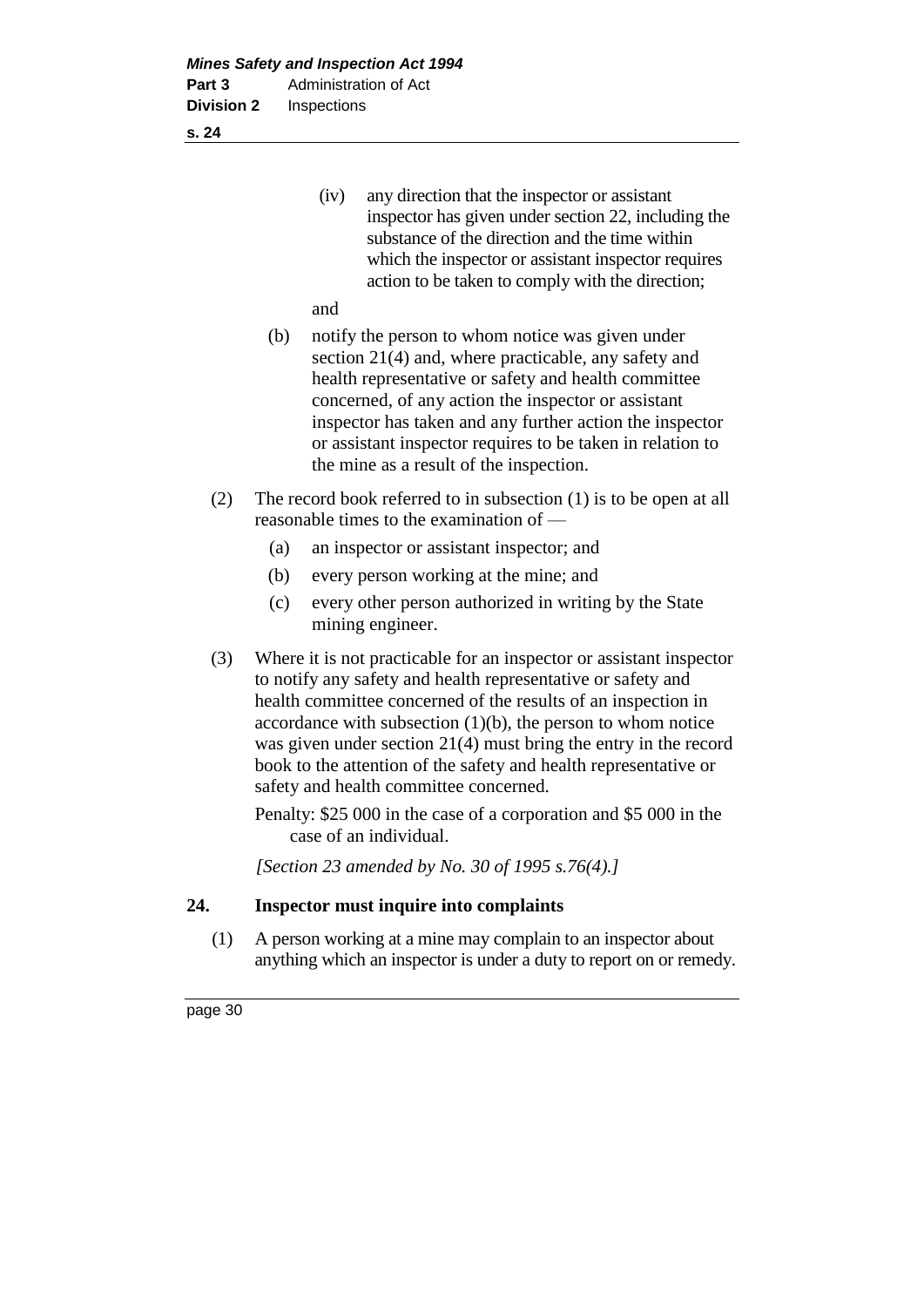(iv) any direction that the inspector or assistant inspector has given under section 22, including the substance of the direction and the time within which the inspector or assistant inspector requires action to be taken to comply with the direction;

and

(b) notify the person to whom notice was given under section 21(4) and, where practicable, any safety and health representative or safety and health committee concerned, of any action the inspector or assistant inspector has taken and any further action the inspector or assistant inspector requires to be taken in relation to the mine as a result of the inspection.

(2) The record book referred to in subsection (1) is to be open at all reasonable times to the examination of —

(a) an inspector or assistant inspector; and

(b) every person working at the mine; and

(c) every other person authorized in writing by the State mining engineer.

(3) Where it is not practicable for an inspector or assistant inspector to notify any safety and health representative or safety and health committee concerned of the results of an inspection in accordance with subsection (1)(b), the person to whom notice was given under section 21(4) must bring the entry in the record book to the attention of the safety and health representative or safety and health committee concerned.

Penalty: $25 000 in the case of a corporation and $5 000 in the case of an individual.

*[Section 23 amended by No. 30 of 1995 s.76(4).]*

## 24. Inspector must inquire into complaints

(1) A person working at a mine may complain to an inspector about anything which an inspector is under a duty to report on or remedy.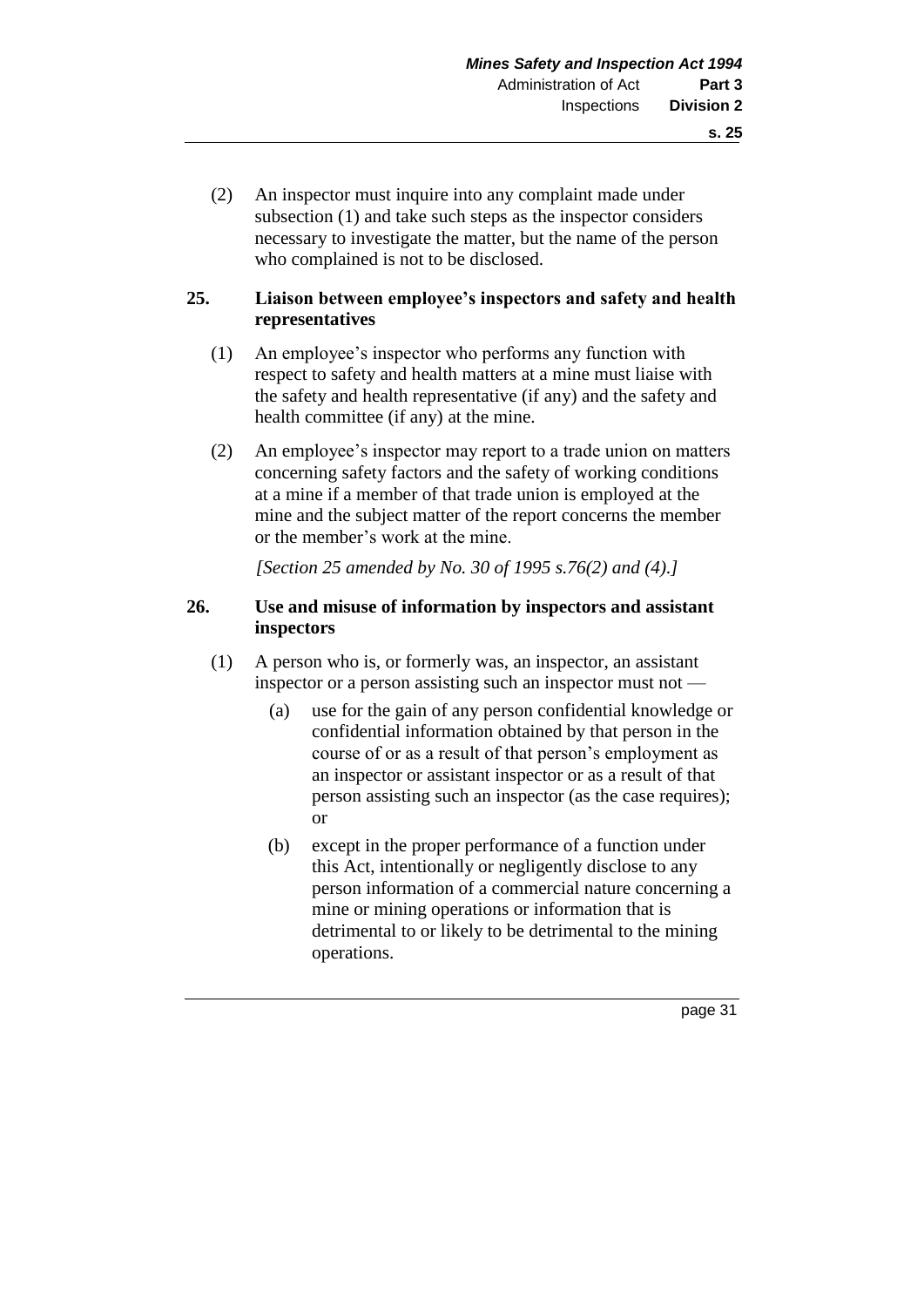(2) An inspector must inquire into any complaint made under subsection (1) and take such steps as the inspector considers necessary to investigate the matter, but the name of the person who complained is not to be disclosed.

### 25. Liaison between employee's inspectors and safety and health representatives

(1) An employee's inspector who performs any function with respect to safety and health matters at a mine must liaise with the safety and health representative (if any) and the safety and health committee (if any) at the mine.

(2) An employee's inspector may report to a trade union on matters concerning safety factors and the safety of working conditions at a mine if a member of that trade union is employed at the mine and the subject matter of the report concerns the member or the member's work at the mine.

*[Section 25 amended by No. 30 of 1995 s.76(2) and (4).]*

### 26. Use and misuse of information by inspectors and assistant inspectors

(1) A person who is, or formerly was, an inspector, an assistant inspector or a person assisting such an inspector must not —

- (a) use for the gain of any person confidential knowledge or confidential information obtained by that person in the course of or as a result of that person's employment as an inspector or assistant inspector or as a result of that person assisting such an inspector (as the case requires); or
- (b) except in the proper performance of a function under this Act, intentionally or negligently disclose to any person information of a commercial nature concerning a mine or mining operations or information that is detrimental to or likely to be detrimental to the mining operations.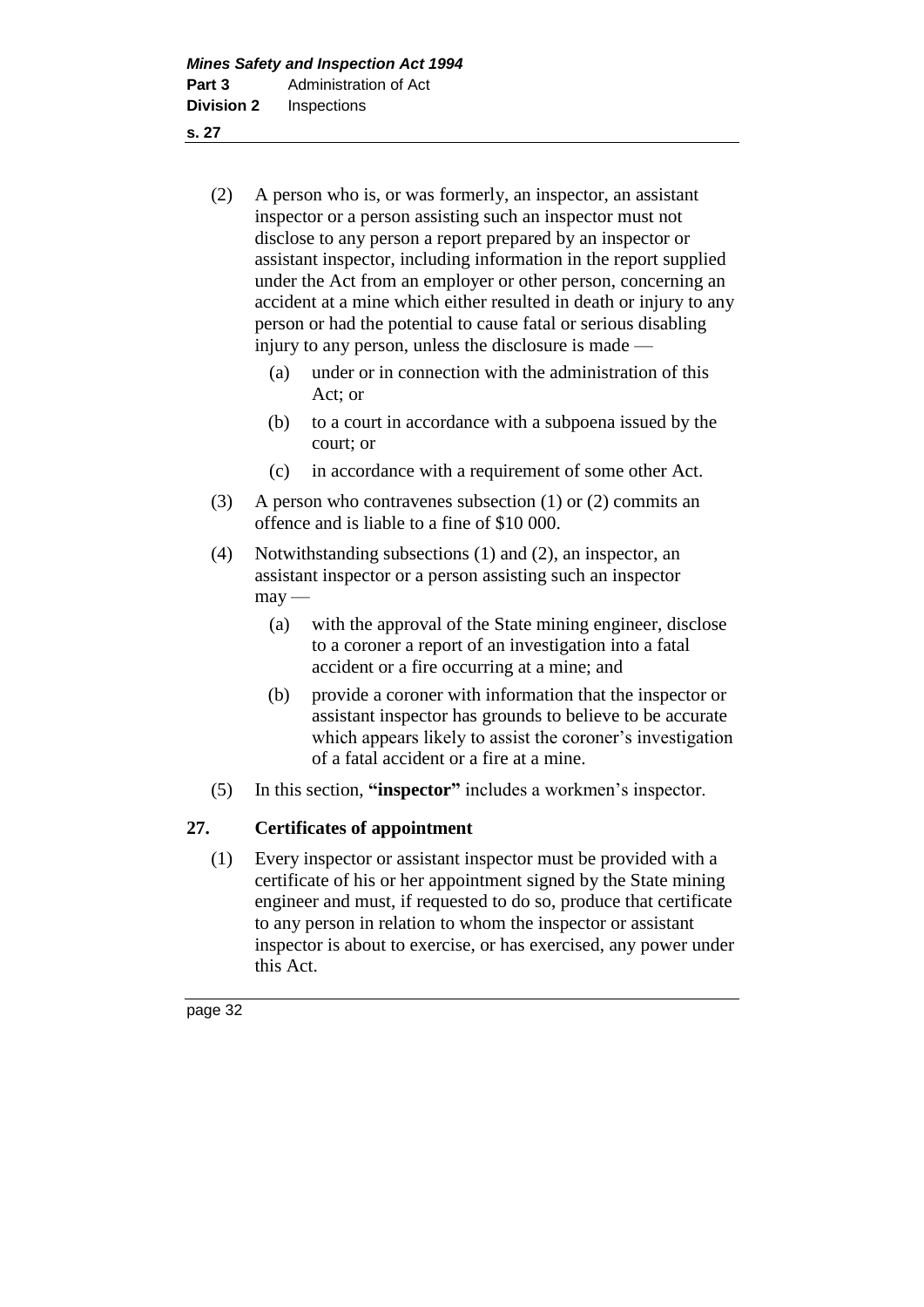(2) A person who is, or was formerly, an inspector, an assistant inspector or a person assisting such an inspector must not disclose to any person a report prepared by an inspector or assistant inspector, including information in the report supplied under the Act from an employer or other person, concerning an accident at a mine which either resulted in death or injury to any person or had the potential to cause fatal or serious disabling injury to any person, unless the disclosure is made —

(a) under or in connection with the administration of this Act; or

(b) to a court in accordance with a subpoena issued by the court; or

(c) in accordance with a requirement of some other Act.

(3) A person who contravenes subsection (1) or (2) commits an offence and is liable to a fine of $10 000.

(4) Notwithstanding subsections (1) and (2), an inspector, an assistant inspector or a person assisting such an inspector may —

(a) with the approval of the State mining engineer, disclose to a coroner a report of an investigation into a fatal accident or a fire occurring at a mine; and

(b) provide a coroner with information that the inspector or assistant inspector has grounds to believe to be accurate which appears likely to assist the coroner's investigation of a fatal accident or a fire at a mine.

(5) In this section, **"inspector"** includes a workmen's inspector.

## 27. Certificates of appointment

(1) Every inspector or assistant inspector must be provided with a certificate of his or her appointment signed by the State mining engineer and must, if requested to do so, produce that certificate to any person in relation to whom the inspector or assistant inspector is about to exercise, or has exercised, any power under this Act.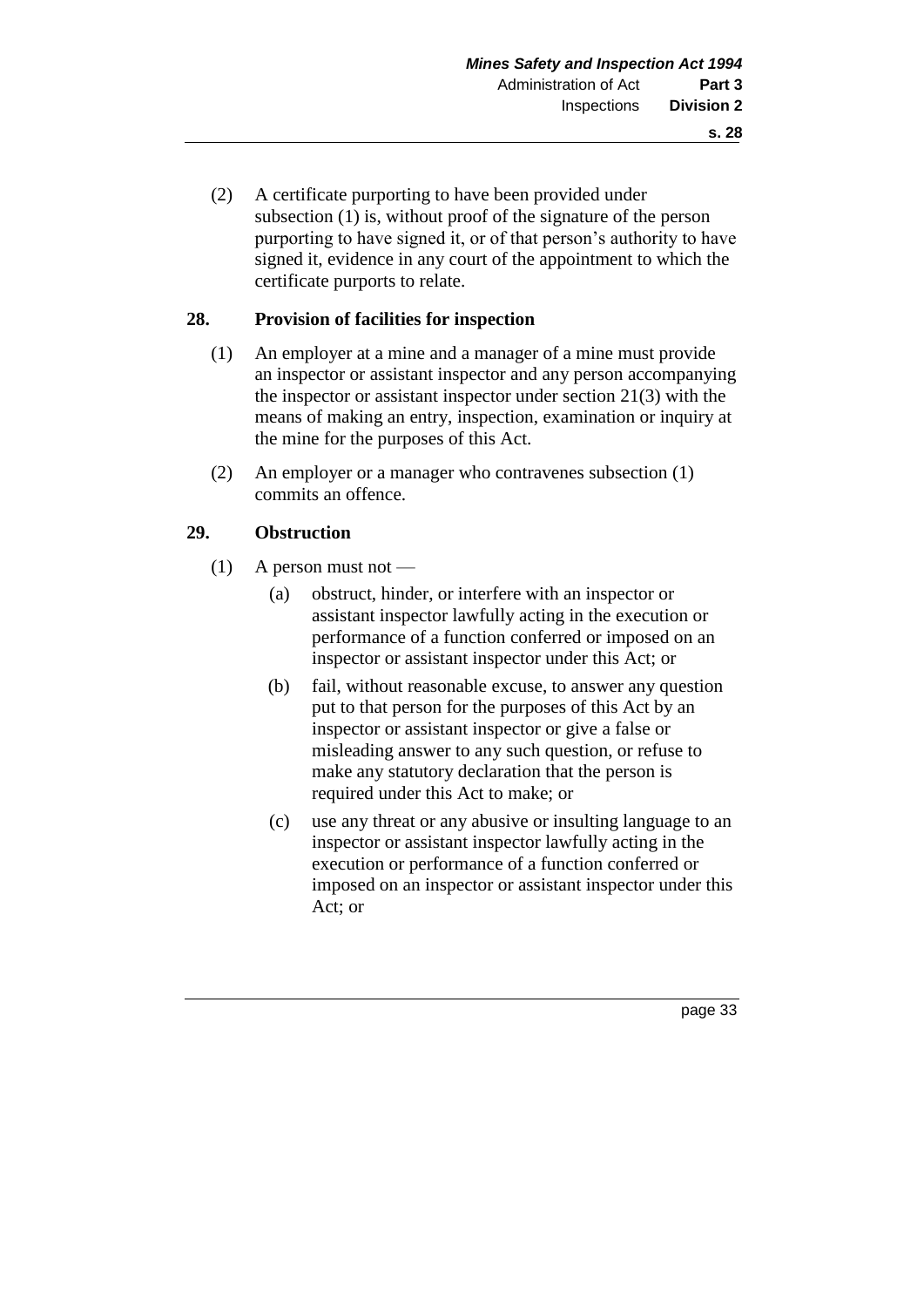(2) A certificate purporting to have been provided under subsection (1) is, without proof of the signature of the person purporting to have signed it, or of that person's authority to have signed it, evidence in any court of the appointment to which the certificate purports to relate.

### 28. Provision of facilities for inspection

(1) An employer at a mine and a manager of a mine must provide an inspector or assistant inspector and any person accompanying the inspector or assistant inspector under section 21(3) with the means of making an entry, inspection, examination or inquiry at the mine for the purposes of this Act.

(2) An employer or a manager who contravenes subsection (1) commits an offence.

### 29. Obstruction

(1) A person must not —

- (a) obstruct, hinder, or interfere with an inspector or assistant inspector lawfully acting in the execution or performance of a function conferred or imposed on an inspector or assistant inspector under this Act; or
- (b) fail, without reasonable excuse, to answer any question put to that person for the purposes of this Act by an inspector or assistant inspector or give a false or misleading answer to any such question, or refuse to make any statutory declaration that the person is required under this Act to make; or
- (c) use any threat or any abusive or insulting language to an inspector or assistant inspector lawfully acting in the execution or performance of a function conferred or imposed on an inspector or assistant inspector under this Act; or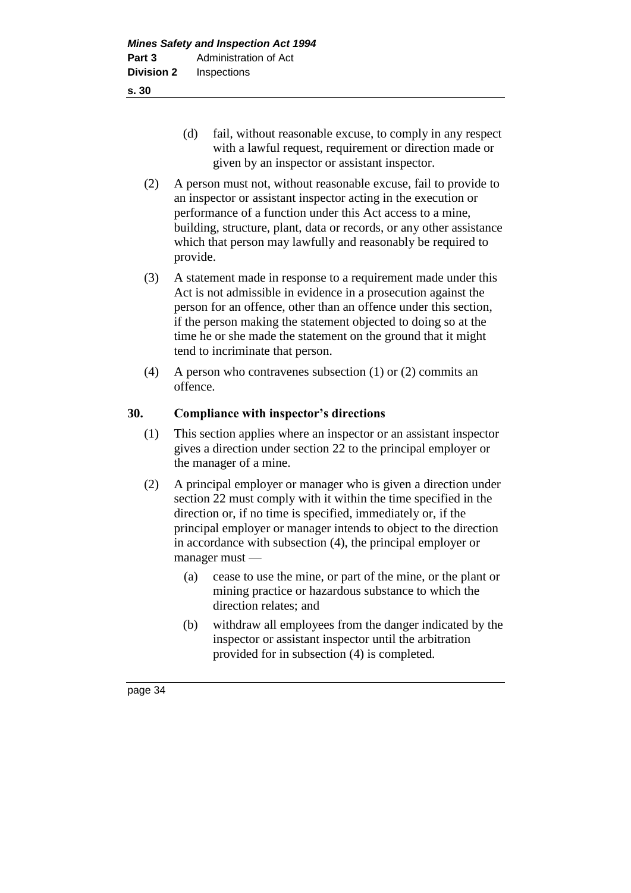(d) fail, without reasonable excuse, to comply in any respect with a lawful request, requirement or direction made or given by an inspector or assistant inspector.

(2) A person must not, without reasonable excuse, fail to provide to an inspector or assistant inspector acting in the execution or performance of a function under this Act access to a mine, building, structure, plant, data or records, or any other assistance which that person may lawfully and reasonably be required to provide.

(3) A statement made in response to a requirement made under this Act is not admissible in evidence in a prosecution against the person for an offence, other than an offence under this section, if the person making the statement objected to doing so at the time he or she made the statement on the ground that it might tend to incriminate that person.

(4) A person who contravenes subsection (1) or (2) commits an offence.

## 30. Compliance with inspector's directions

(1) This section applies where an inspector or an assistant inspector gives a direction under section 22 to the principal employer or the manager of a mine.

(2) A principal employer or manager who is given a direction under section 22 must comply with it within the time specified in the direction or, if no time is specified, immediately or, if the principal employer or manager intends to object to the direction in accordance with subsection (4), the principal employer or manager must —

(a) cease to use the mine, or part of the mine, or the plant or mining practice or hazardous substance to which the direction relates; and

(b) withdraw all employees from the danger indicated by the inspector or assistant inspector until the arbitration provided for in subsection (4) is completed.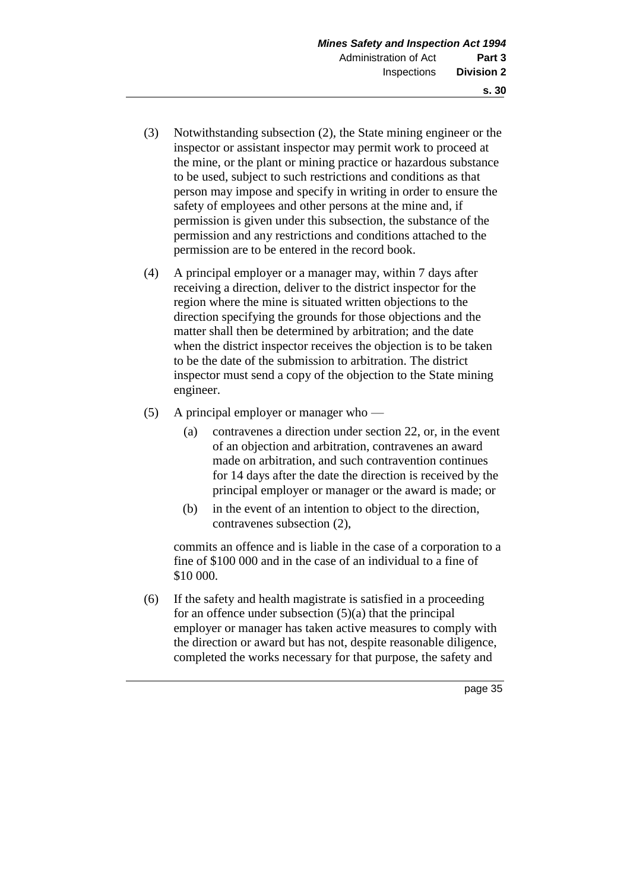(3) Notwithstanding subsection (2), the State mining engineer or the inspector or assistant inspector may permit work to proceed at the mine, or the plant or mining practice or hazardous substance to be used, subject to such restrictions and conditions as that person may impose and specify in writing in order to ensure the safety of employees and other persons at the mine and, if permission is given under this subsection, the substance of the permission and any restrictions and conditions attached to the permission are to be entered in the record book.

(4) A principal employer or a manager may, within 7 days after receiving a direction, deliver to the district inspector for the region where the mine is situated written objections to the direction specifying the grounds for those objections and the matter shall then be determined by arbitration; and the date when the district inspector receives the objection is to be taken to be the date of the submission to arbitration. The district inspector must send a copy of the objection to the State mining engineer.

(5) A principal employer or manager who —

  (a) contravenes a direction under section 22, or, in the event of an objection and arbitration, contravenes an award made on arbitration, and such contravention continues for 14 days after the date the direction is received by the principal employer or manager or the award is made; or

  (b) in the event of an intention to object to the direction, contravenes subsection (2),

commits an offence and is liable in the case of a corporation to a fine of $100 000 and in the case of an individual to a fine of $10 000.

(6) If the safety and health magistrate is satisfied in a proceeding for an offence under subsection (5)(a) that the principal employer or manager has taken active measures to comply with the direction or award but has not, despite reasonable diligence, completed the works necessary for that purpose, the safety and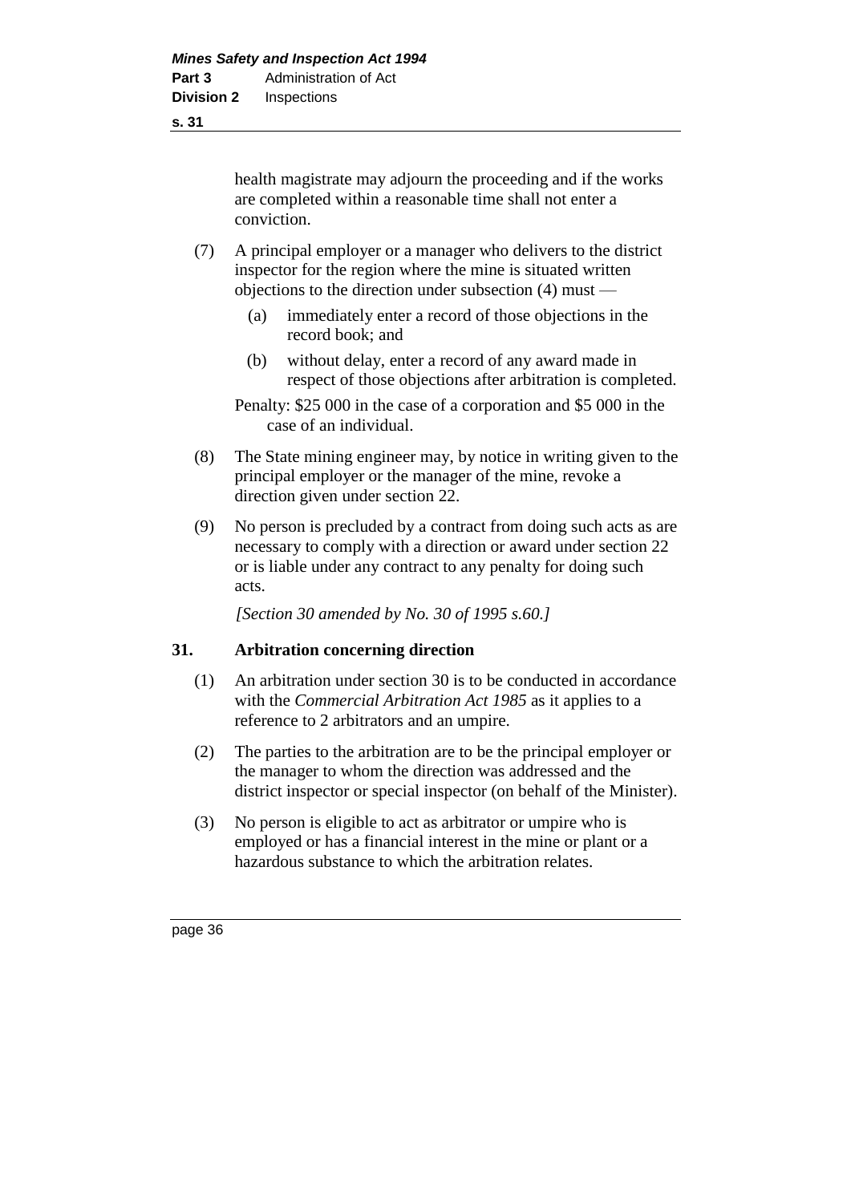health magistrate may adjourn the proceeding and if the works are completed within a reasonable time shall not enter a conviction.

(7) A principal employer or a manager who delivers to the district inspector for the region where the mine is situated written objections to the direction under subsection (4) must —

(a) immediately enter a record of those objections in the record book; and

(b) without delay, enter a record of any award made in respect of those objections after arbitration is completed.

Penalty: $25 000 in the case of a corporation and $5 000 in the case of an individual.

(8) The State mining engineer may, by notice in writing given to the principal employer or the manager of the mine, revoke a direction given under section 22.

(9) No person is precluded by a contract from doing such acts as are necessary to comply with a direction or award under section 22 or is liable under any contract to any penalty for doing such acts.

*[Section 30 amended by No. 30 of 1995 s.60.]*

## 31. Arbitration concerning direction

(1) An arbitration under section 30 is to be conducted in accordance with the *Commercial Arbitration Act 1985* as it applies to a reference to 2 arbitrators and an umpire.

(2) The parties to the arbitration are to be the principal employer or the manager to whom the direction was addressed and the district inspector or special inspector (on behalf of the Minister).

(3) No person is eligible to act as arbitrator or umpire who is employed or has a financial interest in the mine or plant or a hazardous substance to which the arbitration relates.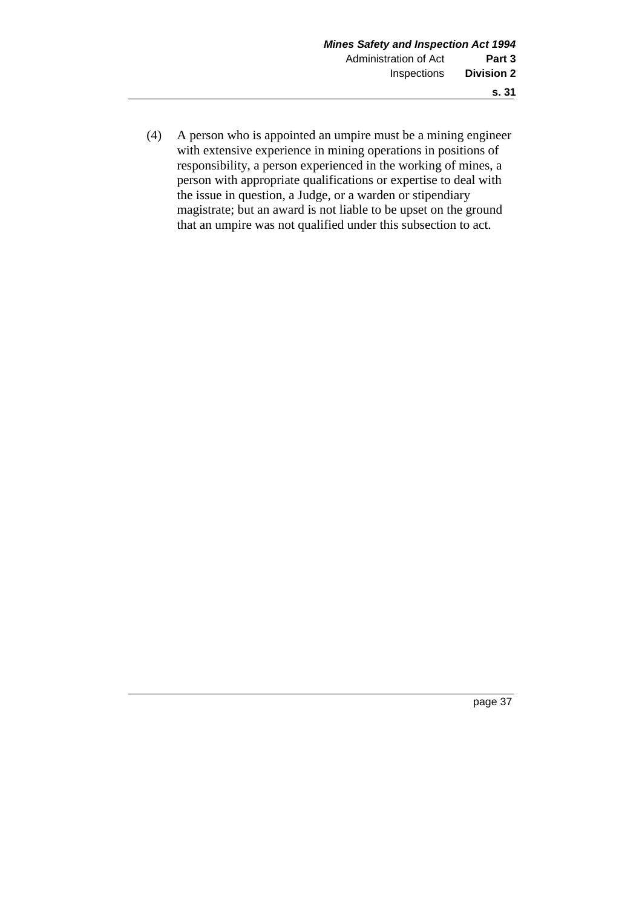(4) A person who is appointed an umpire must be a mining engineer with extensive experience in mining operations in positions of responsibility, a person experienced in the working of mines, a person with appropriate qualifications or expertise to deal with the issue in question, a Judge, or a warden or stipendiary magistrate; but an award is not liable to be upset on the ground that an umpire was not qualified under this subsection to act.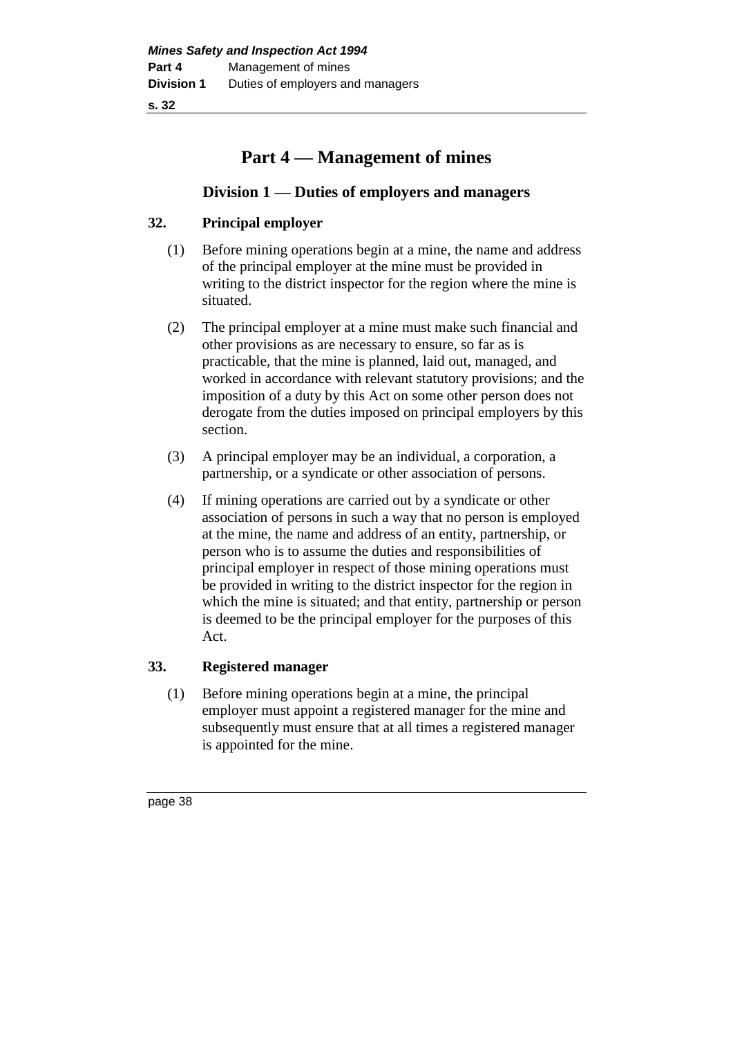# Part 4 — Management of mines

## Division 1 — Duties of employers and managers

### 32. Principal employer

(1) Before mining operations begin at a mine, the name and address of the principal employer at the mine must be provided in writing to the district inspector for the region where the mine is situated.

(2) The principal employer at a mine must make such financial and other provisions as are necessary to ensure, so far as is practicable, that the mine is planned, laid out, managed, and worked in accordance with relevant statutory provisions; and the imposition of a duty by this Act on some other person does not derogate from the duties imposed on principal employers by this section.

(3) A principal employer may be an individual, a corporation, a partnership, or a syndicate or other association of persons.

(4) If mining operations are carried out by a syndicate or other association of persons in such a way that no person is employed at the mine, the name and address of an entity, partnership, or person who is to assume the duties and responsibilities of principal employer in respect of those mining operations must be provided in writing to the district inspector for the region in which the mine is situated; and that entity, partnership or person is deemed to be the principal employer for the purposes of this Act.

### 33. Registered manager

(1) Before mining operations begin at a mine, the principal employer must appoint a registered manager for the mine and subsequently must ensure that at all times a registered manager is appointed for the mine.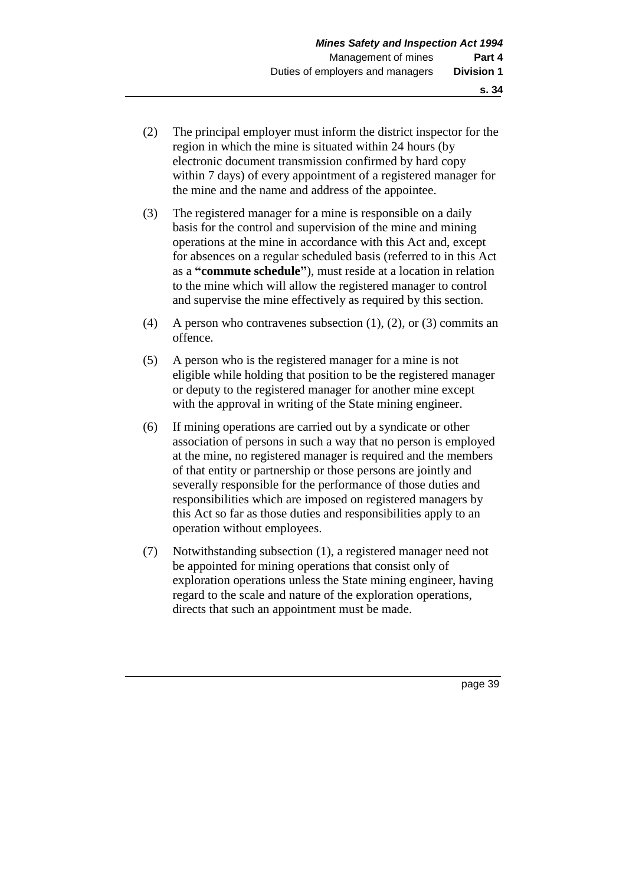(2) The principal employer must inform the district inspector for the region in which the mine is situated within 24 hours (by electronic document transmission confirmed by hard copy within 7 days) of every appointment of a registered manager for the mine and the name and address of the appointee.

(3) The registered manager for a mine is responsible on a daily basis for the control and supervision of the mine and mining operations at the mine in accordance with this Act and, except for absences on a regular scheduled basis (referred to in this Act as a **"commute schedule"**), must reside at a location in relation to the mine which will allow the registered manager to control and supervise the mine effectively as required by this section.

(4) A person who contravenes subsection (1), (2), or (3) commits an offence.

(5) A person who is the registered manager for a mine is not eligible while holding that position to be the registered manager or deputy to the registered manager for another mine except with the approval in writing of the State mining engineer.

(6) If mining operations are carried out by a syndicate or other association of persons in such a way that no person is employed at the mine, no registered manager is required and the members of that entity or partnership or those persons are jointly and severally responsible for the performance of those duties and responsibilities which are imposed on registered managers by this Act so far as those duties and responsibilities apply to an operation without employees.

(7) Notwithstanding subsection (1), a registered manager need not be appointed for mining operations that consist only of exploration operations unless the State mining engineer, having regard to the scale and nature of the exploration operations, directs that such an appointment must be made.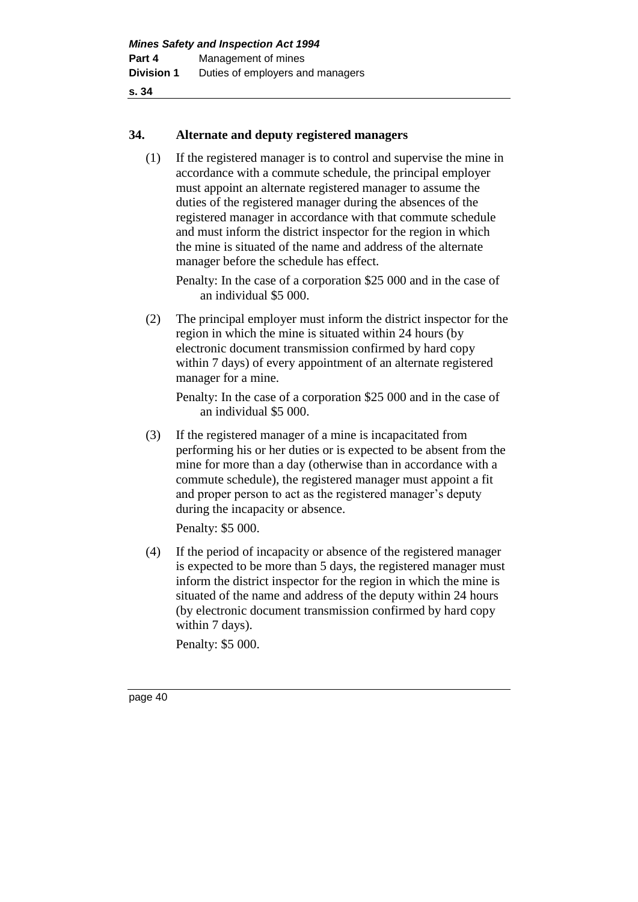### 34. Alternate and deputy registered managers

(1) If the registered manager is to control and supervise the mine in accordance with a commute schedule, the principal employer must appoint an alternate registered manager to assume the duties of the registered manager during the absences of the registered manager in accordance with that commute schedule and must inform the district inspector for the region in which the mine is situated of the name and address of the alternate manager before the schedule has effect.

Penalty: In the case of a corporation $25 000 and in the case of an individual $5 000.

(2) The principal employer must inform the district inspector for the region in which the mine is situated within 24 hours (by electronic document transmission confirmed by hard copy within 7 days) of every appointment of an alternate registered manager for a mine.

Penalty: In the case of a corporation $25 000 and in the case of an individual $5 000.

(3) If the registered manager of a mine is incapacitated from performing his or her duties or is expected to be absent from the mine for more than a day (otherwise than in accordance with a commute schedule), the registered manager must appoint a fit and proper person to act as the registered manager's deputy during the incapacity or absence.

Penalty: $5 000.

(4) If the period of incapacity or absence of the registered manager is expected to be more than 5 days, the registered manager must inform the district inspector for the region in which the mine is situated of the name and address of the deputy within 24 hours (by electronic document transmission confirmed by hard copy within 7 days).

Penalty: $5 000.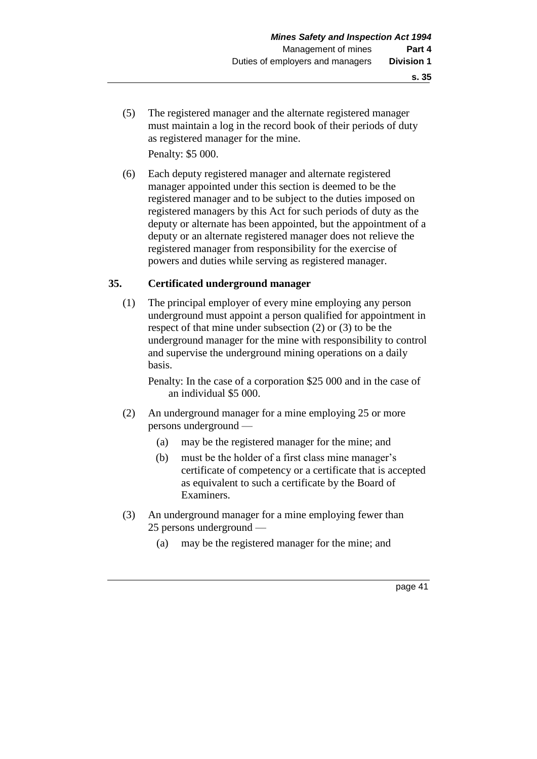(5) The registered manager and the alternate registered manager must maintain a log in the record book of their periods of duty as registered manager for the mine.

Penalty: $5 000.

(6) Each deputy registered manager and alternate registered manager appointed under this section is deemed to be the registered manager and to be subject to the duties imposed on registered managers by this Act for such periods of duty as the deputy or alternate has been appointed, but the appointment of a deputy or an alternate registered manager does not relieve the registered manager from responsibility for the exercise of powers and duties while serving as registered manager.

### 35. Certificated underground manager

(1) The principal employer of every mine employing any person underground must appoint a person qualified for appointment in respect of that mine under subsection (2) or (3) to be the underground manager for the mine with responsibility to control and supervise the underground mining operations on a daily basis.

Penalty: In the case of a corporation $25 000 and in the case of an individual $5 000.

(2) An underground manager for a mine employing 25 or more persons underground —

- (a) may be the registered manager for the mine; and
- (b) must be the holder of a first class mine manager's certificate of competency or a certificate that is accepted as equivalent to such a certificate by the Board of Examiners.

(3) An underground manager for a mine employing fewer than 25 persons underground —

- (a) may be the registered manager for the mine; and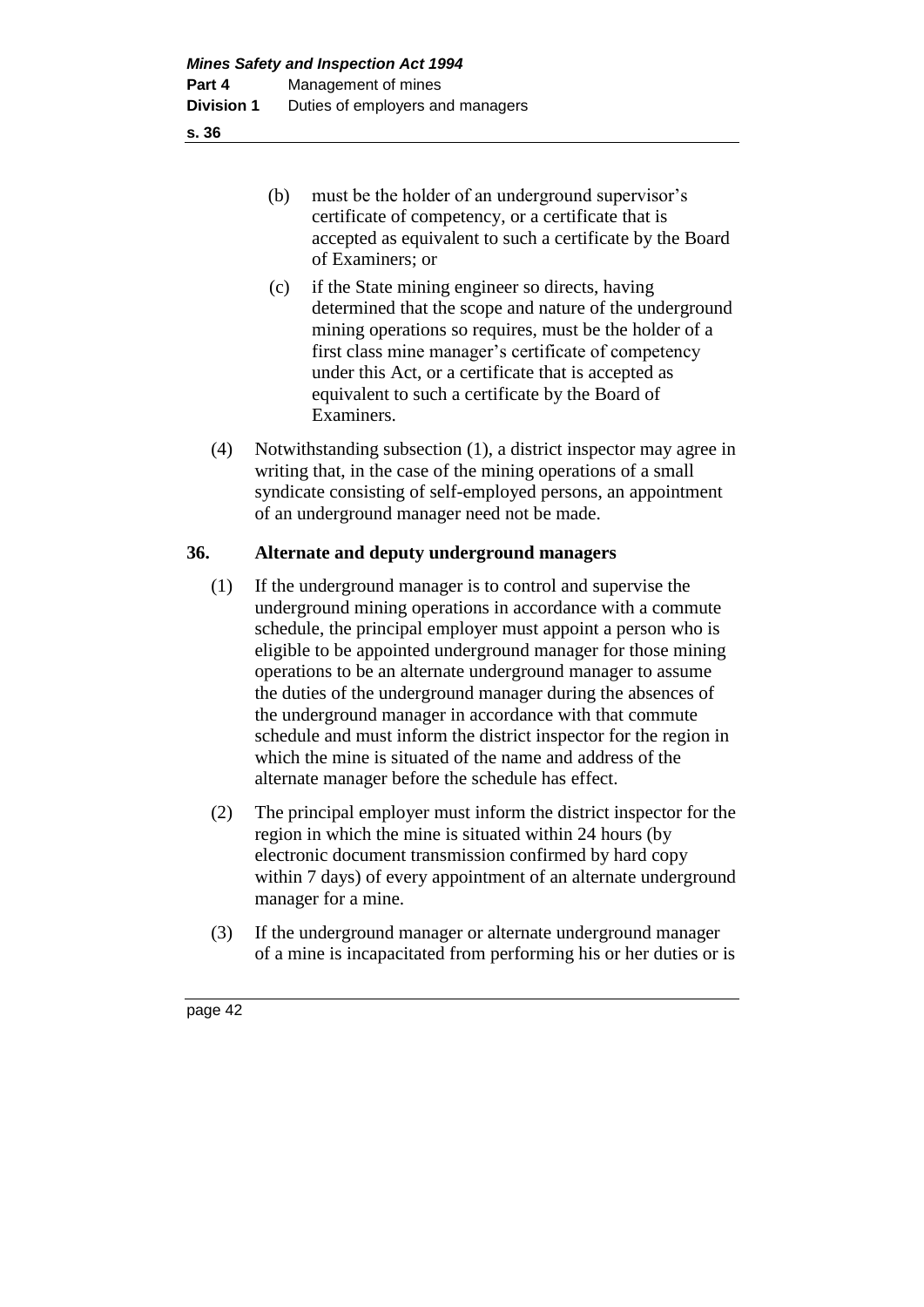(b) must be the holder of an underground supervisor's certificate of competency, or a certificate that is accepted as equivalent to such a certificate by the Board of Examiners; or

(c) if the State mining engineer so directs, having determined that the scope and nature of the underground mining operations so requires, must be the holder of a first class mine manager's certificate of competency under this Act, or a certificate that is accepted as equivalent to such a certificate by the Board of Examiners.

(4) Notwithstanding subsection (1), a district inspector may agree in writing that, in the case of the mining operations of a small syndicate consisting of self-employed persons, an appointment of an underground manager need not be made.

## 36. Alternate and deputy underground managers

(1) If the underground manager is to control and supervise the underground mining operations in accordance with a commute schedule, the principal employer must appoint a person who is eligible to be appointed underground manager for those mining operations to be an alternate underground manager to assume the duties of the underground manager during the absences of the underground manager in accordance with that commute schedule and must inform the district inspector for the region in which the mine is situated of the name and address of the alternate manager before the schedule has effect.

(2) The principal employer must inform the district inspector for the region in which the mine is situated within 24 hours (by electronic document transmission confirmed by hard copy within 7 days) of every appointment of an alternate underground manager for a mine.

(3) If the underground manager or alternate underground manager of a mine is incapacitated from performing his or her duties or is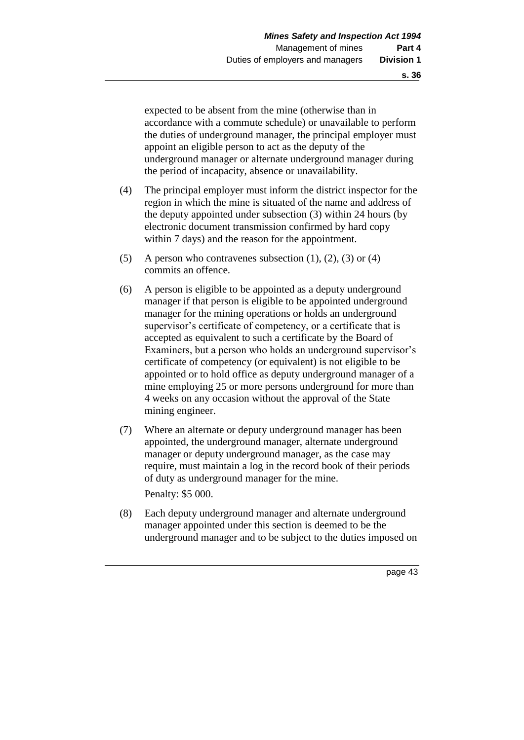expected to be absent from the mine (otherwise than in accordance with a commute schedule) or unavailable to perform the duties of underground manager, the principal employer must appoint an eligible person to act as the deputy of the underground manager or alternate underground manager during the period of incapacity, absence or unavailability.

(4) The principal employer must inform the district inspector for the region in which the mine is situated of the name and address of the deputy appointed under subsection (3) within 24 hours (by electronic document transmission confirmed by hard copy within 7 days) and the reason for the appointment.

(5) A person who contravenes subsection (1), (2), (3) or (4) commits an offence.

(6) A person is eligible to be appointed as a deputy underground manager if that person is eligible to be appointed underground manager for the mining operations or holds an underground supervisor's certificate of competency, or a certificate that is accepted as equivalent to such a certificate by the Board of Examiners, but a person who holds an underground supervisor's certificate of competency (or equivalent) is not eligible to be appointed or to hold office as deputy underground manager of a mine employing 25 or more persons underground for more than 4 weeks on any occasion without the approval of the State mining engineer.

(7) Where an alternate or deputy underground manager has been appointed, the underground manager, alternate underground manager or deputy underground manager, as the case may require, must maintain a log in the record book of their periods of duty as underground manager for the mine.

Penalty: $5 000.

(8) Each deputy underground manager and alternate underground manager appointed under this section is deemed to be the underground manager and to be subject to the duties imposed on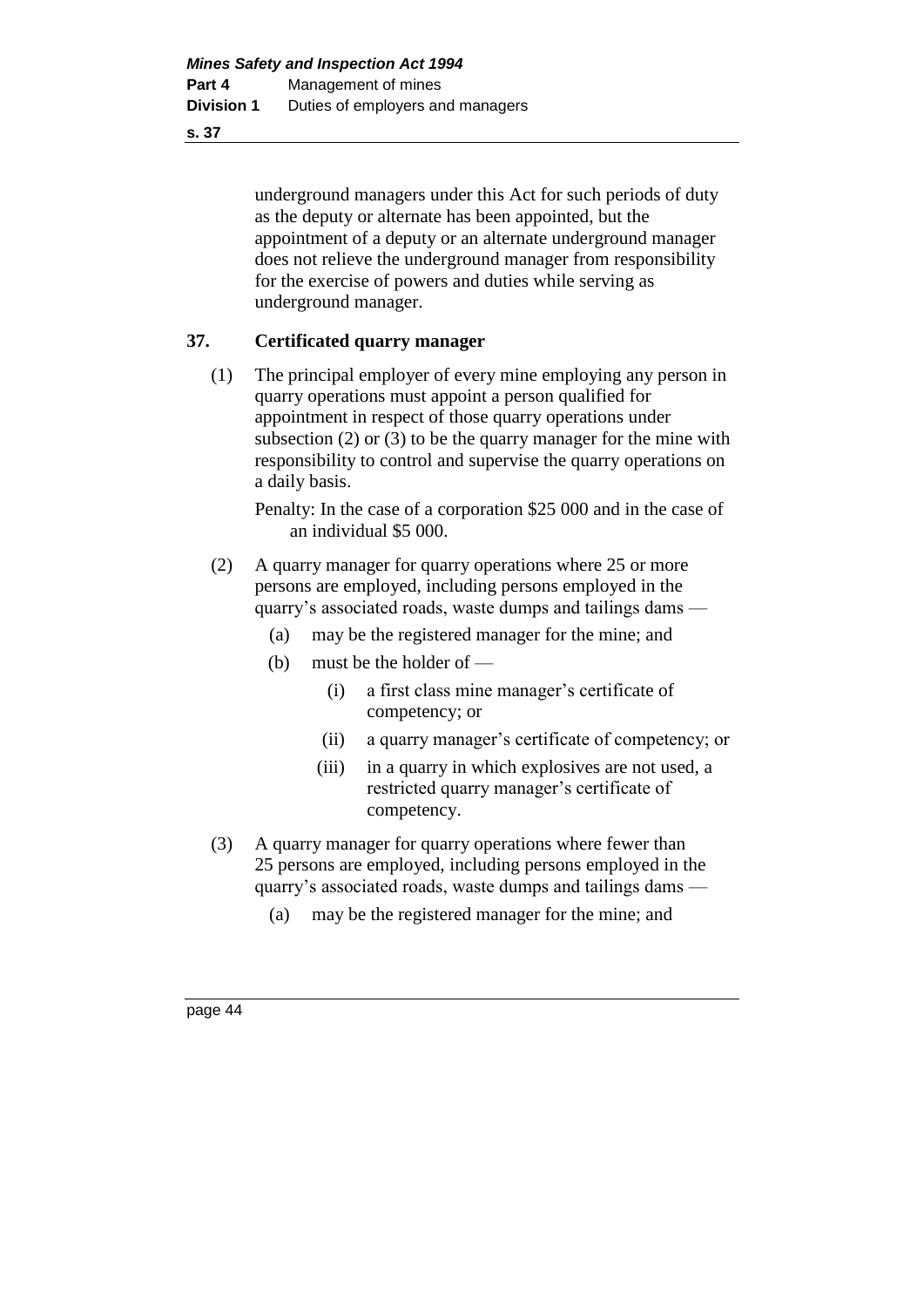underground managers under this Act for such periods of duty as the deputy or alternate has been appointed, but the appointment of a deputy or an alternate underground manager does not relieve the underground manager from responsibility for the exercise of powers and duties while serving as underground manager.

## 37. Certificated quarry manager

(1) The principal employer of every mine employing any person in quarry operations must appoint a person qualified for appointment in respect of those quarry operations under subsection (2) or (3) to be the quarry manager for the mine with responsibility to control and supervise the quarry operations on a daily basis.

Penalty: In the case of a corporation $25 000 and in the case of an individual $5 000.

(2) A quarry manager for quarry operations where 25 or more persons are employed, including persons employed in the quarry's associated roads, waste dumps and tailings dams —

- (a) may be the registered manager for the mine; and
- (b) must be the holder of —
  - (i) a first class mine manager's certificate of competency; or
  - (ii) a quarry manager's certificate of competency; or
  - (iii) in a quarry in which explosives are not used, a restricted quarry manager's certificate of competency.

(3) A quarry manager for quarry operations where fewer than 25 persons are employed, including persons employed in the quarry's associated roads, waste dumps and tailings dams —

- (a) may be the registered manager for the mine; and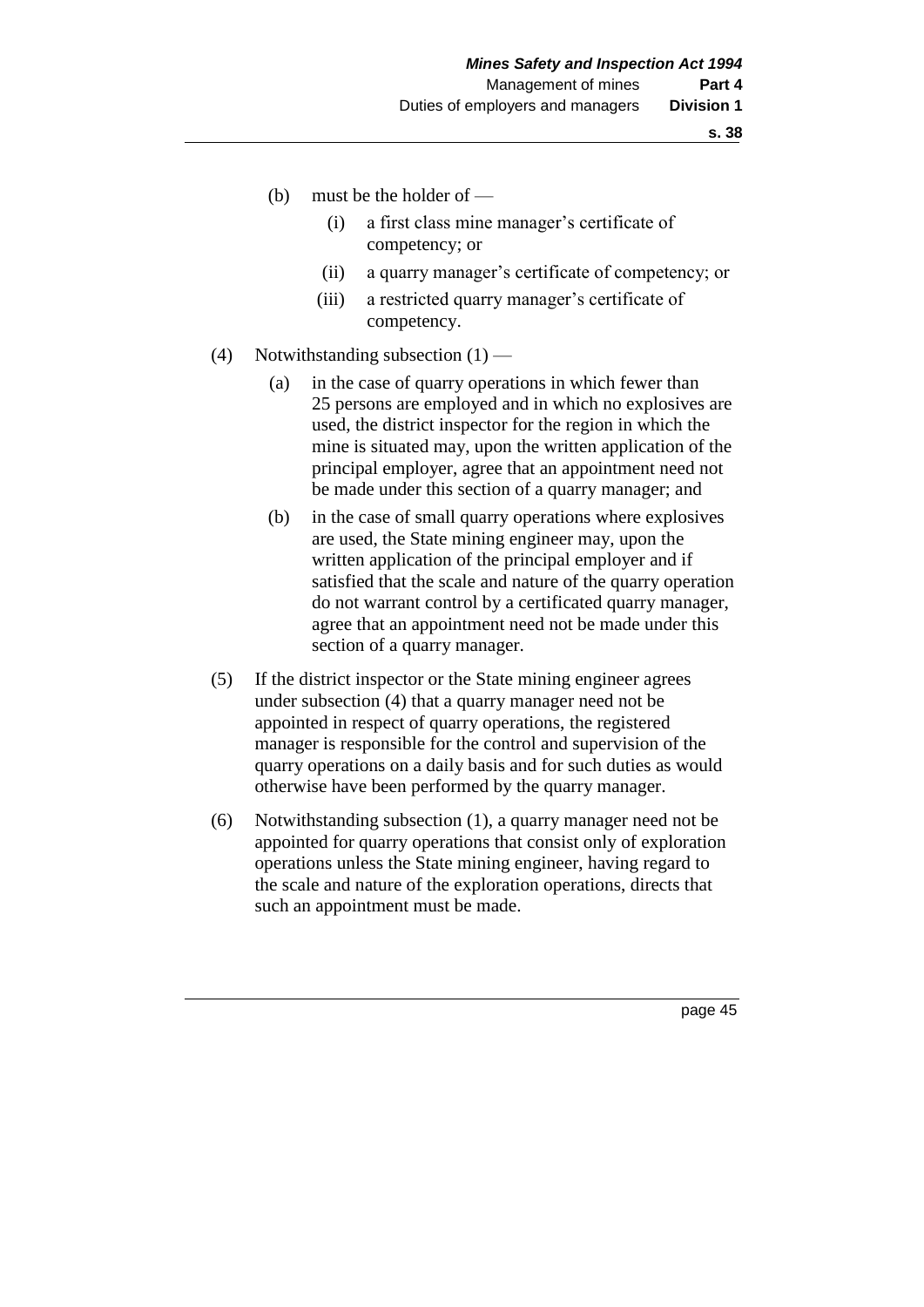(b) must be the holder of —

   (i) a first class mine manager's certificate of competency; or

   (ii) a quarry manager's certificate of competency; or

   (iii) a restricted quarry manager's certificate of competency.

(4) Notwithstanding subsection (1) —

   (a) in the case of quarry operations in which fewer than 25 persons are employed and in which no explosives are used, the district inspector for the region in which the mine is situated may, upon the written application of the principal employer, agree that an appointment need not be made under this section of a quarry manager; and

   (b) in the case of small quarry operations where explosives are used, the State mining engineer may, upon the written application of the principal employer and if satisfied that the scale and nature of the quarry operation do not warrant control by a certificated quarry manager, agree that an appointment need not be made under this section of a quarry manager.

(5) If the district inspector or the State mining engineer agrees under subsection (4) that a quarry manager need not be appointed in respect of quarry operations, the registered manager is responsible for the control and supervision of the quarry operations on a daily basis and for such duties as would otherwise have been performed by the quarry manager.

(6) Notwithstanding subsection (1), a quarry manager need not be appointed for quarry operations that consist only of exploration operations unless the State mining engineer, having regard to the scale and nature of the exploration operations, directs that such an appointment must be made.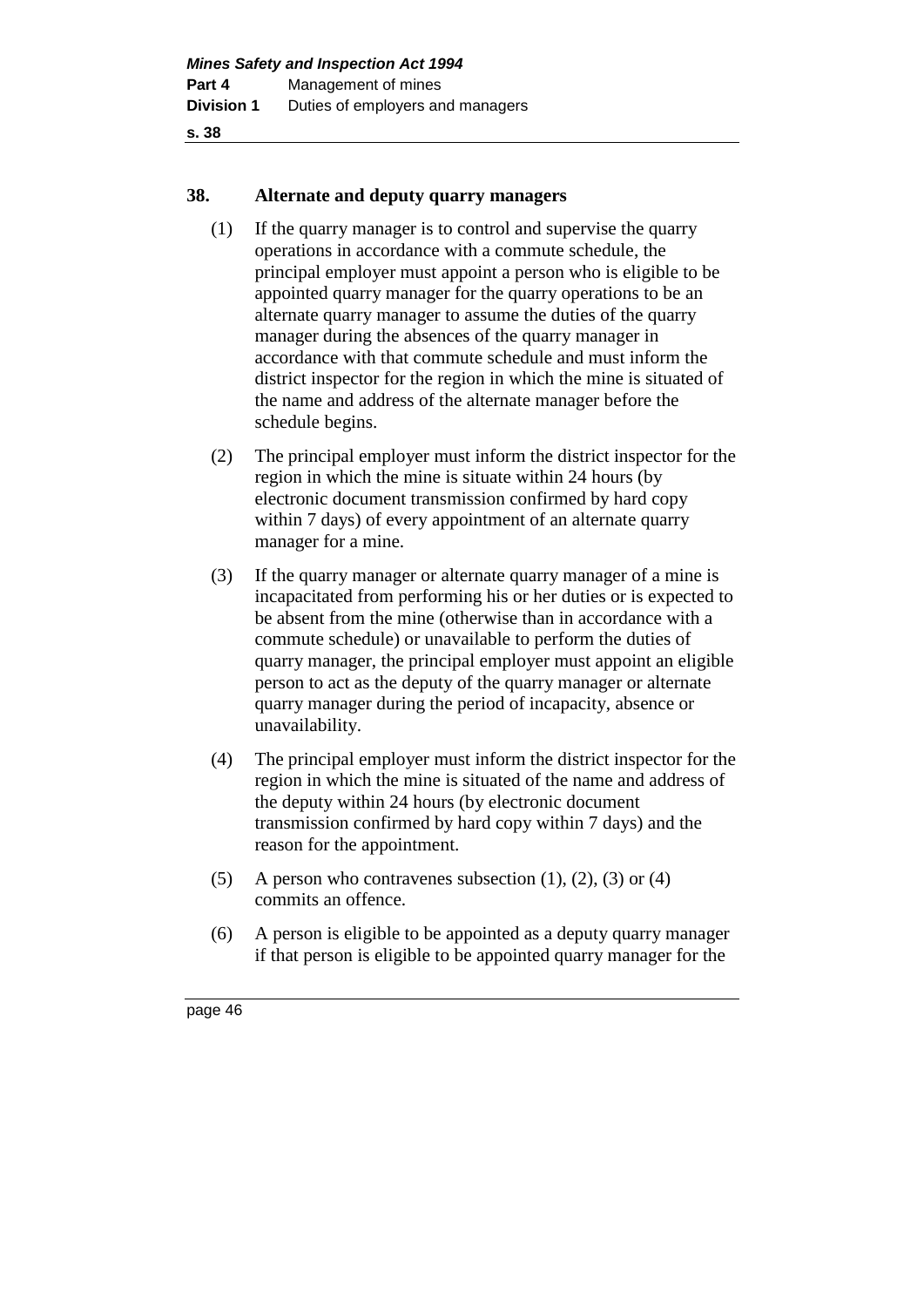## 38. Alternate and deputy quarry managers

(1) If the quarry manager is to control and supervise the quarry operations in accordance with a commute schedule, the principal employer must appoint a person who is eligible to be appointed quarry manager for the quarry operations to be an alternate quarry manager to assume the duties of the quarry manager during the absences of the quarry manager in accordance with that commute schedule and must inform the district inspector for the region in which the mine is situated of the name and address of the alternate manager before the schedule begins.

(2) The principal employer must inform the district inspector for the region in which the mine is situate within 24 hours (by electronic document transmission confirmed by hard copy within 7 days) of every appointment of an alternate quarry manager for a mine.

(3) If the quarry manager or alternate quarry manager of a mine is incapacitated from performing his or her duties or is expected to be absent from the mine (otherwise than in accordance with a commute schedule) or unavailable to perform the duties of quarry manager, the principal employer must appoint an eligible person to act as the deputy of the quarry manager or alternate quarry manager during the period of incapacity, absence or unavailability.

(4) The principal employer must inform the district inspector for the region in which the mine is situated of the name and address of the deputy within 24 hours (by electronic document transmission confirmed by hard copy within 7 days) and the reason for the appointment.

(5) A person who contravenes subsection (1), (2), (3) or (4) commits an offence.

(6) A person is eligible to be appointed as a deputy quarry manager if that person is eligible to be appointed quarry manager for the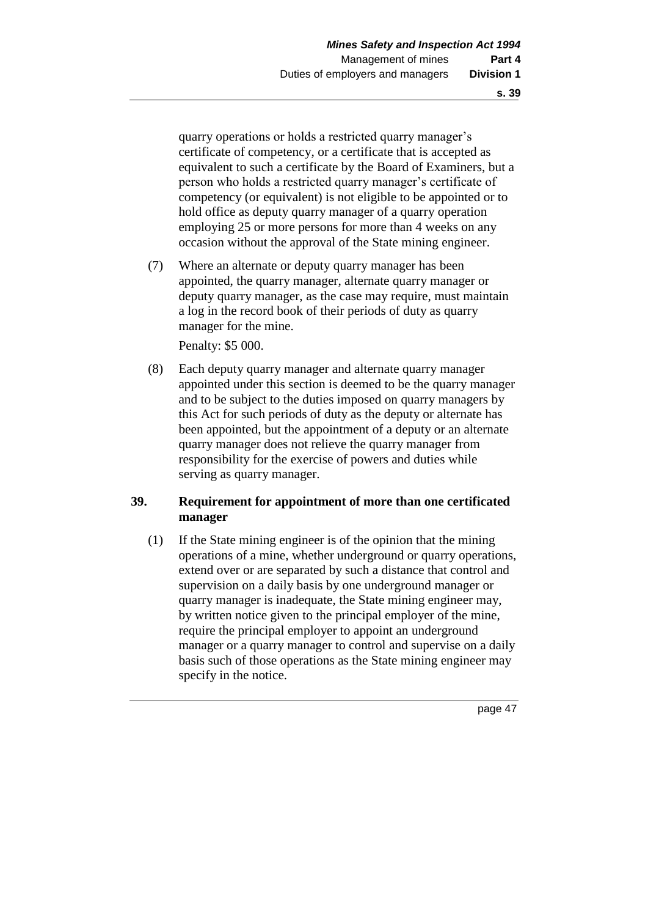quarry operations or holds a restricted quarry manager's certificate of competency, or a certificate that is accepted as equivalent to such a certificate by the Board of Examiners, but a person who holds a restricted quarry manager's certificate of competency (or equivalent) is not eligible to be appointed or to hold office as deputy quarry manager of a quarry operation employing 25 or more persons for more than 4 weeks on any occasion without the approval of the State mining engineer.

(7) Where an alternate or deputy quarry manager has been appointed, the quarry manager, alternate quarry manager or deputy quarry manager, as the case may require, must maintain a log in the record book of their periods of duty as quarry manager for the mine.

Penalty: $5 000.

(8) Each deputy quarry manager and alternate quarry manager appointed under this section is deemed to be the quarry manager and to be subject to the duties imposed on quarry managers by this Act for such periods of duty as the deputy or alternate has been appointed, but the appointment of a deputy or an alternate quarry manager does not relieve the quarry manager from responsibility for the exercise of powers and duties while serving as quarry manager.

## 39. Requirement for appointment of more than one certificated manager

(1) If the State mining engineer is of the opinion that the mining operations of a mine, whether underground or quarry operations, extend over or are separated by such a distance that control and supervision on a daily basis by one underground manager or quarry manager is inadequate, the State mining engineer may, by written notice given to the principal employer of the mine, require the principal employer to appoint an underground manager or a quarry manager to control and supervise on a daily basis such of those operations as the State mining engineer may specify in the notice.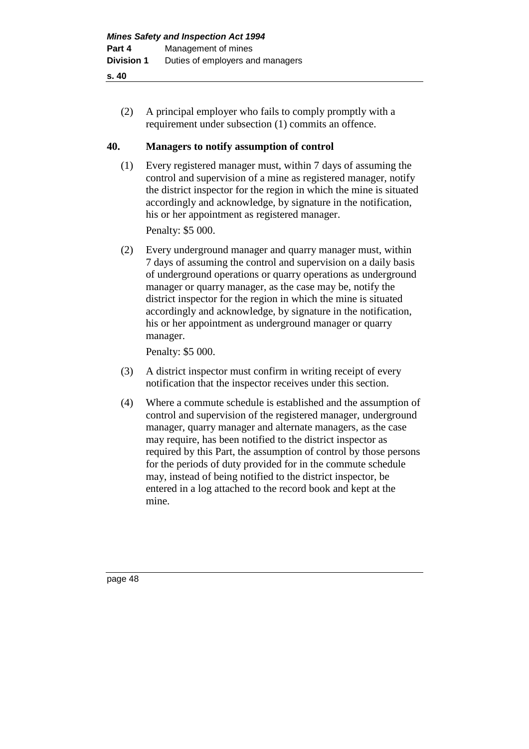(2) A principal employer who fails to comply promptly with a requirement under subsection (1) commits an offence.

## 40. Managers to notify assumption of control

(1) Every registered manager must, within 7 days of assuming the control and supervision of a mine as registered manager, notify the district inspector for the region in which the mine is situated accordingly and acknowledge, by signature in the notification, his or her appointment as registered manager.

Penalty: $5 000.

(2) Every underground manager and quarry manager must, within 7 days of assuming the control and supervision on a daily basis of underground operations or quarry operations as underground manager or quarry manager, as the case may be, notify the district inspector for the region in which the mine is situated accordingly and acknowledge, by signature in the notification, his or her appointment as underground manager or quarry manager.

Penalty: $5 000.

(3) A district inspector must confirm in writing receipt of every notification that the inspector receives under this section.

(4) Where a commute schedule is established and the assumption of control and supervision of the registered manager, underground manager, quarry manager and alternate managers, as the case may require, has been notified to the district inspector as required by this Part, the assumption of control by those persons for the periods of duty provided for in the commute schedule may, instead of being notified to the district inspector, be entered in a log attached to the record book and kept at the mine.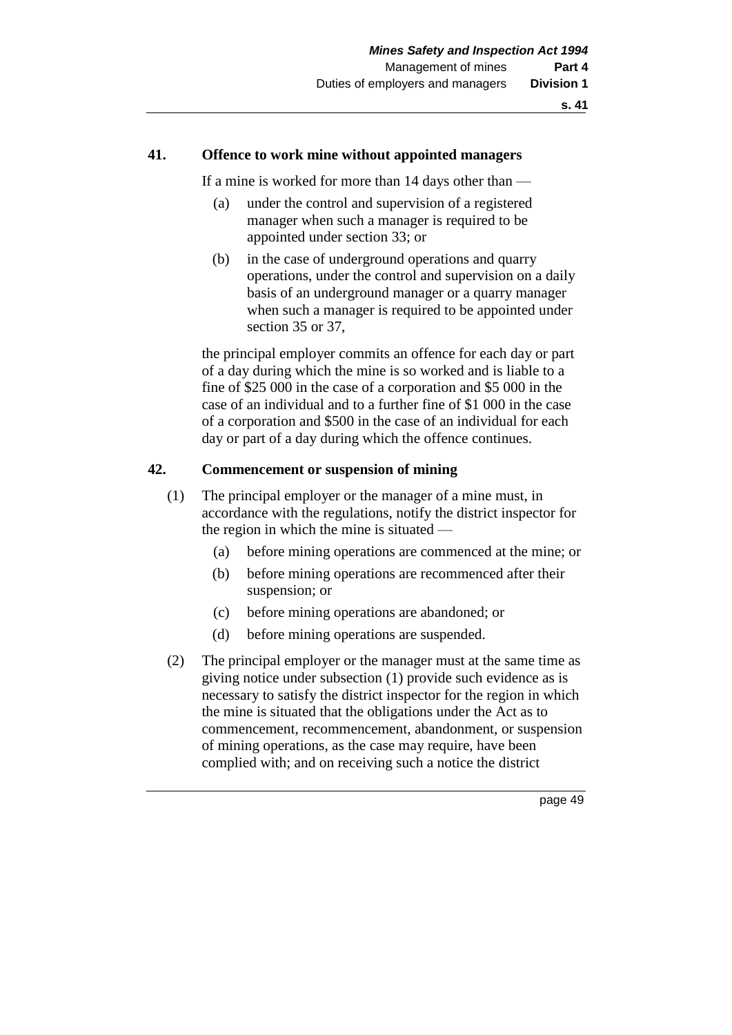## 41. Offence to work mine without appointed managers

If a mine is worked for more than 14 days other than —

(a) under the control and supervision of a registered manager when such a manager is required to be appointed under section 33; or

(b) in the case of underground operations and quarry operations, under the control and supervision on a daily basis of an underground manager or a quarry manager when such a manager is required to be appointed under section 35 or 37,

the principal employer commits an offence for each day or part of a day during which the mine is so worked and is liable to a fine of $25 000 in the case of a corporation and $5 000 in the case of an individual and to a further fine of $1 000 in the case of a corporation and $500 in the case of an individual for each day or part of a day during which the offence continues.

## 42. Commencement or suspension of mining

(1) The principal employer or the manager of a mine must, in accordance with the regulations, notify the district inspector for the region in which the mine is situated —

(a) before mining operations are commenced at the mine; or

(b) before mining operations are recommenced after their suspension; or

(c) before mining operations are abandoned; or

(d) before mining operations are suspended.

(2) The principal employer or the manager must at the same time as giving notice under subsection (1) provide such evidence as is necessary to satisfy the district inspector for the region in which the mine is situated that the obligations under the Act as to commencement, recommencement, abandonment, or suspension of mining operations, as the case may require, have been complied with; and on receiving such a notice the district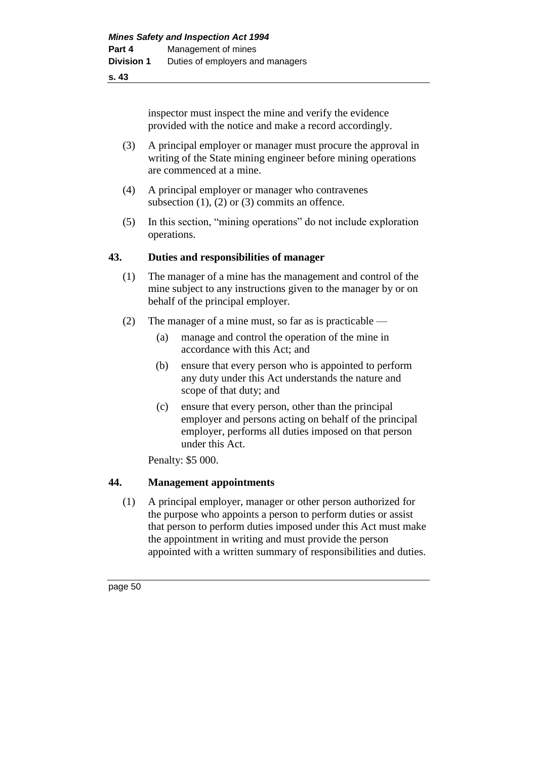inspector must inspect the mine and verify the evidence provided with the notice and make a record accordingly.

(3) A principal employer or manager must procure the approval in writing of the State mining engineer before mining operations are commenced at a mine.

(4) A principal employer or manager who contravenes subsection (1), (2) or (3) commits an offence.

(5) In this section, "mining operations" do not include exploration operations.

### 43. Duties and responsibilities of manager

(1) The manager of a mine has the management and control of the mine subject to any instructions given to the manager by or on behalf of the principal employer.

(2) The manager of a mine must, so far as is practicable —

(a) manage and control the operation of the mine in accordance with this Act; and

(b) ensure that every person who is appointed to perform any duty under this Act understands the nature and scope of that duty; and

(c) ensure that every person, other than the principal employer and persons acting on behalf of the principal employer, performs all duties imposed on that person under this Act.

Penalty: $5 000.

### 44. Management appointments

(1) A principal employer, manager or other person authorized for the purpose who appoints a person to perform duties or assist that person to perform duties imposed under this Act must make the appointment in writing and must provide the person appointed with a written summary of responsibilities and duties.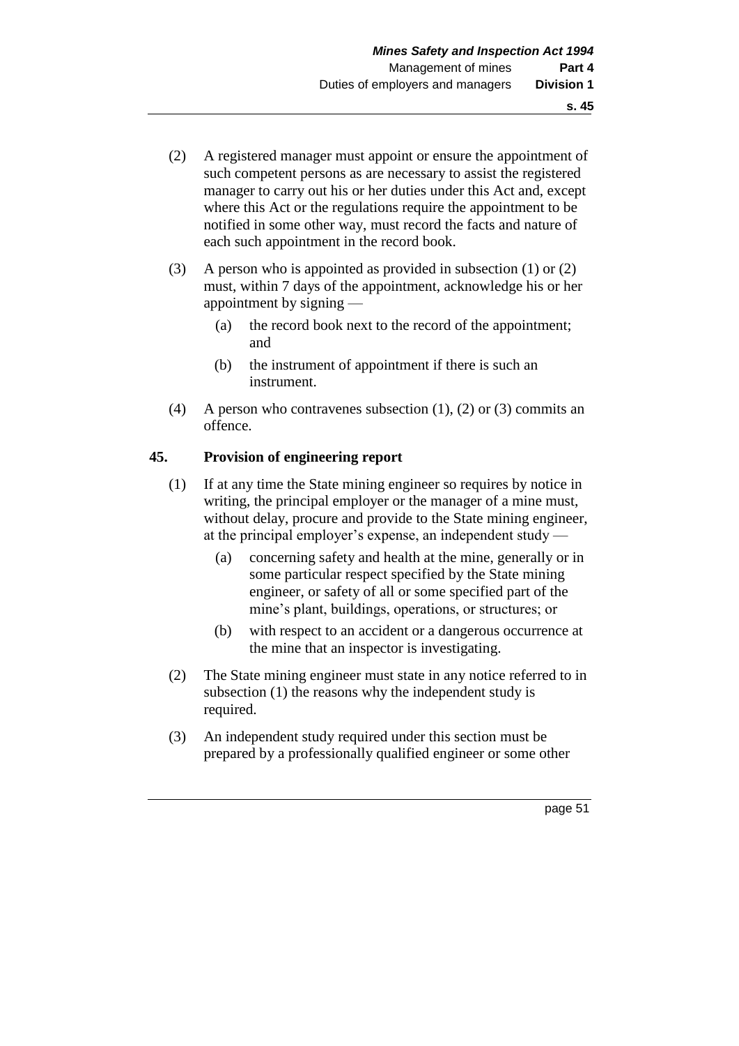(2) A registered manager must appoint or ensure the appointment of such competent persons as are necessary to assist the registered manager to carry out his or her duties under this Act and, except where this Act or the regulations require the appointment to be notified in some other way, must record the facts and nature of each such appointment in the record book.

(3) A person who is appointed as provided in subsection (1) or (2) must, within 7 days of the appointment, acknowledge his or her appointment by signing —

- (a) the record book next to the record of the appointment; and
- (b) the instrument of appointment if there is such an instrument.

(4) A person who contravenes subsection (1), (2) or (3) commits an offence.

## 45. Provision of engineering report

(1) If at any time the State mining engineer so requires by notice in writing, the principal employer or the manager of a mine must, without delay, procure and provide to the State mining engineer, at the principal employer's expense, an independent study —

- (a) concerning safety and health at the mine, generally or in some particular respect specified by the State mining engineer, or safety of all or some specified part of the mine's plant, buildings, operations, or structures; or
- (b) with respect to an accident or a dangerous occurrence at the mine that an inspector is investigating.

(2) The State mining engineer must state in any notice referred to in subsection (1) the reasons why the independent study is required.

(3) An independent study required under this section must be prepared by a professionally qualified engineer or some other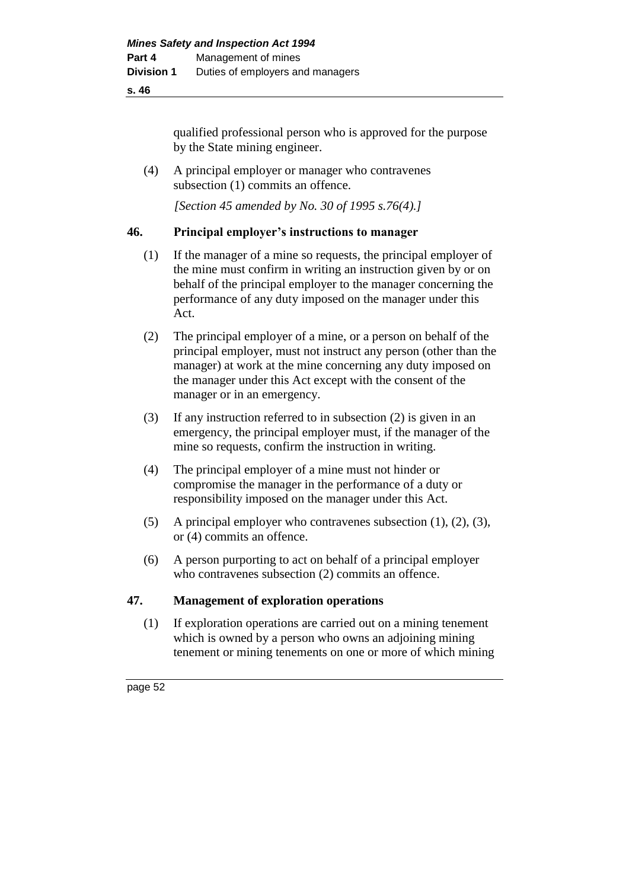qualified professional person who is approved for the purpose by the State mining engineer.

(4) A principal employer or manager who contravenes subsection (1) commits an offence.

*[Section 45 amended by No. 30 of 1995 s.76(4).]*

### 46. Principal employer's instructions to manager

(1) If the manager of a mine so requests, the principal employer of the mine must confirm in writing an instruction given by or on behalf of the principal employer to the manager concerning the performance of any duty imposed on the manager under this Act.

(2) The principal employer of a mine, or a person on behalf of the principal employer, must not instruct any person (other than the manager) at work at the mine concerning any duty imposed on the manager under this Act except with the consent of the manager or in an emergency.

(3) If any instruction referred to in subsection (2) is given in an emergency, the principal employer must, if the manager of the mine so requests, confirm the instruction in writing.

(4) The principal employer of a mine must not hinder or compromise the manager in the performance of a duty or responsibility imposed on the manager under this Act.

(5) A principal employer who contravenes subsection (1), (2), (3), or (4) commits an offence.

(6) A person purporting to act on behalf of a principal employer who contravenes subsection (2) commits an offence.

### 47. Management of exploration operations

(1) If exploration operations are carried out on a mining tenement which is owned by a person who owns an adjoining mining tenement or mining tenements on one or more of which mining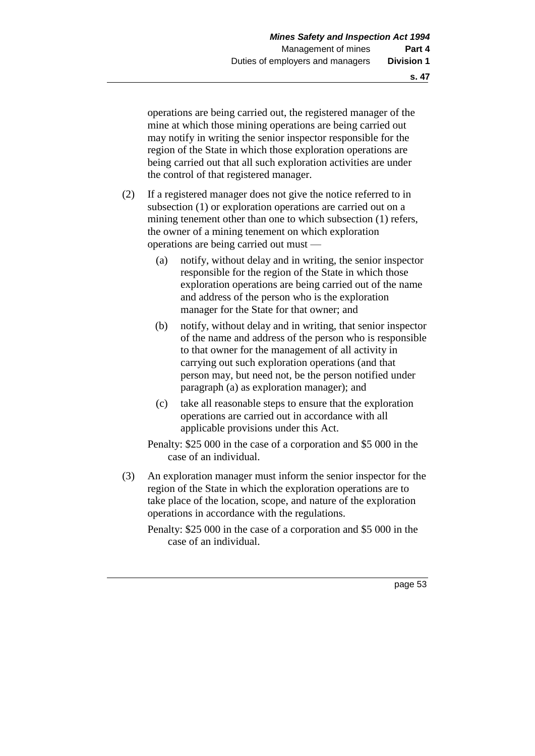operations are being carried out, the registered manager of the mine at which those mining operations are being carried out may notify in writing the senior inspector responsible for the region of the State in which those exploration operations are being carried out that all such exploration activities are under the control of that registered manager.

(2) If a registered manager does not give the notice referred to in subsection (1) or exploration operations are carried out on a mining tenement other than one to which subsection (1) refers, the owner of a mining tenement on which exploration operations are being carried out must —

(a) notify, without delay and in writing, the senior inspector responsible for the region of the State in which those exploration operations are being carried out of the name and address of the person who is the exploration manager for the State for that owner; and

(b) notify, without delay and in writing, that senior inspector of the name and address of the person who is responsible to that owner for the management of all activity in carrying out such exploration operations (and that person may, but need not, be the person notified under paragraph (a) as exploration manager); and

(c) take all reasonable steps to ensure that the exploration operations are carried out in accordance with all applicable provisions under this Act.

Penalty: $25 000 in the case of a corporation and $5 000 in the case of an individual.

(3) An exploration manager must inform the senior inspector for the region of the State in which the exploration operations are to take place of the location, scope, and nature of the exploration operations in accordance with the regulations.

Penalty: $25 000 in the case of a corporation and $5 000 in the case of an individual.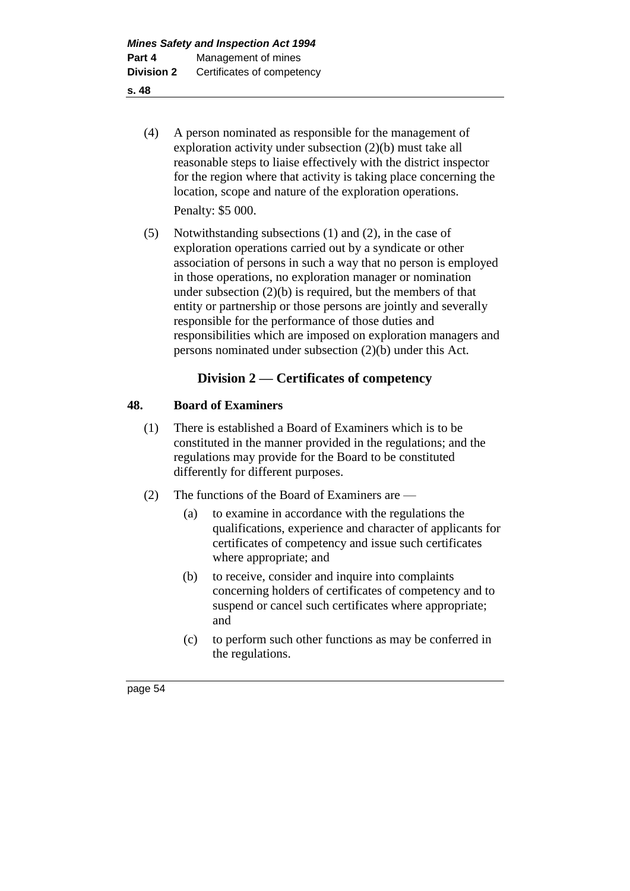(4) A person nominated as responsible for the management of exploration activity under subsection (2)(b) must take all reasonable steps to liaise effectively with the district inspector for the region where that activity is taking place concerning the location, scope and nature of the exploration operations.

Penalty: $5 000.

(5) Notwithstanding subsections (1) and (2), in the case of exploration operations carried out by a syndicate or other association of persons in such a way that no person is employed in those operations, no exploration manager or nomination under subsection (2)(b) is required, but the members of that entity or partnership or those persons are jointly and severally responsible for the performance of those duties and responsibilities which are imposed on exploration managers and persons nominated under subsection (2)(b) under this Act.

## Division 2 — Certificates of competency

### 48. Board of Examiners

(1) There is established a Board of Examiners which is to be constituted in the manner provided in the regulations; and the regulations may provide for the Board to be constituted differently for different purposes.

(2) The functions of the Board of Examiners are —

(a) to examine in accordance with the regulations the qualifications, experience and character of applicants for certificates of competency and issue such certificates where appropriate; and

(b) to receive, consider and inquire into complaints concerning holders of certificates of competency and to suspend or cancel such certificates where appropriate; and

(c) to perform such other functions as may be conferred in the regulations.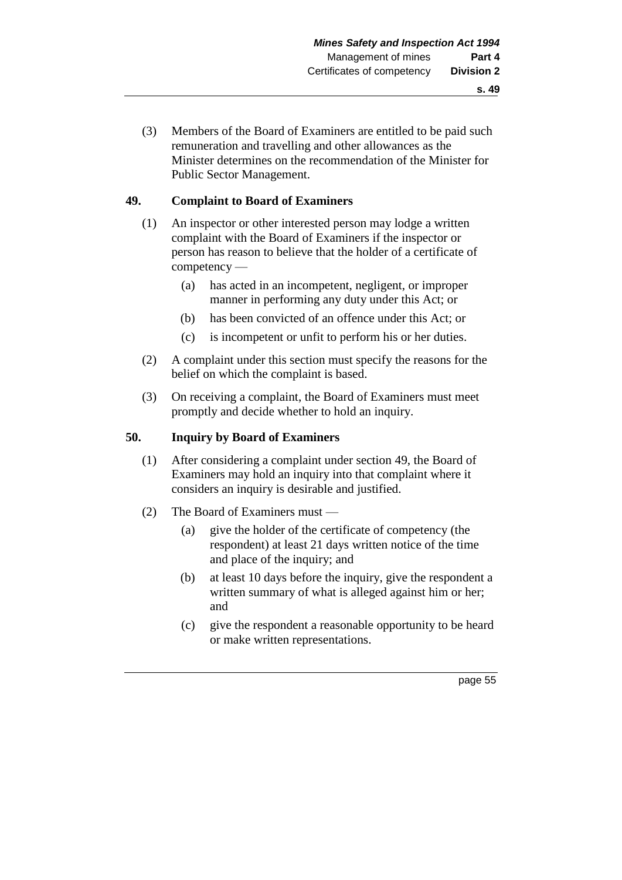(3) Members of the Board of Examiners are entitled to be paid such remuneration and travelling and other allowances as the Minister determines on the recommendation of the Minister for Public Sector Management.

### 49. Complaint to Board of Examiners

(1) An inspector or other interested person may lodge a written complaint with the Board of Examiners if the inspector or person has reason to believe that the holder of a certificate of competency —

  (a) has acted in an incompetent, negligent, or improper manner in performing any duty under this Act; or

  (b) has been convicted of an offence under this Act; or

  (c) is incompetent or unfit to perform his or her duties.

(2) A complaint under this section must specify the reasons for the belief on which the complaint is based.

(3) On receiving a complaint, the Board of Examiners must meet promptly and decide whether to hold an inquiry.

### 50. Inquiry by Board of Examiners

(1) After considering a complaint under section 49, the Board of Examiners may hold an inquiry into that complaint where it considers an inquiry is desirable and justified.

(2) The Board of Examiners must —

  (a) give the holder of the certificate of competency (the respondent) at least 21 days written notice of the time and place of the inquiry; and

  (b) at least 10 days before the inquiry, give the respondent a written summary of what is alleged against him or her; and

  (c) give the respondent a reasonable opportunity to be heard or make written representations.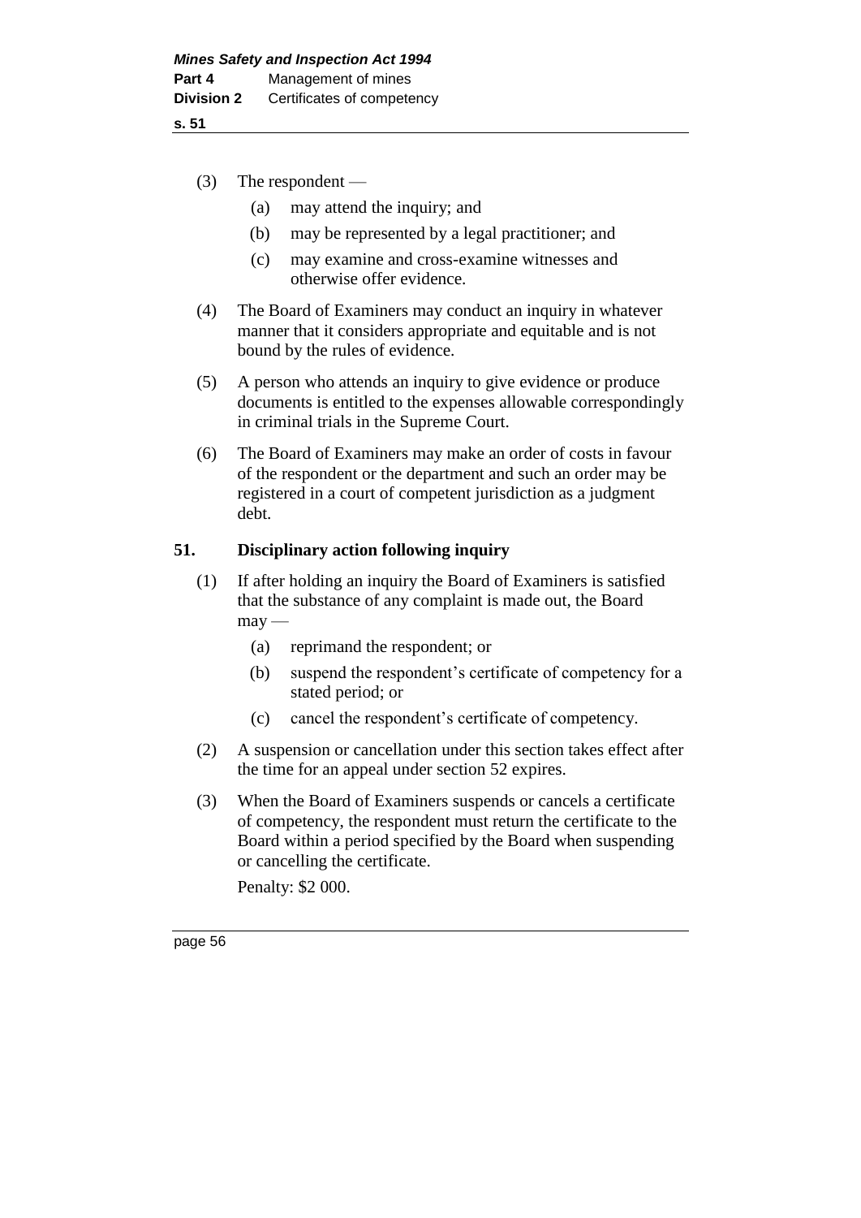(3) The respondent —

 (a) may attend the inquiry; and

 (b) may be represented by a legal practitioner; and

 (c) may examine and cross-examine witnesses and otherwise offer evidence.

(4) The Board of Examiners may conduct an inquiry in whatever manner that it considers appropriate and equitable and is not bound by the rules of evidence.

(5) A person who attends an inquiry to give evidence or produce documents is entitled to the expenses allowable correspondingly in criminal trials in the Supreme Court.

(6) The Board of Examiners may make an order of costs in favour of the respondent or the department and such an order may be registered in a court of competent jurisdiction as a judgment debt.

## 51. Disciplinary action following inquiry

(1) If after holding an inquiry the Board of Examiners is satisfied that the substance of any complaint is made out, the Board may —

 (a) reprimand the respondent; or

 (b) suspend the respondent's certificate of competency for a stated period; or

 (c) cancel the respondent's certificate of competency.

(2) A suspension or cancellation under this section takes effect after the time for an appeal under section 52 expires.

(3) When the Board of Examiners suspends or cancels a certificate of competency, the respondent must return the certificate to the Board within a period specified by the Board when suspending or cancelling the certificate.

 Penalty: $2 000.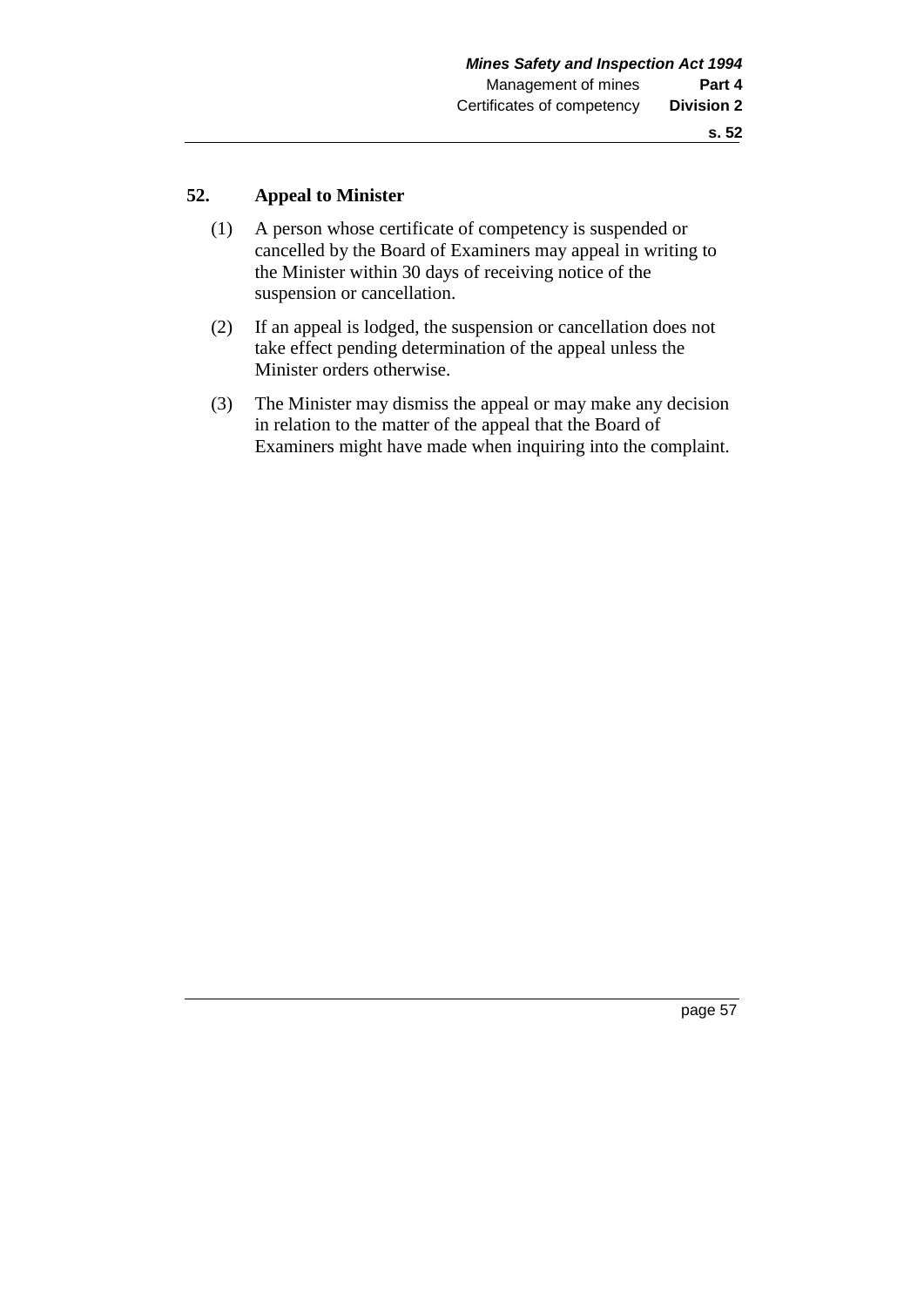## 52. Appeal to Minister

(1) A person whose certificate of competency is suspended or cancelled by the Board of Examiners may appeal in writing to the Minister within 30 days of receiving notice of the suspension or cancellation.

(2) If an appeal is lodged, the suspension or cancellation does not take effect pending determination of the appeal unless the Minister orders otherwise.

(3) The Minister may dismiss the appeal or may make any decision in relation to the matter of the appeal that the Board of Examiners might have made when inquiring into the complaint.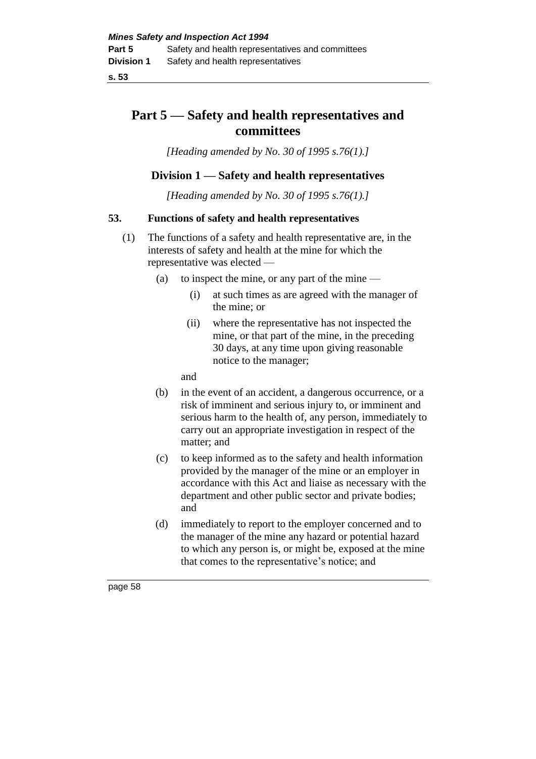# Part 5 — Safety and health representatives and committees

*[Heading amended by No. 30 of 1995 s.76(1).]*

## Division 1 — Safety and health representatives

*[Heading amended by No. 30 of 1995 s.76(1).]*

### 53. Functions of safety and health representatives

(1) The functions of a safety and health representative are, in the interests of safety and health at the mine for which the representative was elected —

(a) to inspect the mine, or any part of the mine —

(i) at such times as are agreed with the manager of the mine; or

(ii) where the representative has not inspected the mine, or that part of the mine, in the preceding 30 days, at any time upon giving reasonable notice to the manager;

and

(b) in the event of an accident, a dangerous occurrence, or a risk of imminent and serious injury to, or imminent and serious harm to the health of, any person, immediately to carry out an appropriate investigation in respect of the matter; and

(c) to keep informed as to the safety and health information provided by the manager of the mine or an employer in accordance with this Act and liaise as necessary with the department and other public sector and private bodies; and

(d) immediately to report to the employer concerned and to the manager of the mine any hazard or potential hazard to which any person is, or might be, exposed at the mine that comes to the representative's notice; and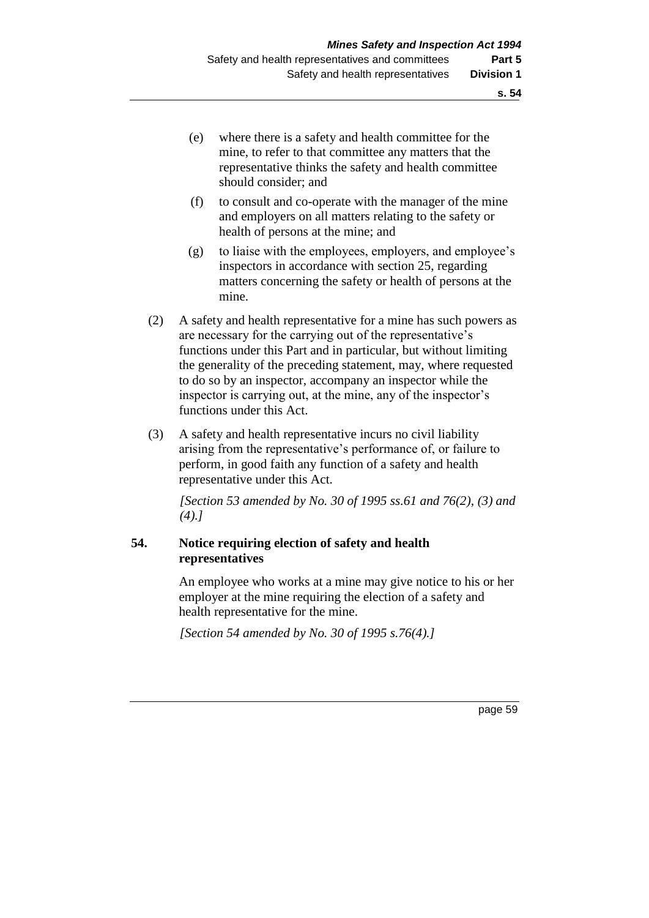(e) where there is a safety and health committee for the mine, to refer to that committee any matters that the representative thinks the safety and health committee should consider; and

(f) to consult and co-operate with the manager of the mine and employers on all matters relating to the safety or health of persons at the mine; and

(g) to liaise with the employees, employers, and employee's inspectors in accordance with section 25, regarding matters concerning the safety or health of persons at the mine.

(2) A safety and health representative for a mine has such powers as are necessary for the carrying out of the representative's functions under this Part and in particular, but without limiting the generality of the preceding statement, may, where requested to do so by an inspector, accompany an inspector while the inspector is carrying out, at the mine, any of the inspector's functions under this Act.

(3) A safety and health representative incurs no civil liability arising from the representative's performance of, or failure to perform, in good faith any function of a safety and health representative under this Act.

*[Section 53 amended by No. 30 of 1995 ss.61 and 76(2), (3) and (4).]*

**54. Notice requiring election of safety and health representatives**

An employee who works at a mine may give notice to his or her employer at the mine requiring the election of a safety and health representative for the mine.

*[Section 54 amended by No. 30 of 1995 s.76(4).]*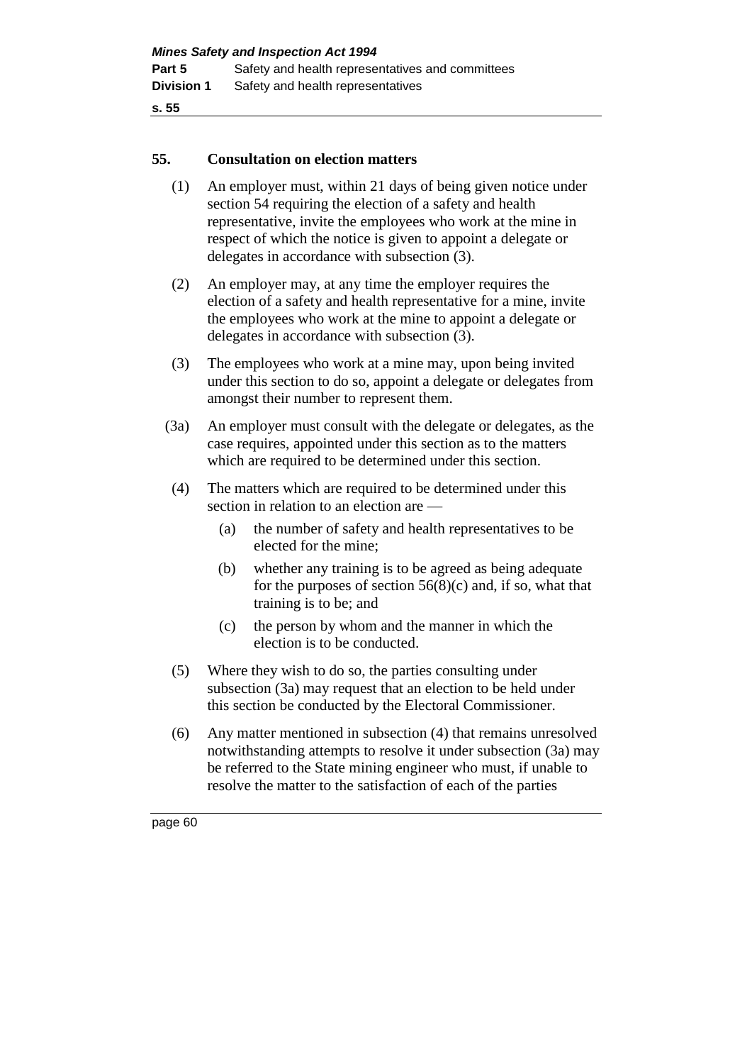## 55. Consultation on election matters

(1) An employer must, within 21 days of being given notice under section 54 requiring the election of a safety and health representative, invite the employees who work at the mine in respect of which the notice is given to appoint a delegate or delegates in accordance with subsection (3).

(2) An employer may, at any time the employer requires the election of a safety and health representative for a mine, invite the employees who work at the mine to appoint a delegate or delegates in accordance with subsection (3).

(3) The employees who work at a mine may, upon being invited under this section to do so, appoint a delegate or delegates from amongst their number to represent them.

(3a) An employer must consult with the delegate or delegates, as the case requires, appointed under this section as to the matters which are required to be determined under this section.

(4) The matters which are required to be determined under this section in relation to an election are —

- (a) the number of safety and health representatives to be elected for the mine;
- (b) whether any training is to be agreed as being adequate for the purposes of section 56(8)(c) and, if so, what that training is to be; and
- (c) the person by whom and the manner in which the election is to be conducted.

(5) Where they wish to do so, the parties consulting under subsection (3a) may request that an election to be held under this section be conducted by the Electoral Commissioner.

(6) Any matter mentioned in subsection (4) that remains unresolved notwithstanding attempts to resolve it under subsection (3a) may be referred to the State mining engineer who must, if unable to resolve the matter to the satisfaction of each of the parties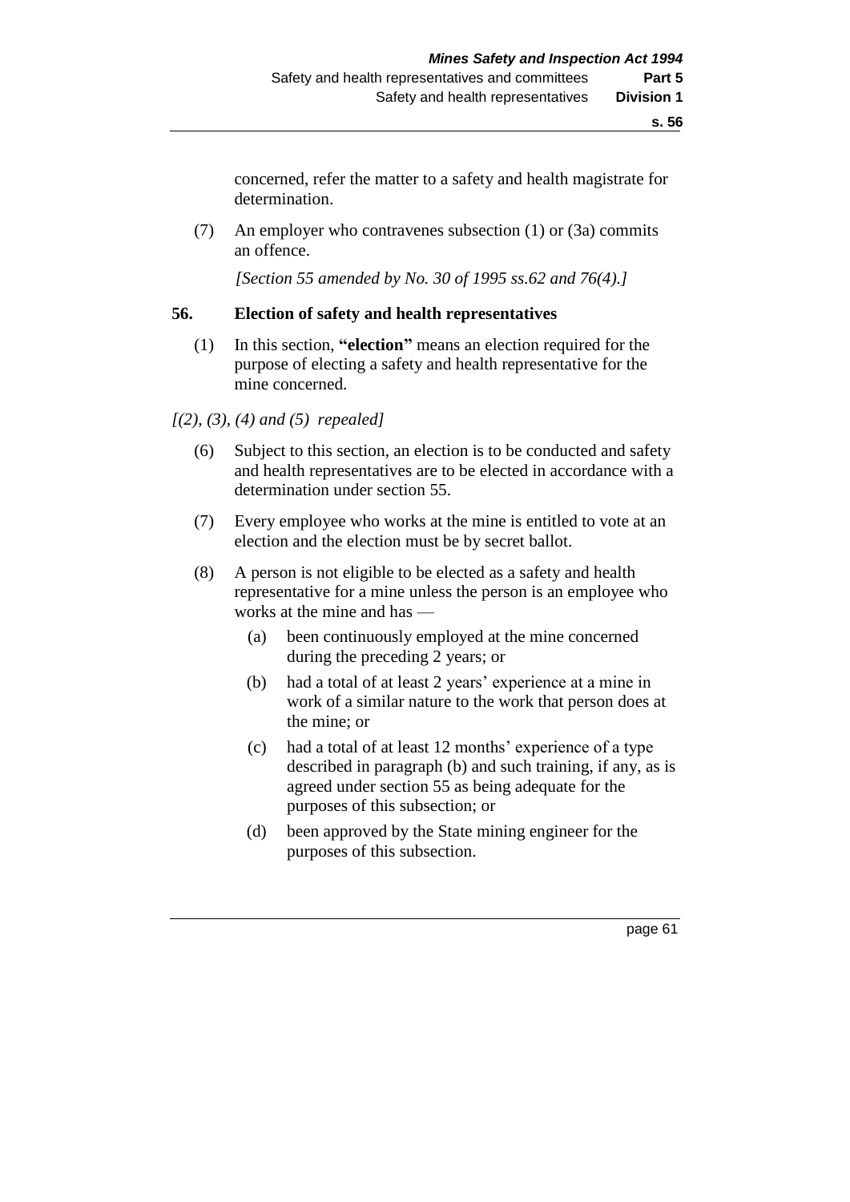concerned, refer the matter to a safety and health magistrate for determination.

(7) An employer who contravenes subsection (1) or (3a) commits an offence.

*[Section 55 amended by No. 30 of 1995 ss.62 and 76(4).]*

## 56. Election of safety and health representatives

(1) In this section, **"election"** means an election required for the purpose of electing a safety and health representative for the mine concerned.

*[(2), (3), (4) and (5) repealed]*

(6) Subject to this section, an election is to be conducted and safety and health representatives are to be elected in accordance with a determination under section 55.

(7) Every employee who works at the mine is entitled to vote at an election and the election must be by secret ballot.

(8) A person is not eligible to be elected as a safety and health representative for a mine unless the person is an employee who works at the mine and has —

- (a) been continuously employed at the mine concerned during the preceding 2 years; or
- (b) had a total of at least 2 years' experience at a mine in work of a similar nature to the work that person does at the mine; or
- (c) had a total of at least 12 months' experience of a type described in paragraph (b) and such training, if any, as is agreed under section 55 as being adequate for the purposes of this subsection; or
- (d) been approved by the State mining engineer for the purposes of this subsection.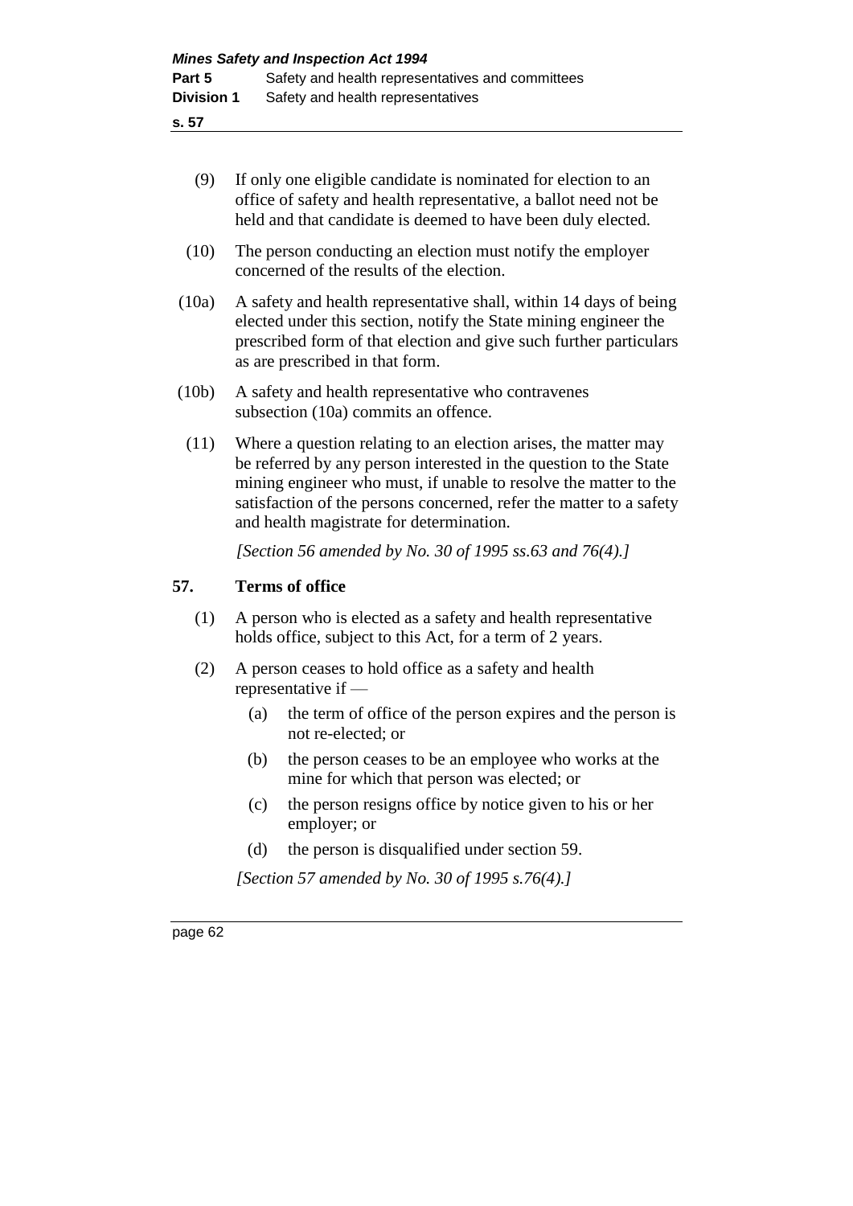(9) If only one eligible candidate is nominated for election to an office of safety and health representative, a ballot need not be held and that candidate is deemed to have been duly elected.

(10) The person conducting an election must notify the employer concerned of the results of the election.

(10a) A safety and health representative shall, within 14 days of being elected under this section, notify the State mining engineer the prescribed form of that election and give such further particulars as are prescribed in that form.

(10b) A safety and health representative who contravenes subsection (10a) commits an offence.

(11) Where a question relating to an election arises, the matter may be referred by any person interested in the question to the State mining engineer who must, if unable to resolve the matter to the satisfaction of the persons concerned, refer the matter to a safety and health magistrate for determination.

*[Section 56 amended by No. 30 of 1995 ss.63 and 76(4).]*

## 57. Terms of office

(1) A person who is elected as a safety and health representative holds office, subject to this Act, for a term of 2 years.

(2) A person ceases to hold office as a safety and health representative if —

- (a) the term of office of the person expires and the person is not re-elected; or
- (b) the person ceases to be an employee who works at the mine for which that person was elected; or
- (c) the person resigns office by notice given to his or her employer; or
- (d) the person is disqualified under section 59.

*[Section 57 amended by No. 30 of 1995 s.76(4).]*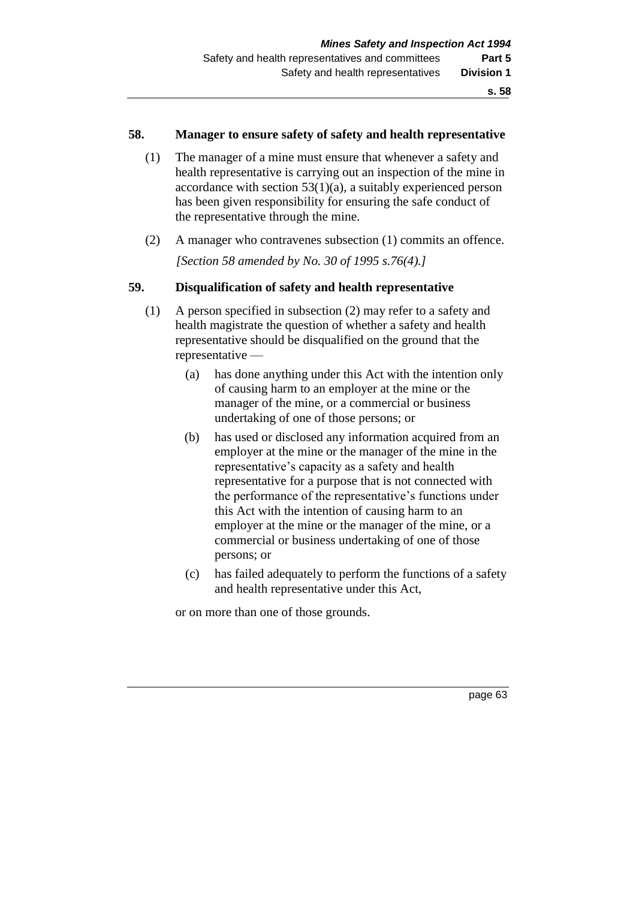### 58. Manager to ensure safety of safety and health representative

(1) The manager of a mine must ensure that whenever a safety and health representative is carrying out an inspection of the mine in accordance with section 53(1)(a), a suitably experienced person has been given responsibility for ensuring the safe conduct of the representative through the mine.

(2) A manager who contravenes subsection (1) commits an offence.

*[Section 58 amended by No. 30 of 1995 s.76(4).]*

### 59. Disqualification of safety and health representative

(1) A person specified in subsection (2) may refer to a safety and health magistrate the question of whether a safety and health representative should be disqualified on the ground that the representative —

(a) has done anything under this Act with the intention only of causing harm to an employer at the mine or the manager of the mine, or a commercial or business undertaking of one of those persons; or

(b) has used or disclosed any information acquired from an employer at the mine or the manager of the mine in the representative's capacity as a safety and health representative for a purpose that is not connected with the performance of the representative's functions under this Act with the intention of causing harm to an employer at the mine or the manager of the mine, or a commercial or business undertaking of one of those persons; or

(c) has failed adequately to perform the functions of a safety and health representative under this Act,

or on more than one of those grounds.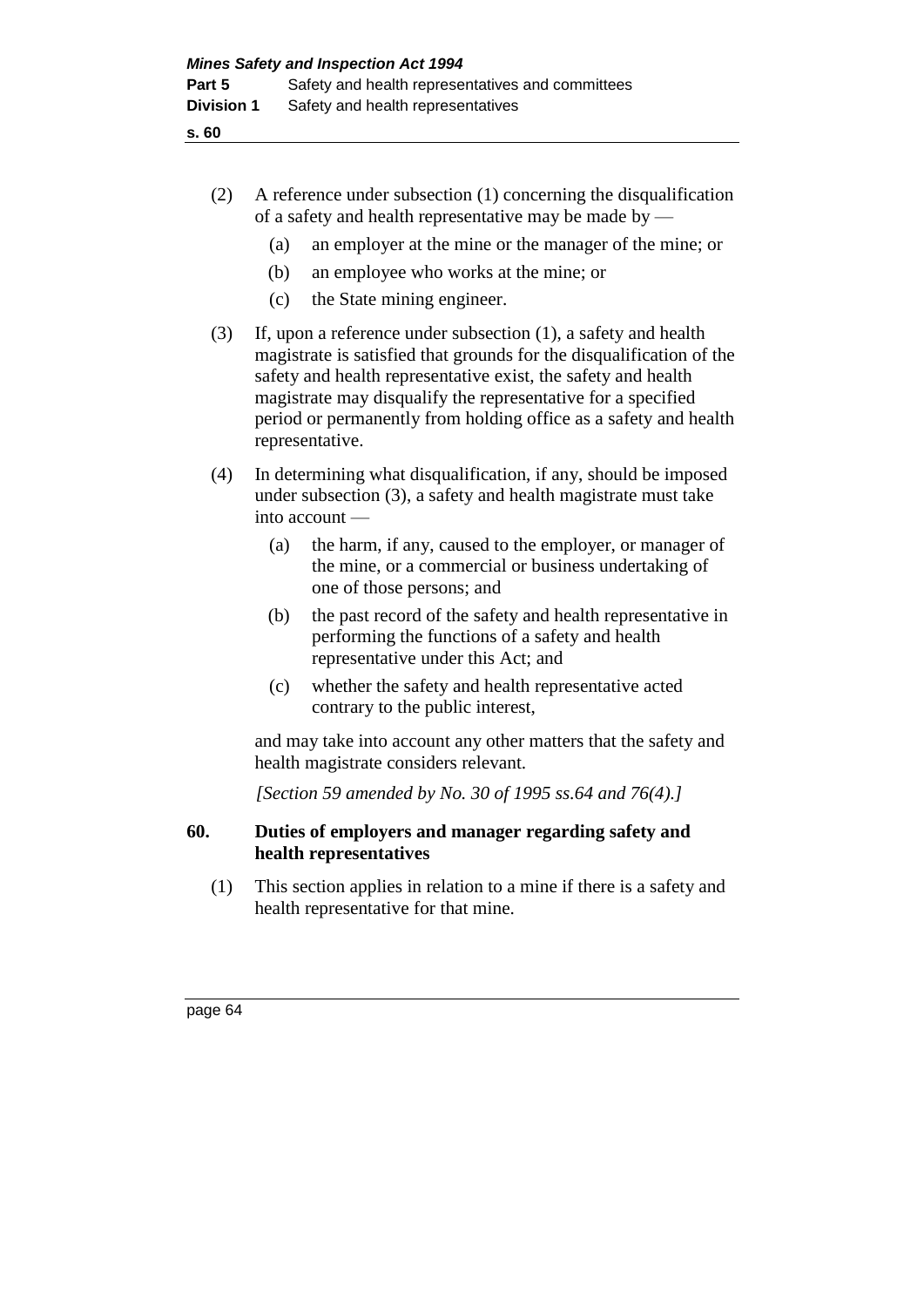(2) A reference under subsection (1) concerning the disqualification of a safety and health representative may be made by —

(a) an employer at the mine or the manager of the mine; or

(b) an employee who works at the mine; or

(c) the State mining engineer.

(3) If, upon a reference under subsection (1), a safety and health magistrate is satisfied that grounds for the disqualification of the safety and health representative exist, the safety and health magistrate may disqualify the representative for a specified period or permanently from holding office as a safety and health representative.

(4) In determining what disqualification, if any, should be imposed under subsection (3), a safety and health magistrate must take into account —

(a) the harm, if any, caused to the employer, or manager of the mine, or a commercial or business undertaking of one of those persons; and

(b) the past record of the safety and health representative in performing the functions of a safety and health representative under this Act; and

(c) whether the safety and health representative acted contrary to the public interest,

and may take into account any other matters that the safety and health magistrate considers relevant.

*[Section 59 amended by No. 30 of 1995 ss.64 and 76(4).]*

**60. Duties of employers and manager regarding safety and health representatives**

(1) This section applies in relation to a mine if there is a safety and health representative for that mine.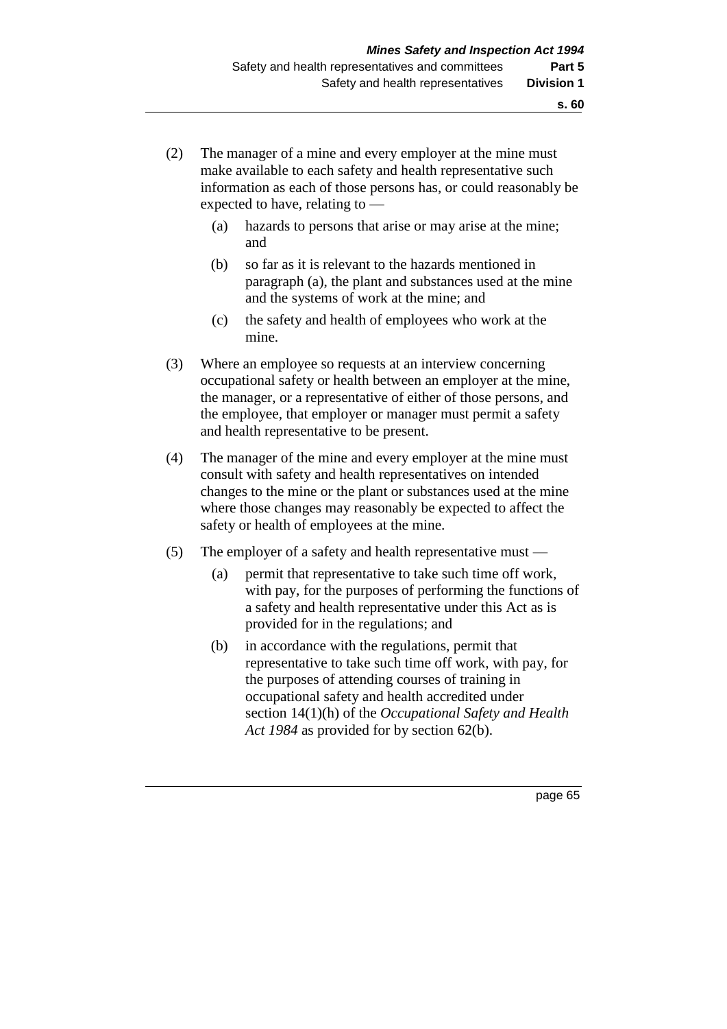(2) The manager of a mine and every employer at the mine must make available to each safety and health representative such information as each of those persons has, or could reasonably be expected to have, relating to —

  (a) hazards to persons that arise or may arise at the mine; and

  (b) so far as it is relevant to the hazards mentioned in paragraph (a), the plant and substances used at the mine and the systems of work at the mine; and

  (c) the safety and health of employees who work at the mine.

(3) Where an employee so requests at an interview concerning occupational safety or health between an employer at the mine, the manager, or a representative of either of those persons, and the employee, that employer or manager must permit a safety and health representative to be present.

(4) The manager of the mine and every employer at the mine must consult with safety and health representatives on intended changes to the mine or the plant or substances used at the mine where those changes may reasonably be expected to affect the safety or health of employees at the mine.

(5) The employer of a safety and health representative must —

  (a) permit that representative to take such time off work, with pay, for the purposes of performing the functions of a safety and health representative under this Act as is provided for in the regulations; and

  (b) in accordance with the regulations, permit that representative to take such time off work, with pay, for the purposes of attending courses of training in occupational safety and health accredited under section 14(1)(h) of the *Occupational Safety and Health Act 1984* as provided for by section 62(b).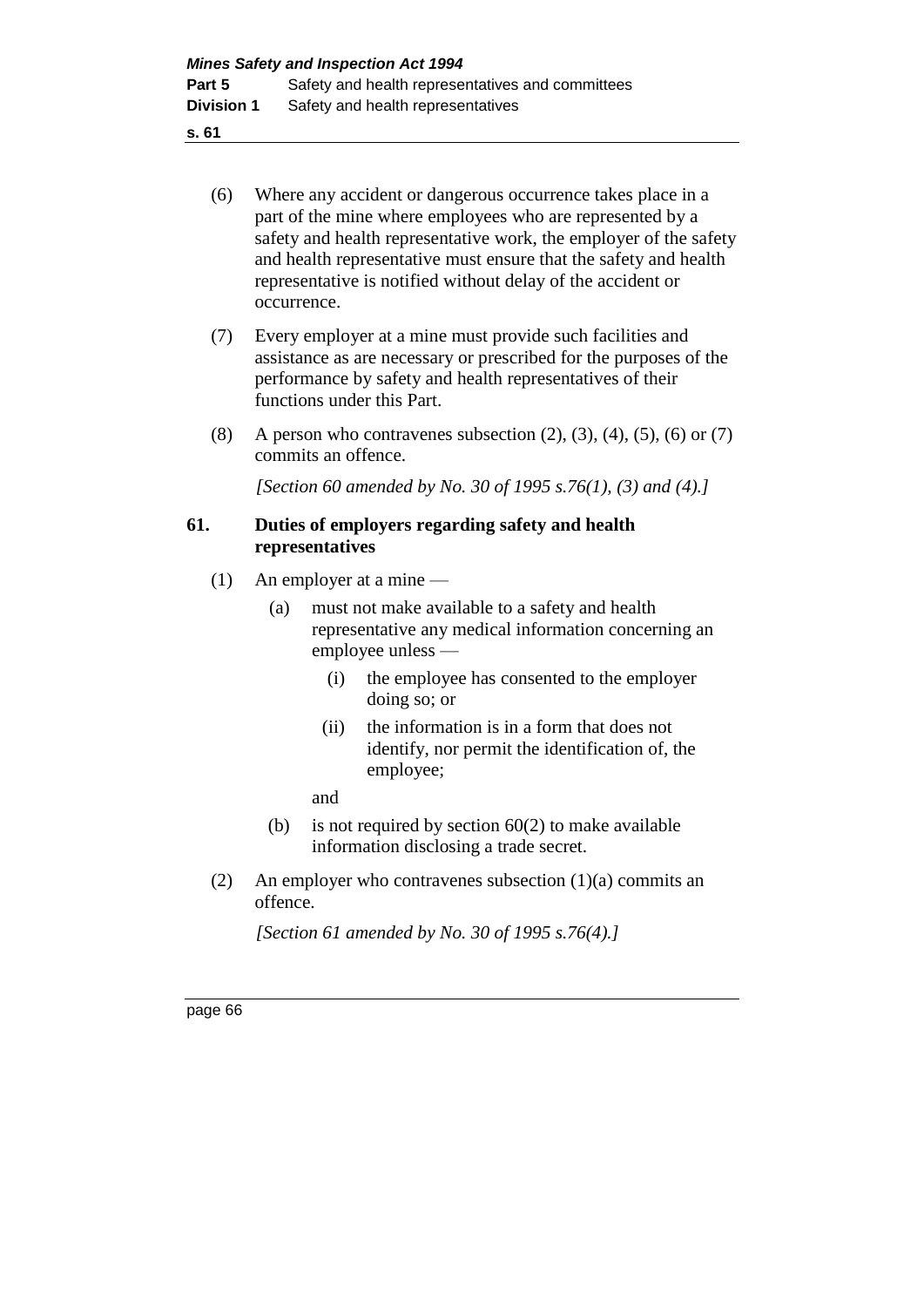(6) Where any accident or dangerous occurrence takes place in a part of the mine where employees who are represented by a safety and health representative work, the employer of the safety and health representative must ensure that the safety and health representative is notified without delay of the accident or occurrence.

(7) Every employer at a mine must provide such facilities and assistance as are necessary or prescribed for the purposes of the performance by safety and health representatives of their functions under this Part.

(8) A person who contravenes subsection (2), (3), (4), (5), (6) or (7) commits an offence.

*[Section 60 amended by No. 30 of 1995 s.76(1), (3) and (4).]*

### 61. Duties of employers regarding safety and health representatives

(1) An employer at a mine —

- (a) must not make available to a safety and health representative any medical information concerning an employee unless —
  - (i) the employee has consented to the employer doing so; or
  - (ii) the information is in a form that does not identify, nor permit the identification of, the employee;

  and

- (b) is not required by section 60(2) to make available information disclosing a trade secret.

(2) An employer who contravenes subsection (1)(a) commits an offence.

*[Section 61 amended by No. 30 of 1995 s.76(4).]*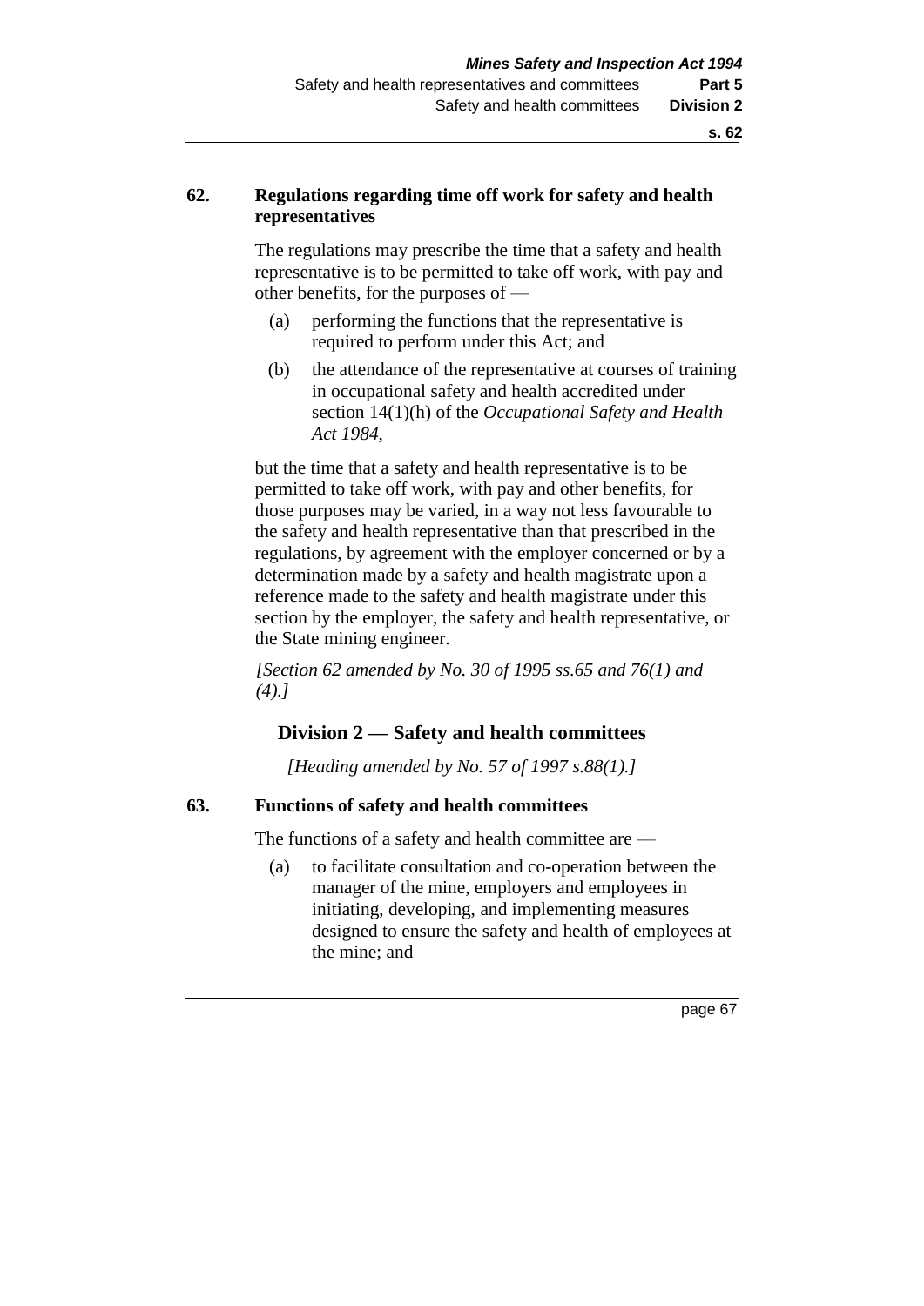### 62. Regulations regarding time off work for safety and health representatives

The regulations may prescribe the time that a safety and health representative is to be permitted to take off work, with pay and other benefits, for the purposes of —

(a) performing the functions that the representative is required to perform under this Act; and

(b) the attendance of the representative at courses of training in occupational safety and health accredited under section 14(1)(h) of the *Occupational Safety and Health Act 1984*,

but the time that a safety and health representative is to be permitted to take off work, with pay and other benefits, for those purposes may be varied, in a way not less favourable to the safety and health representative than that prescribed in the regulations, by agreement with the employer concerned or by a determination made by a safety and health magistrate upon a reference made to the safety and health magistrate under this section by the employer, the safety and health representative, or the State mining engineer.

*[Section 62 amended by No. 30 of 1995 ss.65 and 76(1) and (4).]*

## Division 2 — Safety and health committees

*[Heading amended by No. 57 of 1997 s.88(1).]*

### 63. Functions of safety and health committees

The functions of a safety and health committee are —

(a) to facilitate consultation and co-operation between the manager of the mine, employers and employees in initiating, developing, and implementing measures designed to ensure the safety and health of employees at the mine; and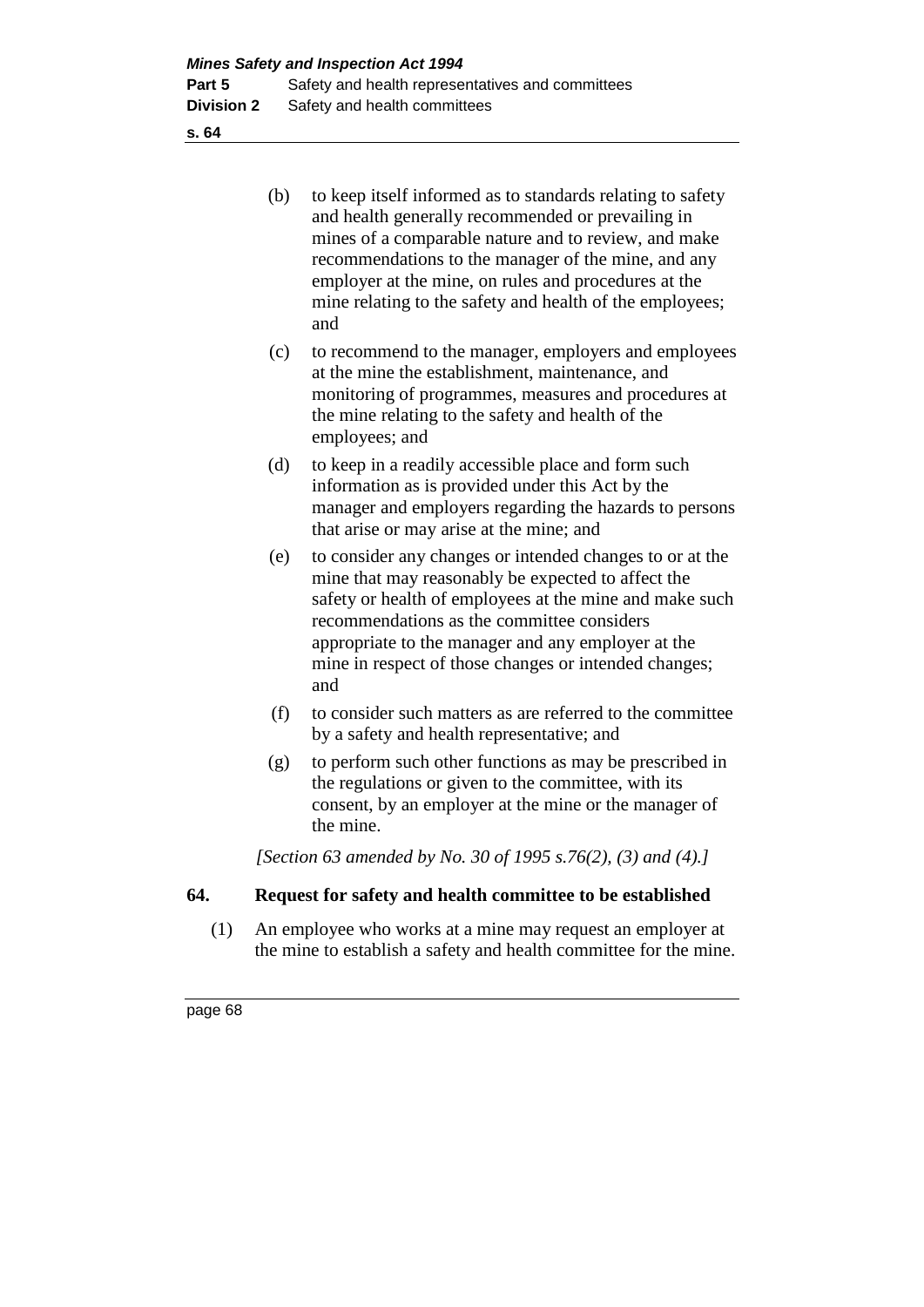(b) to keep itself informed as to standards relating to safety and health generally recommended or prevailing in mines of a comparable nature and to review, and make recommendations to the manager of the mine, and any employer at the mine, on rules and procedures at the mine relating to the safety and health of the employees; and

(c) to recommend to the manager, employers and employees at the mine the establishment, maintenance, and monitoring of programmes, measures and procedures at the mine relating to the safety and health of the employees; and

(d) to keep in a readily accessible place and form such information as is provided under this Act by the manager and employers regarding the hazards to persons that arise or may arise at the mine; and

(e) to consider any changes or intended changes to or at the mine that may reasonably be expected to affect the safety or health of employees at the mine and make such recommendations as the committee considers appropriate to the manager and any employer at the mine in respect of those changes or intended changes; and

(f) to consider such matters as are referred to the committee by a safety and health representative; and

(g) to perform such other functions as may be prescribed in the regulations or given to the committee, with its consent, by an employer at the mine or the manager of the mine.

*[Section 63 amended by No. 30 of 1995 s.76(2), (3) and (4).]*

## 64. Request for safety and health committee to be established

(1) An employee who works at a mine may request an employer at the mine to establish a safety and health committee for the mine.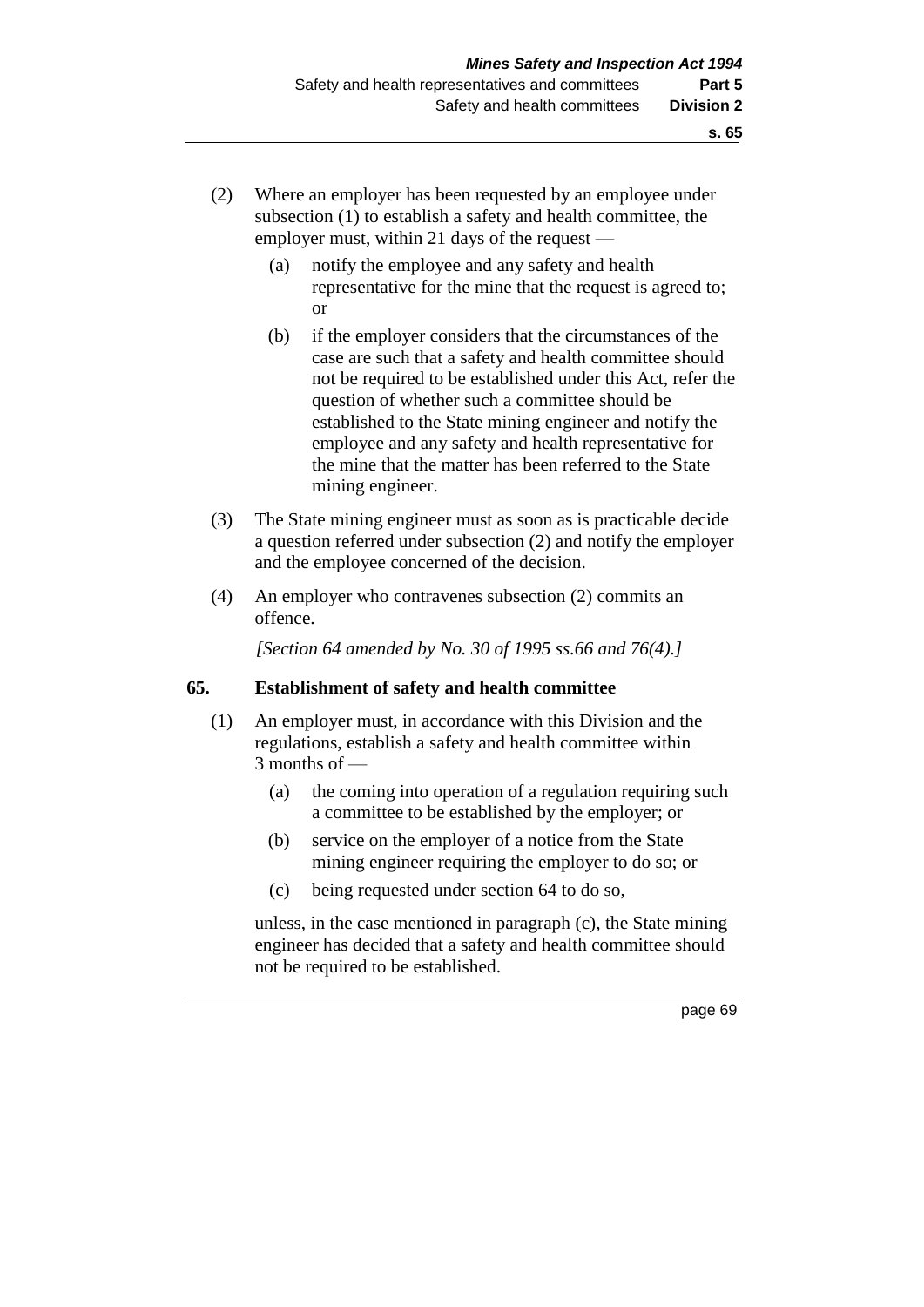(2) Where an employer has been requested by an employee under subsection (1) to establish a safety and health committee, the employer must, within 21 days of the request —

  (a) notify the employee and any safety and health representative for the mine that the request is agreed to; or

  (b) if the employer considers that the circumstances of the case are such that a safety and health committee should not be required to be established under this Act, refer the question of whether such a committee should be established to the State mining engineer and notify the employee and any safety and health representative for the mine that the matter has been referred to the State mining engineer.

(3) The State mining engineer must as soon as is practicable decide a question referred under subsection (2) and notify the employer and the employee concerned of the decision.

(4) An employer who contravenes subsection (2) commits an offence.

*[Section 64 amended by No. 30 of 1995 ss.66 and 76(4).]*

## 65. Establishment of safety and health committee

(1) An employer must, in accordance with this Division and the regulations, establish a safety and health committee within 3 months of —

  (a) the coming into operation of a regulation requiring such a committee to be established by the employer; or

  (b) service on the employer of a notice from the State mining engineer requiring the employer to do so; or

  (c) being requested under section 64 to do so,

unless, in the case mentioned in paragraph (c), the State mining engineer has decided that a safety and health committee should not be required to be established.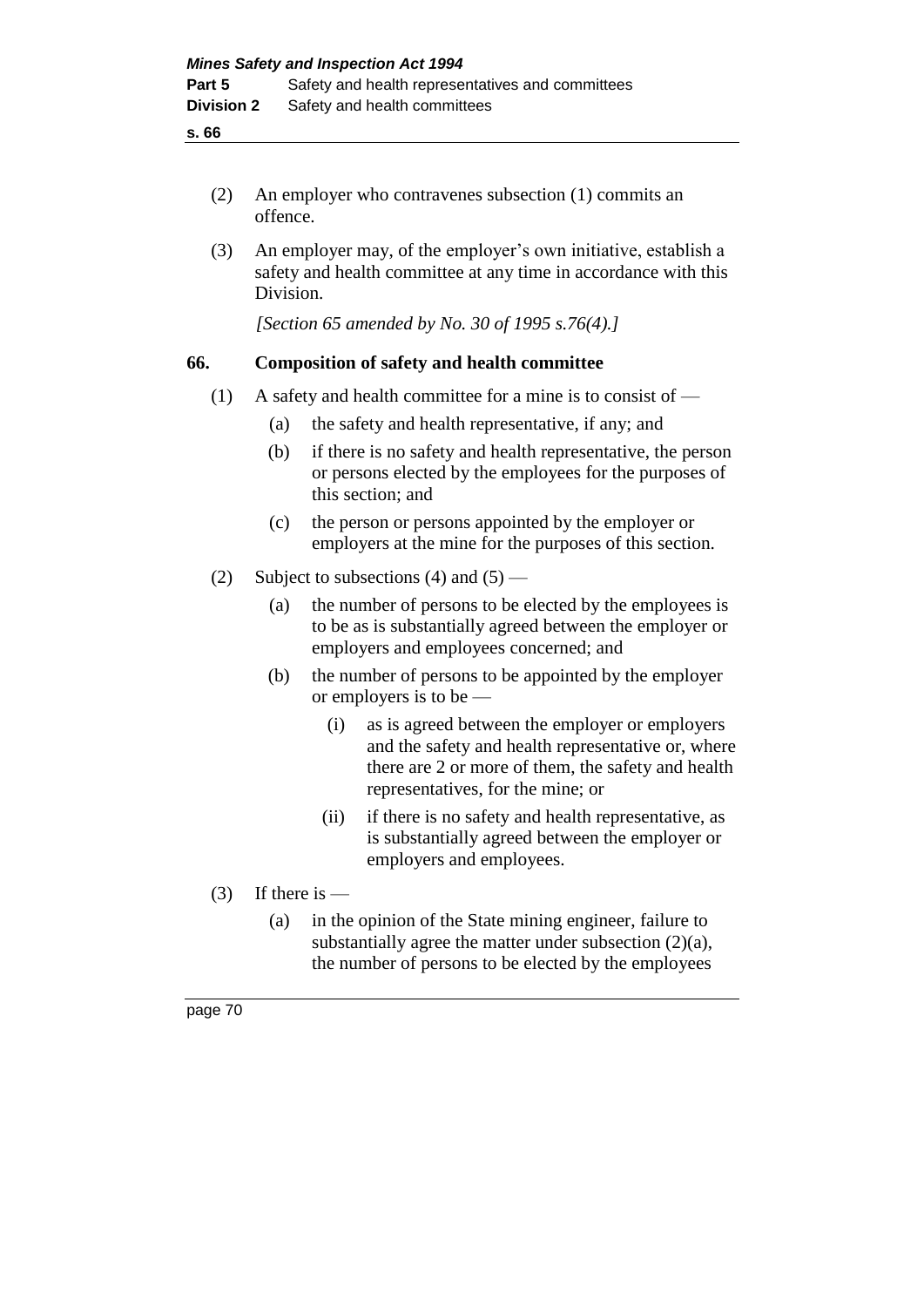(2) An employer who contravenes subsection (1) commits an offence.

(3) An employer may, of the employer's own initiative, establish a safety and health committee at any time in accordance with this Division.

*[Section 65 amended by No. 30 of 1995 s.76(4).]*

### 66. Composition of safety and health committee

(1) A safety and health committee for a mine is to consist of —

- (a) the safety and health representative, if any; and
- (b) if there is no safety and health representative, the person or persons elected by the employees for the purposes of this section; and
- (c) the person or persons appointed by the employer or employers at the mine for the purposes of this section.

(2) Subject to subsections (4) and (5) —

- (a) the number of persons to be elected by the employees is to be as is substantially agreed between the employer or employers and employees concerned; and
- (b) the number of persons to be appointed by the employer or employers is to be —
  - (i) as is agreed between the employer or employers and the safety and health representative or, where there are 2 or more of them, the safety and health representatives, for the mine; or
  - (ii) if there is no safety and health representative, as is substantially agreed between the employer or employers and employees.

(3) If there is —

- (a) in the opinion of the State mining engineer, failure to substantially agree the matter under subsection (2)(a), the number of persons to be elected by the employees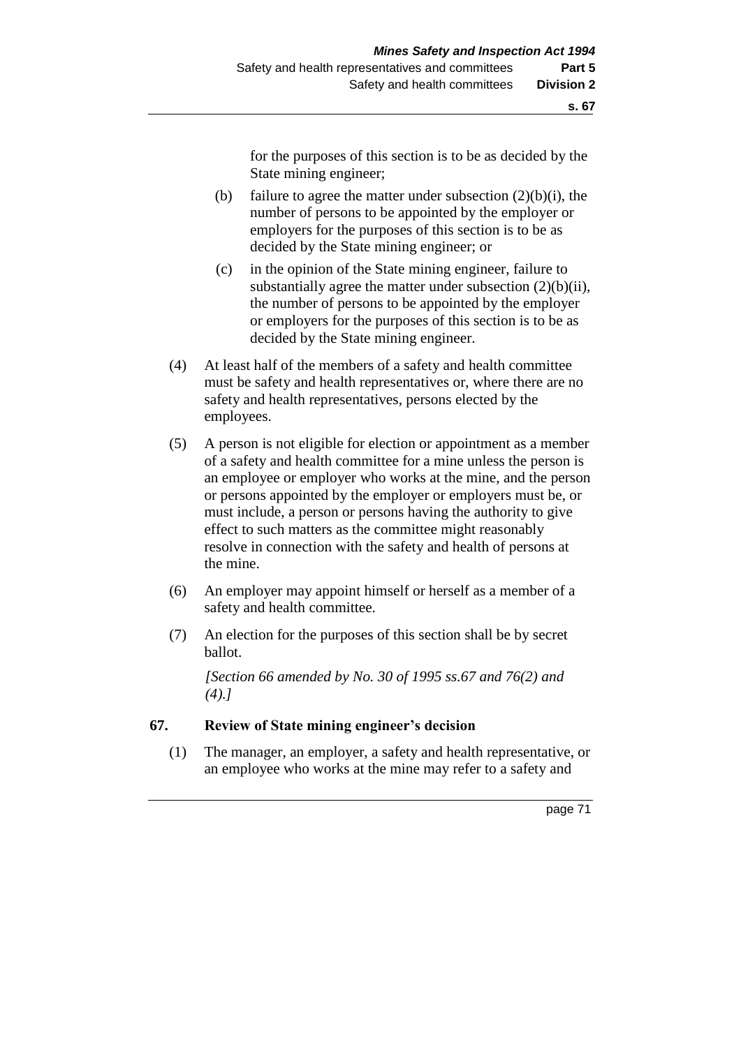for the purposes of this section is to be as decided by the State mining engineer;

(b) failure to agree the matter under subsection (2)(b)(i), the number of persons to be appointed by the employer or employers for the purposes of this section is to be as decided by the State mining engineer; or

(c) in the opinion of the State mining engineer, failure to substantially agree the matter under subsection (2)(b)(ii), the number of persons to be appointed by the employer or employers for the purposes of this section is to be as decided by the State mining engineer.

(4) At least half of the members of a safety and health committee must be safety and health representatives or, where there are no safety and health representatives, persons elected by the employees.

(5) A person is not eligible for election or appointment as a member of a safety and health committee for a mine unless the person is an employee or employer who works at the mine, and the person or persons appointed by the employer or employers must be, or must include, a person or persons having the authority to give effect to such matters as the committee might reasonably resolve in connection with the safety and health of persons at the mine.

(6) An employer may appoint himself or herself as a member of a safety and health committee.

(7) An election for the purposes of this section shall be by secret ballot.

*[Section 66 amended by No. 30 of 1995 ss.67 and 76(2) and (4).]*

**67. Review of State mining engineer's decision**

(1) The manager, an employer, a safety and health representative, or an employee who works at the mine may refer to a safety and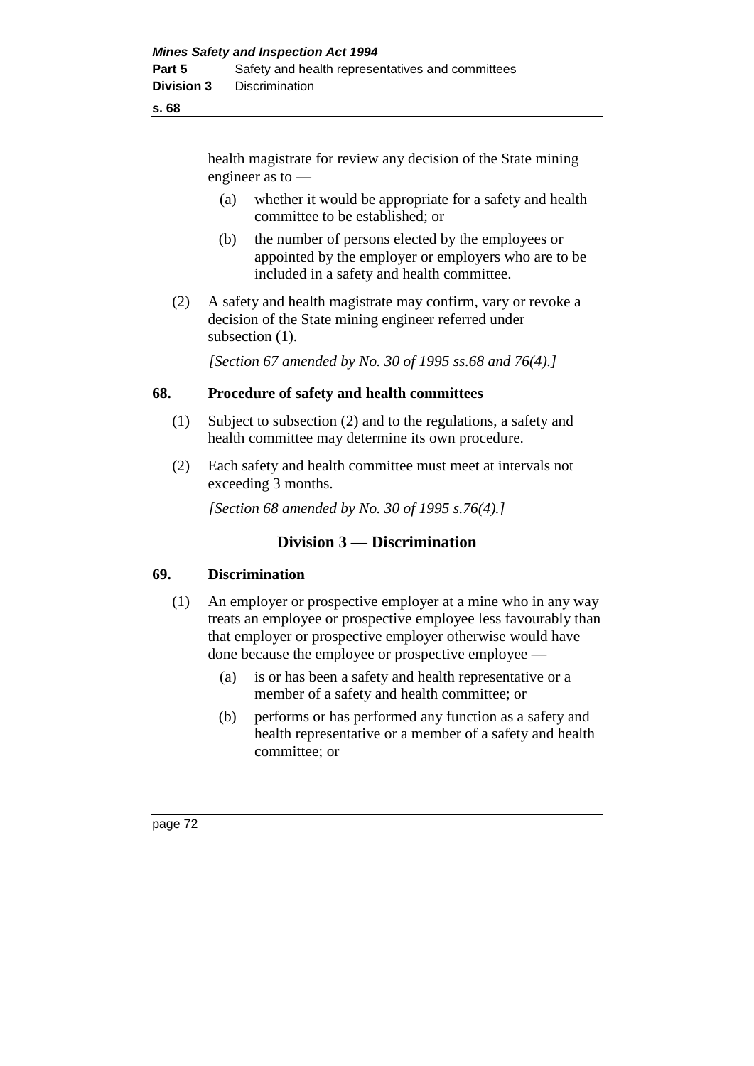health magistrate for review any decision of the State mining engineer as to —

(a) whether it would be appropriate for a safety and health committee to be established; or

(b) the number of persons elected by the employees or appointed by the employer or employers who are to be included in a safety and health committee.

(2) A safety and health magistrate may confirm, vary or revoke a decision of the State mining engineer referred under subsection (1).

*[Section 67 amended by No. 30 of 1995 ss.68 and 76(4).]*

### 68. Procedure of safety and health committees

(1) Subject to subsection (2) and to the regulations, a safety and health committee may determine its own procedure.

(2) Each safety and health committee must meet at intervals not exceeding 3 months.

*[Section 68 amended by No. 30 of 1995 s.76(4).]*

## Division 3 — Discrimination

### 69. Discrimination

(1) An employer or prospective employer at a mine who in any way treats an employee or prospective employee less favourably than that employer or prospective employer otherwise would have done because the employee or prospective employee —

(a) is or has been a safety and health representative or a member of a safety and health committee; or

(b) performs or has performed any function as a safety and health representative or a member of a safety and health committee; or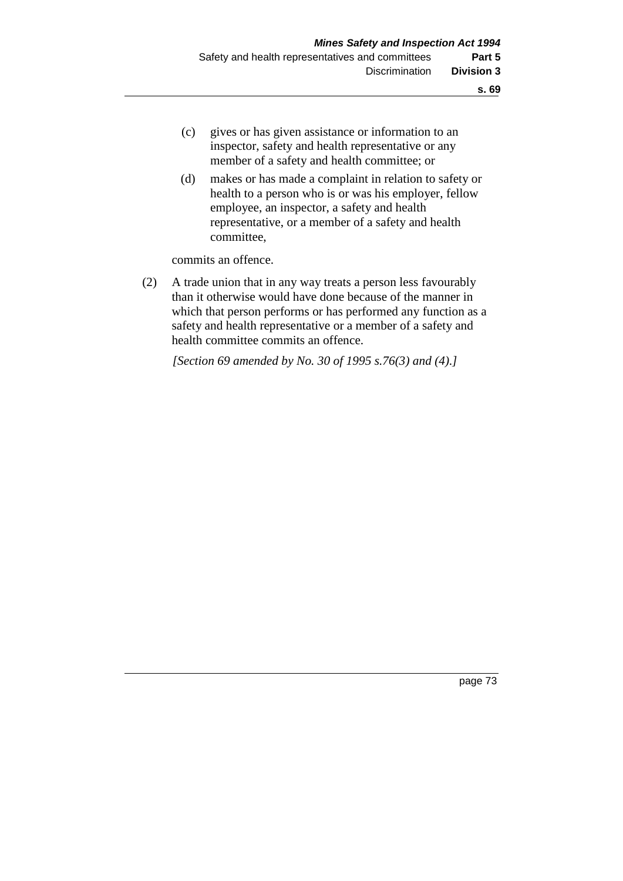(c) gives or has given assistance or information to an inspector, safety and health representative or any member of a safety and health committee; or

(d) makes or has made a complaint in relation to safety or health to a person who is or was his employer, fellow employee, an inspector, a safety and health representative, or a member of a safety and health committee,

commits an offence.

(2) A trade union that in any way treats a person less favourably than it otherwise would have done because of the manner in which that person performs or has performed any function as a safety and health representative or a member of a safety and health committee commits an offence.

*[Section 69 amended by No. 30 of 1995 s.76(3) and (4).]*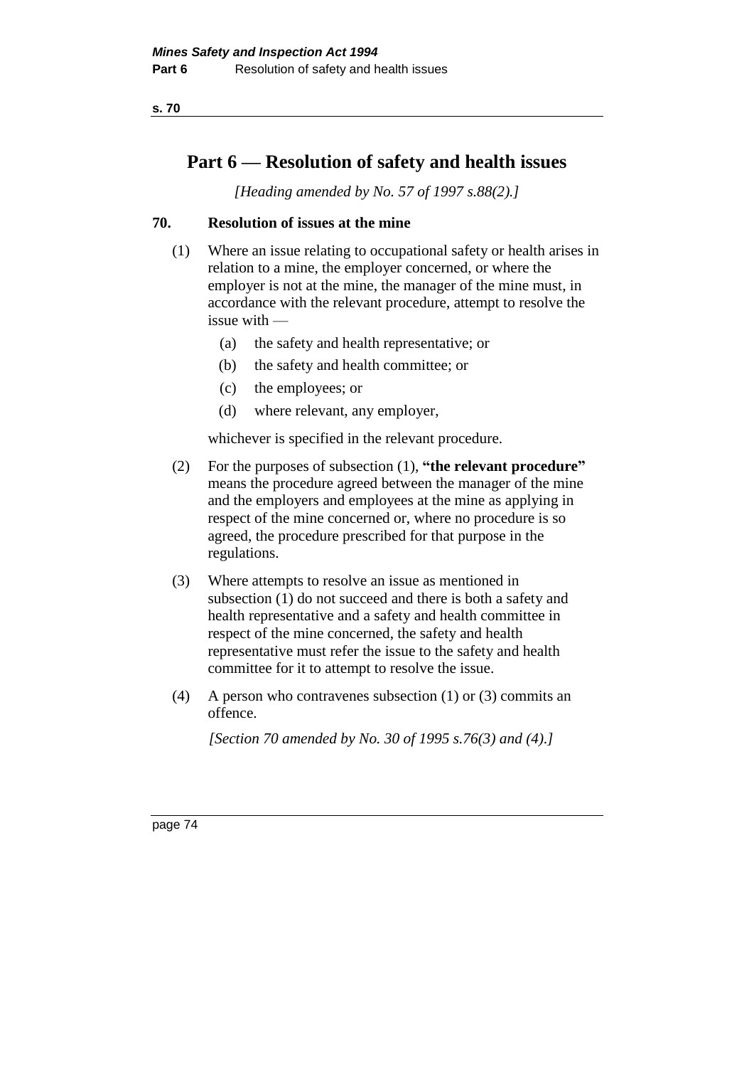# Part 6 — Resolution of safety and health issues

*[Heading amended by No. 57 of 1997 s.88(2).]*

## 70. Resolution of issues at the mine

(1) Where an issue relating to occupational safety or health arises in relation to a mine, the employer concerned, or where the employer is not at the mine, the manager of the mine must, in accordance with the relevant procedure, attempt to resolve the issue with —

- (a) the safety and health representative; or
- (b) the safety and health committee; or
- (c) the employees; or
- (d) where relevant, any employer,

whichever is specified in the relevant procedure.

(2) For the purposes of subsection (1), **"the relevant procedure"** means the procedure agreed between the manager of the mine and the employers and employees at the mine as applying in respect of the mine concerned or, where no procedure is so agreed, the procedure prescribed for that purpose in the regulations.

(3) Where attempts to resolve an issue as mentioned in subsection (1) do not succeed and there is both a safety and health representative and a safety and health committee in respect of the mine concerned, the safety and health representative must refer the issue to the safety and health committee for it to attempt to resolve the issue.

(4) A person who contravenes subsection (1) or (3) commits an offence.

*[Section 70 amended by No. 30 of 1995 s.76(3) and (4).]*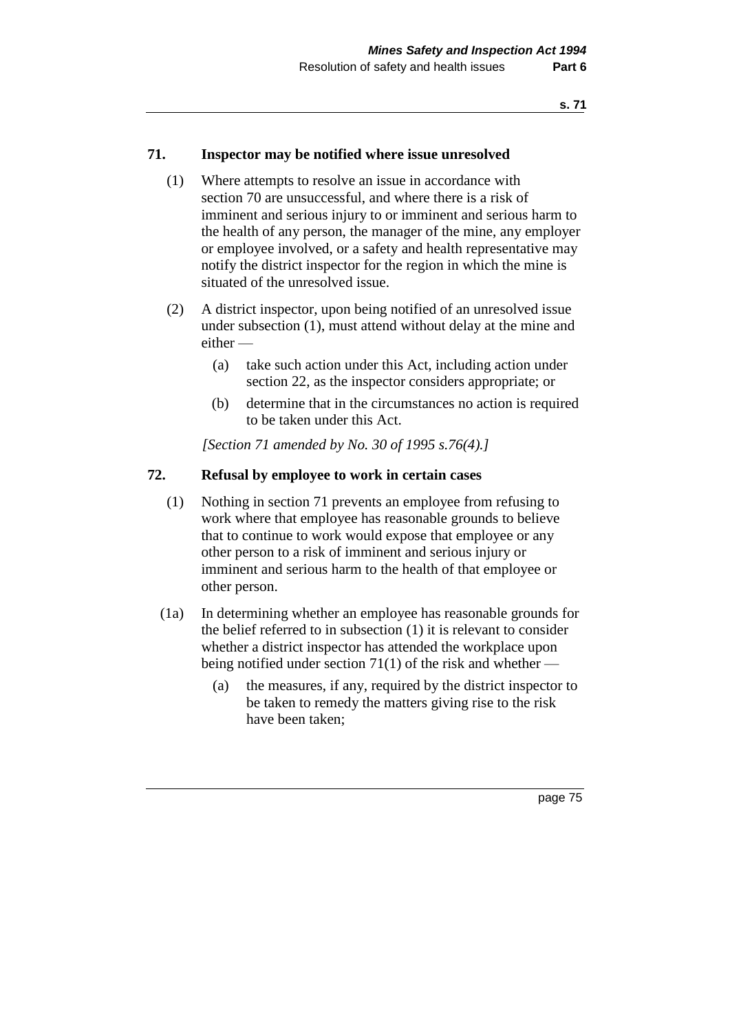### 71. Inspector may be notified where issue unresolved

(1) Where attempts to resolve an issue in accordance with section 70 are unsuccessful, and where there is a risk of imminent and serious injury to or imminent and serious harm to the health of any person, the manager of the mine, any employer or employee involved, or a safety and health representative may notify the district inspector for the region in which the mine is situated of the unresolved issue.

(2) A district inspector, upon being notified of an unresolved issue under subsection (1), must attend without delay at the mine and either —

(a) take such action under this Act, including action under section 22, as the inspector considers appropriate; or

(b) determine that in the circumstances no action is required to be taken under this Act.

*[Section 71 amended by No. 30 of 1995 s.76(4).]*

### 72. Refusal by employee to work in certain cases

(1) Nothing in section 71 prevents an employee from refusing to work where that employee has reasonable grounds to believe that to continue to work would expose that employee or any other person to a risk of imminent and serious injury or imminent and serious harm to the health of that employee or other person.

(1a) In determining whether an employee has reasonable grounds for the belief referred to in subsection (1) it is relevant to consider whether a district inspector has attended the workplace upon being notified under section 71(1) of the risk and whether —

(a) the measures, if any, required by the district inspector to be taken to remedy the matters giving rise to the risk have been taken;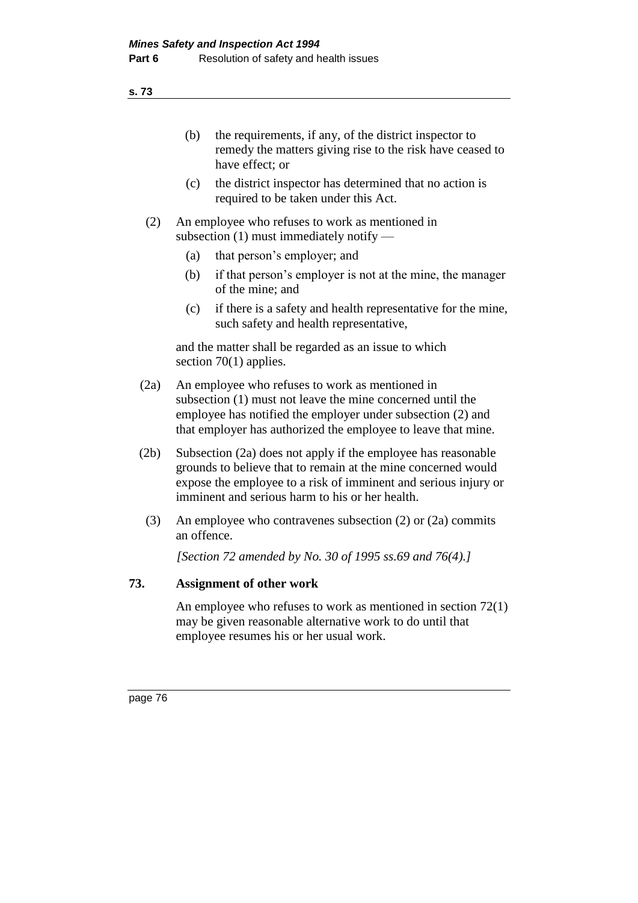(b) the requirements, if any, of the district inspector to remedy the matters giving rise to the risk have ceased to have effect; or

(c) the district inspector has determined that no action is required to be taken under this Act.

(2) An employee who refuses to work as mentioned in subsection (1) must immediately notify —

(a) that person's employer; and

(b) if that person's employer is not at the mine, the manager of the mine; and

(c) if there is a safety and health representative for the mine, such safety and health representative,

and the matter shall be regarded as an issue to which section 70(1) applies.

(2a) An employee who refuses to work as mentioned in subsection (1) must not leave the mine concerned until the employee has notified the employer under subsection (2) and that employer has authorized the employee to leave that mine.

(2b) Subsection (2a) does not apply if the employee has reasonable grounds to believe that to remain at the mine concerned would expose the employee to a risk of imminent and serious injury or imminent and serious harm to his or her health.

(3) An employee who contravenes subsection (2) or (2a) commits an offence.

*[Section 72 amended by No. 30 of 1995 ss.69 and 76(4).]*

### 73. Assignment of other work

An employee who refuses to work as mentioned in section 72(1) may be given reasonable alternative work to do until that employee resumes his or her usual work.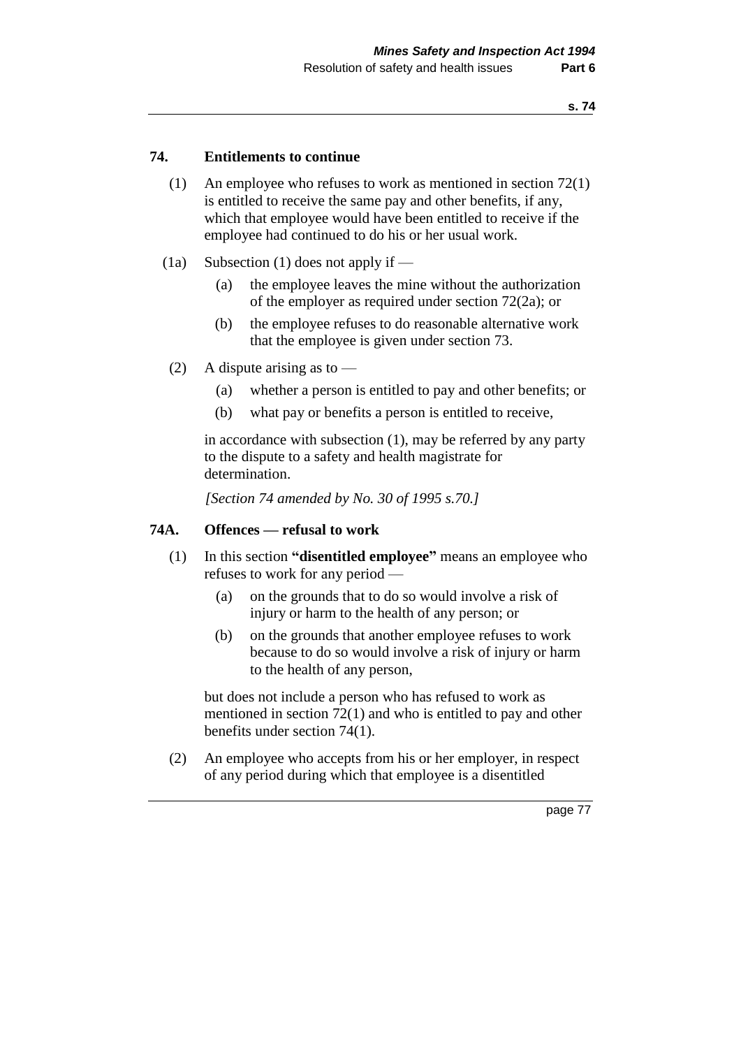### 74. Entitlements to continue

(1) An employee who refuses to work as mentioned in section 72(1) is entitled to receive the same pay and other benefits, if any, which that employee would have been entitled to receive if the employee had continued to do his or her usual work.

(1a) Subsection (1) does not apply if —

- (a) the employee leaves the mine without the authorization of the employer as required under section 72(2a); or
- (b) the employee refuses to do reasonable alternative work that the employee is given under section 73.

(2) A dispute arising as to —

- (a) whether a person is entitled to pay and other benefits; or
- (b) what pay or benefits a person is entitled to receive,

in accordance with subsection (1), may be referred by any party to the dispute to a safety and health magistrate for determination.

*[Section 74 amended by No. 30 of 1995 s.70.]*

### 74A. Offences — refusal to work

(1) In this section **"disentitled employee"** means an employee who refuses to work for any period —

- (a) on the grounds that to do so would involve a risk of injury or harm to the health of any person; or
- (b) on the grounds that another employee refuses to work because to do so would involve a risk of injury or harm to the health of any person,

but does not include a person who has refused to work as mentioned in section 72(1) and who is entitled to pay and other benefits under section 74(1).

(2) An employee who accepts from his or her employer, in respect of any period during which that employee is a disentitled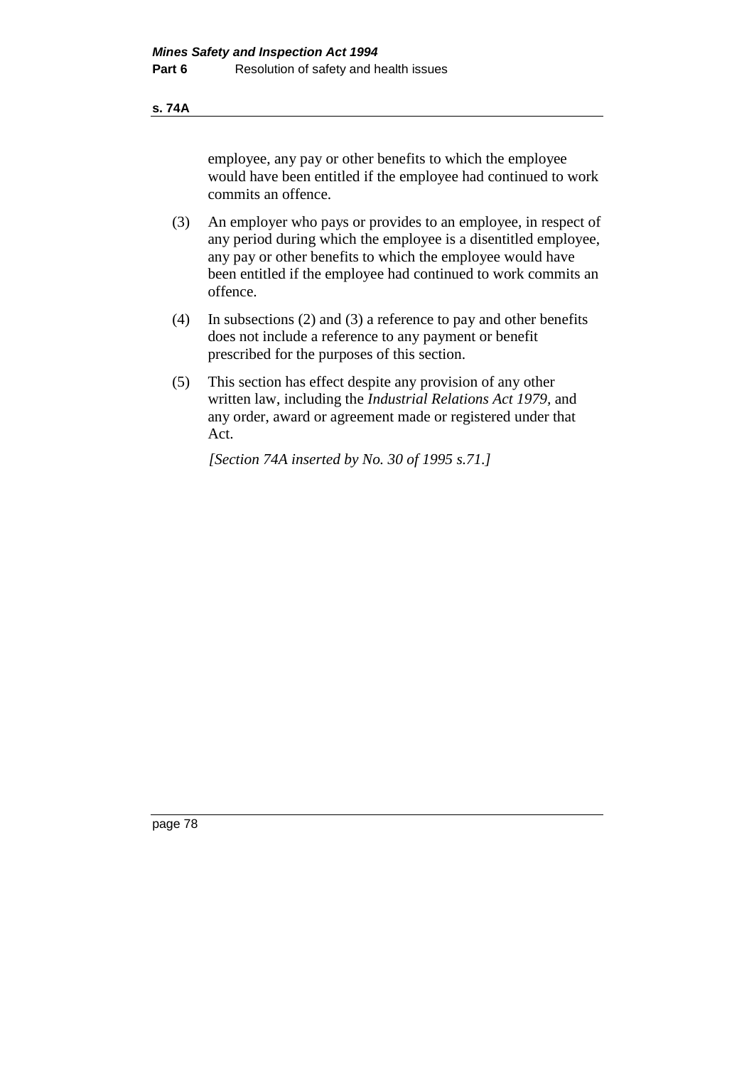employee, any pay or other benefits to which the employee would have been entitled if the employee had continued to work commits an offence.

(3) An employer who pays or provides to an employee, in respect of any period during which the employee is a disentitled employee, any pay or other benefits to which the employee would have been entitled if the employee had continued to work commits an offence.

(4) In subsections (2) and (3) a reference to pay and other benefits does not include a reference to any payment or benefit prescribed for the purposes of this section.

(5) This section has effect despite any provision of any other written law, including the *Industrial Relations Act 1979*, and any order, award or agreement made or registered under that Act.

*[Section 74A inserted by No. 30 of 1995 s.71.]*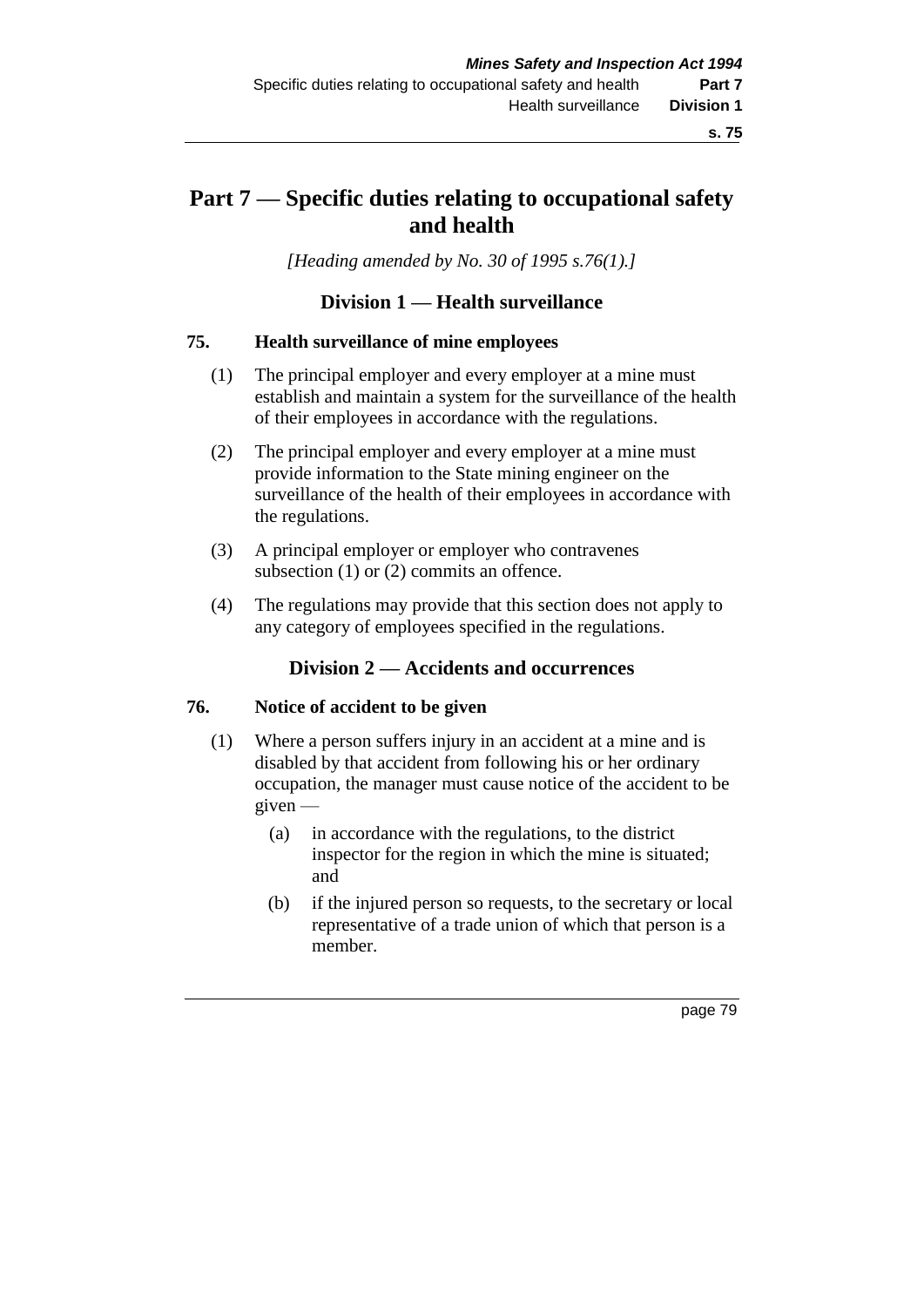# Part 7 — Specific duties relating to occupational safety and health

*[Heading amended by No. 30 of 1995 s.76(1).]*

## Division 1 — Health surveillance

### 75. Health surveillance of mine employees

(1) The principal employer and every employer at a mine must establish and maintain a system for the surveillance of the health of their employees in accordance with the regulations.

(2) The principal employer and every employer at a mine must provide information to the State mining engineer on the surveillance of the health of their employees in accordance with the regulations.

(3) A principal employer or employer who contravenes subsection (1) or (2) commits an offence.

(4) The regulations may provide that this section does not apply to any category of employees specified in the regulations.

## Division 2 — Accidents and occurrences

### 76. Notice of accident to be given

(1) Where a person suffers injury in an accident at a mine and is disabled by that accident from following his or her ordinary occupation, the manager must cause notice of the accident to be given —

(a) in accordance with the regulations, to the district inspector for the region in which the mine is situated; and

(b) if the injured person so requests, to the secretary or local representative of a trade union of which that person is a member.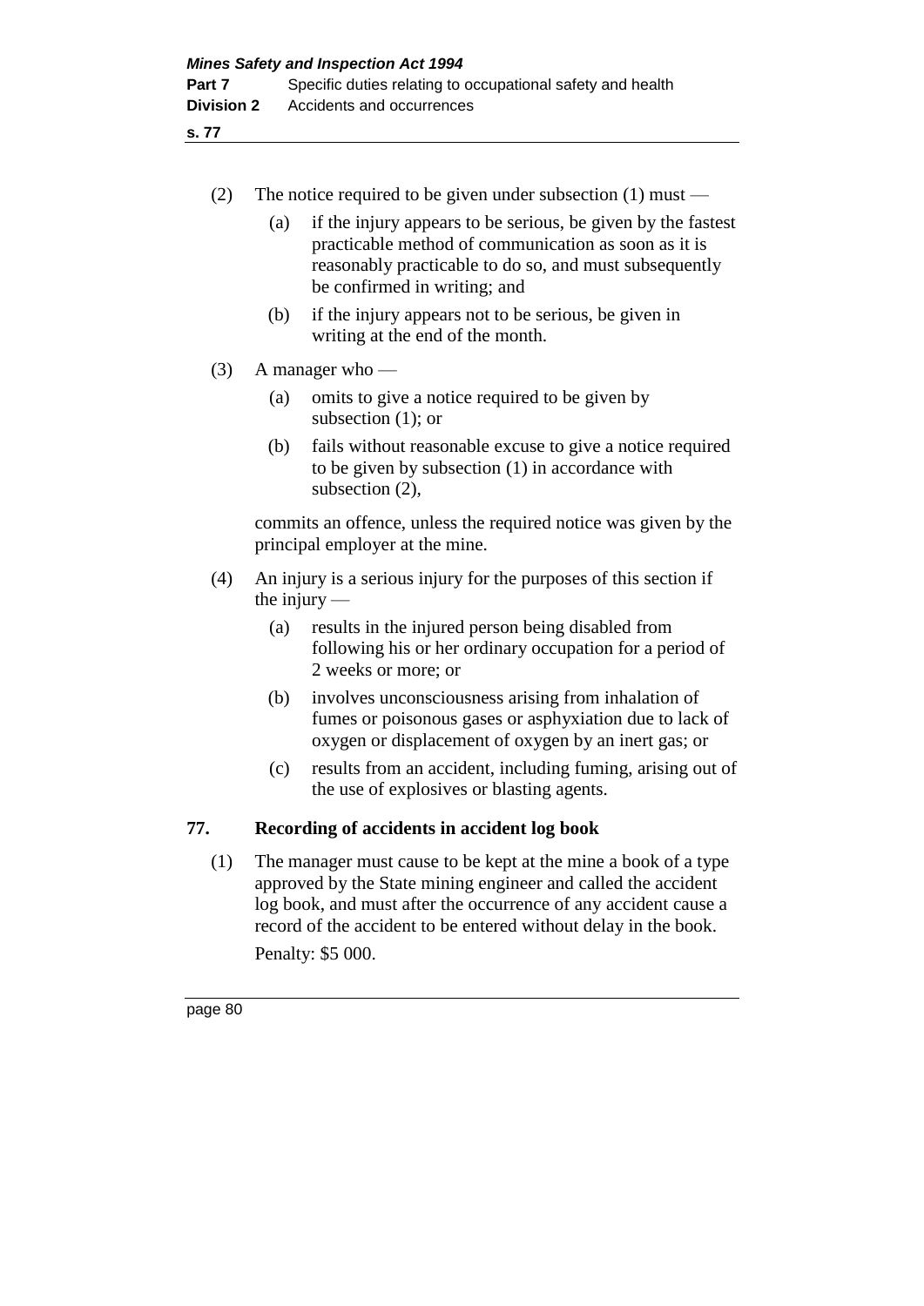(2) The notice required to be given under subsection (1) must —

  (a) if the injury appears to be serious, be given by the fastest practicable method of communication as soon as it is reasonably practicable to do so, and must subsequently be confirmed in writing; and

  (b) if the injury appears not to be serious, be given in writing at the end of the month.

(3) A manager who —

  (a) omits to give a notice required to be given by subsection (1); or

  (b) fails without reasonable excuse to give a notice required to be given by subsection (1) in accordance with subsection (2),

commits an offence, unless the required notice was given by the principal employer at the mine.

(4) An injury is a serious injury for the purposes of this section if the injury —

  (a) results in the injured person being disabled from following his or her ordinary occupation for a period of 2 weeks or more; or

  (b) involves unconsciousness arising from inhalation of fumes or poisonous gases or asphyxiation due to lack of oxygen or displacement of oxygen by an inert gas; or

  (c) results from an accident, including fuming, arising out of the use of explosives or blasting agents.

## 77. Recording of accidents in accident log book

(1) The manager must cause to be kept at the mine a book of a type approved by the State mining engineer and called the accident log book, and must after the occurrence of any accident cause a record of the accident to be entered without delay in the book.

Penalty: $5 000.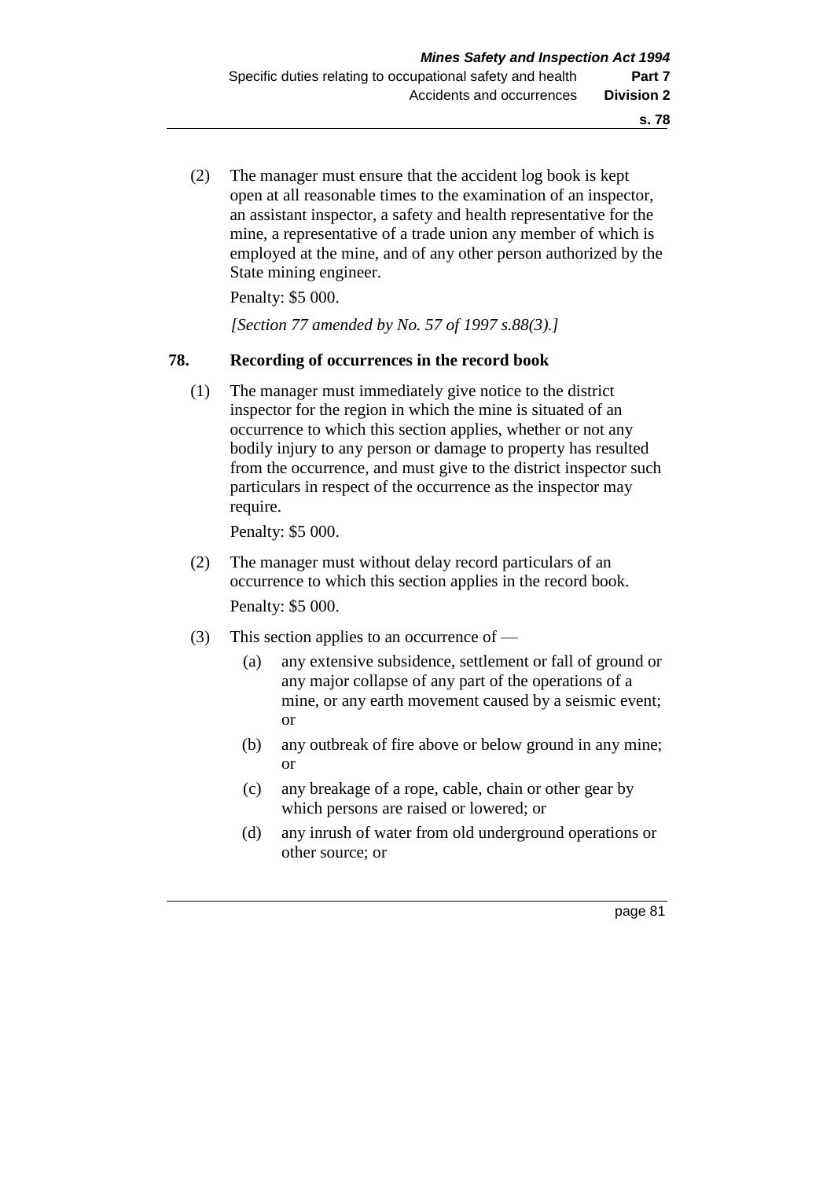(2) The manager must ensure that the accident log book is kept open at all reasonable times to the examination of an inspector, an assistant inspector, a safety and health representative for the mine, a representative of a trade union any member of which is employed at the mine, and of any other person authorized by the State mining engineer.

Penalty: $5 000.

*[Section 77 amended by No. 57 of 1997 s.88(3).]*

## 78. Recording of occurrences in the record book

(1) The manager must immediately give notice to the district inspector for the region in which the mine is situated of an occurrence to which this section applies, whether or not any bodily injury to any person or damage to property has resulted from the occurrence, and must give to the district inspector such particulars in respect of the occurrence as the inspector may require.

Penalty: $5 000.

(2) The manager must without delay record particulars of an occurrence to which this section applies in the record book.

Penalty: $5 000.

(3) This section applies to an occurrence of —

- (a) any extensive subsidence, settlement or fall of ground or any major collapse of any part of the operations of a mine, or any earth movement caused by a seismic event; or
- (b) any outbreak of fire above or below ground in any mine; or
- (c) any breakage of a rope, cable, chain or other gear by which persons are raised or lowered; or
- (d) any inrush of water from old underground operations or other source; or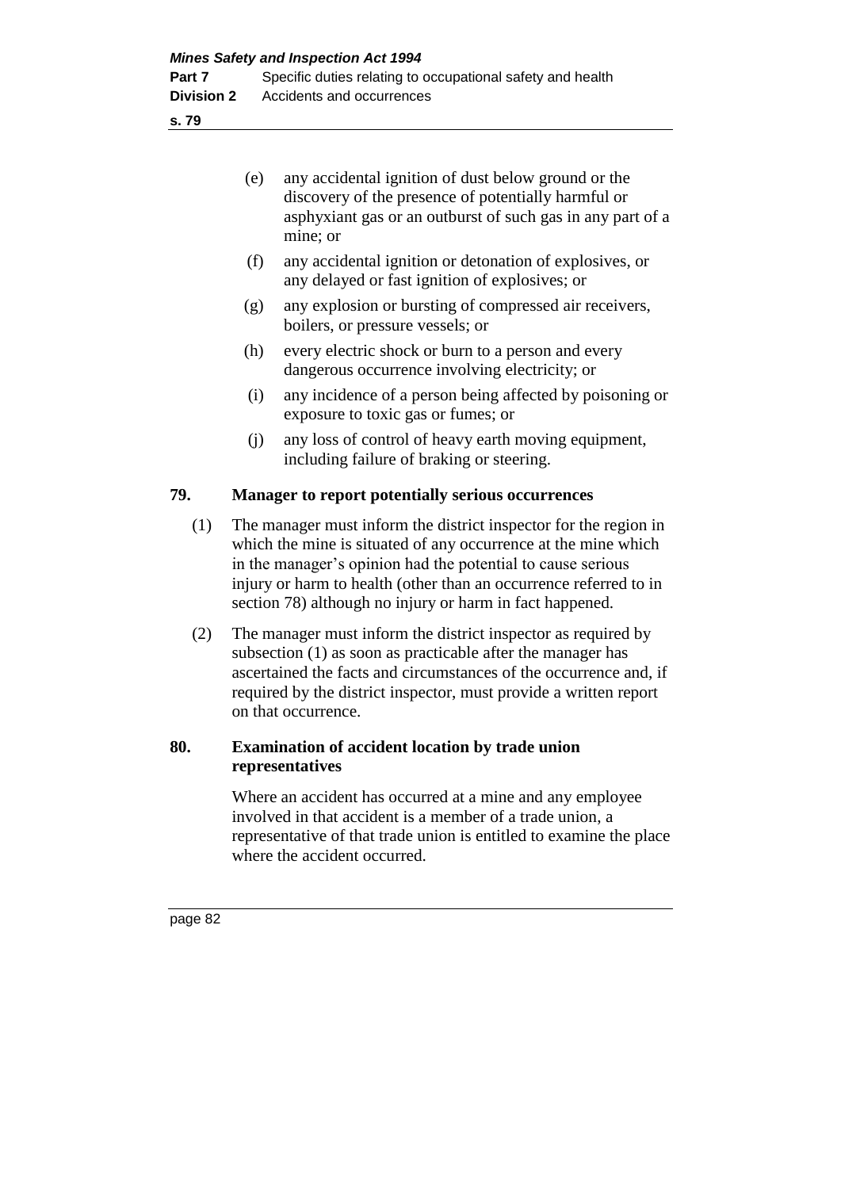(e) any accidental ignition of dust below ground or the discovery of the presence of potentially harmful or asphyxiant gas or an outburst of such gas in any part of a mine; or

(f) any accidental ignition or detonation of explosives, or any delayed or fast ignition of explosives; or

(g) any explosion or bursting of compressed air receivers, boilers, or pressure vessels; or

(h) every electric shock or burn to a person and every dangerous occurrence involving electricity; or

(i) any incidence of a person being affected by poisoning or exposure to toxic gas or fumes; or

(j) any loss of control of heavy earth moving equipment, including failure of braking or steering.

### 79. Manager to report potentially serious occurrences

(1) The manager must inform the district inspector for the region in which the mine is situated of any occurrence at the mine which in the manager's opinion had the potential to cause serious injury or harm to health (other than an occurrence referred to in section 78) although no injury or harm in fact happened.

(2) The manager must inform the district inspector as required by subsection (1) as soon as practicable after the manager has ascertained the facts and circumstances of the occurrence and, if required by the district inspector, must provide a written report on that occurrence.

### 80. Examination of accident location by trade union representatives

Where an accident has occurred at a mine and any employee involved in that accident is a member of a trade union, a representative of that trade union is entitled to examine the place where the accident occurred.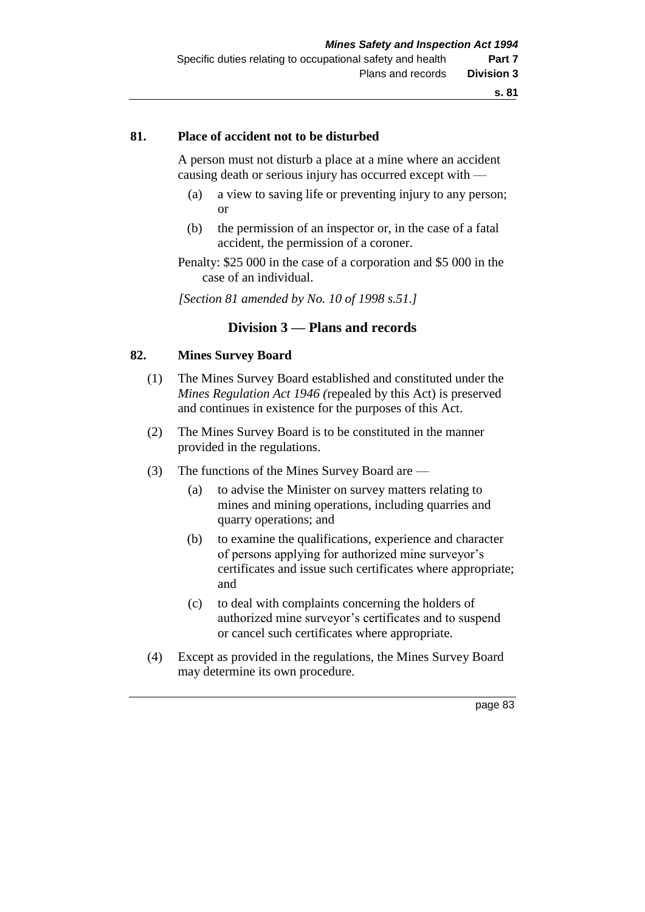### 81. Place of accident not to be disturbed

A person must not disturb a place at a mine where an accident causing death or serious injury has occurred except with —

(a) a view to saving life or preventing injury to any person; or

(b) the permission of an inspector or, in the case of a fatal accident, the permission of a coroner.

Penalty: $25 000 in the case of a corporation and $5 000 in the case of an individual.

*[Section 81 amended by No. 10 of 1998 s.51.]*

## Division 3 — Plans and records

### 82. Mines Survey Board

(1) The Mines Survey Board established and constituted under the *Mines Regulation Act 1946 (*repealed by this Act) is preserved and continues in existence for the purposes of this Act.

(2) The Mines Survey Board is to be constituted in the manner provided in the regulations.

(3) The functions of the Mines Survey Board are —

(a) to advise the Minister on survey matters relating to mines and mining operations, including quarries and quarry operations; and

(b) to examine the qualifications, experience and character of persons applying for authorized mine surveyor's certificates and issue such certificates where appropriate; and

(c) to deal with complaints concerning the holders of authorized mine surveyor's certificates and to suspend or cancel such certificates where appropriate.

(4) Except as provided in the regulations, the Mines Survey Board may determine its own procedure.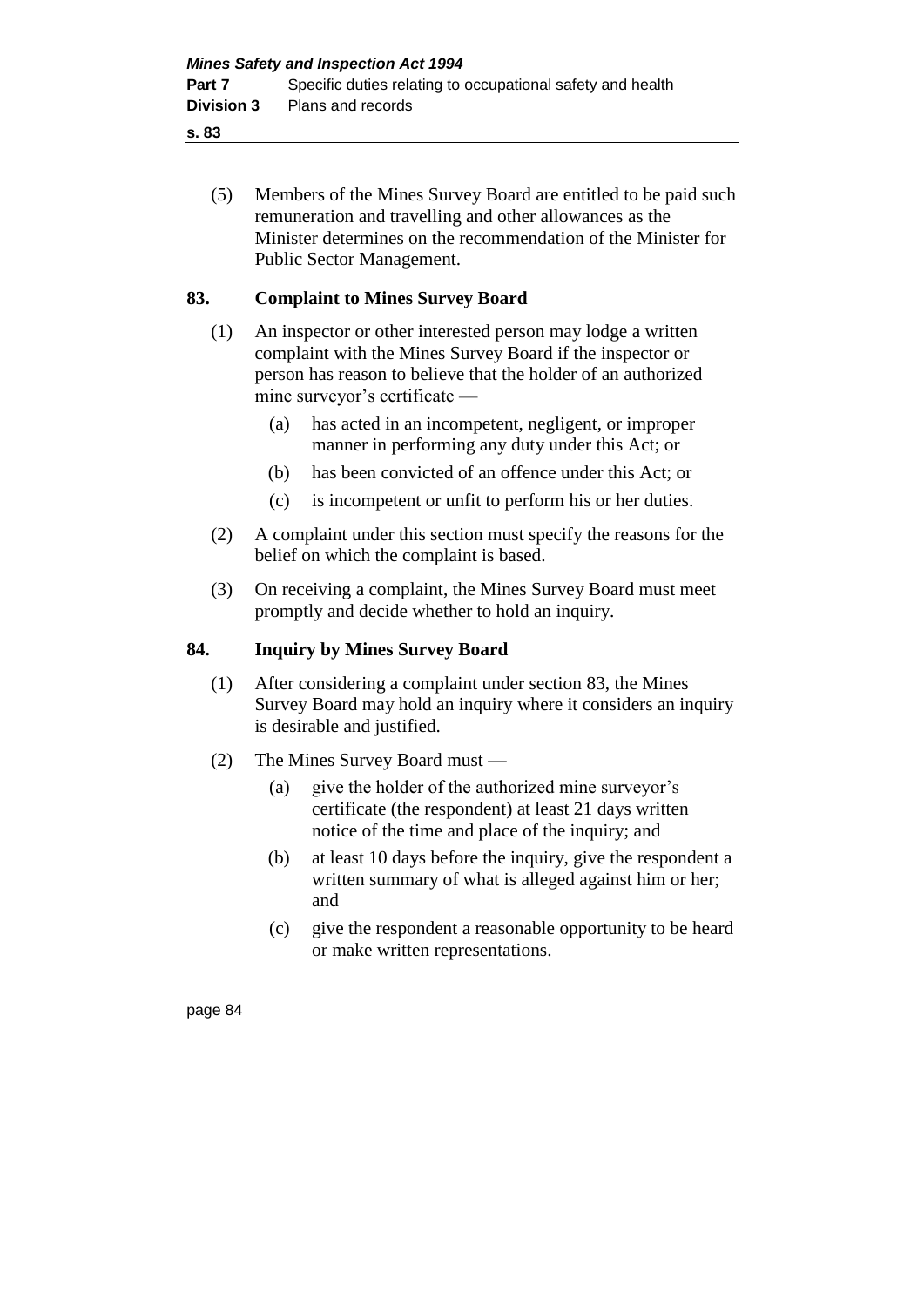(5) Members of the Mines Survey Board are entitled to be paid such remuneration and travelling and other allowances as the Minister determines on the recommendation of the Minister for Public Sector Management.

## 83. Complaint to Mines Survey Board

(1) An inspector or other interested person may lodge a written complaint with the Mines Survey Board if the inspector or person has reason to believe that the holder of an authorized mine surveyor's certificate —

- (a) has acted in an incompetent, negligent, or improper manner in performing any duty under this Act; or
- (b) has been convicted of an offence under this Act; or
- (c) is incompetent or unfit to perform his or her duties.

(2) A complaint under this section must specify the reasons for the belief on which the complaint is based.

(3) On receiving a complaint, the Mines Survey Board must meet promptly and decide whether to hold an inquiry.

## 84. Inquiry by Mines Survey Board

(1) After considering a complaint under section 83, the Mines Survey Board may hold an inquiry where it considers an inquiry is desirable and justified.

(2) The Mines Survey Board must —

- (a) give the holder of the authorized mine surveyor's certificate (the respondent) at least 21 days written notice of the time and place of the inquiry; and
- (b) at least 10 days before the inquiry, give the respondent a written summary of what is alleged against him or her; and
- (c) give the respondent a reasonable opportunity to be heard or make written representations.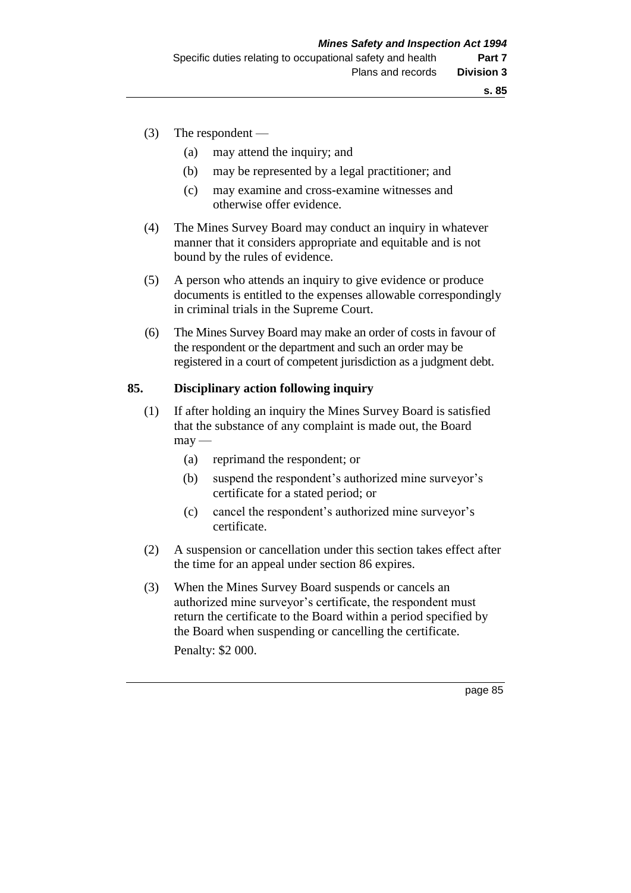(3) The respondent —

(a) may attend the inquiry; and

(b) may be represented by a legal practitioner; and

(c) may examine and cross-examine witnesses and otherwise offer evidence.

(4) The Mines Survey Board may conduct an inquiry in whatever manner that it considers appropriate and equitable and is not bound by the rules of evidence.

(5) A person who attends an inquiry to give evidence or produce documents is entitled to the expenses allowable correspondingly in criminal trials in the Supreme Court.

(6) The Mines Survey Board may make an order of costs in favour of the respondent or the department and such an order may be registered in a court of competent jurisdiction as a judgment debt.

## 85. Disciplinary action following inquiry

(1) If after holding an inquiry the Mines Survey Board is satisfied that the substance of any complaint is made out, the Board may —

(a) reprimand the respondent; or

(b) suspend the respondent's authorized mine surveyor's certificate for a stated period; or

(c) cancel the respondent's authorized mine surveyor's certificate.

(2) A suspension or cancellation under this section takes effect after the time for an appeal under section 86 expires.

(3) When the Mines Survey Board suspends or cancels an authorized mine surveyor's certificate, the respondent must return the certificate to the Board within a period specified by the Board when suspending or cancelling the certificate.

Penalty: $2 000.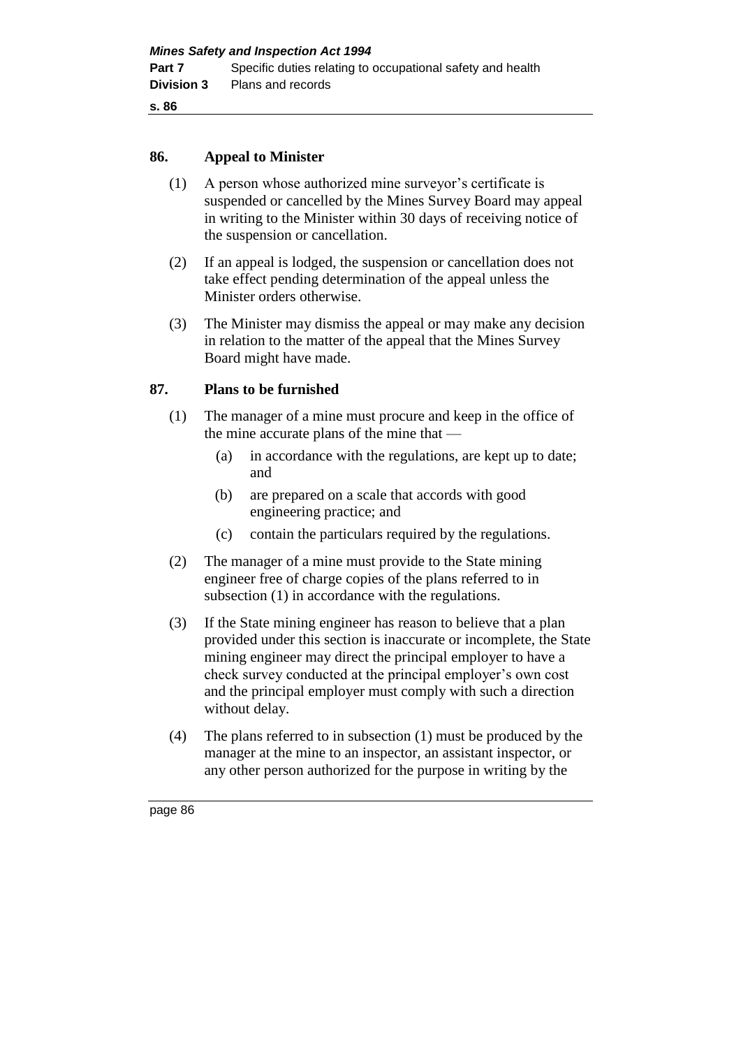## 86. Appeal to Minister

(1) A person whose authorized mine surveyor's certificate is suspended or cancelled by the Mines Survey Board may appeal in writing to the Minister within 30 days of receiving notice of the suspension or cancellation.

(2) If an appeal is lodged, the suspension or cancellation does not take effect pending determination of the appeal unless the Minister orders otherwise.

(3) The Minister may dismiss the appeal or may make any decision in relation to the matter of the appeal that the Mines Survey Board might have made.

## 87. Plans to be furnished

(1) The manager of a mine must procure and keep in the office of the mine accurate plans of the mine that —

- (a) in accordance with the regulations, are kept up to date; and
- (b) are prepared on a scale that accords with good engineering practice; and
- (c) contain the particulars required by the regulations.

(2) The manager of a mine must provide to the State mining engineer free of charge copies of the plans referred to in subsection (1) in accordance with the regulations.

(3) If the State mining engineer has reason to believe that a plan provided under this section is inaccurate or incomplete, the State mining engineer may direct the principal employer to have a check survey conducted at the principal employer's own cost and the principal employer must comply with such a direction without delay.

(4) The plans referred to in subsection (1) must be produced by the manager at the mine to an inspector, an assistant inspector, or any other person authorized for the purpose in writing by the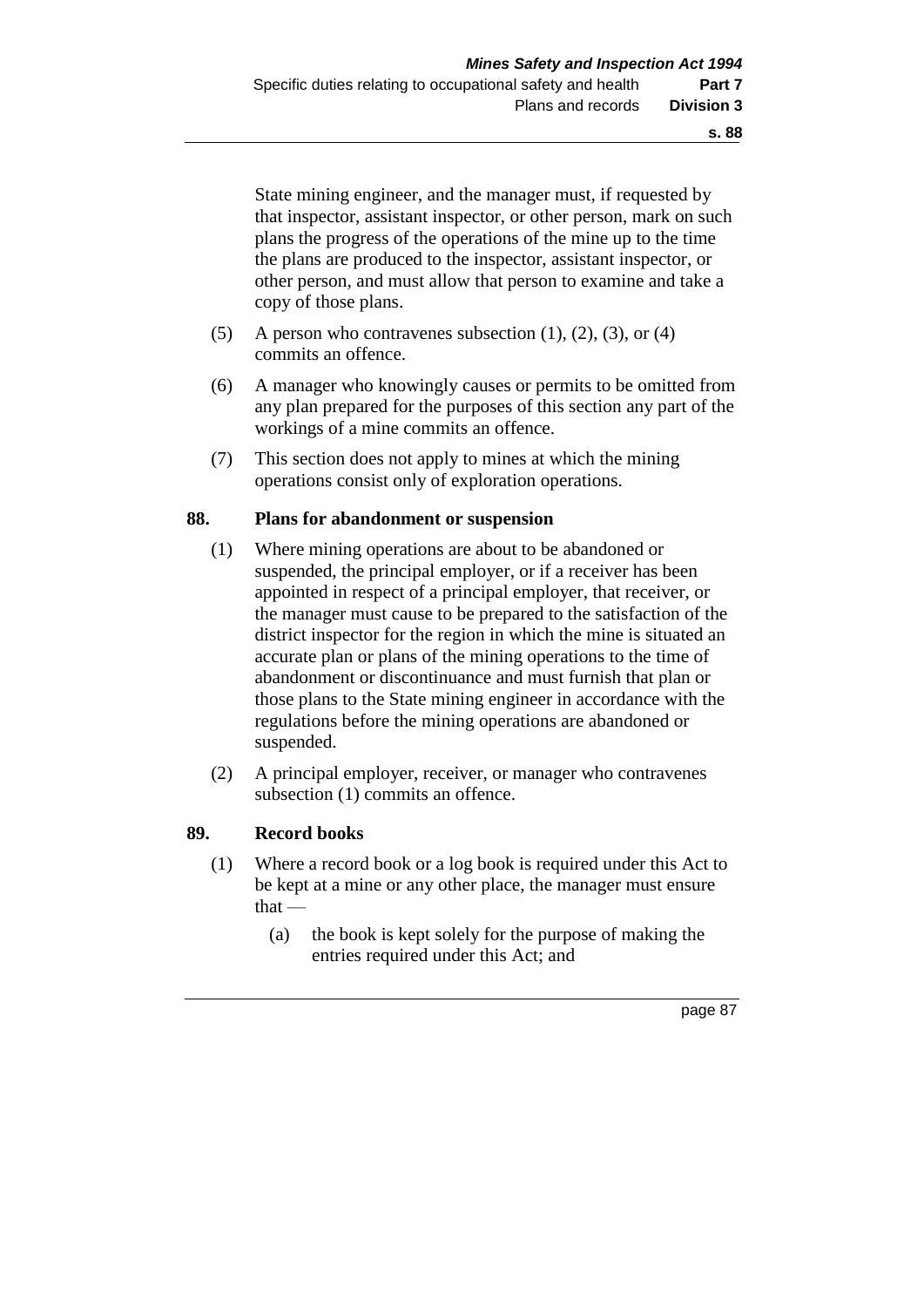State mining engineer, and the manager must, if requested by that inspector, assistant inspector, or other person, mark on such plans the progress of the operations of the mine up to the time the plans are produced to the inspector, assistant inspector, or other person, and must allow that person to examine and take a copy of those plans.

(5) A person who contravenes subsection (1), (2), (3), or (4) commits an offence.

(6) A manager who knowingly causes or permits to be omitted from any plan prepared for the purposes of this section any part of the workings of a mine commits an offence.

(7) This section does not apply to mines at which the mining operations consist only of exploration operations.

## 88. Plans for abandonment or suspension

(1) Where mining operations are about to be abandoned or suspended, the principal employer, or if a receiver has been appointed in respect of a principal employer, that receiver, or the manager must cause to be prepared to the satisfaction of the district inspector for the region in which the mine is situated an accurate plan or plans of the mining operations to the time of abandonment or discontinuance and must furnish that plan or those plans to the State mining engineer in accordance with the regulations before the mining operations are abandoned or suspended.

(2) A principal employer, receiver, or manager who contravenes subsection (1) commits an offence.

## 89. Record books

(1) Where a record book or a log book is required under this Act to be kept at a mine or any other place, the manager must ensure that —

  (a) the book is kept solely for the purpose of making the entries required under this Act; and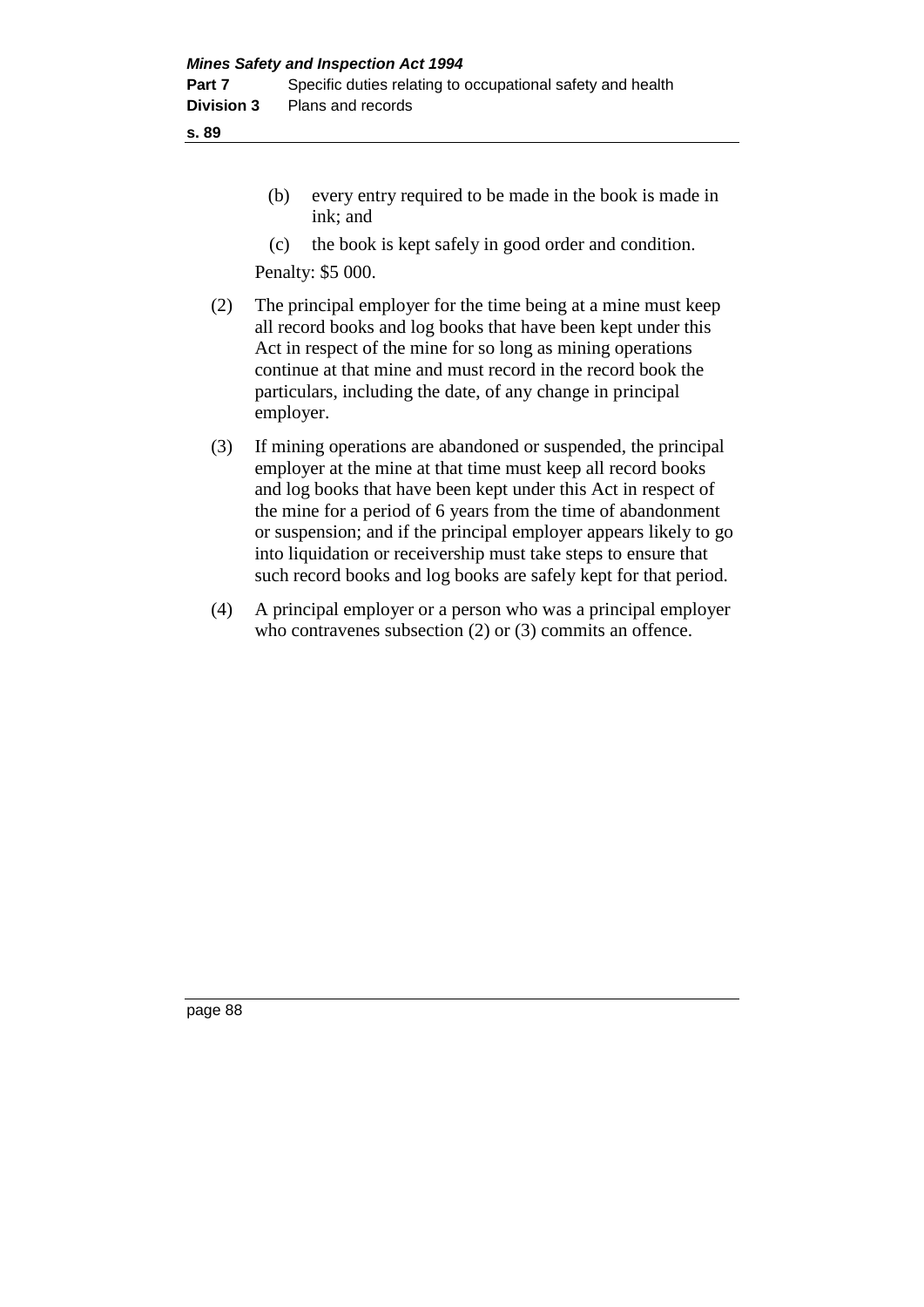(b) every entry required to be made in the book is made in ink; and

(c) the book is kept safely in good order and condition.

Penalty: $5 000.

(2) The principal employer for the time being at a mine must keep all record books and log books that have been kept under this Act in respect of the mine for so long as mining operations continue at that mine and must record in the record book the particulars, including the date, of any change in principal employer.

(3) If mining operations are abandoned or suspended, the principal employer at the mine at that time must keep all record books and log books that have been kept under this Act in respect of the mine for a period of 6 years from the time of abandonment or suspension; and if the principal employer appears likely to go into liquidation or receivership must take steps to ensure that such record books and log books are safely kept for that period.

(4) A principal employer or a person who was a principal employer who contravenes subsection (2) or (3) commits an offence.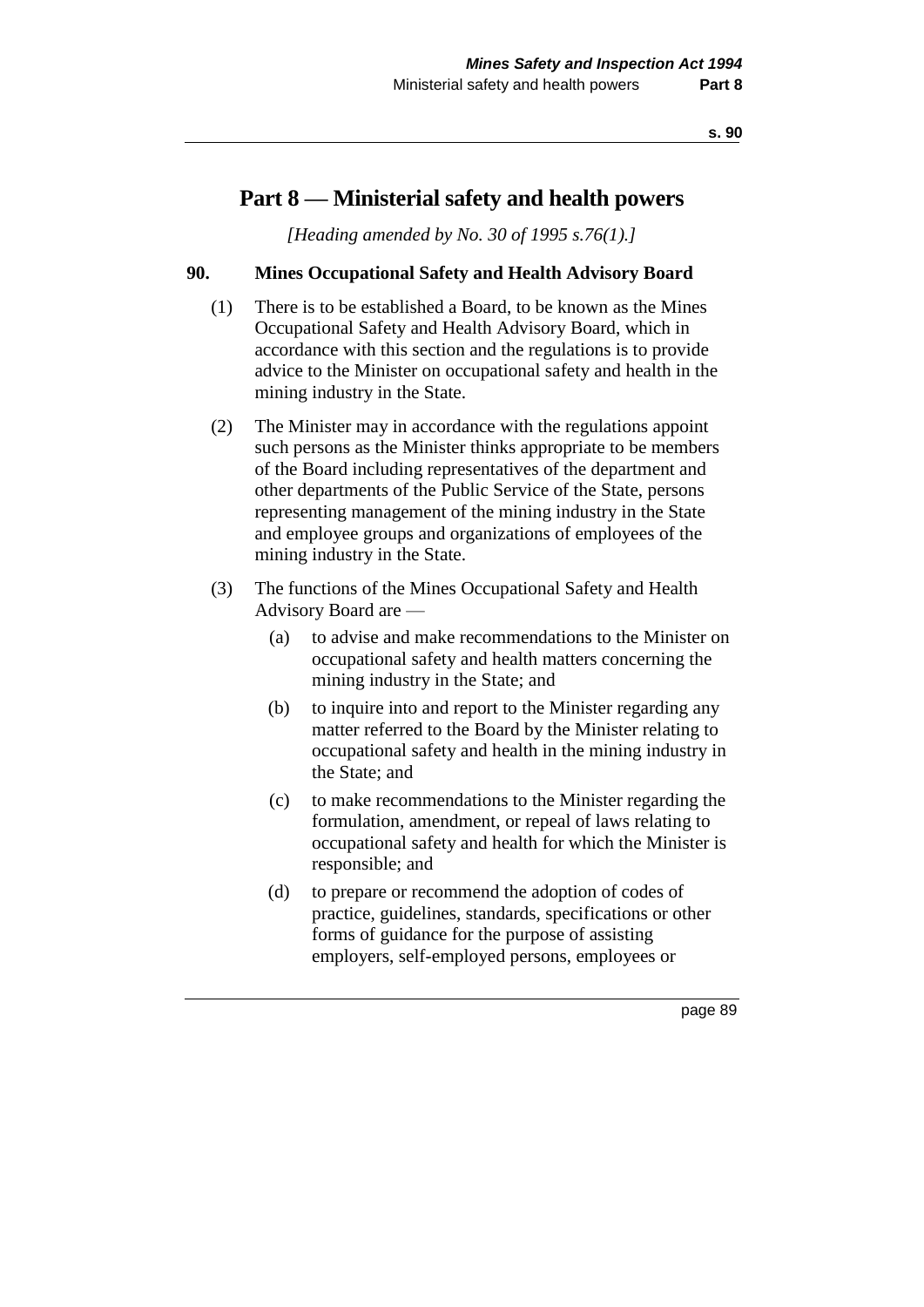# Part 8 — Ministerial safety and health powers

*[Heading amended by No. 30 of 1995 s.76(1).]*

**90. Mines Occupational Safety and Health Advisory Board**

(1) There is to be established a Board, to be known as the Mines Occupational Safety and Health Advisory Board, which in accordance with this section and the regulations is to provide advice to the Minister on occupational safety and health in the mining industry in the State.

(2) The Minister may in accordance with the regulations appoint such persons as the Minister thinks appropriate to be members of the Board including representatives of the department and other departments of the Public Service of the State, persons representing management of the mining industry in the State and employee groups and organizations of employees of the mining industry in the State.

(3) The functions of the Mines Occupational Safety and Health Advisory Board are —

(a) to advise and make recommendations to the Minister on occupational safety and health matters concerning the mining industry in the State; and

(b) to inquire into and report to the Minister regarding any matter referred to the Board by the Minister relating to occupational safety and health in the mining industry in the State; and

(c) to make recommendations to the Minister regarding the formulation, amendment, or repeal of laws relating to occupational safety and health for which the Minister is responsible; and

(d) to prepare or recommend the adoption of codes of practice, guidelines, standards, specifications or other forms of guidance for the purpose of assisting employers, self-employed persons, employees or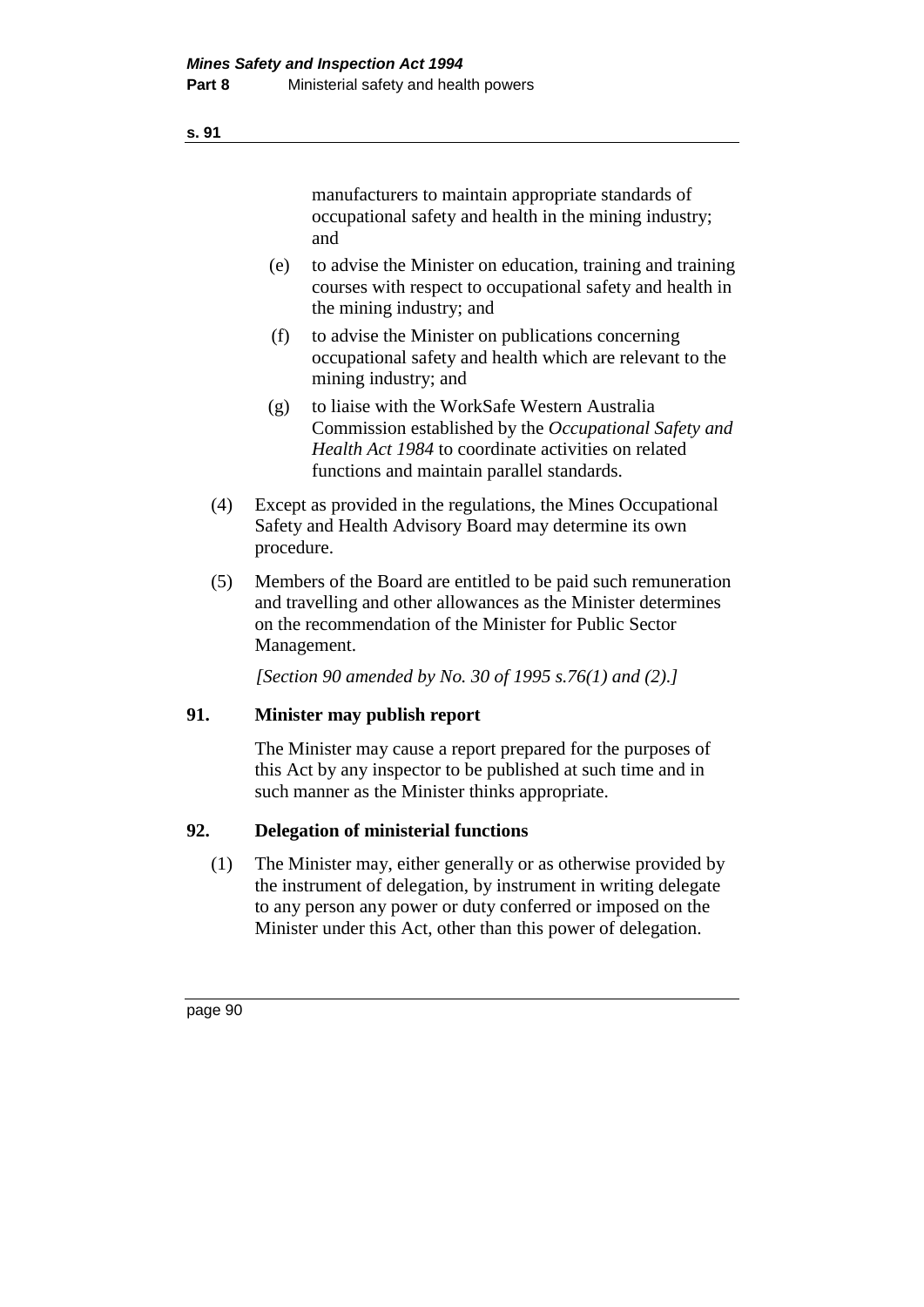manufacturers to maintain appropriate standards of occupational safety and health in the mining industry; and

(e) to advise the Minister on education, training and training courses with respect to occupational safety and health in the mining industry; and

(f) to advise the Minister on publications concerning occupational safety and health which are relevant to the mining industry; and

(g) to liaise with the WorkSafe Western Australia Commission established by the *Occupational Safety and Health Act 1984* to coordinate activities on related functions and maintain parallel standards.

(4) Except as provided in the regulations, the Mines Occupational Safety and Health Advisory Board may determine its own procedure.

(5) Members of the Board are entitled to be paid such remuneration and travelling and other allowances as the Minister determines on the recommendation of the Minister for Public Sector Management.

*[Section 90 amended by No. 30 of 1995 s.76(1) and (2).]*

**91. Minister may publish report**

The Minister may cause a report prepared for the purposes of this Act by any inspector to be published at such time and in such manner as the Minister thinks appropriate.

**92. Delegation of ministerial functions**

(1) The Minister may, either generally or as otherwise provided by the instrument of delegation, by instrument in writing delegate to any person any power or duty conferred or imposed on the Minister under this Act, other than this power of delegation.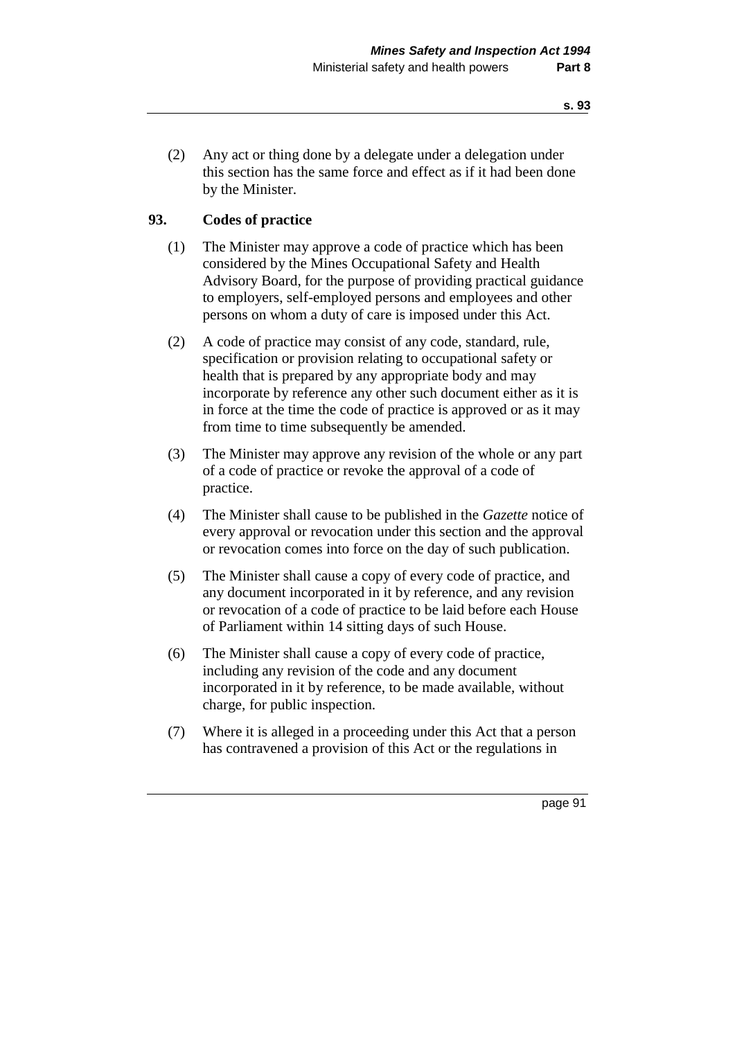(2) Any act or thing done by a delegate under a delegation under this section has the same force and effect as if it had been done by the Minister.

## 93. Codes of practice

(1) The Minister may approve a code of practice which has been considered by the Mines Occupational Safety and Health Advisory Board, for the purpose of providing practical guidance to employers, self-employed persons and employees and other persons on whom a duty of care is imposed under this Act.

(2) A code of practice may consist of any code, standard, rule, specification or provision relating to occupational safety or health that is prepared by any appropriate body and may incorporate by reference any other such document either as it is in force at the time the code of practice is approved or as it may from time to time subsequently be amended.

(3) The Minister may approve any revision of the whole or any part of a code of practice or revoke the approval of a code of practice.

(4) The Minister shall cause to be published in the *Gazette* notice of every approval or revocation under this section and the approval or revocation comes into force on the day of such publication.

(5) The Minister shall cause a copy of every code of practice, and any document incorporated in it by reference, and any revision or revocation of a code of practice to be laid before each House of Parliament within 14 sitting days of such House.

(6) The Minister shall cause a copy of every code of practice, including any revision of the code and any document incorporated in it by reference, to be made available, without charge, for public inspection.

(7) Where it is alleged in a proceeding under this Act that a person has contravened a provision of this Act or the regulations in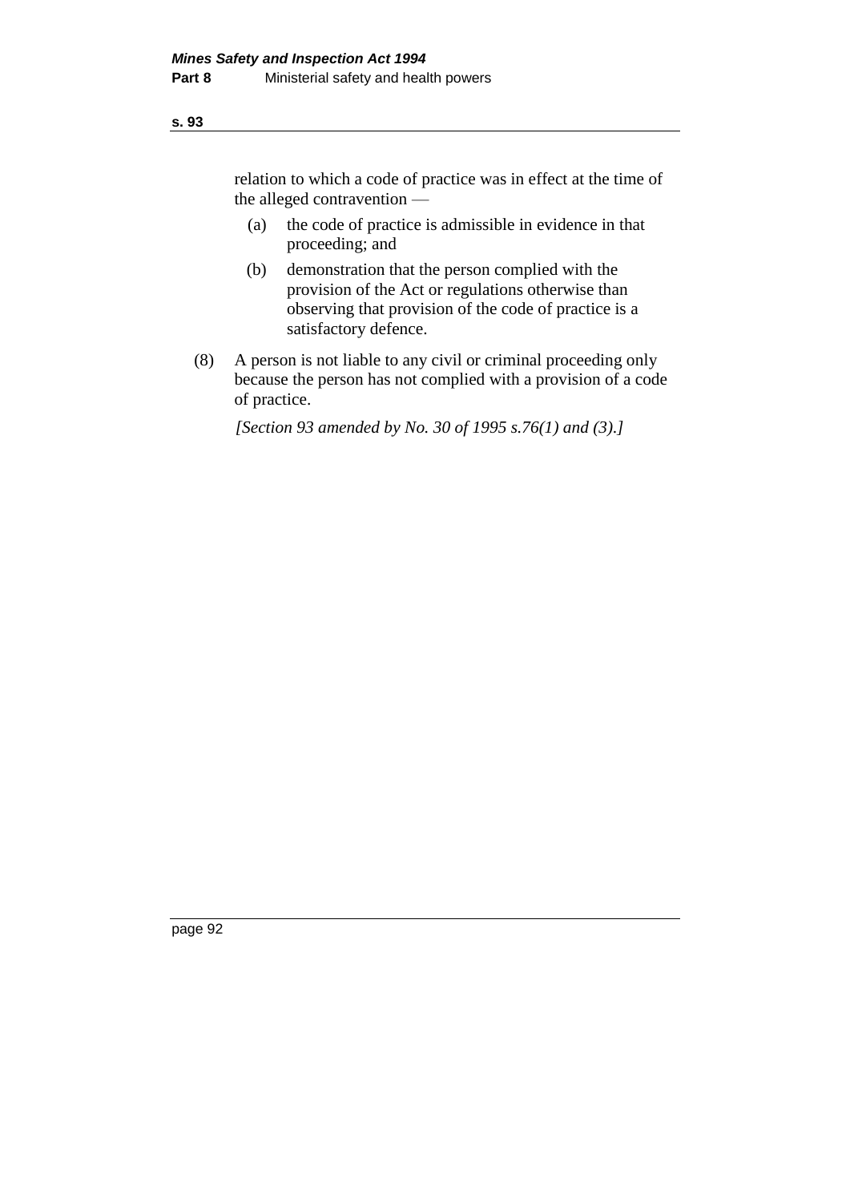relation to which a code of practice was in effect at the time of the alleged contravention —

(a) the code of practice is admissible in evidence in that proceeding; and

(b) demonstration that the person complied with the provision of the Act or regulations otherwise than observing that provision of the code of practice is a satisfactory defence.

(8) A person is not liable to any civil or criminal proceeding only because the person has not complied with a provision of a code of practice.

*[Section 93 amended by No. 30 of 1995 s.76(1) and (3).]*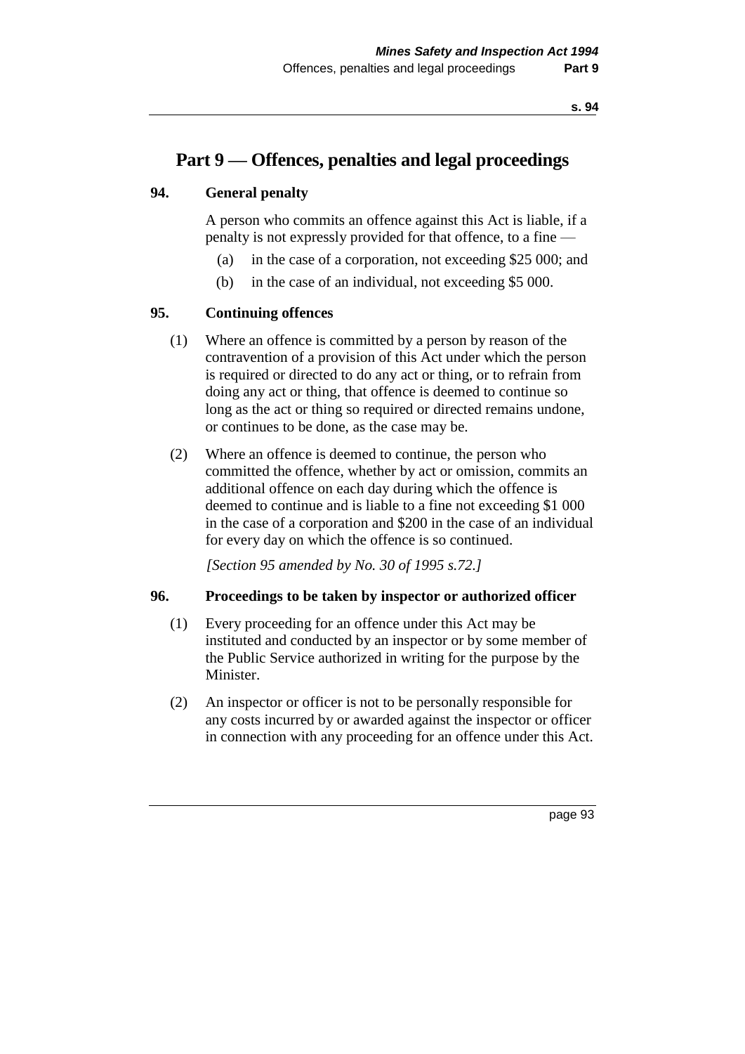# Part 9 — Offences, penalties and legal proceedings

### 94. General penalty

A person who commits an offence against this Act is liable, if a penalty is not expressly provided for that offence, to a fine —

- (a) in the case of a corporation, not exceeding $25 000; and
- (b) in the case of an individual, not exceeding $5 000.

### 95. Continuing offences

(1) Where an offence is committed by a person by reason of the contravention of a provision of this Act under which the person is required or directed to do any act or thing, or to refrain from doing any act or thing, that offence is deemed to continue so long as the act or thing so required or directed remains undone, or continues to be done, as the case may be.

(2) Where an offence is deemed to continue, the person who committed the offence, whether by act or omission, commits an additional offence on each day during which the offence is deemed to continue and is liable to a fine not exceeding $1 000 in the case of a corporation and $200 in the case of an individual for every day on which the offence is so continued.

*[Section 95 amended by No. 30 of 1995 s.72.]*

### 96. Proceedings to be taken by inspector or authorized officer

(1) Every proceeding for an offence under this Act may be instituted and conducted by an inspector or by some member of the Public Service authorized in writing for the purpose by the Minister.

(2) An inspector or officer is not to be personally responsible for any costs incurred by or awarded against the inspector or officer in connection with any proceeding for an offence under this Act.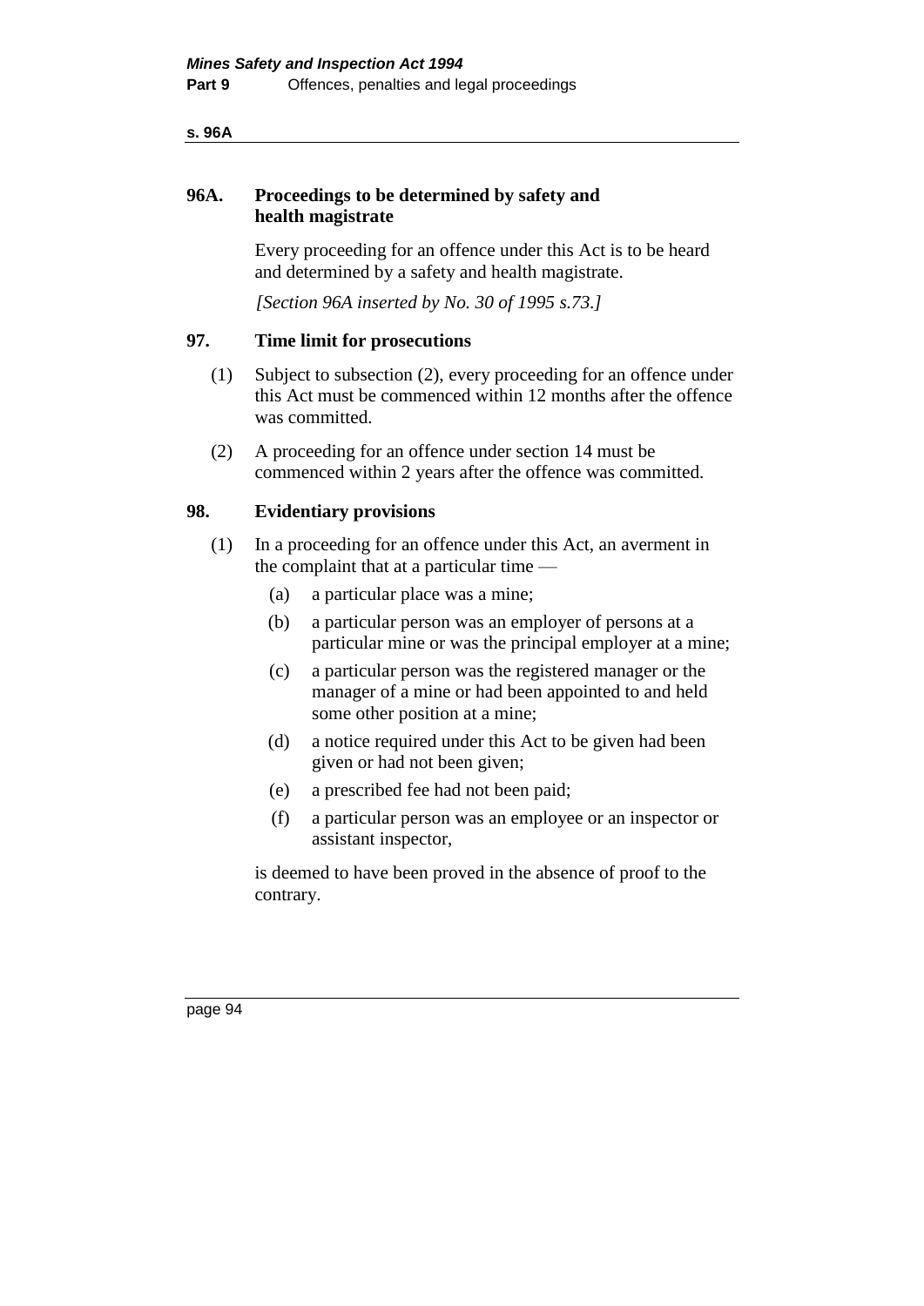### 96A. Proceedings to be determined by safety and health magistrate

Every proceeding for an offence under this Act is to be heard and determined by a safety and health magistrate.

*[Section 96A inserted by No. 30 of 1995 s.73.]*

### 97. Time limit for prosecutions

(1) Subject to subsection (2), every proceeding for an offence under this Act must be commenced within 12 months after the offence was committed.

(2) A proceeding for an offence under section 14 must be commenced within 2 years after the offence was committed.

### 98. Evidentiary provisions

(1) In a proceeding for an offence under this Act, an averment in the complaint that at a particular time —

(a) a particular place was a mine;

(b) a particular person was an employer of persons at a particular mine or was the principal employer at a mine;

(c) a particular person was the registered manager or the manager of a mine or had been appointed to and held some other position at a mine;

(d) a notice required under this Act to be given had been given or had not been given;

(e) a prescribed fee had not been paid;

(f) a particular person was an employee or an inspector or assistant inspector,

is deemed to have been proved in the absence of proof to the contrary.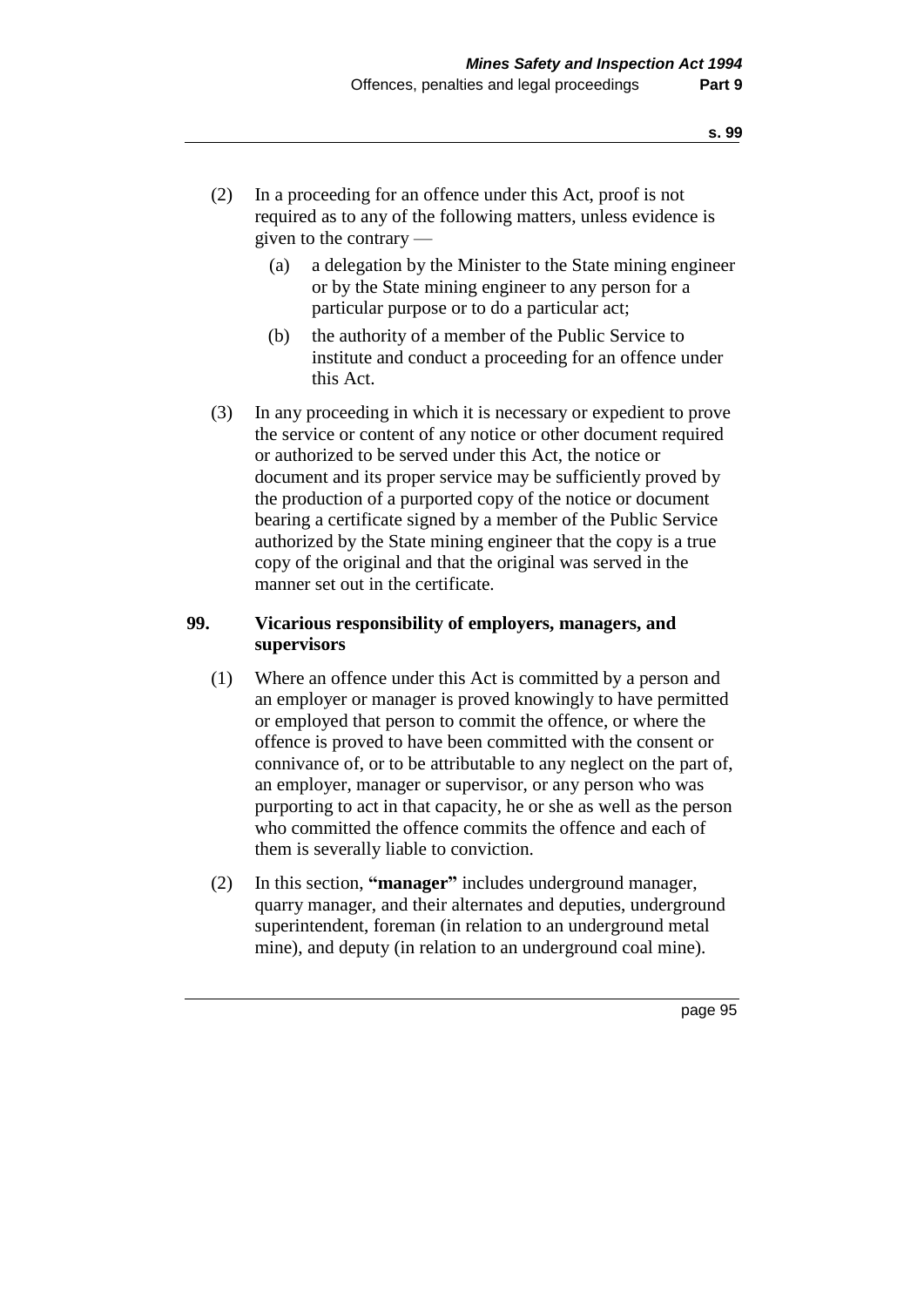(2) In a proceeding for an offence under this Act, proof is not required as to any of the following matters, unless evidence is given to the contrary —

(a) a delegation by the Minister to the State mining engineer or by the State mining engineer to any person for a particular purpose or to do a particular act;

(b) the authority of a member of the Public Service to institute and conduct a proceeding for an offence under this Act.

(3) In any proceeding in which it is necessary or expedient to prove the service or content of any notice or other document required or authorized to be served under this Act, the notice or document and its proper service may be sufficiently proved by the production of a purported copy of the notice or document bearing a certificate signed by a member of the Public Service authorized by the State mining engineer that the copy is a true copy of the original and that the original was served in the manner set out in the certificate.

### 99. Vicarious responsibility of employers, managers, and supervisors

(1) Where an offence under this Act is committed by a person and an employer or manager is proved knowingly to have permitted or employed that person to commit the offence, or where the offence is proved to have been committed with the consent or connivance of, or to be attributable to any neglect on the part of, an employer, manager or supervisor, or any person who was purporting to act in that capacity, he or she as well as the person who committed the offence commits the offence and each of them is severally liable to conviction.

(2) In this section, **"manager"** includes underground manager, quarry manager, and their alternates and deputies, underground superintendent, foreman (in relation to an underground metal mine), and deputy (in relation to an underground coal mine).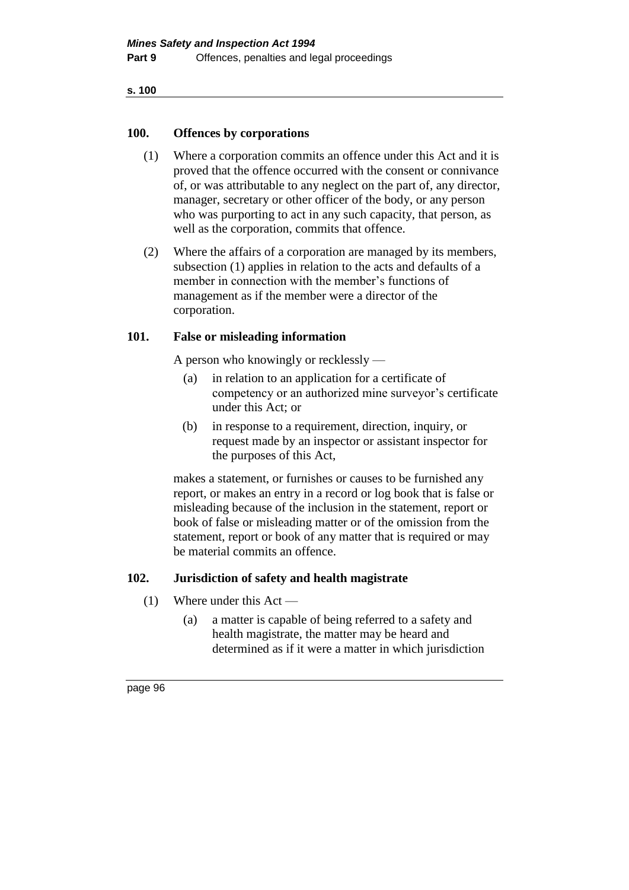## 100. Offences by corporations

(1) Where a corporation commits an offence under this Act and it is proved that the offence occurred with the consent or connivance of, or was attributable to any neglect on the part of, any director, manager, secretary or other officer of the body, or any person who was purporting to act in any such capacity, that person, as well as the corporation, commits that offence.

(2) Where the affairs of a corporation are managed by its members, subsection (1) applies in relation to the acts and defaults of a member in connection with the member's functions of management as if the member were a director of the corporation.

## 101. False or misleading information

A person who knowingly or recklessly —

(a) in relation to an application for a certificate of competency or an authorized mine surveyor's certificate under this Act; or

(b) in response to a requirement, direction, inquiry, or request made by an inspector or assistant inspector for the purposes of this Act,

makes a statement, or furnishes or causes to be furnished any report, or makes an entry in a record or log book that is false or misleading because of the inclusion in the statement, report or book of false or misleading matter or of the omission from the statement, report or book of any matter that is required or may be material commits an offence.

## 102. Jurisdiction of safety and health magistrate

(1) Where under this Act —

(a) a matter is capable of being referred to a safety and health magistrate, the matter may be heard and determined as if it were a matter in which jurisdiction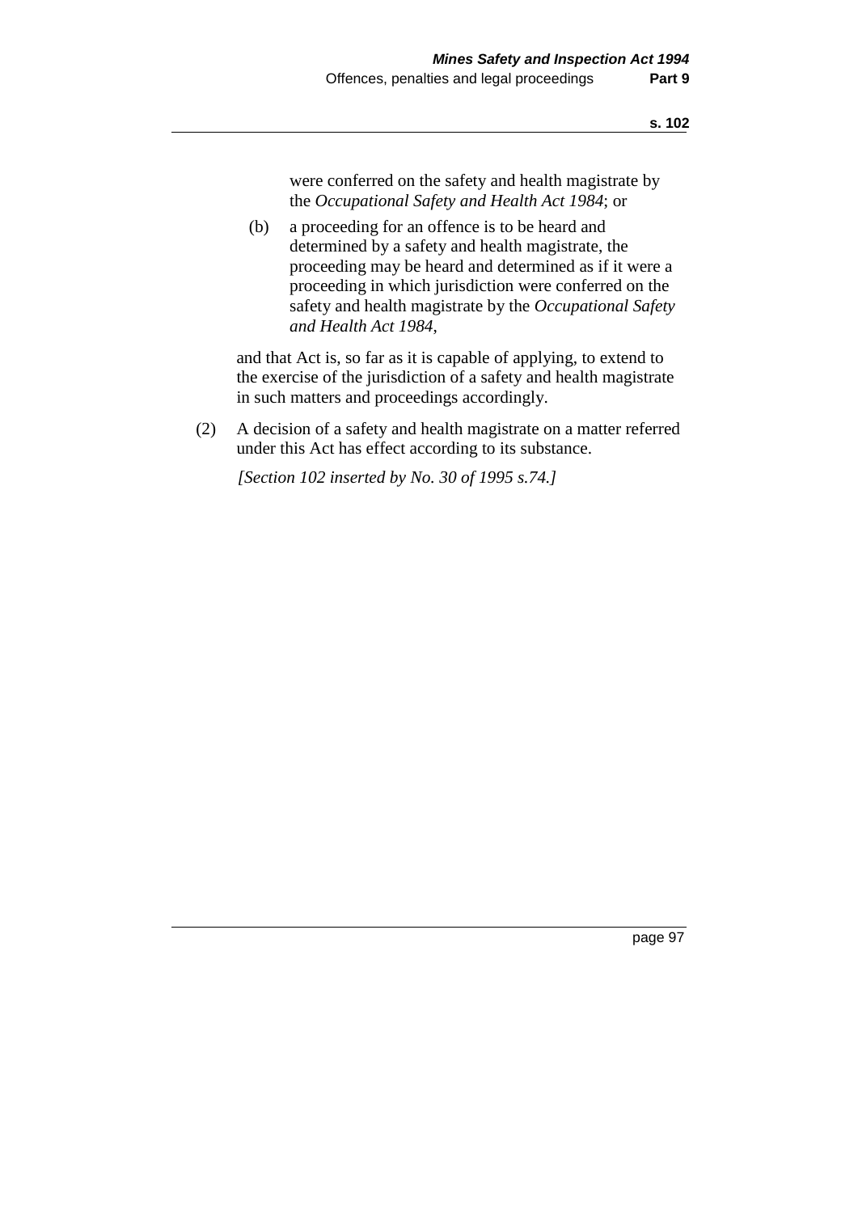were conferred on the safety and health magistrate by the *Occupational Safety and Health Act 1984*; or

(b) a proceeding for an offence is to be heard and determined by a safety and health magistrate, the proceeding may be heard and determined as if it were a proceeding in which jurisdiction were conferred on the safety and health magistrate by the *Occupational Safety and Health Act 1984*,

and that Act is, so far as it is capable of applying, to extend to the exercise of the jurisdiction of a safety and health magistrate in such matters and proceedings accordingly.

(2) A decision of a safety and health magistrate on a matter referred under this Act has effect according to its substance.

*[Section 102 inserted by No. 30 of 1995 s.74.]*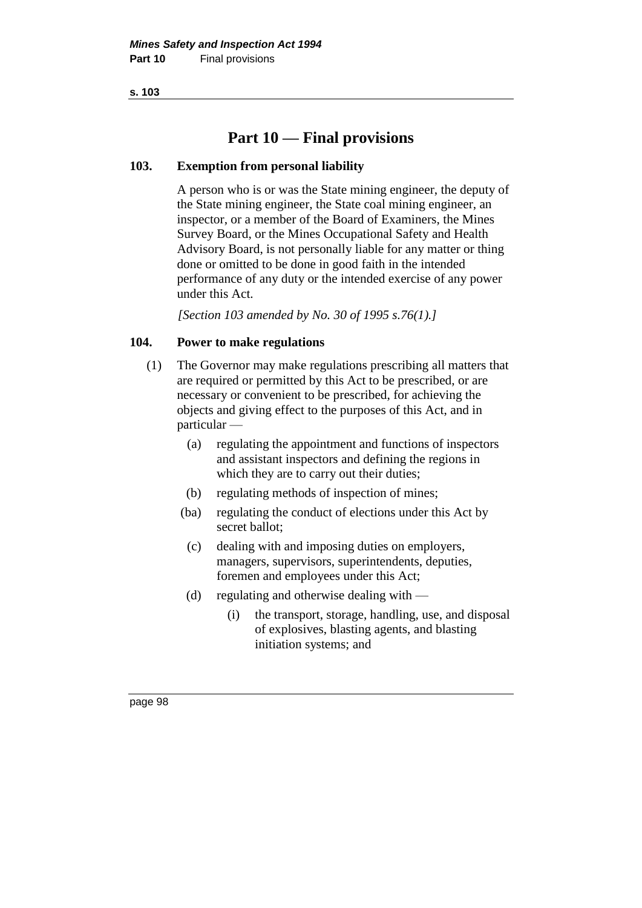# Part 10 — Final provisions

### 103. Exemption from personal liability

A person who is or was the State mining engineer, the deputy of the State mining engineer, the State coal mining engineer, an inspector, or a member of the Board of Examiners, the Mines Survey Board, or the Mines Occupational Safety and Health Advisory Board, is not personally liable for any matter or thing done or omitted to be done in good faith in the intended performance of any duty or the intended exercise of any power under this Act.

*[Section 103 amended by No. 30 of 1995 s.76(1).]*

### 104. Power to make regulations

(1) The Governor may make regulations prescribing all matters that are required or permitted by this Act to be prescribed, or are necessary or convenient to be prescribed, for achieving the objects and giving effect to the purposes of this Act, and in particular —

- (a) regulating the appointment and functions of inspectors and assistant inspectors and defining the regions in which they are to carry out their duties;
- (b) regulating methods of inspection of mines;
- (ba) regulating the conduct of elections under this Act by secret ballot;
- (c) dealing with and imposing duties on employers, managers, supervisors, superintendents, deputies, foremen and employees under this Act;
- (d) regulating and otherwise dealing with —
  - (i) the transport, storage, handling, use, and disposal of explosives, blasting agents, and blasting initiation systems; and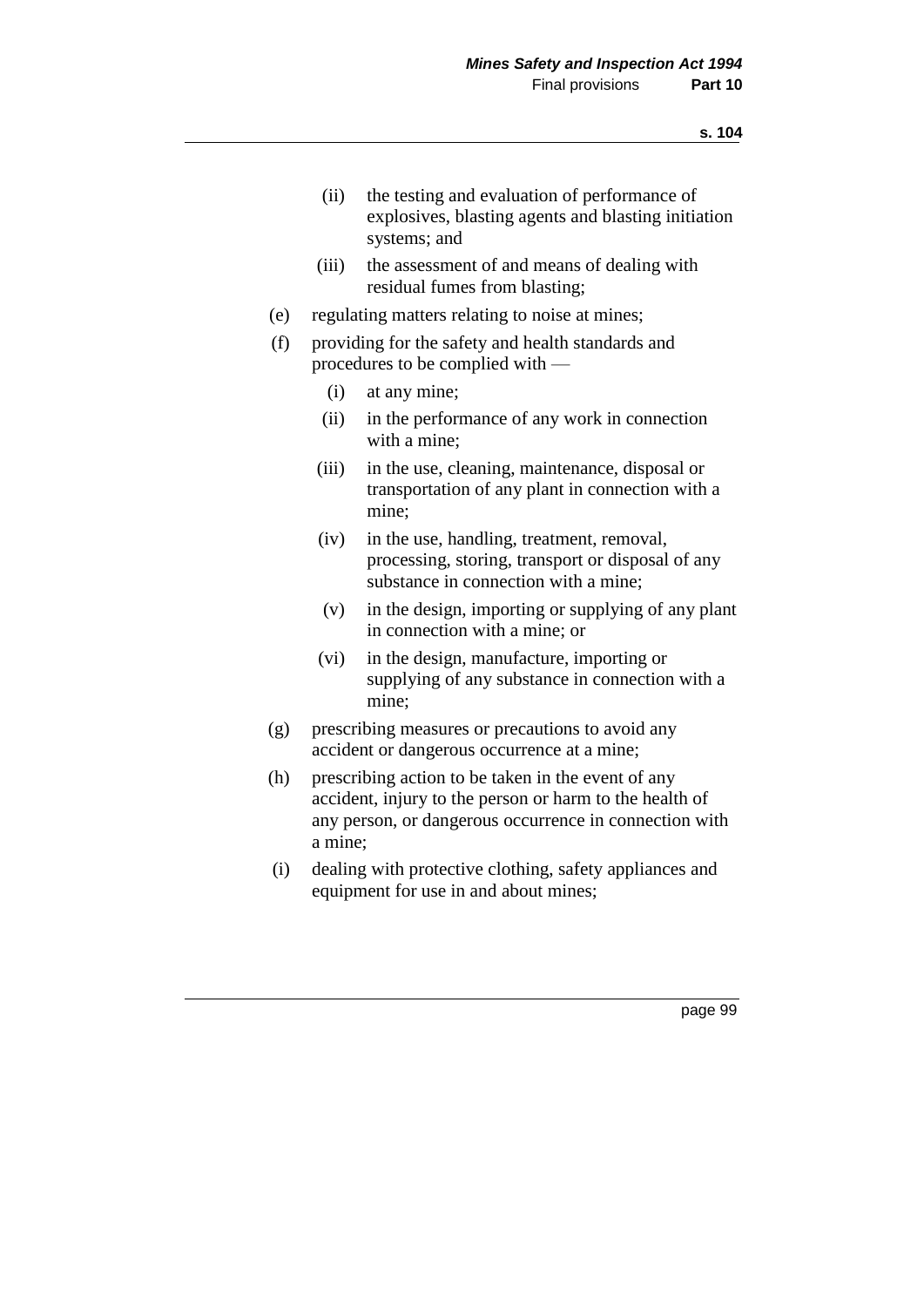(ii) the testing and evaluation of performance of explosives, blasting agents and blasting initiation systems; and

(iii) the assessment of and means of dealing with residual fumes from blasting;

(e) regulating matters relating to noise at mines;

(f) providing for the safety and health standards and procedures to be complied with —

(i) at any mine;

(ii) in the performance of any work in connection with a mine;

(iii) in the use, cleaning, maintenance, disposal or transportation of any plant in connection with a mine;

(iv) in the use, handling, treatment, removal, processing, storing, transport or disposal of any substance in connection with a mine;

(v) in the design, importing or supplying of any plant in connection with a mine; or

(vi) in the design, manufacture, importing or supplying of any substance in connection with a mine;

(g) prescribing measures or precautions to avoid any accident or dangerous occurrence at a mine;

(h) prescribing action to be taken in the event of any accident, injury to the person or harm to the health of any person, or dangerous occurrence in connection with a mine;

(i) dealing with protective clothing, safety appliances and equipment for use in and about mines;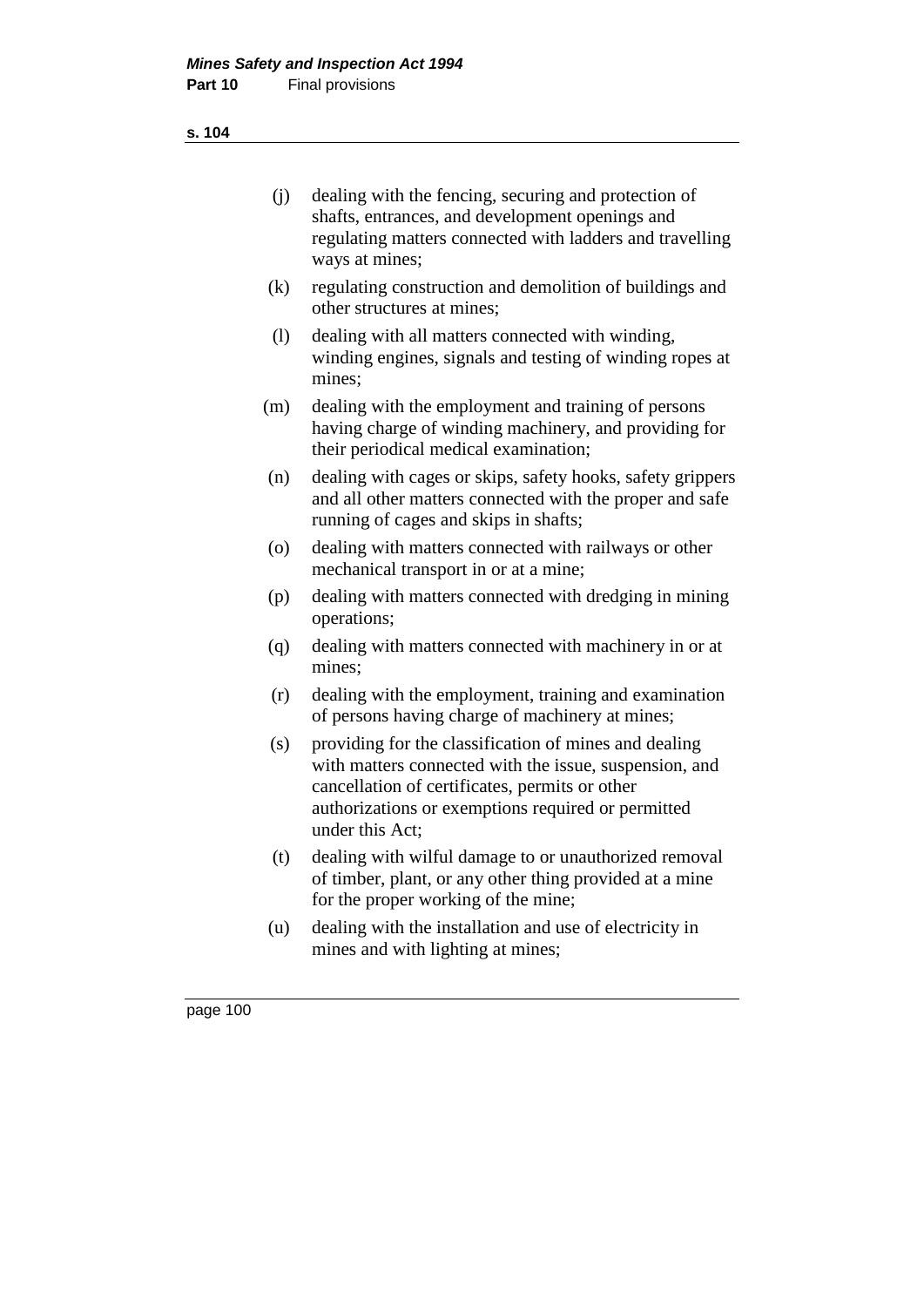(j) dealing with the fencing, securing and protection of shafts, entrances, and development openings and regulating matters connected with ladders and travelling ways at mines;

(k) regulating construction and demolition of buildings and other structures at mines;

(l) dealing with all matters connected with winding, winding engines, signals and testing of winding ropes at mines;

(m) dealing with the employment and training of persons having charge of winding machinery, and providing for their periodical medical examination;

(n) dealing with cages or skips, safety hooks, safety grippers and all other matters connected with the proper and safe running of cages and skips in shafts;

(o) dealing with matters connected with railways or other mechanical transport in or at a mine;

(p) dealing with matters connected with dredging in mining operations;

(q) dealing with matters connected with machinery in or at mines;

(r) dealing with the employment, training and examination of persons having charge of machinery at mines;

(s) providing for the classification of mines and dealing with matters connected with the issue, suspension, and cancellation of certificates, permits or other authorizations or exemptions required or permitted under this Act;

(t) dealing with wilful damage to or unauthorized removal of timber, plant, or any other thing provided at a mine for the proper working of the mine;

(u) dealing with the installation and use of electricity in mines and with lighting at mines;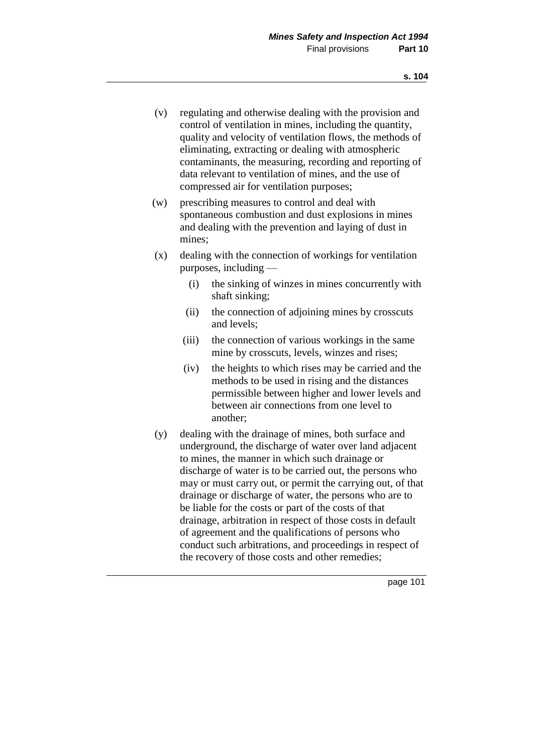(v) regulating and otherwise dealing with the provision and control of ventilation in mines, including the quantity, quality and velocity of ventilation flows, the methods of eliminating, extracting or dealing with atmospheric contaminants, the measuring, recording and reporting of data relevant to ventilation of mines, and the use of compressed air for ventilation purposes;

(w) prescribing measures to control and deal with spontaneous combustion and dust explosions in mines and dealing with the prevention and laying of dust in mines;

(x) dealing with the connection of workings for ventilation purposes, including —

 (i) the sinking of winzes in mines concurrently with shaft sinking;

 (ii) the connection of adjoining mines by crosscuts and levels;

 (iii) the connection of various workings in the same mine by crosscuts, levels, winzes and rises;

 (iv) the heights to which rises may be carried and the methods to be used in rising and the distances permissible between higher and lower levels and between air connections from one level to another;

(y) dealing with the drainage of mines, both surface and underground, the discharge of water over land adjacent to mines, the manner in which such drainage or discharge of water is to be carried out, the persons who may or must carry out, or permit the carrying out, of that drainage or discharge of water, the persons who are to be liable for the costs or part of the costs of that drainage, arbitration in respect of those costs in default of agreement and the qualifications of persons who conduct such arbitrations, and proceedings in respect of the recovery of those costs and other remedies;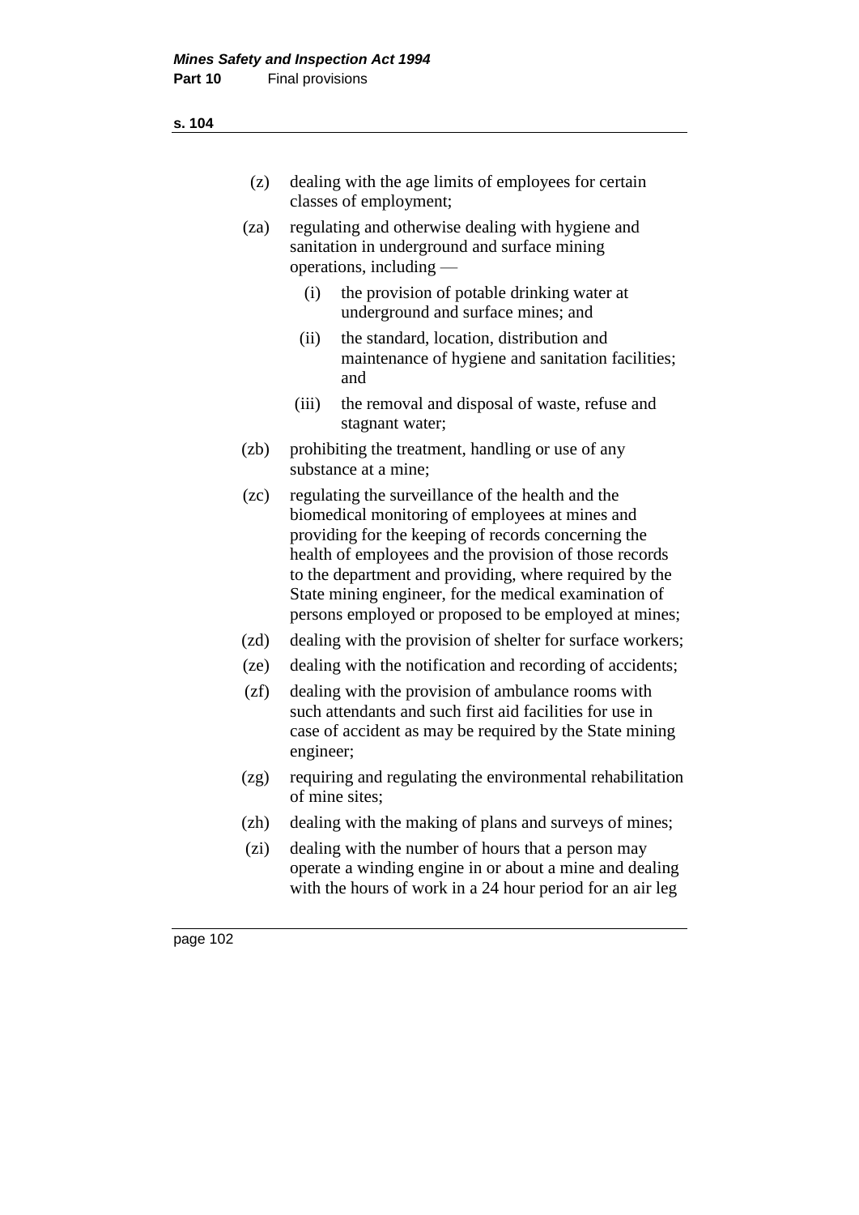(z) dealing with the age limits of employees for certain classes of employment;

(za) regulating and otherwise dealing with hygiene and sanitation in underground and surface mining operations, including —

  (i) the provision of potable drinking water at underground and surface mines; and

  (ii) the standard, location, distribution and maintenance of hygiene and sanitation facilities; and

  (iii) the removal and disposal of waste, refuse and stagnant water;

(zb) prohibiting the treatment, handling or use of any substance at a mine;

(zc) regulating the surveillance of the health and the biomedical monitoring of employees at mines and providing for the keeping of records concerning the health of employees and the provision of those records to the department and providing, where required by the State mining engineer, for the medical examination of persons employed or proposed to be employed at mines;

(zd) dealing with the provision of shelter for surface workers;

(ze) dealing with the notification and recording of accidents;

(zf) dealing with the provision of ambulance rooms with such attendants and such first aid facilities for use in case of accident as may be required by the State mining engineer;

(zg) requiring and regulating the environmental rehabilitation of mine sites;

(zh) dealing with the making of plans and surveys of mines;

(zi) dealing with the number of hours that a person may operate a winding engine in or about a mine and dealing with the hours of work in a 24 hour period for an air leg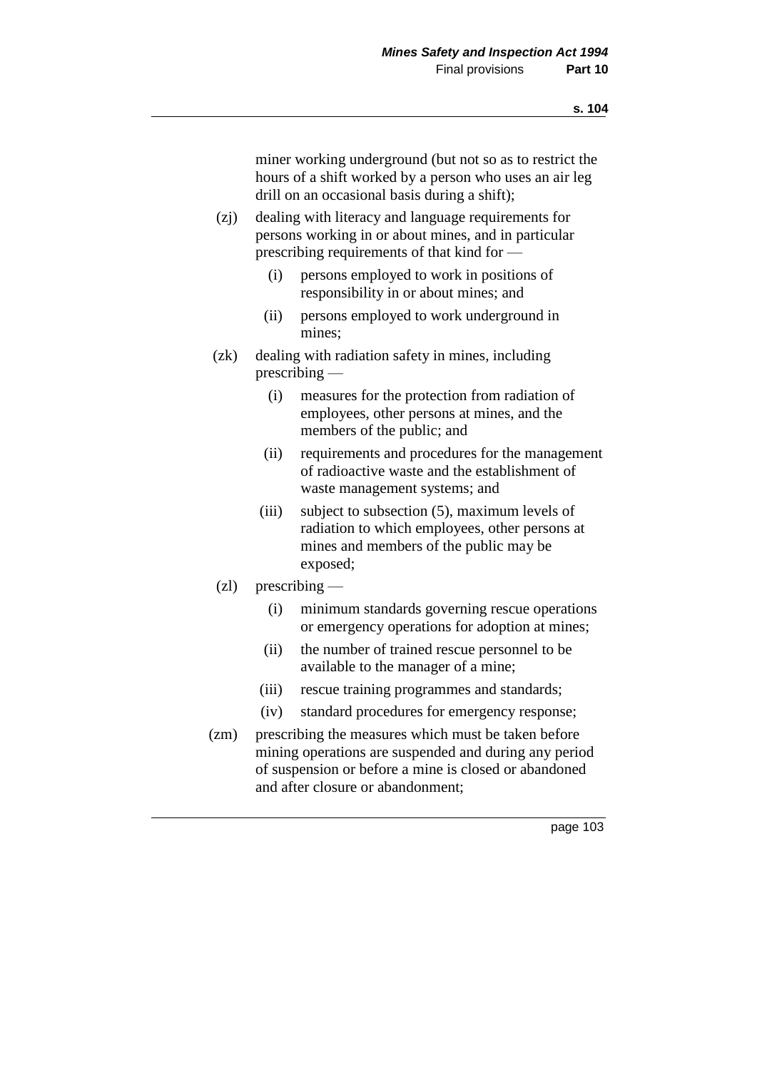miner working underground (but not so as to restrict the hours of a shift worked by a person who uses an air leg drill on an occasional basis during a shift);

(zj) dealing with literacy and language requirements for persons working in or about mines, and in particular prescribing requirements of that kind for —

  (i) persons employed to work in positions of responsibility in or about mines; and

  (ii) persons employed to work underground in mines;

(zk) dealing with radiation safety in mines, including prescribing —

  (i) measures for the protection from radiation of employees, other persons at mines, and the members of the public; and

  (ii) requirements and procedures for the management of radioactive waste and the establishment of waste management systems; and

  (iii) subject to subsection (5), maximum levels of radiation to which employees, other persons at mines and members of the public may be exposed;

(zl) prescribing —

  (i) minimum standards governing rescue operations or emergency operations for adoption at mines;

  (ii) the number of trained rescue personnel to be available to the manager of a mine;

  (iii) rescue training programmes and standards;

  (iv) standard procedures for emergency response;

(zm) prescribing the measures which must be taken before mining operations are suspended and during any period of suspension or before a mine is closed or abandoned and after closure or abandonment;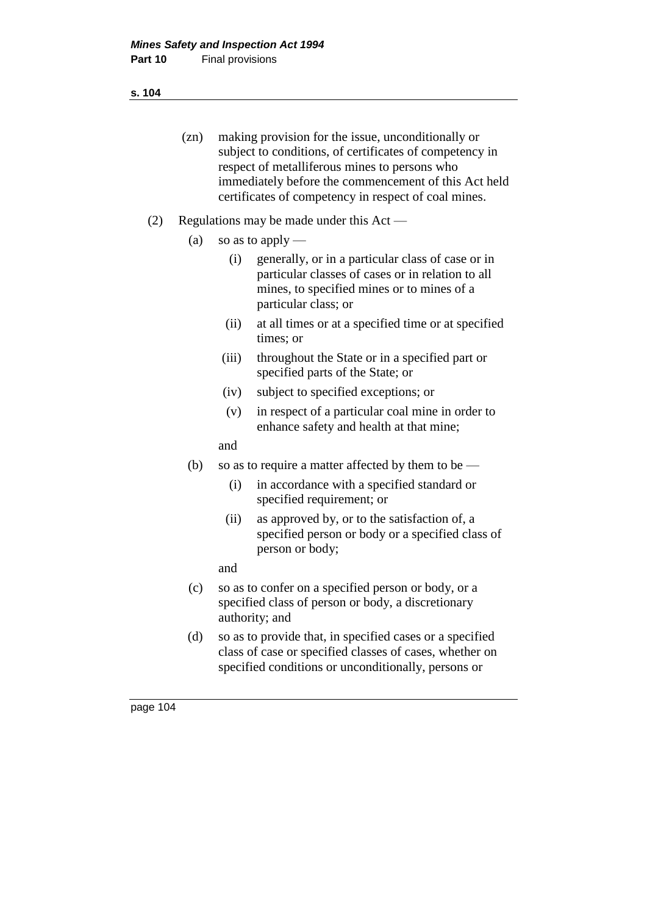(zn) making provision for the issue, unconditionally or subject to conditions, of certificates of competency in respect of metalliferous mines to persons who immediately before the commencement of this Act held certificates of competency in respect of coal mines.

(2) Regulations may be made under this Act —

(a) so as to apply —

(i) generally, or in a particular class of case or in particular classes of cases or in relation to all mines, to specified mines or to mines of a particular class; or

(ii) at all times or at a specified time or at specified times; or

(iii) throughout the State or in a specified part or specified parts of the State; or

(iv) subject to specified exceptions; or

(v) in respect of a particular coal mine in order to enhance safety and health at that mine;

and

(b) so as to require a matter affected by them to be —

(i) in accordance with a specified standard or specified requirement; or

(ii) as approved by, or to the satisfaction of, a specified person or body or a specified class of person or body;

and

(c) so as to confer on a specified person or body, or a specified class of person or body, a discretionary authority; and

(d) so as to provide that, in specified cases or a specified class of case or specified classes of cases, whether on specified conditions or unconditionally, persons or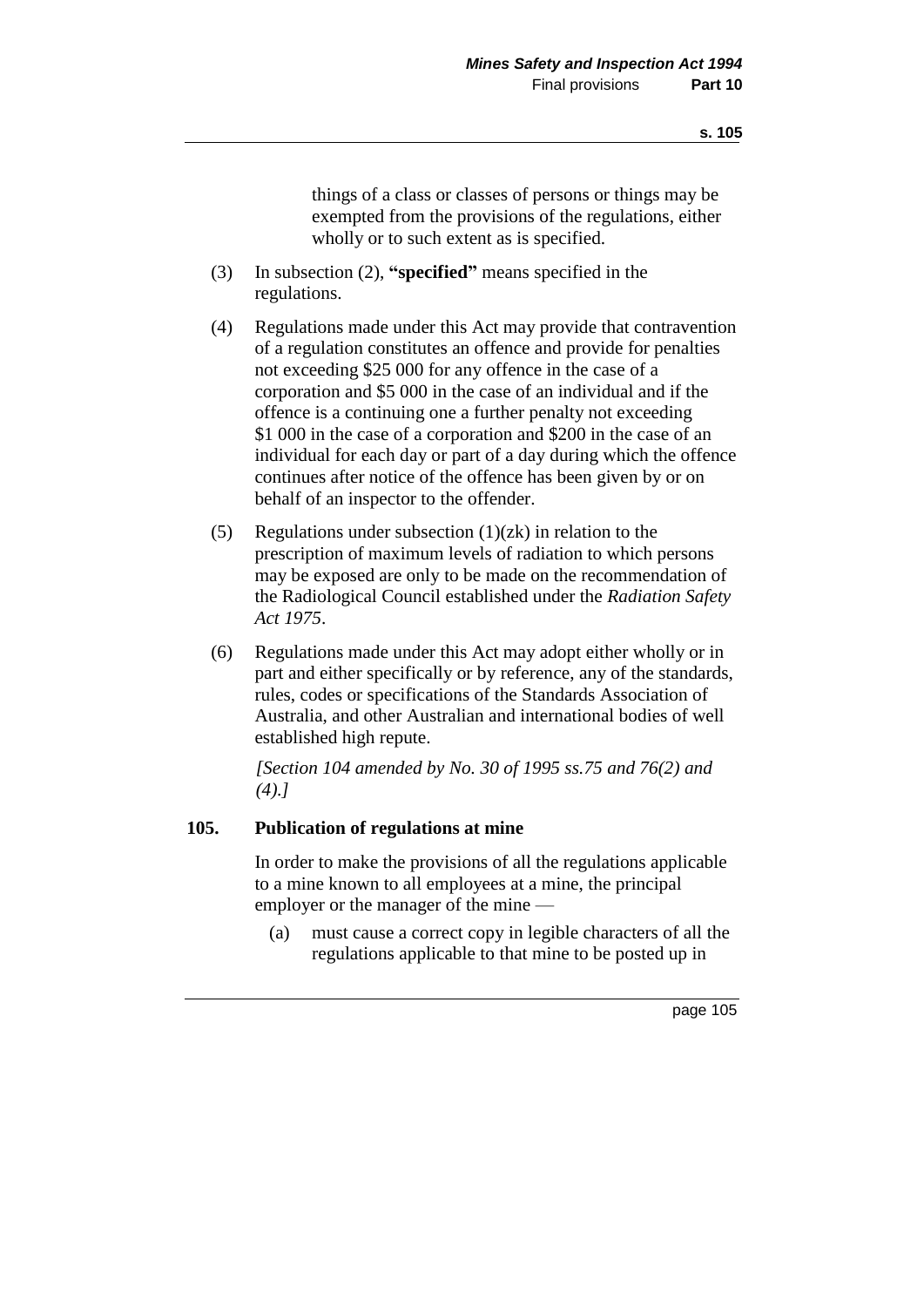things of a class or classes of persons or things may be exempted from the provisions of the regulations, either wholly or to such extent as is specified.

(3) In subsection (2), **"specified"** means specified in the regulations.

(4) Regulations made under this Act may provide that contravention of a regulation constitutes an offence and provide for penalties not exceeding $25 000 for any offence in the case of a corporation and $5 000 in the case of an individual and if the offence is a continuing one a further penalty not exceeding $1 000 in the case of a corporation and $200 in the case of an individual for each day or part of a day during which the offence continues after notice of the offence has been given by or on behalf of an inspector to the offender.

(5) Regulations under subsection (1)(zk) in relation to the prescription of maximum levels of radiation to which persons may be exposed are only to be made on the recommendation of the Radiological Council established under the *Radiation Safety Act 1975*.

(6) Regulations made under this Act may adopt either wholly or in part and either specifically or by reference, any of the standards, rules, codes or specifications of the Standards Association of Australia, and other Australian and international bodies of well established high repute.

*[Section 104 amended by No. 30 of 1995 ss.75 and 76(2) and (4).]*

## 105. Publication of regulations at mine

In order to make the provisions of all the regulations applicable to a mine known to all employees at a mine, the principal employer or the manager of the mine —

(a) must cause a correct copy in legible characters of all the regulations applicable to that mine to be posted up in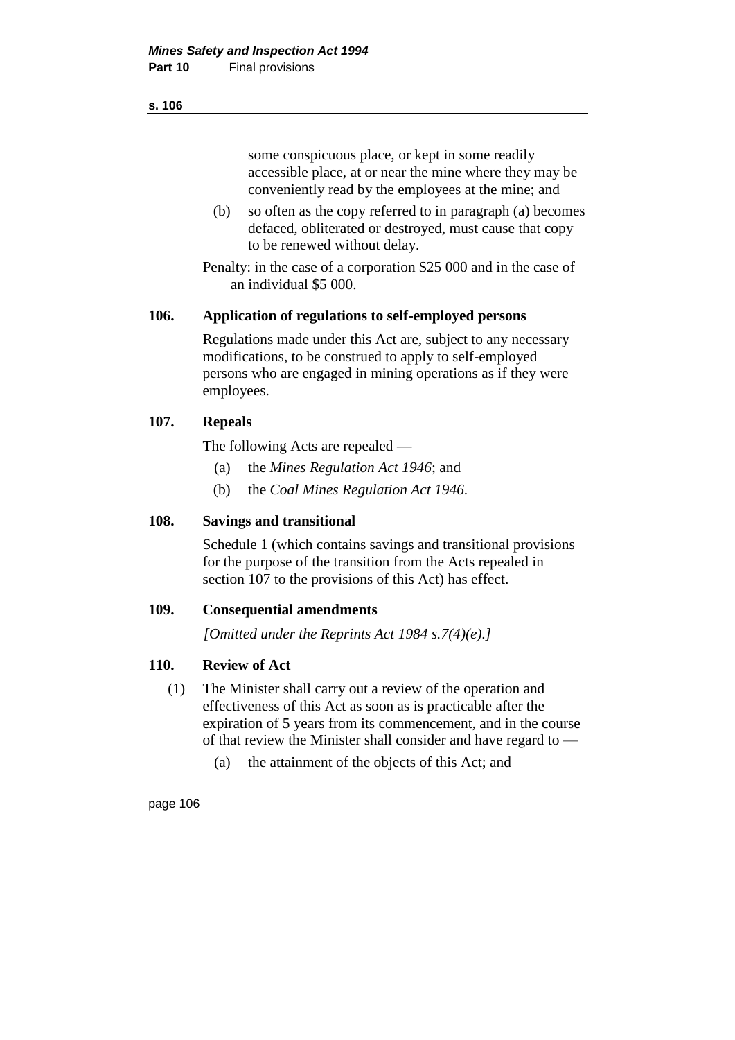some conspicuous place, or kept in some readily accessible place, at or near the mine where they may be conveniently read by the employees at the mine; and

(b) so often as the copy referred to in paragraph (a) becomes defaced, obliterated or destroyed, must cause that copy to be renewed without delay.

Penalty: in the case of a corporation $25 000 and in the case of an individual $5 000.

### 106. Application of regulations to self-employed persons

Regulations made under this Act are, subject to any necessary modifications, to be construed to apply to self-employed persons who are engaged in mining operations as if they were employees.

### 107. Repeals

The following Acts are repealed —

(a) the *Mines Regulation Act 1946*; and

(b) the *Coal Mines Regulation Act 1946*.

### 108. Savings and transitional

Schedule 1 (which contains savings and transitional provisions for the purpose of the transition from the Acts repealed in section 107 to the provisions of this Act) has effect.

### 109. Consequential amendments

*[Omitted under the Reprints Act 1984 s.7(4)(e).]*

### 110. Review of Act

(1) The Minister shall carry out a review of the operation and effectiveness of this Act as soon as is practicable after the expiration of 5 years from its commencement, and in the course of that review the Minister shall consider and have regard to —

(a) the attainment of the objects of this Act; and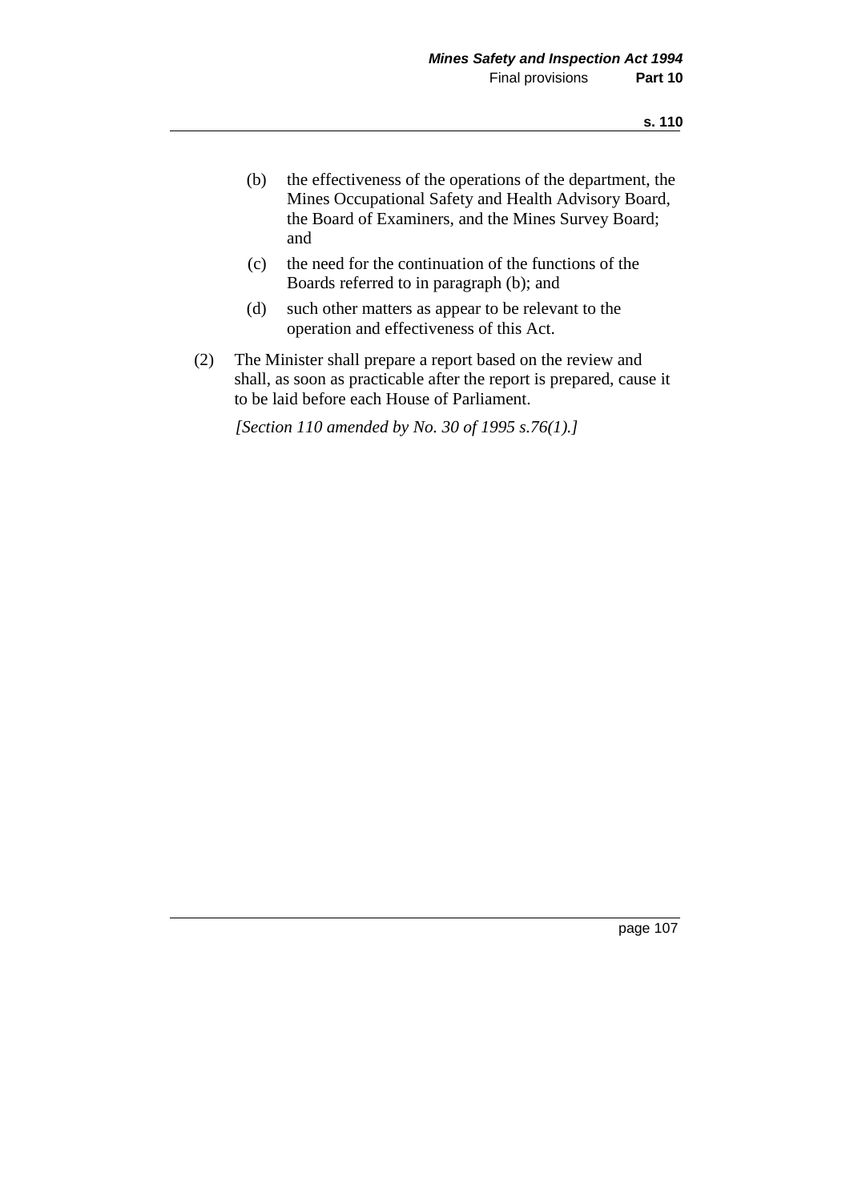(b) the effectiveness of the operations of the department, the Mines Occupational Safety and Health Advisory Board, the Board of Examiners, and the Mines Survey Board; and

(c) the need for the continuation of the functions of the Boards referred to in paragraph (b); and

(d) such other matters as appear to be relevant to the operation and effectiveness of this Act.

(2) The Minister shall prepare a report based on the review and shall, as soon as practicable after the report is prepared, cause it to be laid before each House of Parliament.

*[Section 110 amended by No. 30 of 1995 s.76(1).]*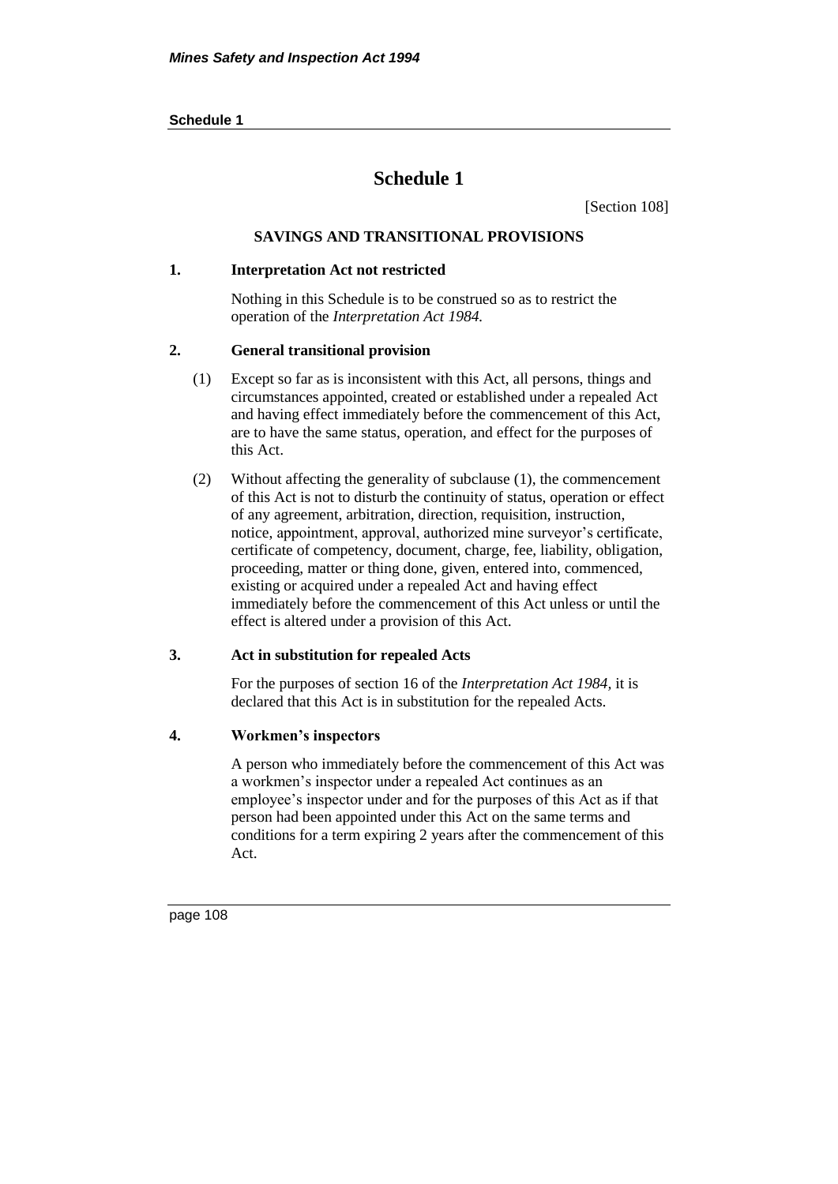# Schedule 1

[Section 108]

## SAVINGS AND TRANSITIONAL PROVISIONS

### 1. Interpretation Act not restricted

Nothing in this Schedule is to be construed so as to restrict the operation of the *Interpretation Act 1984.*

### 2. General transitional provision

(1) Except so far as is inconsistent with this Act, all persons, things and circumstances appointed, created or established under a repealed Act and having effect immediately before the commencement of this Act, are to have the same status, operation, and effect for the purposes of this Act.

(2) Without affecting the generality of subclause (1), the commencement of this Act is not to disturb the continuity of status, operation or effect of any agreement, arbitration, direction, requisition, instruction, notice, appointment, approval, authorized mine surveyor's certificate, certificate of competency, document, charge, fee, liability, obligation, proceeding, matter or thing done, given, entered into, commenced, existing or acquired under a repealed Act and having effect immediately before the commencement of this Act unless or until the effect is altered under a provision of this Act.

### 3. Act in substitution for repealed Acts

For the purposes of section 16 of the *Interpretation Act 1984*, it is declared that this Act is in substitution for the repealed Acts.

### 4. Workmen's inspectors

A person who immediately before the commencement of this Act was a workmen's inspector under a repealed Act continues as an employee's inspector under and for the purposes of this Act as if that person had been appointed under this Act on the same terms and conditions for a term expiring 2 years after the commencement of this Act.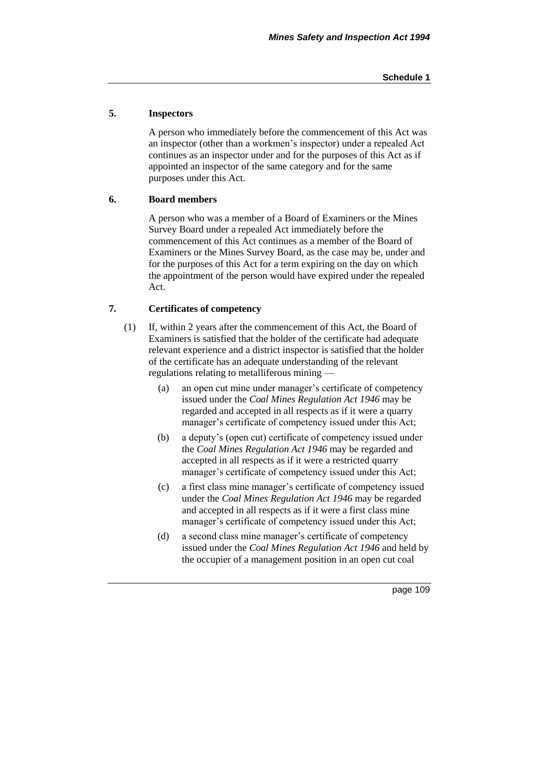### 5. Inspectors

A person who immediately before the commencement of this Act was an inspector (other than a workmen's inspector) under a repealed Act continues as an inspector under and for the purposes of this Act as if appointed an inspector of the same category and for the same purposes under this Act.

### 6. Board members

A person who was a member of a Board of Examiners or the Mines Survey Board under a repealed Act immediately before the commencement of this Act continues as a member of the Board of Examiners or the Mines Survey Board, as the case may be, under and for the purposes of this Act for a term expiring on the day on which the appointment of the person would have expired under the repealed Act.

### 7. Certificates of competency

(1) If, within 2 years after the commencement of this Act, the Board of Examiners is satisfied that the holder of the certificate had adequate relevant experience and a district inspector is satisfied that the holder of the certificate has an adequate understanding of the relevant regulations relating to metalliferous mining —

- (a) an open cut mine under manager's certificate of competency issued under the *Coal Mines Regulation Act 1946* may be regarded and accepted in all respects as if it were a quarry manager's certificate of competency issued under this Act;
- (b) a deputy's (open cut) certificate of competency issued under the *Coal Mines Regulation Act 1946* may be regarded and accepted in all respects as if it were a restricted quarry manager's certificate of competency issued under this Act;
- (c) a first class mine manager's certificate of competency issued under the *Coal Mines Regulation Act 1946* may be regarded and accepted in all respects as if it were a first class mine manager's certificate of competency issued under this Act;
- (d) a second class mine manager's certificate of competency issued under the *Coal Mines Regulation Act 1946* and held by the occupier of a management position in an open cut coal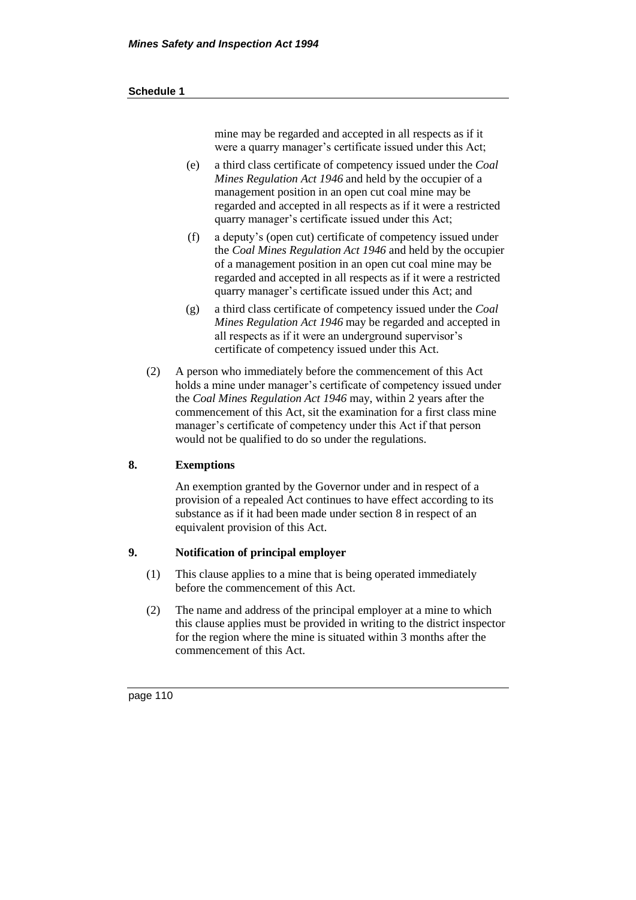mine may be regarded and accepted in all respects as if it were a quarry manager's certificate issued under this Act;

(e) a third class certificate of competency issued under the *Coal Mines Regulation Act 1946* and held by the occupier of a management position in an open cut coal mine may be regarded and accepted in all respects as if it were a restricted quarry manager's certificate issued under this Act;

(f) a deputy's (open cut) certificate of competency issued under the *Coal Mines Regulation Act 1946* and held by the occupier of a management position in an open cut coal mine may be regarded and accepted in all respects as if it were a restricted quarry manager's certificate issued under this Act; and

(g) a third class certificate of competency issued under the *Coal Mines Regulation Act 1946* may be regarded and accepted in all respects as if it were an underground supervisor's certificate of competency issued under this Act.

(2) A person who immediately before the commencement of this Act holds a mine under manager's certificate of competency issued under the *Coal Mines Regulation Act 1946* may, within 2 years after the commencement of this Act, sit the examination for a first class mine manager's certificate of competency under this Act if that person would not be qualified to do so under the regulations.

## 8. Exemptions

An exemption granted by the Governor under and in respect of a provision of a repealed Act continues to have effect according to its substance as if it had been made under section 8 in respect of an equivalent provision of this Act.

## 9. Notification of principal employer

(1) This clause applies to a mine that is being operated immediately before the commencement of this Act.

(2) The name and address of the principal employer at a mine to which this clause applies must be provided in writing to the district inspector for the region where the mine is situated within 3 months after the commencement of this Act.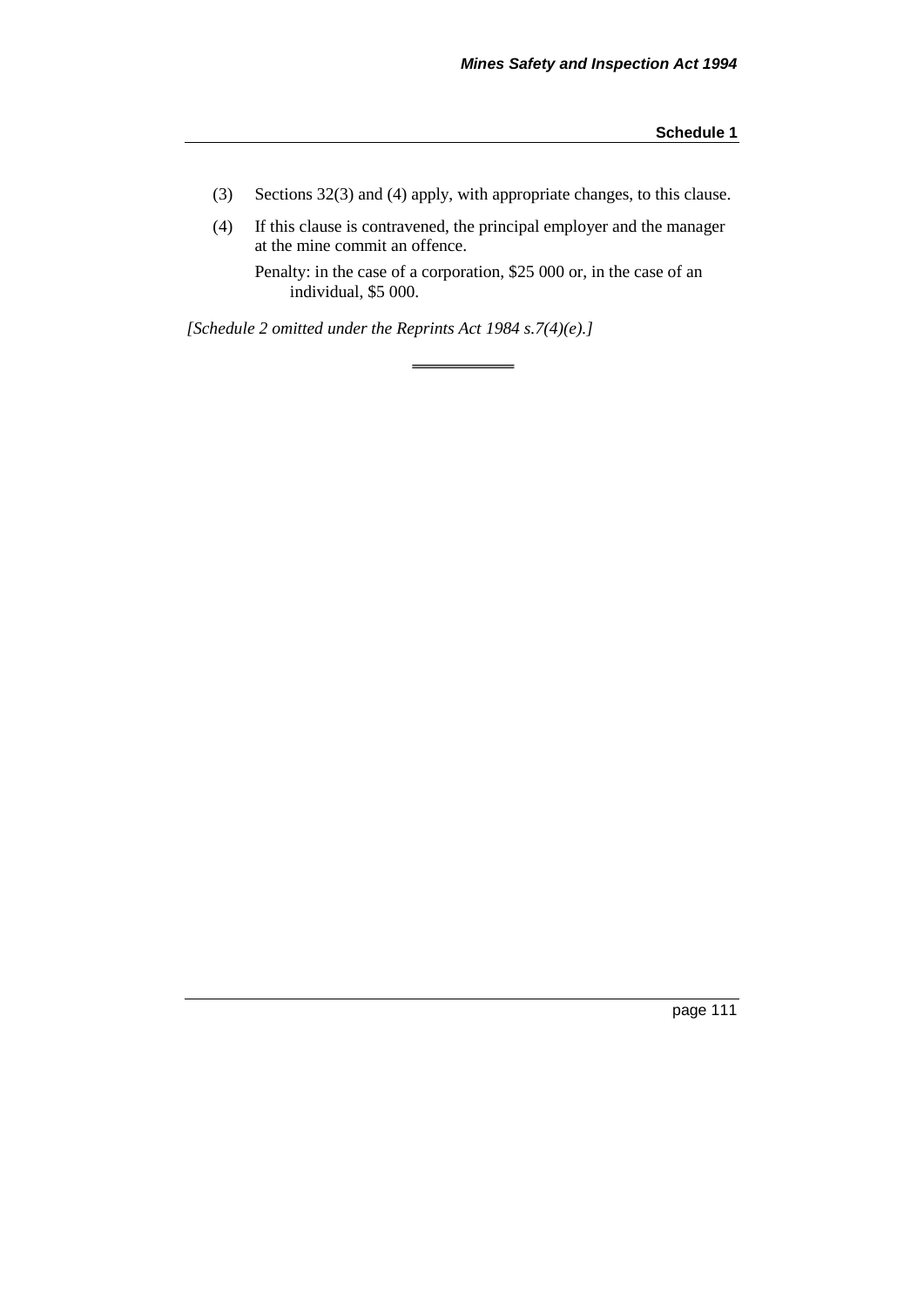(3) Sections 32(3) and (4) apply, with appropriate changes, to this clause.

(4) If this clause is contravened, the principal employer and the manager at the mine commit an offence.

Penalty: in the case of a corporation, $25 000 or, in the case of an individual, $5 000.

*[Schedule 2 omitted under the Reprints Act 1984 s.7(4)(e).]*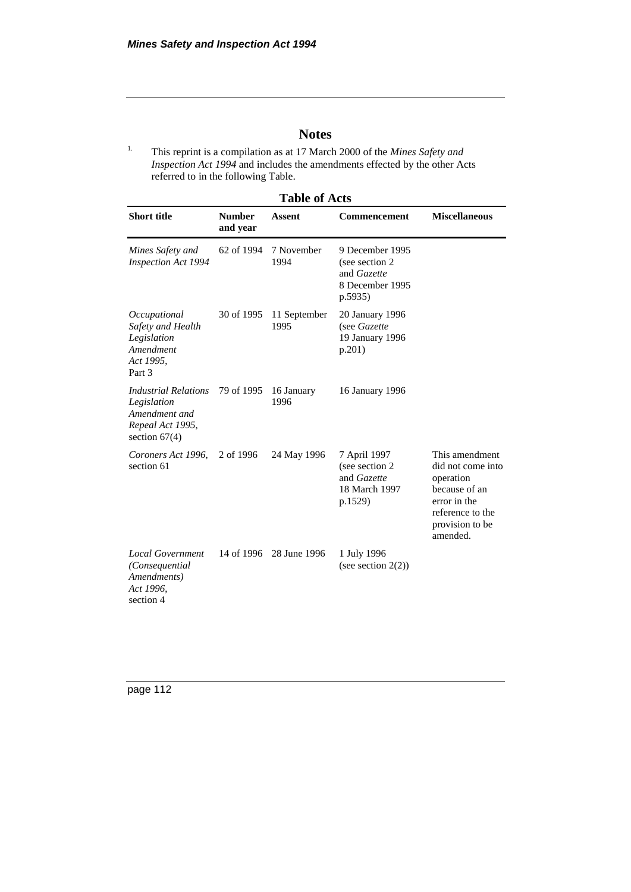# Notes

[1.] This reprint is a compilation as at 17 March 2000 of the *Mines Safety and Inspection Act 1994* and includes the amendments effected by the other Acts referred to in the following Table.

**Table of Acts**

| Short title | Number and year | Assent | Commencement | Miscellaneous |
|---|---|---|---|---|
| *Mines Safety and Inspection Act 1994* | 62 of 1994 | 7 November 1994 | 9 December 1995 (see section 2 and *Gazette* 8 December 1995 p.5935) | |
| *Occupational Safety and Health Legislation Amendment Act 1995*, Part 3 | 30 of 1995 | 11 September 1995 | 20 January 1996 (see *Gazette* 19 January 1996 p.201) | |
| *Industrial Relations Legislation Amendment and Repeal Act 1995*, section 67(4) | 79 of 1995 | 16 January 1996 | 16 January 1996 | |
| *Coroners Act 1996*, section 61 | 2 of 1996 | 24 May 1996 | 7 April 1997 (see section 2 and *Gazette* 18 March 1997 p.1529) | This amendment did not come into operation because of an error in the reference to the provision to be amended. |
| *Local Government (Consequential Amendments) Act 1996*, section 4 | 14 of 1996 | 28 June 1996 | 1 July 1996 (see section 2(2)) | |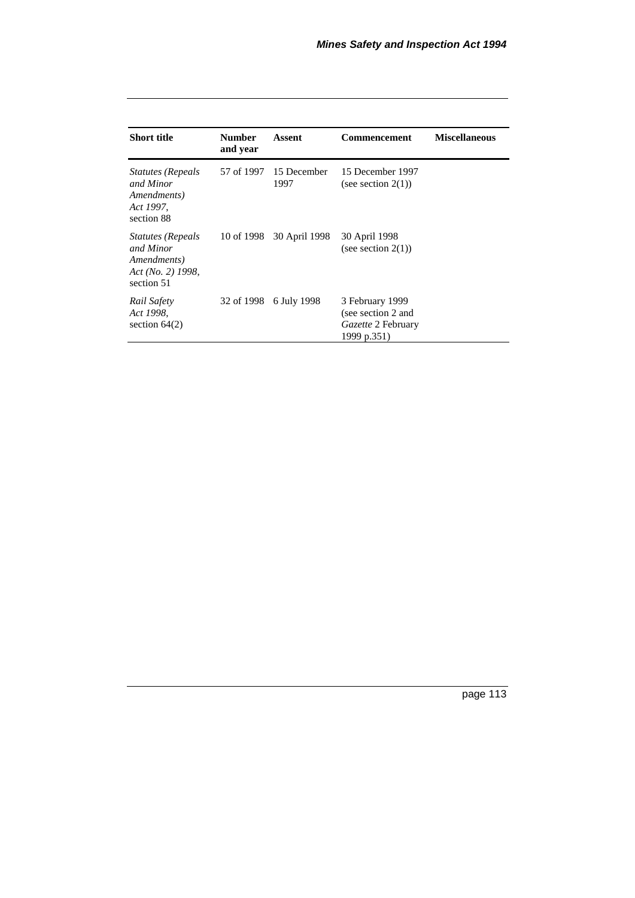| Short title | Number and year | Assent | Commencement | Miscellaneous |
|---|---|---|---|---|
| *Statutes (Repeals and Minor Amendments) Act 1997*, section 88 | 57 of 1997 | 15 December 1997 | 15 December 1997 (see section 2(1)) | |
| *Statutes (Repeals and Minor Amendments) Act (No. 2) 1998*, section 51 | 10 of 1998 | 30 April 1998 | 30 April 1998 (see section 2(1)) | |
| *Rail Safety Act 1998*, section 64(2) | 32 of 1998 | 6 July 1998 | 3 February 1999 (see section 2 and *Gazette* 2 February 1999 p.351) | |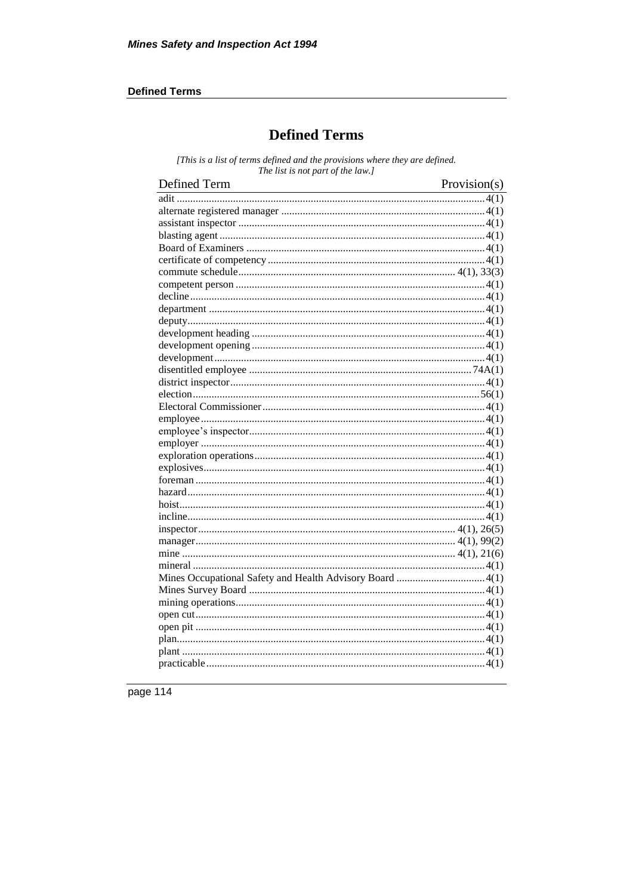# Defined Terms

*[This is a list of terms defined and the provisions where they are defined. The list is not part of the law.]*

| Defined Term | Provision(s) |
|---|---|
| adit | 4(1) |
| alternate registered manager | 4(1) |
| assistant inspector | 4(1) |
| blasting agent | 4(1) |
| Board of Examiners | 4(1) |
| certificate of competency | 4(1) |
| commute schedule | 4(1), 33(3) |
| competent person | 4(1) |
| decline | 4(1) |
| department | 4(1) |
| deputy | 4(1) |
| development heading | 4(1) |
| development opening | 4(1) |
| development | 4(1) |
| disentitled employee | 74A(1) |
| district inspector | 4(1) |
| election | 56(1) |
| Electoral Commissioner | 4(1) |
| employee | 4(1) |
| employee's inspector | 4(1) |
| employer | 4(1) |
| exploration operations | 4(1) |
| explosives | 4(1) |
| foreman | 4(1) |
| hazard | 4(1) |
| hoist | 4(1) |
| incline | 4(1) |
| inspector | 4(1), 26(5) |
| manager | 4(1), 99(2) |
| mine | 4(1), 21(6) |
| mineral | 4(1) |
| Mines Occupational Safety and Health Advisory Board | 4(1) |
| Mines Survey Board | 4(1) |
| mining operations | 4(1) |
| open cut | 4(1) |
| open pit | 4(1) |
| plan | 4(1) |
| plant | 4(1) |
| practicable | 4(1) |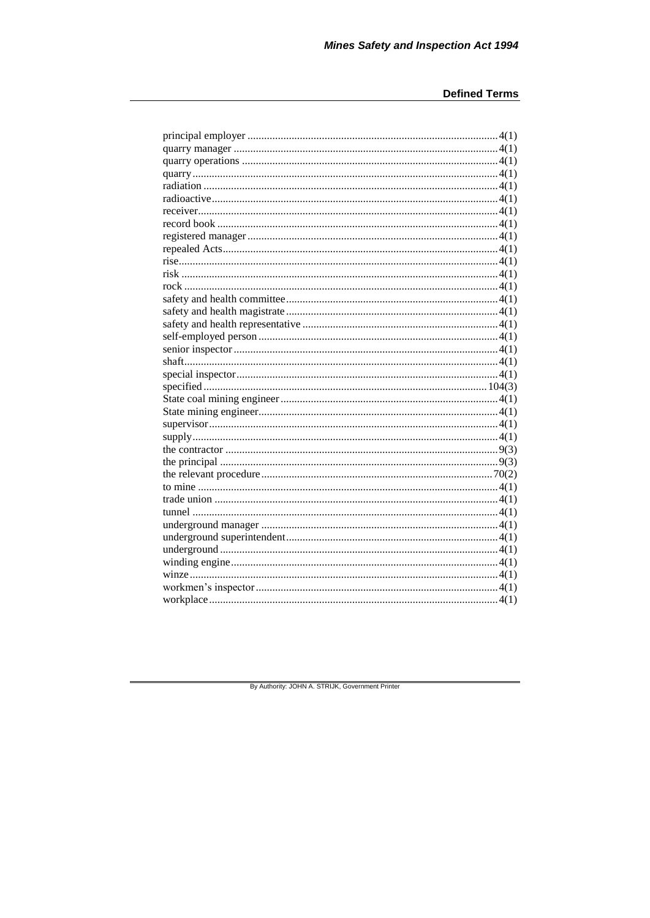## Defined Terms

| | |
|---|---|
| principal employer | 4(1) |
| quarry manager | 4(1) |
| quarry operations | 4(1) |
| quarry | 4(1) |
| radiation | 4(1) |
| radioactive | 4(1) |
| receiver | 4(1) |
| record book | 4(1) |
| registered manager | 4(1) |
| repealed Acts | 4(1) |
| rise | 4(1) |
| risk | 4(1) |
| rock | 4(1) |
| safety and health committee | 4(1) |
| safety and health magistrate | 4(1) |
| safety and health representative | 4(1) |
| self-employed person | 4(1) |
| senior inspector | 4(1) |
| shaft | 4(1) |
| special inspector | 4(1) |
| specified | 104(3) |
| State coal mining engineer | 4(1) |
| State mining engineer | 4(1) |
| supervisor | 4(1) |
| supply | 4(1) |
| the contractor | 9(3) |
| the principal | 9(3) |
| the relevant procedure | 70(2) |
| to mine | 4(1) |
| trade union | 4(1) |
| tunnel | 4(1) |
| underground manager | 4(1) |
| underground superintendent | 4(1) |
| underground | 4(1) |
| winding engine | 4(1) |
| winze | 4(1) |
| workmen's inspector | 4(1) |
| workplace | 4(1) |

By Authority: JOHN A. STRIJK, Government Printer